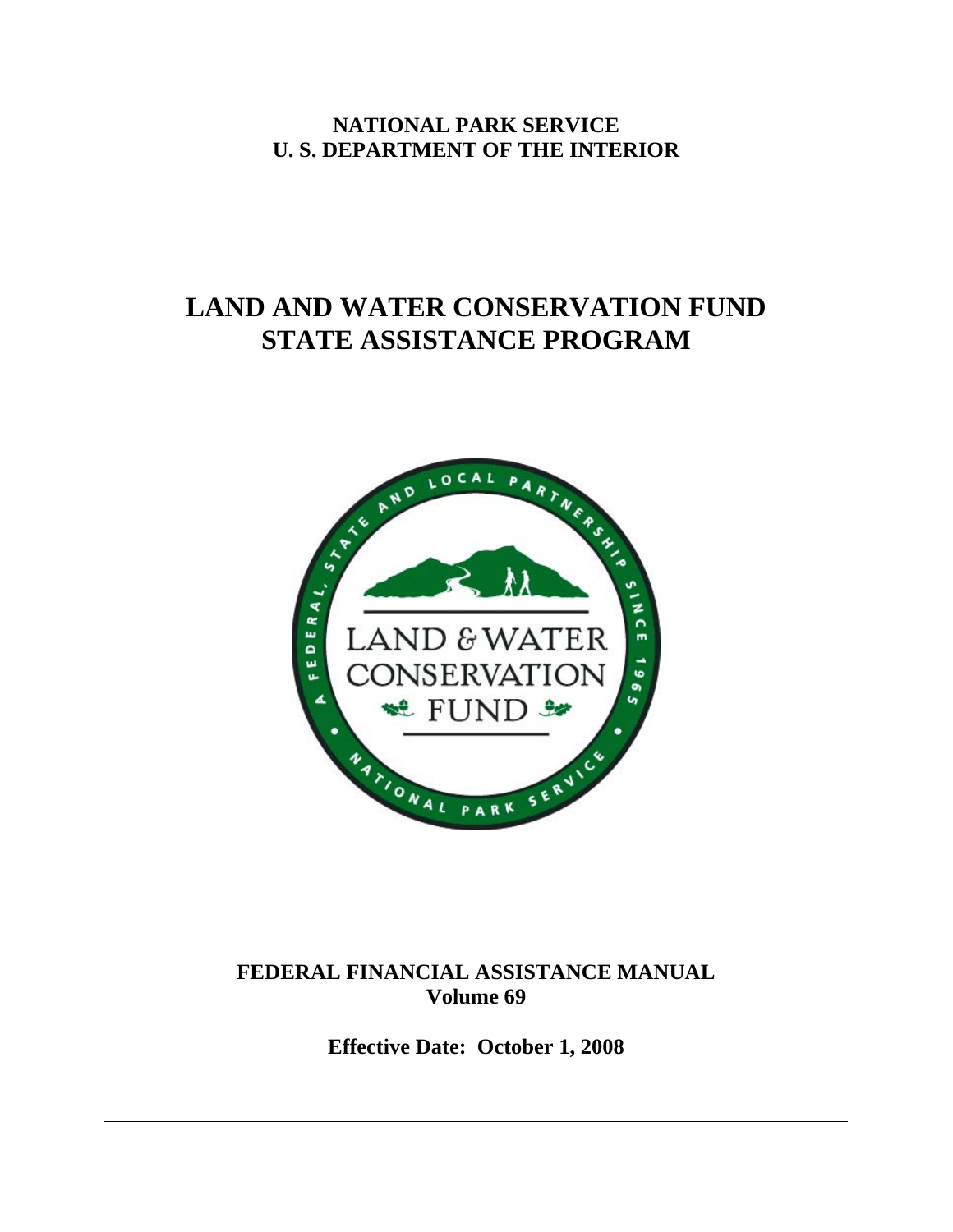**NATIONAL PARK SERVICE**
**U. S. DEPARTMENT OF THE INTERIOR**

# LAND AND WATER CONSERVATION FUND STATE ASSISTANCE PROGRAM

**FEDERAL FINANCIAL ASSISTANCE MANUAL**
**Volume 69**

**Effective Date: October 1, 2008**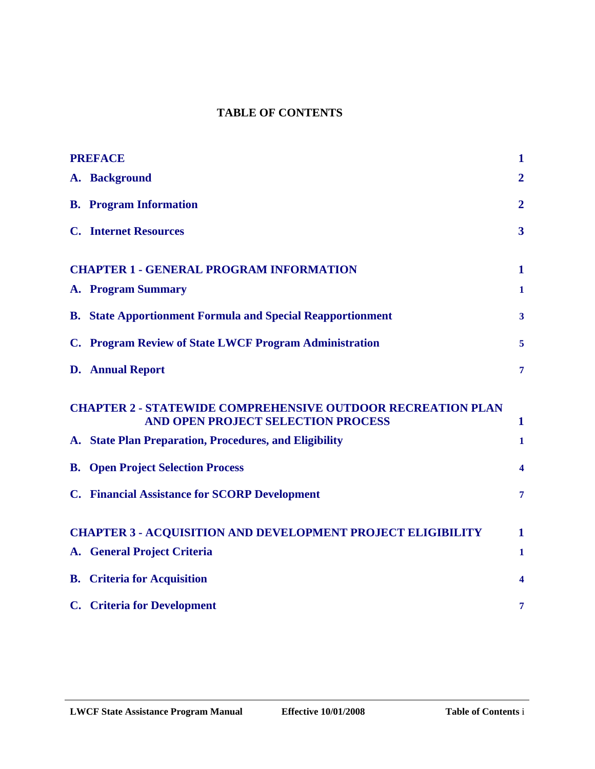# TABLE OF CONTENTS

| | |
|---|---|
| **PREFACE** | **1** |
| **A. Background** | **2** |
| **B. Program Information** | **2** |
| **C. Internet Resources** | **3** |
| **CHAPTER 1 - GENERAL PROGRAM INFORMATION** | **1** |
| **A. Program Summary** | **1** |
| **B. State Apportionment Formula and Special Reapportionment** | **3** |
| **C. Program Review of State LWCF Program Administration** | **5** |
| **D. Annual Report** | **7** |
| **CHAPTER 2 - STATEWIDE COMPREHENSIVE OUTDOOR RECREATION PLAN AND OPEN PROJECT SELECTION PROCESS** | **1** |
| **A. State Plan Preparation, Procedures, and Eligibility** | **1** |
| **B. Open Project Selection Process** | **4** |
| **C. Financial Assistance for SCORP Development** | **7** |
| **CHAPTER 3 - ACQUISITION AND DEVELOPMENT PROJECT ELIGIBILITY** | **1** |
| **A. General Project Criteria** | **1** |
| **B. Criteria for Acquisition** | **4** |
| **C. Criteria for Development** | **7** |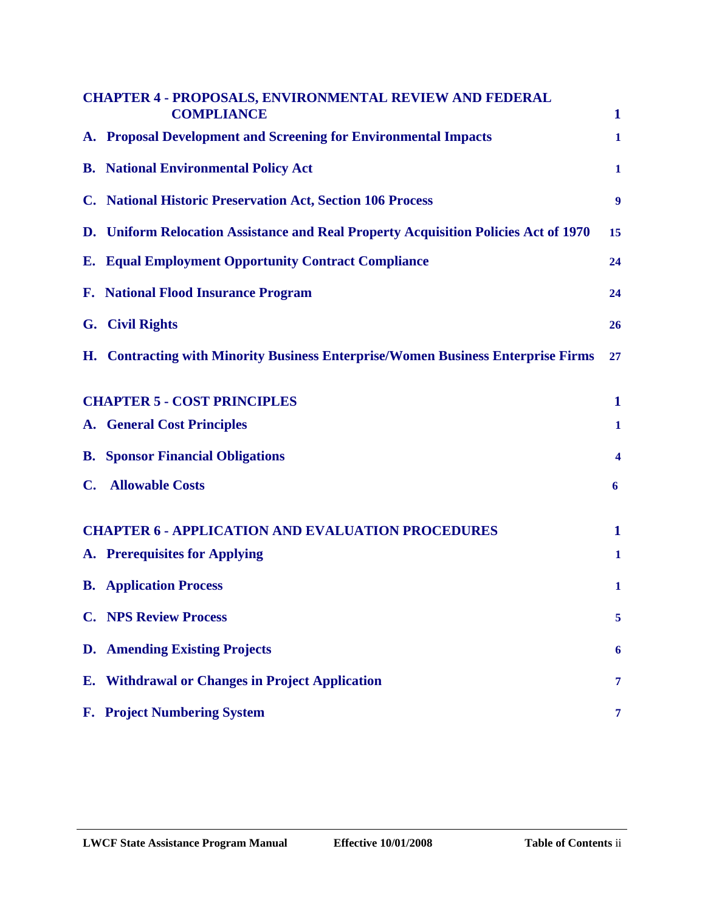**CHAPTER 4 - PROPOSALS, ENVIRONMENTAL REVIEW AND FEDERAL COMPLIANCE** 1

**A. Proposal Development and Screening for Environmental Impacts** 1

**B. National Environmental Policy Act** 1

**C. National Historic Preservation Act, Section 106 Process** 9

**D. Uniform Relocation Assistance and Real Property Acquisition Policies Act of 1970** 15

**E. Equal Employment Opportunity Contract Compliance** 24

**F. National Flood Insurance Program** 24

**G. Civil Rights** 26

**H. Contracting with Minority Business Enterprise/Women Business Enterprise Firms** 27

**CHAPTER 5 - COST PRINCIPLES** 1

**A. General Cost Principles** 1

**B. Sponsor Financial Obligations** 4

**C. Allowable Costs** 6

**CHAPTER 6 - APPLICATION AND EVALUATION PROCEDURES** 1

**A. Prerequisites for Applying** 1

**B. Application Process** 1

**C. NPS Review Process** 5

**D. Amending Existing Projects** 6

**E. Withdrawal or Changes in Project Application** 7

**F. Project Numbering System** 7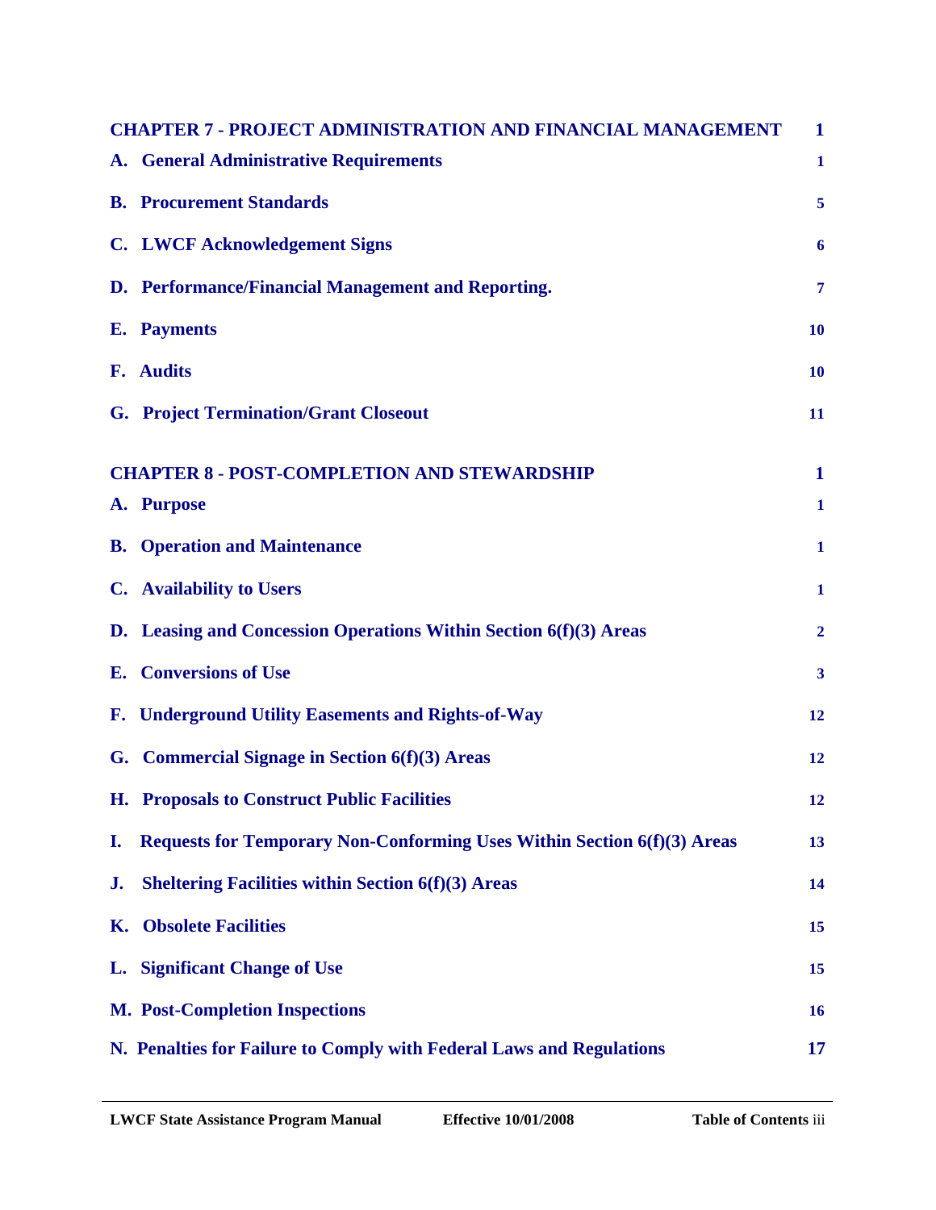| | |
|---|---|
| **CHAPTER 7 - PROJECT ADMINISTRATION AND FINANCIAL MANAGEMENT** | **1** |
| **A. General Administrative Requirements** | **1** |
| **B. Procurement Standards** | **5** |
| **C. LWCF Acknowledgement Signs** | **6** |
| **D. Performance/Financial Management and Reporting.** | **7** |
| **E. Payments** | **10** |
| **F. Audits** | **10** |
| **G. Project Termination/Grant Closeout** | **11** |
| **CHAPTER 8 - POST-COMPLETION AND STEWARDSHIP** | **1** |
| **A. Purpose** | **1** |
| **B. Operation and Maintenance** | **1** |
| **C. Availability to Users** | **1** |
| **D. Leasing and Concession Operations Within Section 6(f)(3) Areas** | **2** |
| **E. Conversions of Use** | **3** |
| **F. Underground Utility Easements and Rights-of-Way** | **12** |
| **G. Commercial Signage in Section 6(f)(3) Areas** | **12** |
| **H. Proposals to Construct Public Facilities** | **12** |
| **I. Requests for Temporary Non-Conforming Uses Within Section 6(f)(3) Areas** | **13** |
| **J. Sheltering Facilities within Section 6(f)(3) Areas** | **14** |
| **K. Obsolete Facilities** | **15** |
| **L. Significant Change of Use** | **15** |
| **M. Post-Completion Inspections** | **16** |
| **N. Penalties for Failure to Comply with Federal Laws and Regulations** | **17** |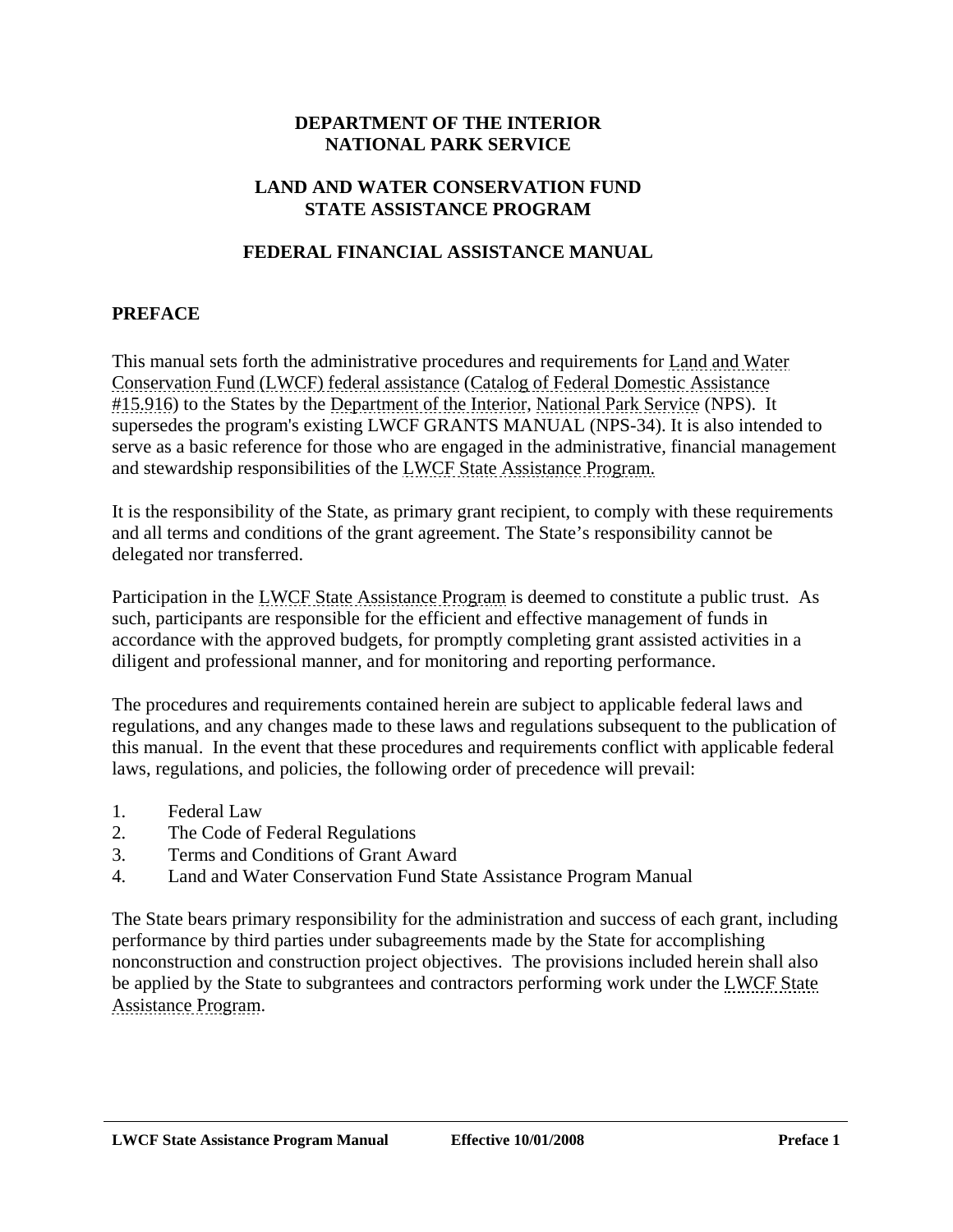**DEPARTMENT OF THE INTERIOR**
**NATIONAL PARK SERVICE**

**LAND AND WATER CONSERVATION FUND**
**STATE ASSISTANCE PROGRAM**

**FEDERAL FINANCIAL ASSISTANCE MANUAL**

## PREFACE

This manual sets forth the administrative procedures and requirements for Land and Water Conservation Fund (LWCF) federal assistance (Catalog of Federal Domestic Assistance #15.916) to the States by the Department of the Interior, National Park Service (NPS). It supersedes the program's existing LWCF GRANTS MANUAL (NPS-34). It is also intended to serve as a basic reference for those who are engaged in the administrative, financial management and stewardship responsibilities of the LWCF State Assistance Program.

It is the responsibility of the State, as primary grant recipient, to comply with these requirements and all terms and conditions of the grant agreement. The State's responsibility cannot be delegated nor transferred.

Participation in the LWCF State Assistance Program is deemed to constitute a public trust. As such, participants are responsible for the efficient and effective management of funds in accordance with the approved budgets, for promptly completing grant assisted activities in a diligent and professional manner, and for monitoring and reporting performance.

The procedures and requirements contained herein are subject to applicable federal laws and regulations, and any changes made to these laws and regulations subsequent to the publication of this manual. In the event that these procedures and requirements conflict with applicable federal laws, regulations, and policies, the following order of precedence will prevail:

1. Federal Law
2. The Code of Federal Regulations
3. Terms and Conditions of Grant Award
4. Land and Water Conservation Fund State Assistance Program Manual

The State bears primary responsibility for the administration and success of each grant, including performance by third parties under subagreements made by the State for accomplishing nonconstruction and construction project objectives. The provisions included herein shall also be applied by the State to subgrantees and contractors performing work under the LWCF State Assistance Program.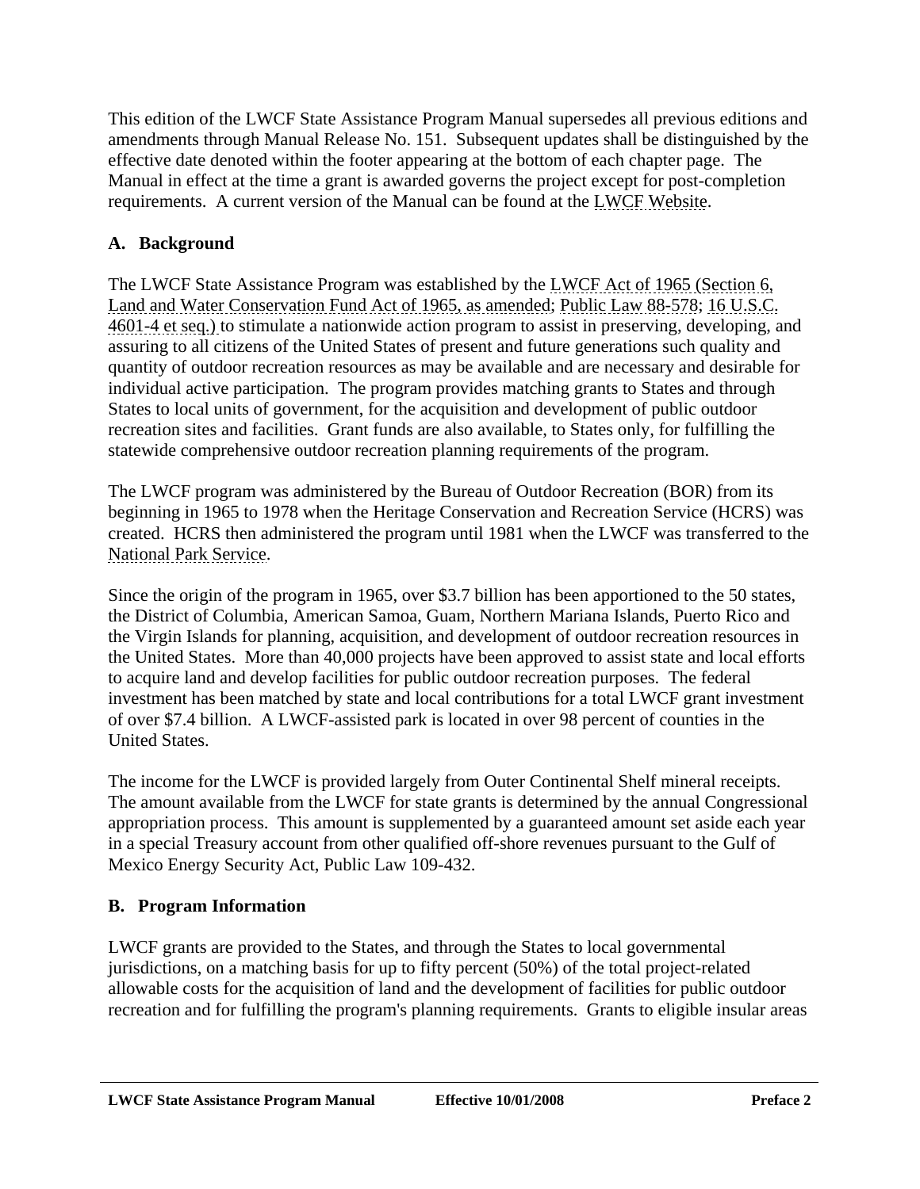This edition of the LWCF State Assistance Program Manual supersedes all previous editions and amendments through Manual Release No. 151. Subsequent updates shall be distinguished by the effective date denoted within the footer appearing at the bottom of each chapter page. The Manual in effect at the time a grant is awarded governs the project except for post-completion requirements. A current version of the Manual can be found at the LWCF Website.

## A. Background

The LWCF State Assistance Program was established by the LWCF Act of 1965 (Section 6, Land and Water Conservation Fund Act of 1965, as amended; Public Law 88-578; 16 U.S.C. 4601-4 et seq.) to stimulate a nationwide action program to assist in preserving, developing, and assuring to all citizens of the United States of present and future generations such quality and quantity of outdoor recreation resources as may be available and are necessary and desirable for individual active participation. The program provides matching grants to States and through States to local units of government, for the acquisition and development of public outdoor recreation sites and facilities. Grant funds are also available, to States only, for fulfilling the statewide comprehensive outdoor recreation planning requirements of the program.

The LWCF program was administered by the Bureau of Outdoor Recreation (BOR) from its beginning in 1965 to 1978 when the Heritage Conservation and Recreation Service (HCRS) was created. HCRS then administered the program until 1981 when the LWCF was transferred to the National Park Service.

Since the origin of the program in 1965, over $3.7 billion has been apportioned to the 50 states, the District of Columbia, American Samoa, Guam, Northern Mariana Islands, Puerto Rico and the Virgin Islands for planning, acquisition, and development of outdoor recreation resources in the United States. More than 40,000 projects have been approved to assist state and local efforts to acquire land and develop facilities for public outdoor recreation purposes. The federal investment has been matched by state and local contributions for a total LWCF grant investment of over $7.4 billion. A LWCF-assisted park is located in over 98 percent of counties in the United States.

The income for the LWCF is provided largely from Outer Continental Shelf mineral receipts. The amount available from the LWCF for state grants is determined by the annual Congressional appropriation process. This amount is supplemented by a guaranteed amount set aside each year in a special Treasury account from other qualified off-shore revenues pursuant to the Gulf of Mexico Energy Security Act, Public Law 109-432.

## B. Program Information

LWCF grants are provided to the States, and through the States to local governmental jurisdictions, on a matching basis for up to fifty percent (50%) of the total project-related allowable costs for the acquisition of land and the development of facilities for public outdoor recreation and for fulfilling the program's planning requirements. Grants to eligible insular areas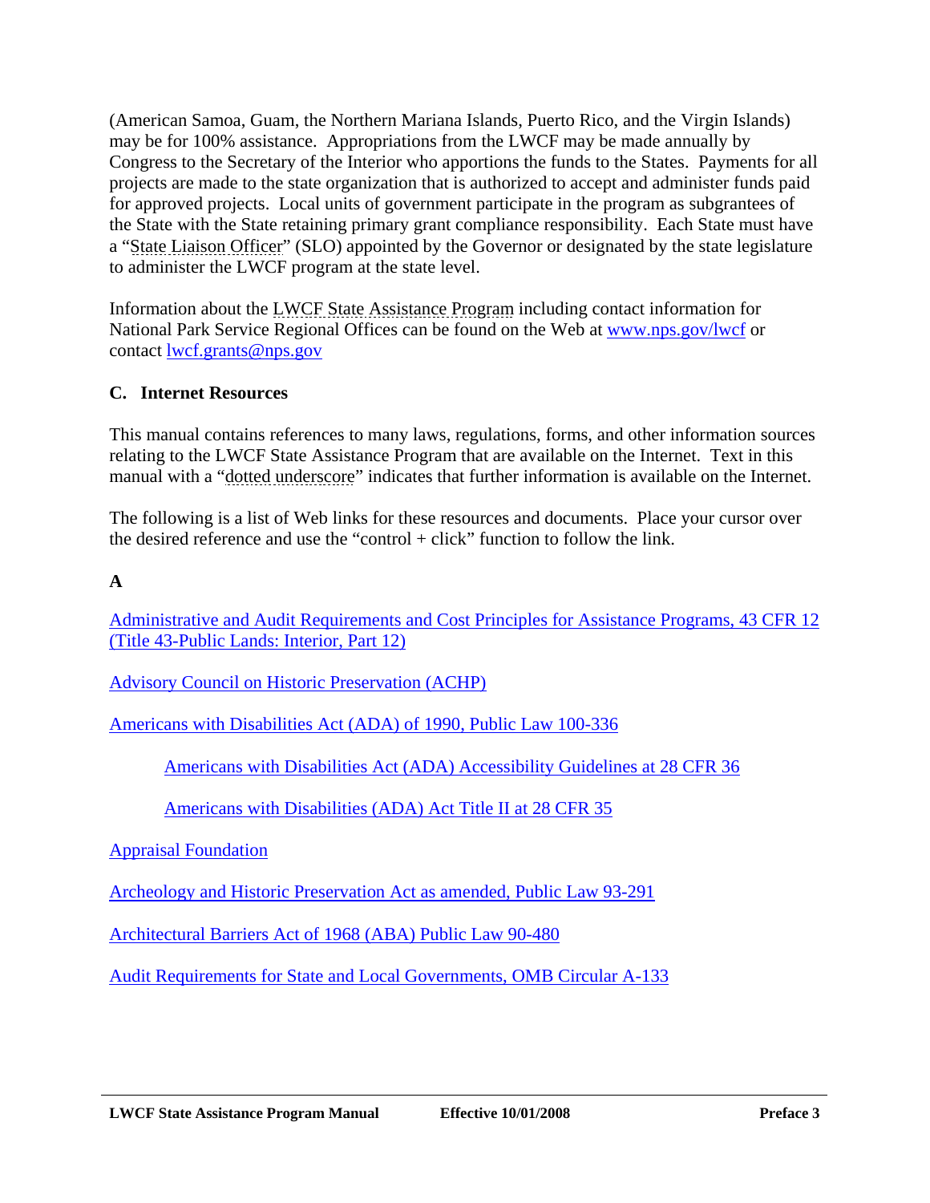(American Samoa, Guam, the Northern Mariana Islands, Puerto Rico, and the Virgin Islands) may be for 100% assistance. Appropriations from the LWCF may be made annually by Congress to the Secretary of the Interior who apportions the funds to the States. Payments for all projects are made to the state organization that is authorized to accept and administer funds paid for approved projects. Local units of government participate in the program as subgrantees of the State with the State retaining primary grant compliance responsibility. Each State must have a "State Liaison Officer" (SLO) appointed by the Governor or designated by the state legislature to administer the LWCF program at the state level.

Information about the LWCF State Assistance Program including contact information for National Park Service Regional Offices can be found on the Web at www.nps.gov/lwcf or contact lwcf.grants@nps.gov

### C. Internet Resources

This manual contains references to many laws, regulations, forms, and other information sources relating to the LWCF State Assistance Program that are available on the Internet. Text in this manual with a "dotted underscore" indicates that further information is available on the Internet.

The following is a list of Web links for these resources and documents. Place your cursor over the desired reference and use the "control + click" function to follow the link.

**A**

Administrative and Audit Requirements and Cost Principles for Assistance Programs, 43 CFR 12 (Title 43-Public Lands: Interior, Part 12)

Advisory Council on Historic Preservation (ACHP)

Americans with Disabilities Act (ADA) of 1990, Public Law 100-336

- Americans with Disabilities Act (ADA) Accessibility Guidelines at 28 CFR 36
- Americans with Disabilities (ADA) Act Title II at 28 CFR 35

Appraisal Foundation

Archeology and Historic Preservation Act as amended, Public Law 93-291

Architectural Barriers Act of 1968 (ABA) Public Law 90-480

Audit Requirements for State and Local Governments, OMB Circular A-133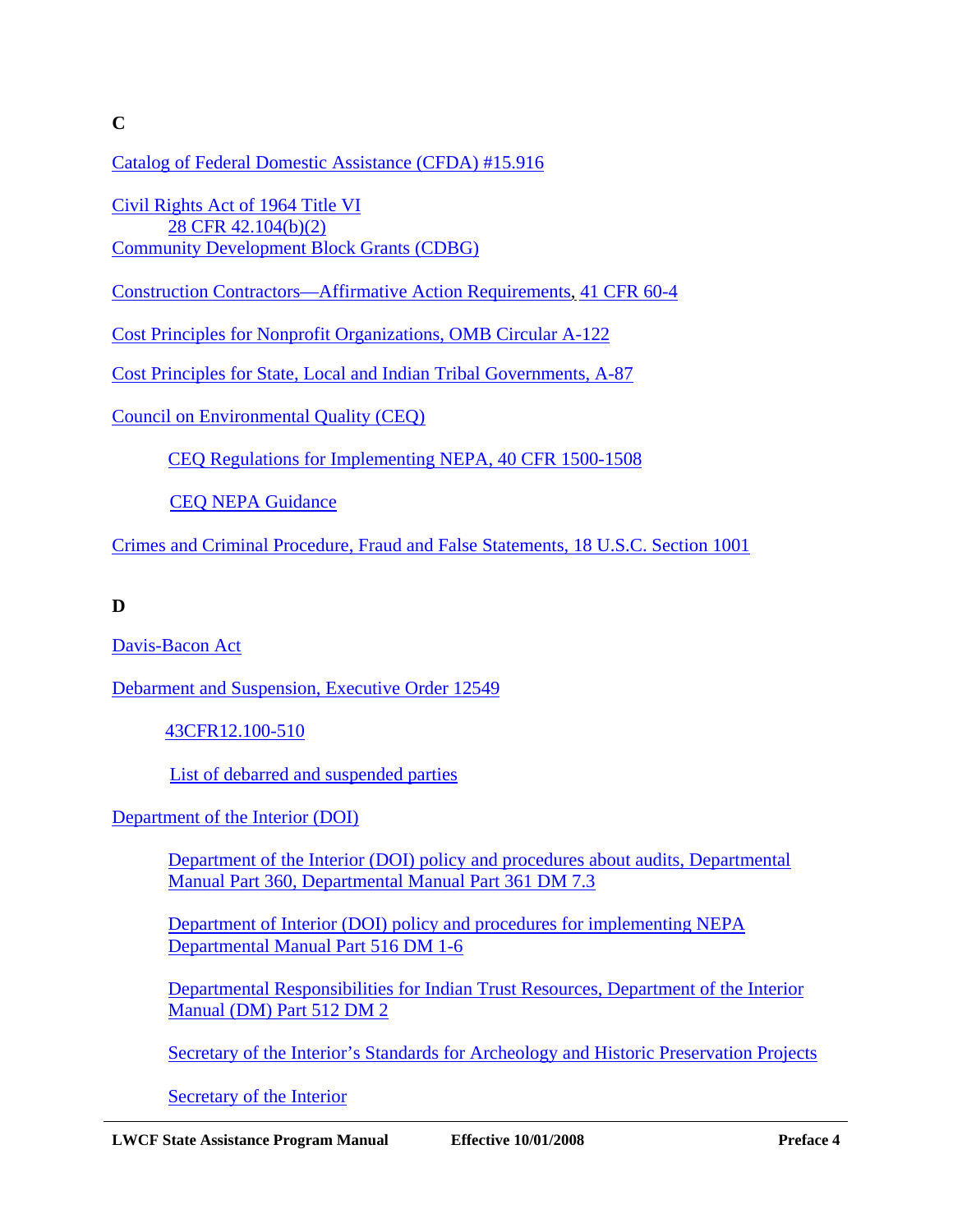**C**

Catalog of Federal Domestic Assistance (CFDA) #15.916

Civil Rights Act of 1964 Title VI
  28 CFR 42.104(b)(2)
Community Development Block Grants (CDBG)

Construction Contractors—Affirmative Action Requirements, 41 CFR 60-4

Cost Principles for Nonprofit Organizations, OMB Circular A-122

Cost Principles for State, Local and Indian Tribal Governments, A-87

Council on Environmental Quality (CEQ)

- CEQ Regulations for Implementing NEPA, 40 CFR 1500-1508
- CEQ NEPA Guidance

Crimes and Criminal Procedure, Fraud and False Statements, 18 U.S.C. Section 1001

**D**

Davis-Bacon Act

Debarment and Suspension, Executive Order 12549

- 43CFR12.100-510
- List of debarred and suspended parties

Department of the Interior (DOI)

- Department of the Interior (DOI) policy and procedures about audits, Departmental Manual Part 360, Departmental Manual Part 361 DM 7.3
- Department of Interior (DOI) policy and procedures for implementing NEPA Departmental Manual Part 516 DM 1-6
- Departmental Responsibilities for Indian Trust Resources, Department of the Interior Manual (DM) Part 512 DM 2
- Secretary of the Interior's Standards for Archeology and Historic Preservation Projects
- Secretary of the Interior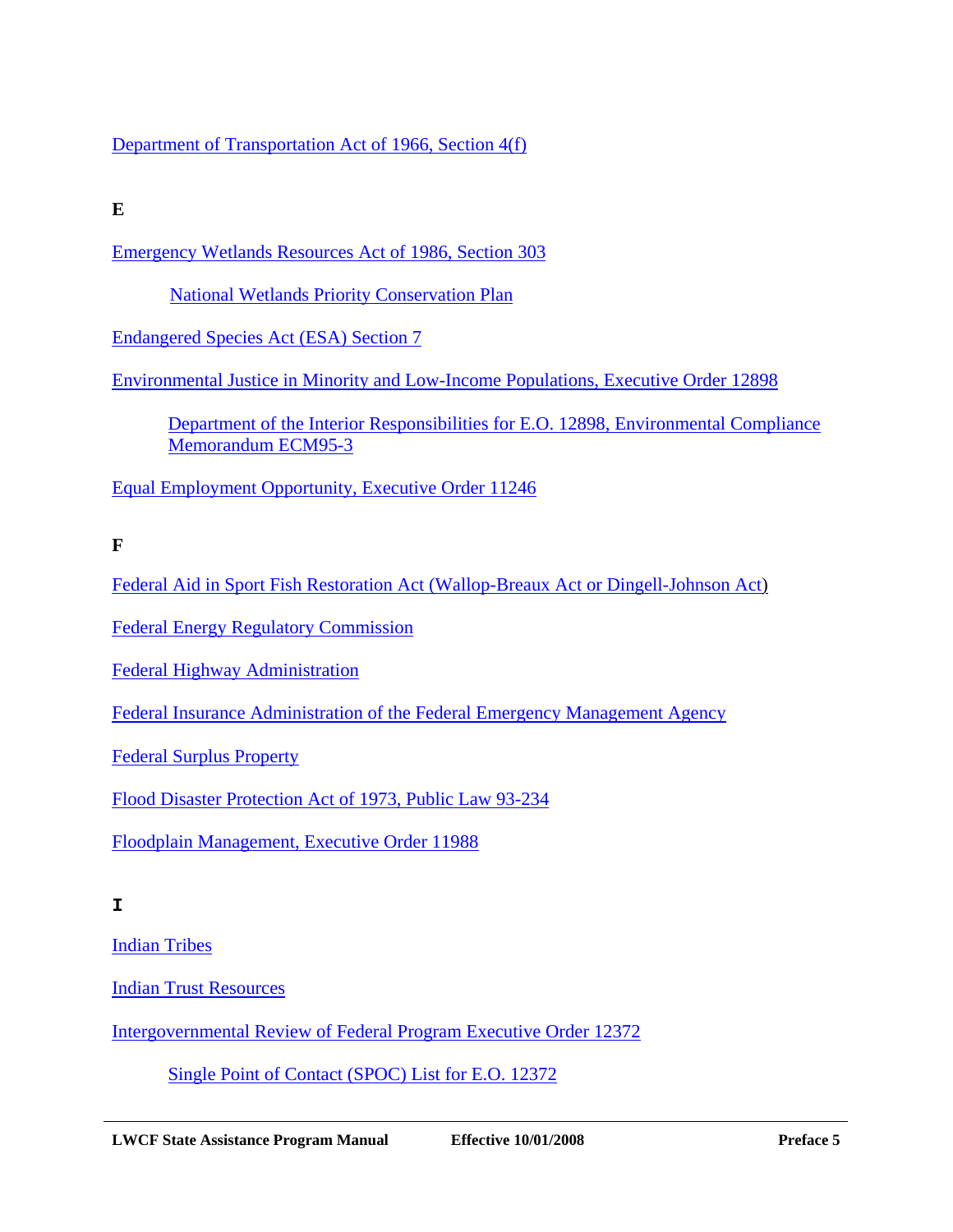Department of Transportation Act of 1966, Section 4(f)

**E**

Emergency Wetlands Resources Act of 1986, Section 303

- National Wetlands Priority Conservation Plan

Endangered Species Act (ESA) Section 7

Environmental Justice in Minority and Low-Income Populations, Executive Order 12898

- Department of the Interior Responsibilities for E.O. 12898, Environmental Compliance Memorandum ECM95-3

Equal Employment Opportunity, Executive Order 11246

**F**

Federal Aid in Sport Fish Restoration Act (Wallop-Breaux Act or Dingell-Johnson Act)

Federal Energy Regulatory Commission

Federal Highway Administration

Federal Insurance Administration of the Federal Emergency Management Agency

Federal Surplus Property

Flood Disaster Protection Act of 1973, Public Law 93-234

Floodplain Management, Executive Order 11988

**I**

Indian Tribes

Indian Trust Resources

Intergovernmental Review of Federal Program Executive Order 12372

- Single Point of Contact (SPOC) List for E.O. 12372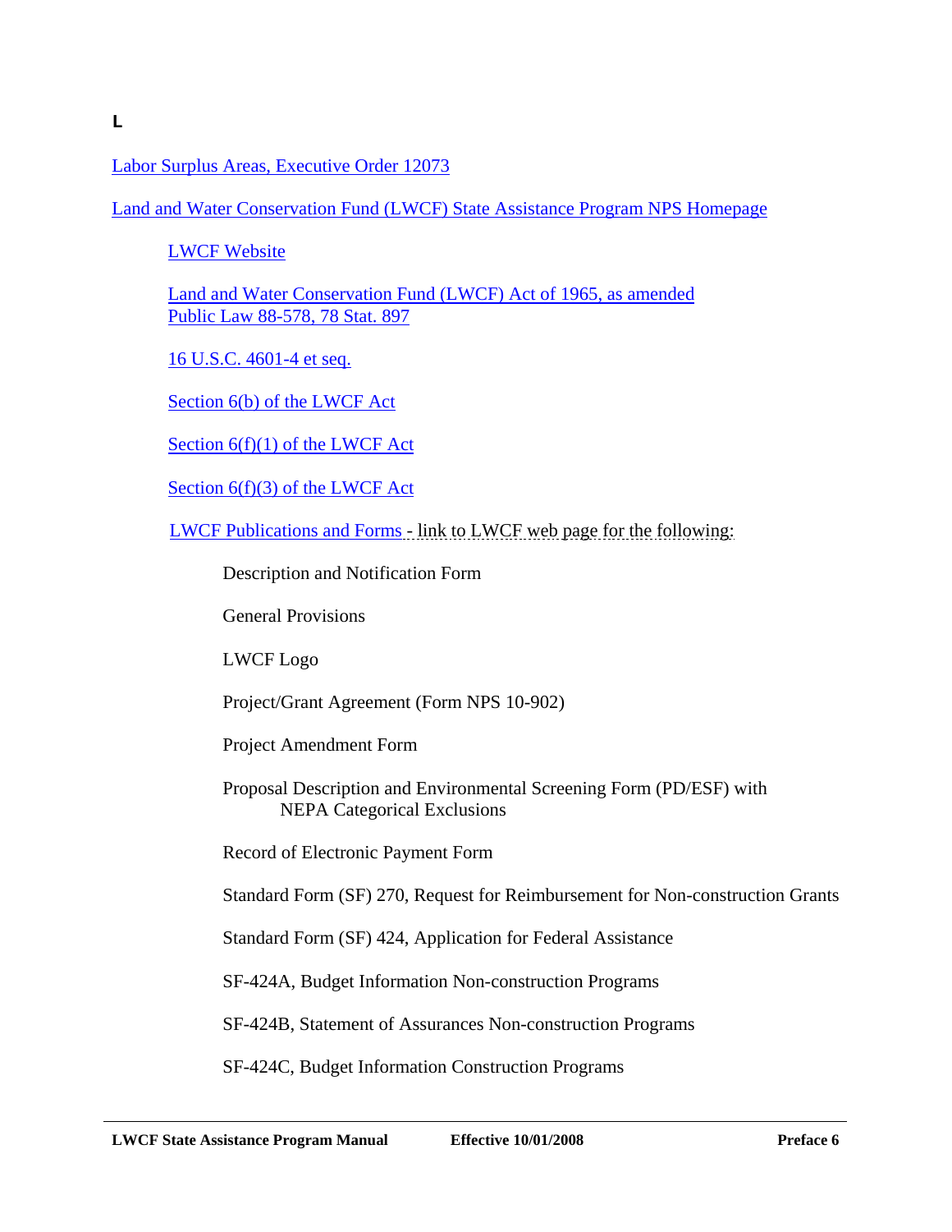**L**

Labor Surplus Areas, Executive Order 12073

Land and Water Conservation Fund (LWCF) State Assistance Program NPS Homepage

- LWCF Website
- Land and Water Conservation Fund (LWCF) Act of 1965, as amended  
  Public Law 88-578, 78 Stat. 897
- 16 U.S.C. 4601-4 et seq.
- Section 6(b) of the LWCF Act
- Section 6(f)(1) of the LWCF Act
- Section 6(f)(3) of the LWCF Act
- LWCF Publications and Forms - link to LWCF web page for the following:
  - Description and Notification Form
  - General Provisions
  - LWCF Logo
  - Project/Grant Agreement (Form NPS 10-902)
  - Project Amendment Form
  - Proposal Description and Environmental Screening Form (PD/ESF) with NEPA Categorical Exclusions
  - Record of Electronic Payment Form
  - Standard Form (SF) 270, Request for Reimbursement for Non-construction Grants
  - Standard Form (SF) 424, Application for Federal Assistance
  - SF-424A, Budget Information Non-construction Programs
  - SF-424B, Statement of Assurances Non-construction Programs
  - SF-424C, Budget Information Construction Programs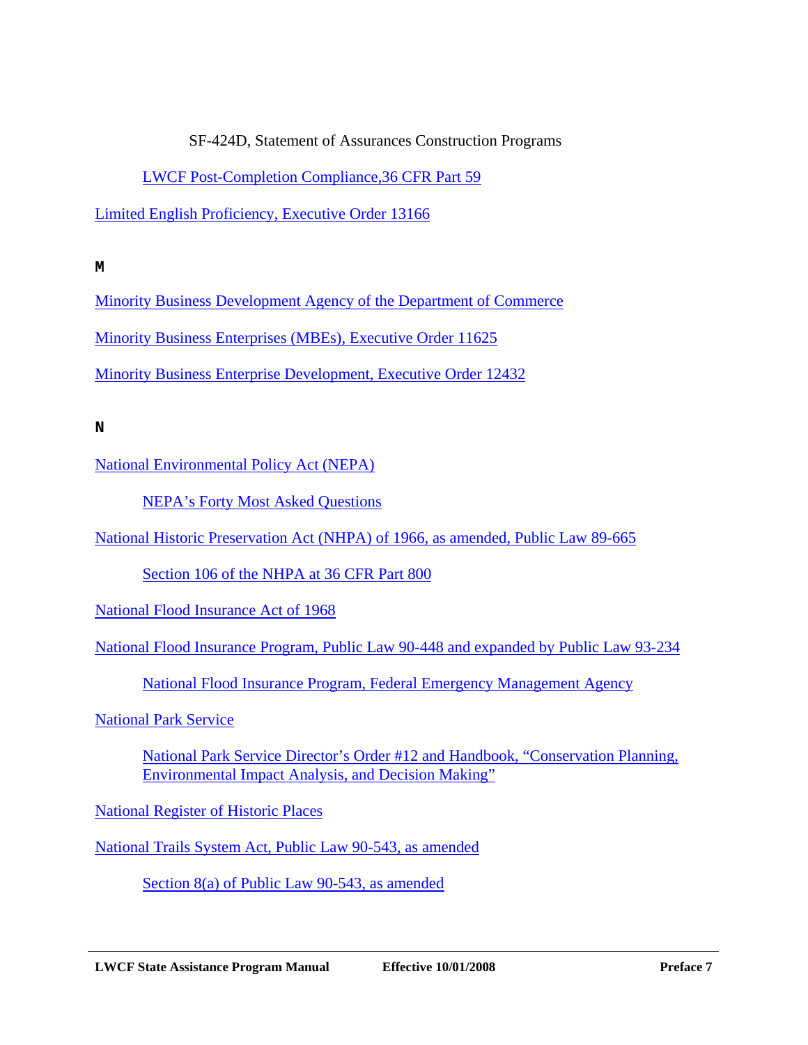SF-424D, Statement of Assurances Construction Programs

LWCF Post-Completion Compliance,36 CFR Part 59

Limited English Proficiency, Executive Order 13166

**M**

Minority Business Development Agency of the Department of Commerce

Minority Business Enterprises (MBEs), Executive Order 11625

Minority Business Enterprise Development, Executive Order 12432

**N**

National Environmental Policy Act (NEPA)

NEPA's Forty Most Asked Questions

National Historic Preservation Act (NHPA) of 1966, as amended, Public Law 89-665

Section 106 of the NHPA at 36 CFR Part 800

National Flood Insurance Act of 1968

National Flood Insurance Program, Public Law 90-448 and expanded by Public Law 93-234

National Flood Insurance Program, Federal Emergency Management Agency

National Park Service

National Park Service Director's Order #12 and Handbook, "Conservation Planning, Environmental Impact Analysis, and Decision Making"

National Register of Historic Places

National Trails System Act, Public Law 90-543, as amended

Section 8(a) of Public Law 90-543, as amended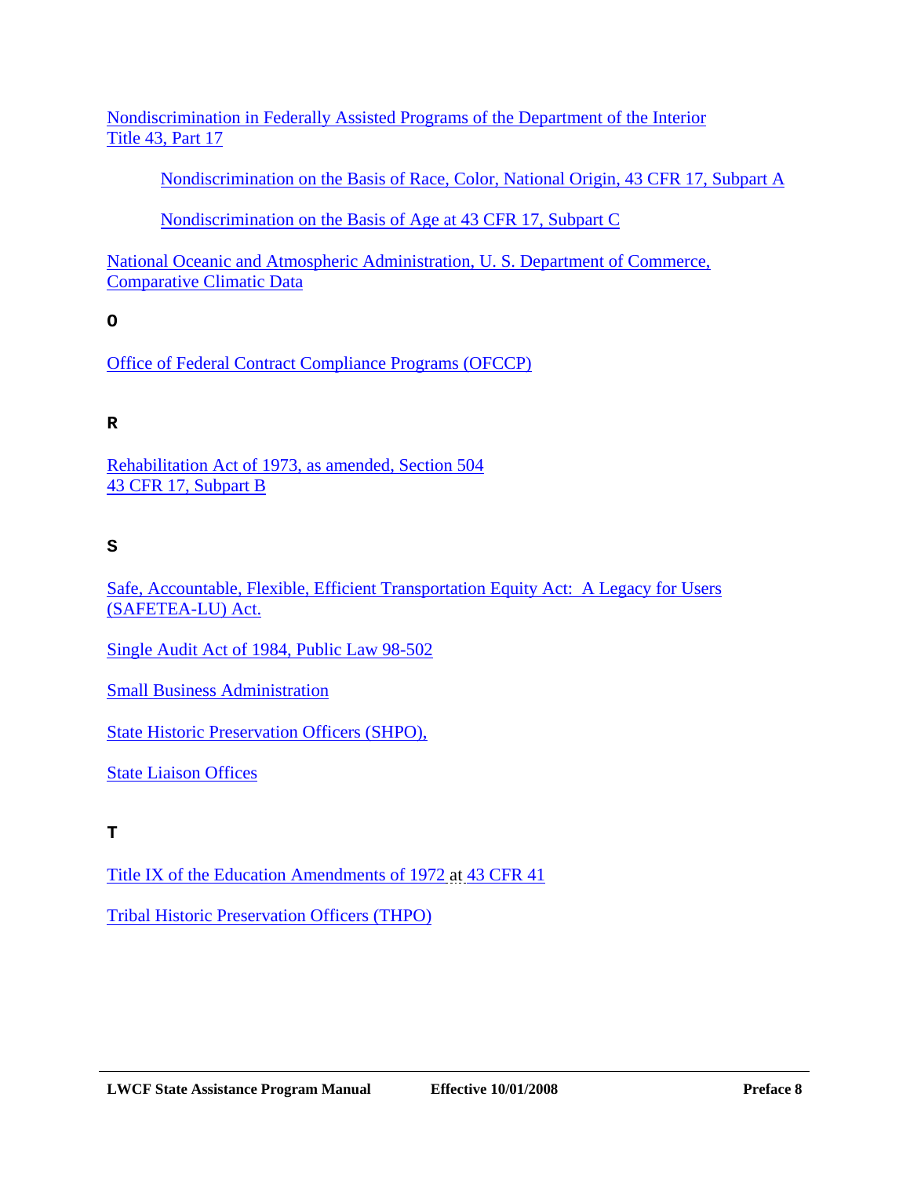Nondiscrimination in Federally Assisted Programs of the Department of the Interior
Title 43, Part 17

- Nondiscrimination on the Basis of Race, Color, National Origin, 43 CFR 17, Subpart A

- Nondiscrimination on the Basis of Age at 43 CFR 17, Subpart C

National Oceanic and Atmospheric Administration, U. S. Department of Commerce, Comparative Climatic Data

**O**

Office of Federal Contract Compliance Programs (OFCCP)

**R**

Rehabilitation Act of 1973, as amended, Section 504
43 CFR 17, Subpart B

**S**

Safe, Accountable, Flexible, Efficient Transportation Equity Act: A Legacy for Users (SAFETEA-LU) Act.

Single Audit Act of 1984, Public Law 98-502

Small Business Administration

State Historic Preservation Officers (SHPO),

State Liaison Offices

**T**

Title IX of the Education Amendments of 1972 at 43 CFR 41

Tribal Historic Preservation Officers (THPO)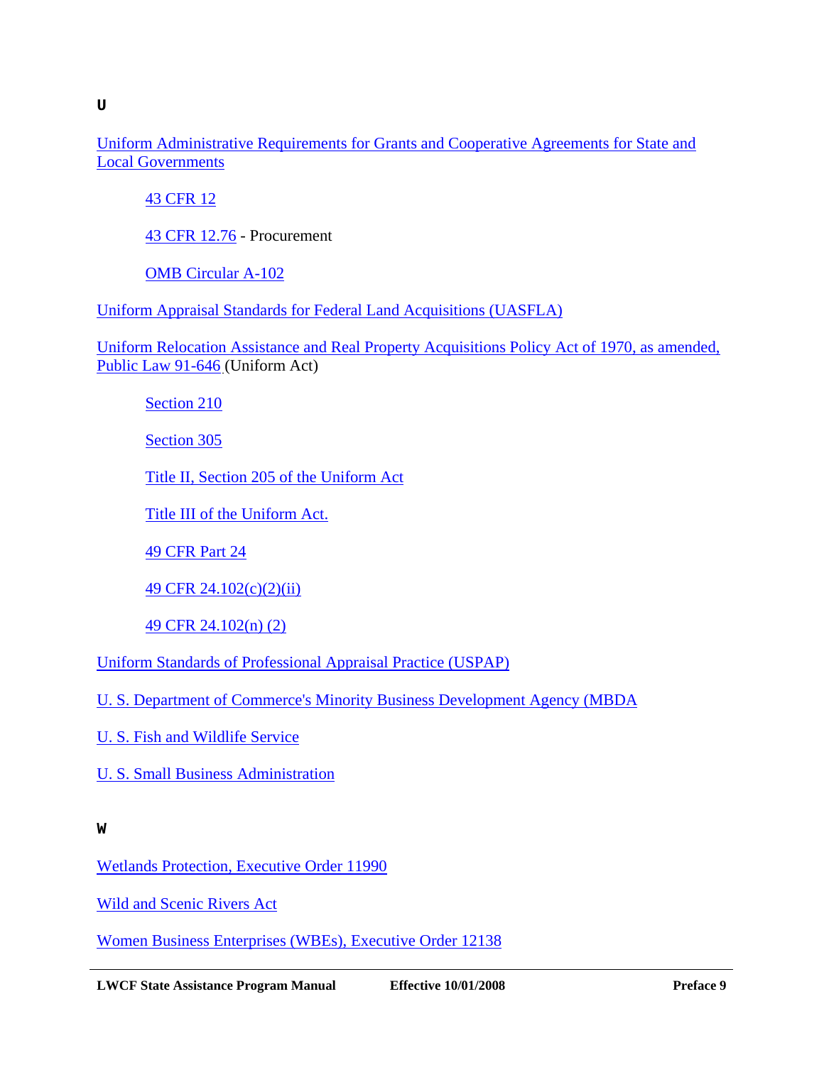**U**

Uniform Administrative Requirements for Grants and Cooperative Agreements for State and Local Governments

- 43 CFR 12
- 43 CFR 12.76 - Procurement
- OMB Circular A-102

Uniform Appraisal Standards for Federal Land Acquisitions (UASFLA)

Uniform Relocation Assistance and Real Property Acquisitions Policy Act of 1970, as amended, Public Law 91-646 (Uniform Act)

- Section 210
- Section 305
- Title II, Section 205 of the Uniform Act
- Title III of the Uniform Act.
- 49 CFR Part 24
- 49 CFR 24.102(c)(2)(ii)
- 49 CFR 24.102(n) (2)

Uniform Standards of Professional Appraisal Practice (USPAP)

U. S. Department of Commerce's Minority Business Development Agency (MBDA

U. S. Fish and Wildlife Service

U. S. Small Business Administration

**W**

Wetlands Protection, Executive Order 11990

Wild and Scenic Rivers Act

Women Business Enterprises (WBEs), Executive Order 12138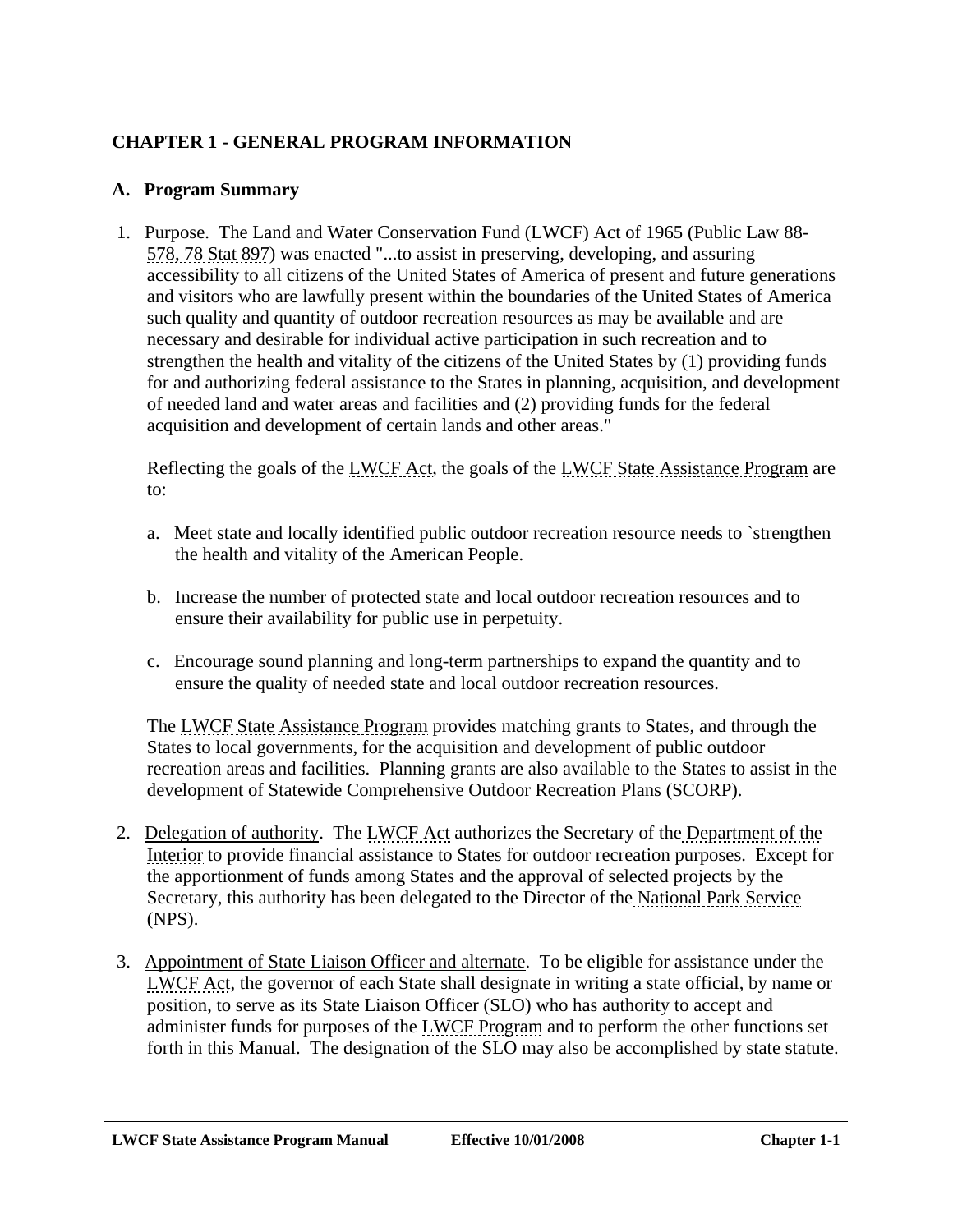# CHAPTER 1 - GENERAL PROGRAM INFORMATION

## A. Program Summary

1. Purpose. The Land and Water Conservation Fund (LWCF) Act of 1965 (Public Law 88-578, 78 Stat 897) was enacted "...to assist in preserving, developing, and assuring accessibility to all citizens of the United States of America of present and future generations and visitors who are lawfully present within the boundaries of the United States of America such quality and quantity of outdoor recreation resources as may be available and are necessary and desirable for individual active participation in such recreation and to strengthen the health and vitality of the citizens of the United States by (1) providing funds for and authorizing federal assistance to the States in planning, acquisition, and development of needed land and water areas and facilities and (2) providing funds for the federal acquisition and development of certain lands and other areas."

   Reflecting the goals of the LWCF Act, the goals of the LWCF State Assistance Program are to:

   a. Meet state and locally identified public outdoor recreation resource needs to `strengthen the health and vitality of the American People.

   b. Increase the number of protected state and local outdoor recreation resources and to ensure their availability for public use in perpetuity.

   c. Encourage sound planning and long-term partnerships to expand the quantity and to ensure the quality of needed state and local outdoor recreation resources.

   The LWCF State Assistance Program provides matching grants to States, and through the States to local governments, for the acquisition and development of public outdoor recreation areas and facilities. Planning grants are also available to the States to assist in the development of Statewide Comprehensive Outdoor Recreation Plans (SCORP).

2. Delegation of authority. The LWCF Act authorizes the Secretary of the Department of the Interior to provide financial assistance to States for outdoor recreation purposes. Except for the apportionment of funds among States and the approval of selected projects by the Secretary, this authority has been delegated to the Director of the National Park Service (NPS).

3. Appointment of State Liaison Officer and alternate. To be eligible for assistance under the LWCF Act, the governor of each State shall designate in writing a state official, by name or position, to serve as its State Liaison Officer (SLO) who has authority to accept and administer funds for purposes of the LWCF Program and to perform the other functions set forth in this Manual. The designation of the SLO may also be accomplished by state statute.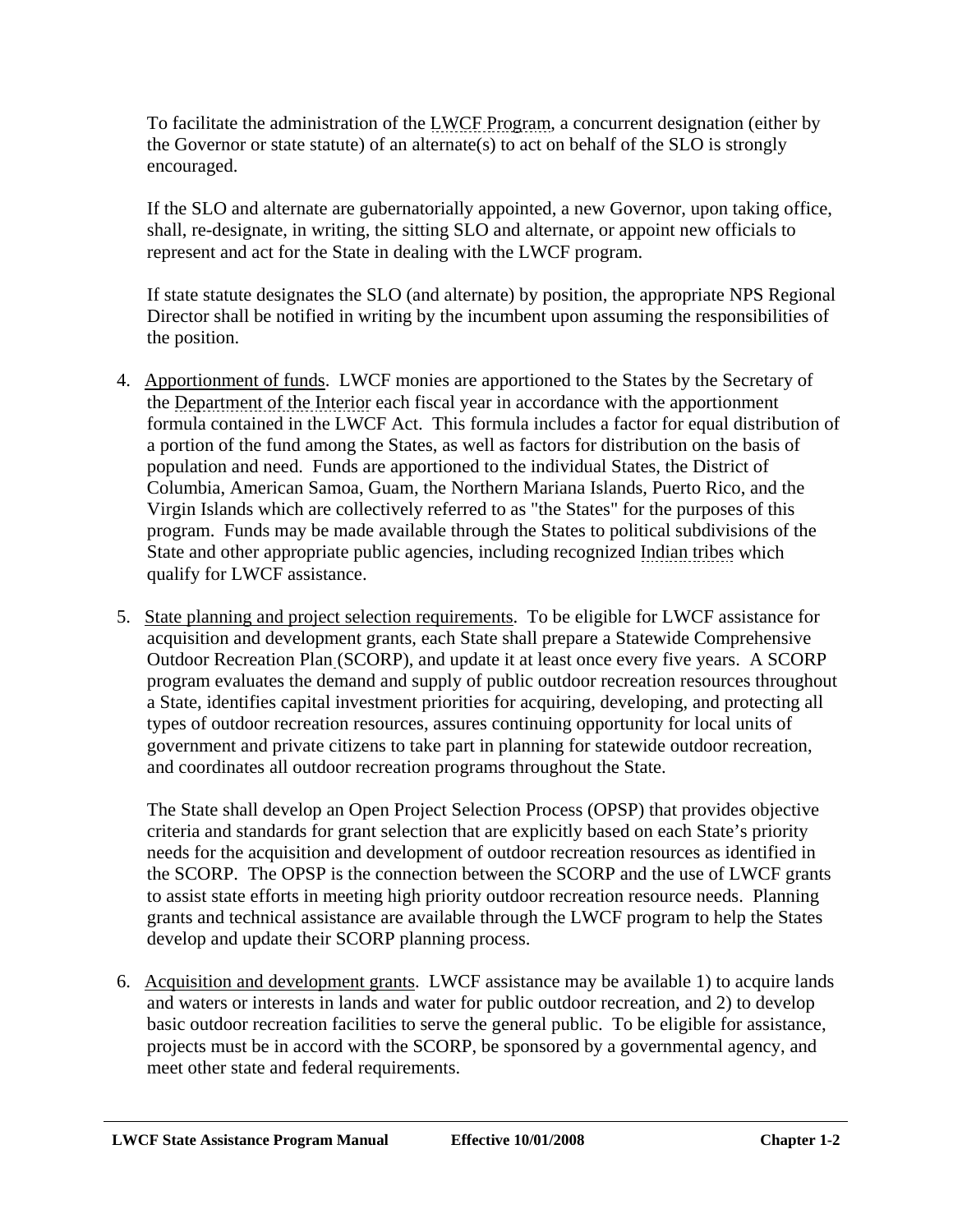To facilitate the administration of the LWCF Program, a concurrent designation (either by the Governor or state statute) of an alternate(s) to act on behalf of the SLO is strongly encouraged.

If the SLO and alternate are gubernatorially appointed, a new Governor, upon taking office, shall, re-designate, in writing, the sitting SLO and alternate, or appoint new officials to represent and act for the State in dealing with the LWCF program.

If state statute designates the SLO (and alternate) by position, the appropriate NPS Regional Director shall be notified in writing by the incumbent upon assuming the responsibilities of the position.

4. Apportionment of funds. LWCF monies are apportioned to the States by the Secretary of the Department of the Interior each fiscal year in accordance with the apportionment formula contained in the LWCF Act. This formula includes a factor for equal distribution of a portion of the fund among the States, as well as factors for distribution on the basis of population and need. Funds are apportioned to the individual States, the District of Columbia, American Samoa, Guam, the Northern Mariana Islands, Puerto Rico, and the Virgin Islands which are collectively referred to as "the States" for the purposes of this program. Funds may be made available through the States to political subdivisions of the State and other appropriate public agencies, including recognized Indian tribes which qualify for LWCF assistance.

5. State planning and project selection requirements. To be eligible for LWCF assistance for acquisition and development grants, each State shall prepare a Statewide Comprehensive Outdoor Recreation Plan (SCORP), and update it at least once every five years. A SCORP program evaluates the demand and supply of public outdoor recreation resources throughout a State, identifies capital investment priorities for acquiring, developing, and protecting all types of outdoor recreation resources, assures continuing opportunity for local units of government and private citizens to take part in planning for statewide outdoor recreation, and coordinates all outdoor recreation programs throughout the State.

   The State shall develop an Open Project Selection Process (OPSP) that provides objective criteria and standards for grant selection that are explicitly based on each State's priority needs for the acquisition and development of outdoor recreation resources as identified in the SCORP. The OPSP is the connection between the SCORP and the use of LWCF grants to assist state efforts in meeting high priority outdoor recreation resource needs. Planning grants and technical assistance are available through the LWCF program to help the States develop and update their SCORP planning process.

6. Acquisition and development grants. LWCF assistance may be available 1) to acquire lands and waters or interests in lands and water for public outdoor recreation, and 2) to develop basic outdoor recreation facilities to serve the general public. To be eligible for assistance, projects must be in accord with the SCORP, be sponsored by a governmental agency, and meet other state and federal requirements.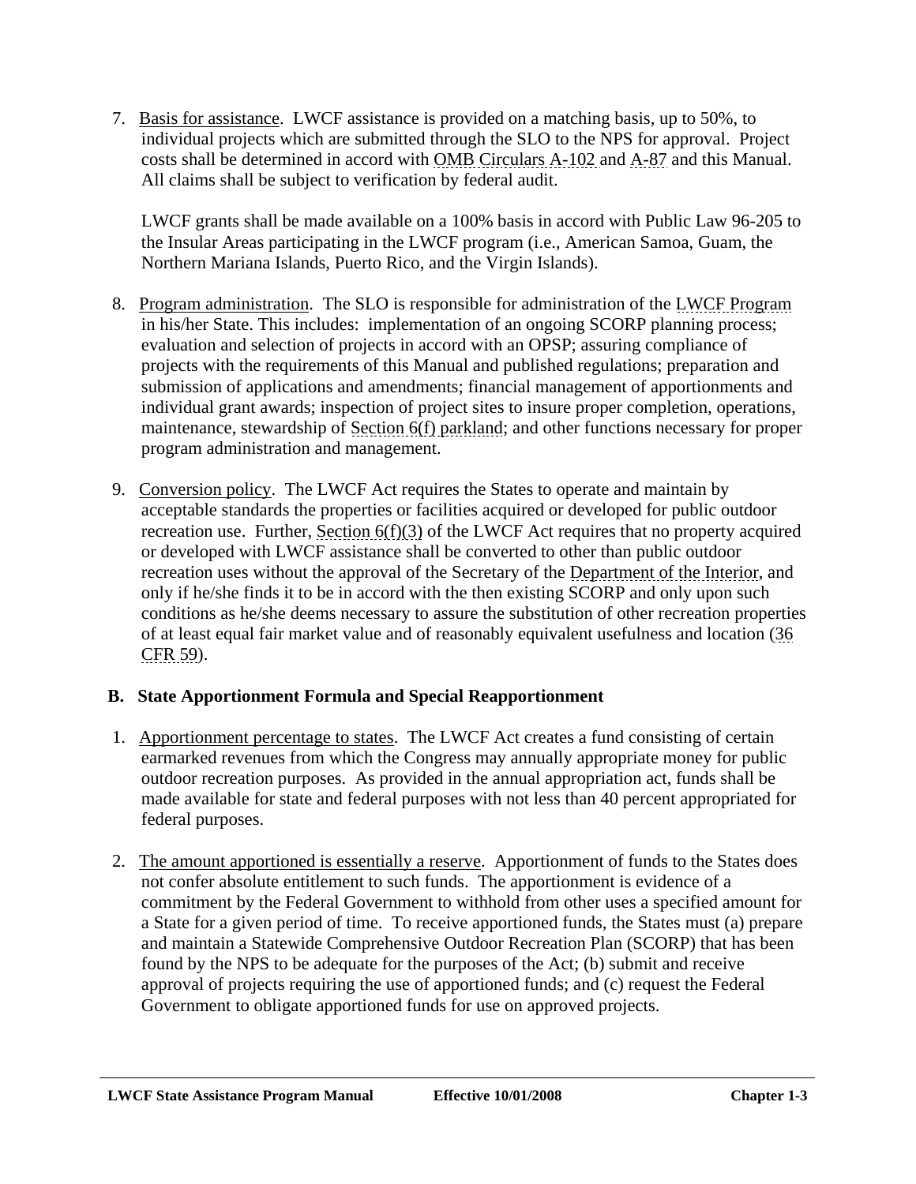7. Basis for assistance. LWCF assistance is provided on a matching basis, up to 50%, to individual projects which are submitted through the SLO to the NPS for approval. Project costs shall be determined in accord with OMB Circulars A-102 and A-87 and this Manual. All claims shall be subject to verification by federal audit.

   LWCF grants shall be made available on a 100% basis in accord with Public Law 96-205 to the Insular Areas participating in the LWCF program (i.e., American Samoa, Guam, the Northern Mariana Islands, Puerto Rico, and the Virgin Islands).

8. Program administration. The SLO is responsible for administration of the LWCF Program in his/her State. This includes: implementation of an ongoing SCORP planning process; evaluation and selection of projects in accord with an OPSP; assuring compliance of projects with the requirements of this Manual and published regulations; preparation and submission of applications and amendments; financial management of apportionments and individual grant awards; inspection of project sites to insure proper completion, operations, maintenance, stewardship of Section 6(f) parkland; and other functions necessary for proper program administration and management.

9. Conversion policy. The LWCF Act requires the States to operate and maintain by acceptable standards the properties or facilities acquired or developed for public outdoor recreation use. Further, Section 6(f)(3) of the LWCF Act requires that no property acquired or developed with LWCF assistance shall be converted to other than public outdoor recreation uses without the approval of the Secretary of the Department of the Interior, and only if he/she finds it to be in accord with the then existing SCORP and only upon such conditions as he/she deems necessary to assure the substitution of other recreation properties of at least equal fair market value and of reasonably equivalent usefulness and location (36 CFR 59).

## B. State Apportionment Formula and Special Reapportionment

1. Apportionment percentage to states. The LWCF Act creates a fund consisting of certain earmarked revenues from which the Congress may annually appropriate money for public outdoor recreation purposes. As provided in the annual appropriation act, funds shall be made available for state and federal purposes with not less than 40 percent appropriated for federal purposes.

2. The amount apportioned is essentially a reserve. Apportionment of funds to the States does not confer absolute entitlement to such funds. The apportionment is evidence of a commitment by the Federal Government to withhold from other uses a specified amount for a State for a given period of time. To receive apportioned funds, the States must (a) prepare and maintain a Statewide Comprehensive Outdoor Recreation Plan (SCORP) that has been found by the NPS to be adequate for the purposes of the Act; (b) submit and receive approval of projects requiring the use of apportioned funds; and (c) request the Federal Government to obligate apportioned funds for use on approved projects.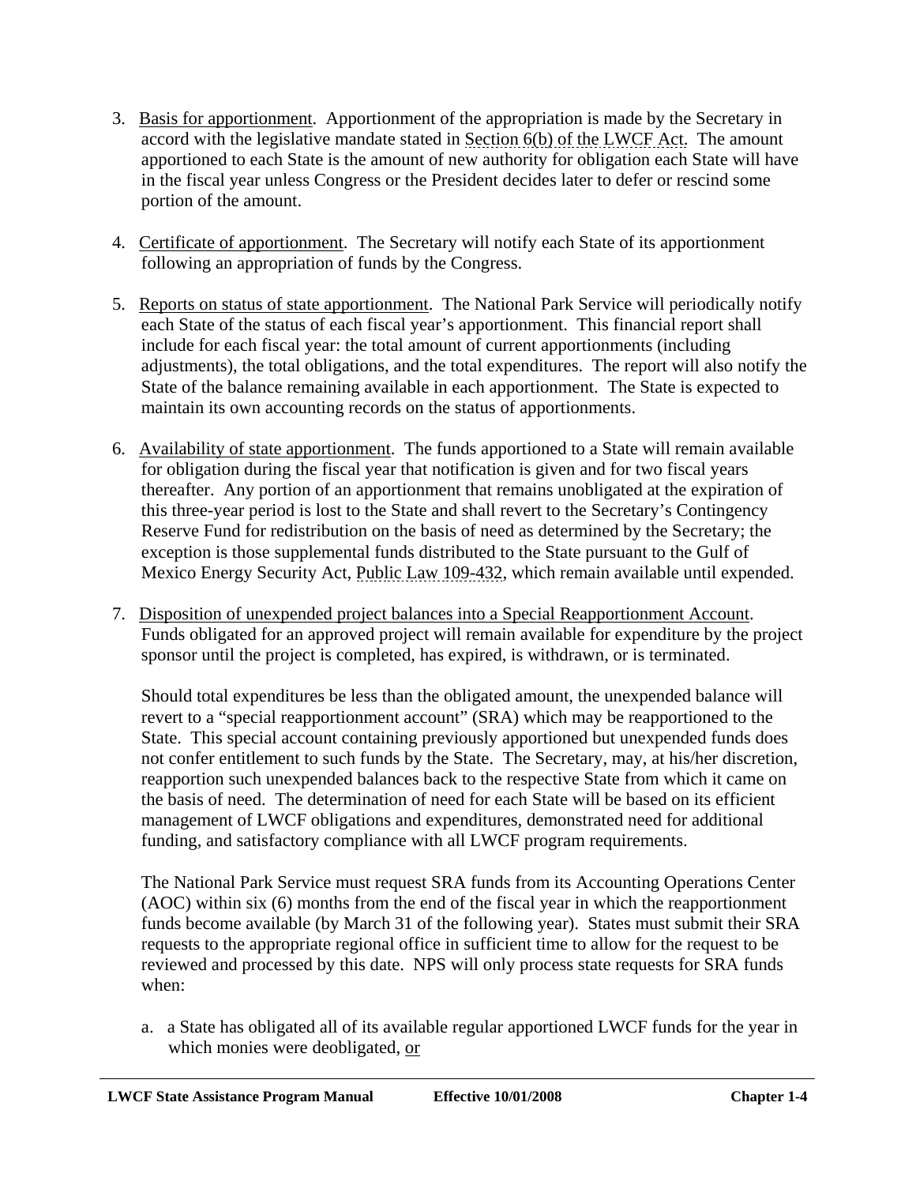3. Basis for apportionment. Apportionment of the appropriation is made by the Secretary in accord with the legislative mandate stated in Section 6(b) of the LWCF Act. The amount apportioned to each State is the amount of new authority for obligation each State will have in the fiscal year unless Congress or the President decides later to defer or rescind some portion of the amount.

4. Certificate of apportionment. The Secretary will notify each State of its apportionment following an appropriation of funds by the Congress.

5. Reports on status of state apportionment. The National Park Service will periodically notify each State of the status of each fiscal year's apportionment. This financial report shall include for each fiscal year: the total amount of current apportionments (including adjustments), the total obligations, and the total expenditures. The report will also notify the State of the balance remaining available in each apportionment. The State is expected to maintain its own accounting records on the status of apportionments.

6. Availability of state apportionment. The funds apportioned to a State will remain available for obligation during the fiscal year that notification is given and for two fiscal years thereafter. Any portion of an apportionment that remains unobligated at the expiration of this three-year period is lost to the State and shall revert to the Secretary's Contingency Reserve Fund for redistribution on the basis of need as determined by the Secretary; the exception is those supplemental funds distributed to the State pursuant to the Gulf of Mexico Energy Security Act, Public Law 109-432, which remain available until expended.

7. Disposition of unexpended project balances into a Special Reapportionment Account. Funds obligated for an approved project will remain available for expenditure by the project sponsor until the project is completed, has expired, is withdrawn, or is terminated.

   Should total expenditures be less than the obligated amount, the unexpended balance will revert to a "special reapportionment account" (SRA) which may be reapportioned to the State. This special account containing previously apportioned but unexpended funds does not confer entitlement to such funds by the State. The Secretary, may, at his/her discretion, reapportion such unexpended balances back to the respective State from which it came on the basis of need. The determination of need for each State will be based on its efficient management of LWCF obligations and expenditures, demonstrated need for additional funding, and satisfactory compliance with all LWCF program requirements.

   The National Park Service must request SRA funds from its Accounting Operations Center (AOC) within six (6) months from the end of the fiscal year in which the reapportionment funds become available (by March 31 of the following year). States must submit their SRA requests to the appropriate regional office in sufficient time to allow for the request to be reviewed and processed by this date. NPS will only process state requests for SRA funds when:

   a. a State has obligated all of its available regular apportioned LWCF funds for the year in which monies were deobligated, or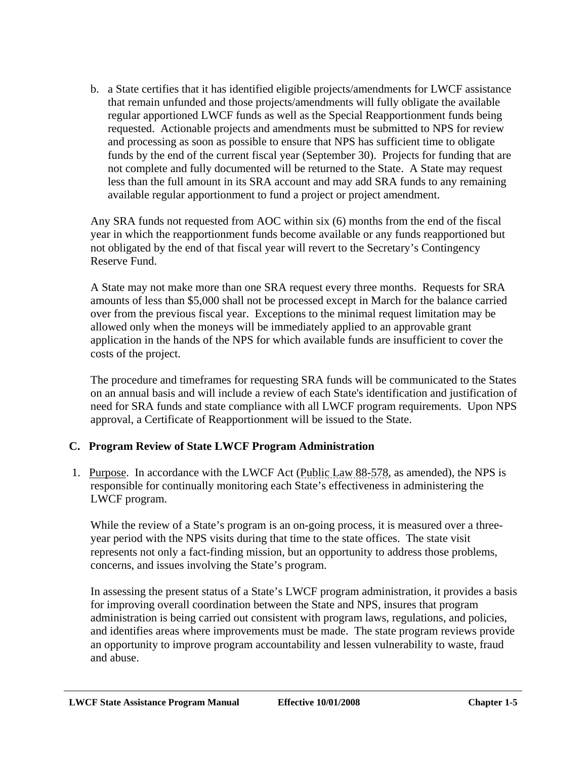b. a State certifies that it has identified eligible projects/amendments for LWCF assistance that remain unfunded and those projects/amendments will fully obligate the available regular apportioned LWCF funds as well as the Special Reapportionment funds being requested. Actionable projects and amendments must be submitted to NPS for review and processing as soon as possible to ensure that NPS has sufficient time to obligate funds by the end of the current fiscal year (September 30). Projects for funding that are not complete and fully documented will be returned to the State. A State may request less than the full amount in its SRA account and may add SRA funds to any remaining available regular apportionment to fund a project or project amendment.

Any SRA funds not requested from AOC within six (6) months from the end of the fiscal year in which the reapportionment funds become available or any funds reapportioned but not obligated by the end of that fiscal year will revert to the Secretary's Contingency Reserve Fund.

A State may not make more than one SRA request every three months. Requests for SRA amounts of less than $5,000 shall not be processed except in March for the balance carried over from the previous fiscal year. Exceptions to the minimal request limitation may be allowed only when the moneys will be immediately applied to an approvable grant application in the hands of the NPS for which available funds are insufficient to cover the costs of the project.

The procedure and timeframes for requesting SRA funds will be communicated to the States on an annual basis and will include a review of each State's identification and justification of need for SRA funds and state compliance with all LWCF program requirements. Upon NPS approval, a Certificate of Reapportionment will be issued to the State.

### C. Program Review of State LWCF Program Administration

1. Purpose. In accordance with the LWCF Act (Public Law 88-578, as amended), the NPS is responsible for continually monitoring each State's effectiveness in administering the LWCF program.

   While the review of a State's program is an on-going process, it is measured over a three-year period with the NPS visits during that time to the state offices. The state visit represents not only a fact-finding mission, but an opportunity to address those problems, concerns, and issues involving the State's program.

   In assessing the present status of a State's LWCF program administration, it provides a basis for improving overall coordination between the State and NPS, insures that program administration is being carried out consistent with program laws, regulations, and policies, and identifies areas where improvements must be made. The state program reviews provide an opportunity to improve program accountability and lessen vulnerability to waste, fraud and abuse.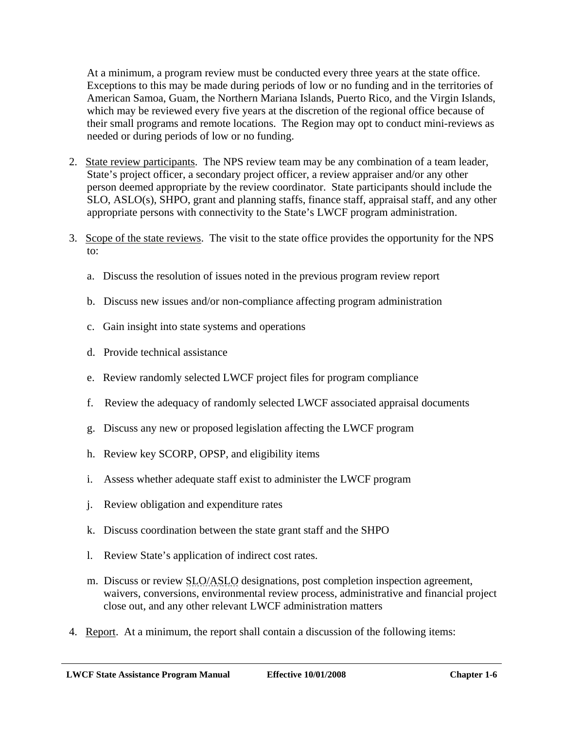At a minimum, a program review must be conducted every three years at the state office. Exceptions to this may be made during periods of low or no funding and in the territories of American Samoa, Guam, the Northern Mariana Islands, Puerto Rico, and the Virgin Islands, which may be reviewed every five years at the discretion of the regional office because of their small programs and remote locations. The Region may opt to conduct mini-reviews as needed or during periods of low or no funding.

2. State review participants. The NPS review team may be any combination of a team leader, State's project officer, a secondary project officer, a review appraiser and/or any other person deemed appropriate by the review coordinator. State participants should include the SLO, ASLO(s), SHPO, grant and planning staffs, finance staff, appraisal staff, and any other appropriate persons with connectivity to the State's LWCF program administration.

3. Scope of the state reviews. The visit to the state office provides the opportunity for the NPS to:

   a. Discuss the resolution of issues noted in the previous program review report

   b. Discuss new issues and/or non-compliance affecting program administration

   c. Gain insight into state systems and operations

   d. Provide technical assistance

   e. Review randomly selected LWCF project files for program compliance

   f. Review the adequacy of randomly selected LWCF associated appraisal documents

   g. Discuss any new or proposed legislation affecting the LWCF program

   h. Review key SCORP, OPSP, and eligibility items

   i. Assess whether adequate staff exist to administer the LWCF program

   j. Review obligation and expenditure rates

   k. Discuss coordination between the state grant staff and the SHPO

   l. Review State's application of indirect cost rates.

   m. Discuss or review SLO/ASLO designations, post completion inspection agreement, waivers, conversions, environmental review process, administrative and financial project close out, and any other relevant LWCF administration matters

4. Report. At a minimum, the report shall contain a discussion of the following items: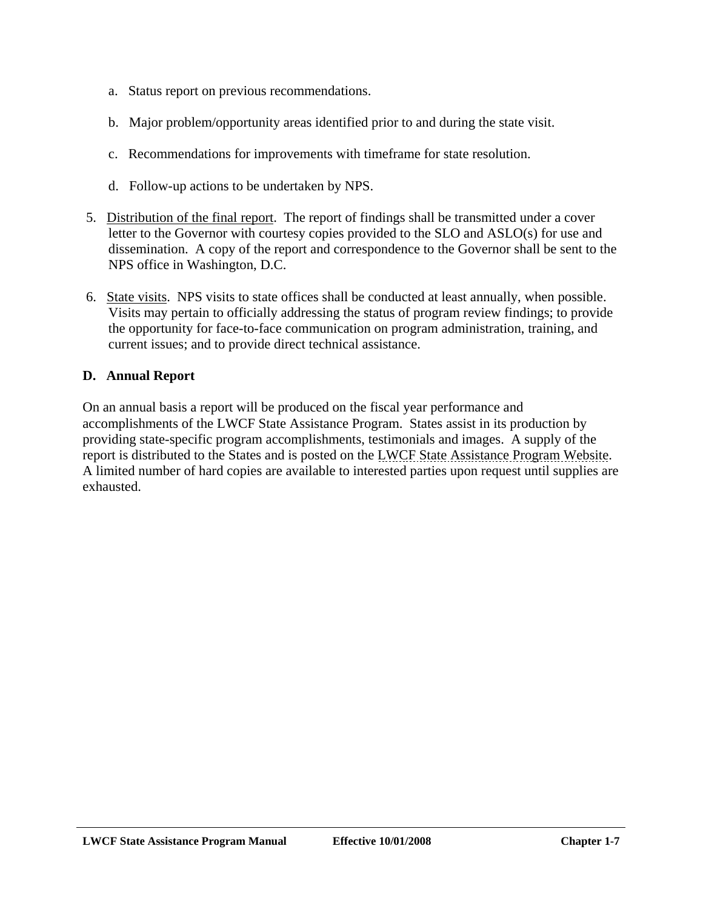a. Status report on previous recommendations.

   b. Major problem/opportunity areas identified prior to and during the state visit.

   c. Recommendations for improvements with timeframe for state resolution.

   d. Follow-up actions to be undertaken by NPS.

5. Distribution of the final report. The report of findings shall be transmitted under a cover letter to the Governor with courtesy copies provided to the SLO and ASLO(s) for use and dissemination. A copy of the report and correspondence to the Governor shall be sent to the NPS office in Washington, D.C.

6. State visits. NPS visits to state offices shall be conducted at least annually, when possible. Visits may pertain to officially addressing the status of program review findings; to provide the opportunity for face-to-face communication on program administration, training, and current issues; and to provide direct technical assistance.

### D. Annual Report

On an annual basis a report will be produced on the fiscal year performance and accomplishments of the LWCF State Assistance Program. States assist in its production by providing state-specific program accomplishments, testimonials and images. A supply of the report is distributed to the States and is posted on the LWCF State Assistance Program Website. A limited number of hard copies are available to interested parties upon request until supplies are exhausted.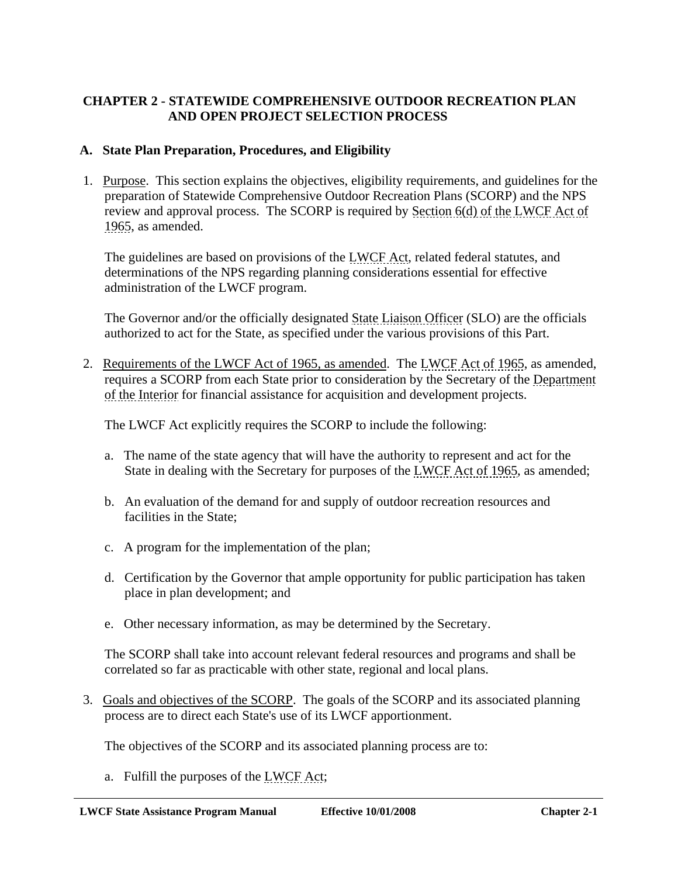# CHAPTER 2 - STATEWIDE COMPREHENSIVE OUTDOOR RECREATION PLAN AND OPEN PROJECT SELECTION PROCESS

## A. State Plan Preparation, Procedures, and Eligibility

1. Purpose. This section explains the objectives, eligibility requirements, and guidelines for the preparation of Statewide Comprehensive Outdoor Recreation Plans (SCORP) and the NPS review and approval process. The SCORP is required by Section 6(d) of the LWCF Act of 1965, as amended.

   The guidelines are based on provisions of the LWCF Act, related federal statutes, and determinations of the NPS regarding planning considerations essential for effective administration of the LWCF program.

   The Governor and/or the officially designated State Liaison Officer (SLO) are the officials authorized to act for the State, as specified under the various provisions of this Part.

2. Requirements of the LWCF Act of 1965, as amended. The LWCF Act of 1965, as amended, requires a SCORP from each State prior to consideration by the Secretary of the Department of the Interior for financial assistance for acquisition and development projects.

   The LWCF Act explicitly requires the SCORP to include the following:

   a. The name of the state agency that will have the authority to represent and act for the State in dealing with the Secretary for purposes of the LWCF Act of 1965, as amended;

   b. An evaluation of the demand for and supply of outdoor recreation resources and facilities in the State;

   c. A program for the implementation of the plan;

   d. Certification by the Governor that ample opportunity for public participation has taken place in plan development; and

   e. Other necessary information, as may be determined by the Secretary.

   The SCORP shall take into account relevant federal resources and programs and shall be correlated so far as practicable with other state, regional and local plans.

3. Goals and objectives of the SCORP. The goals of the SCORP and its associated planning process are to direct each State's use of its LWCF apportionment.

   The objectives of the SCORP and its associated planning process are to:

   a. Fulfill the purposes of the LWCF Act;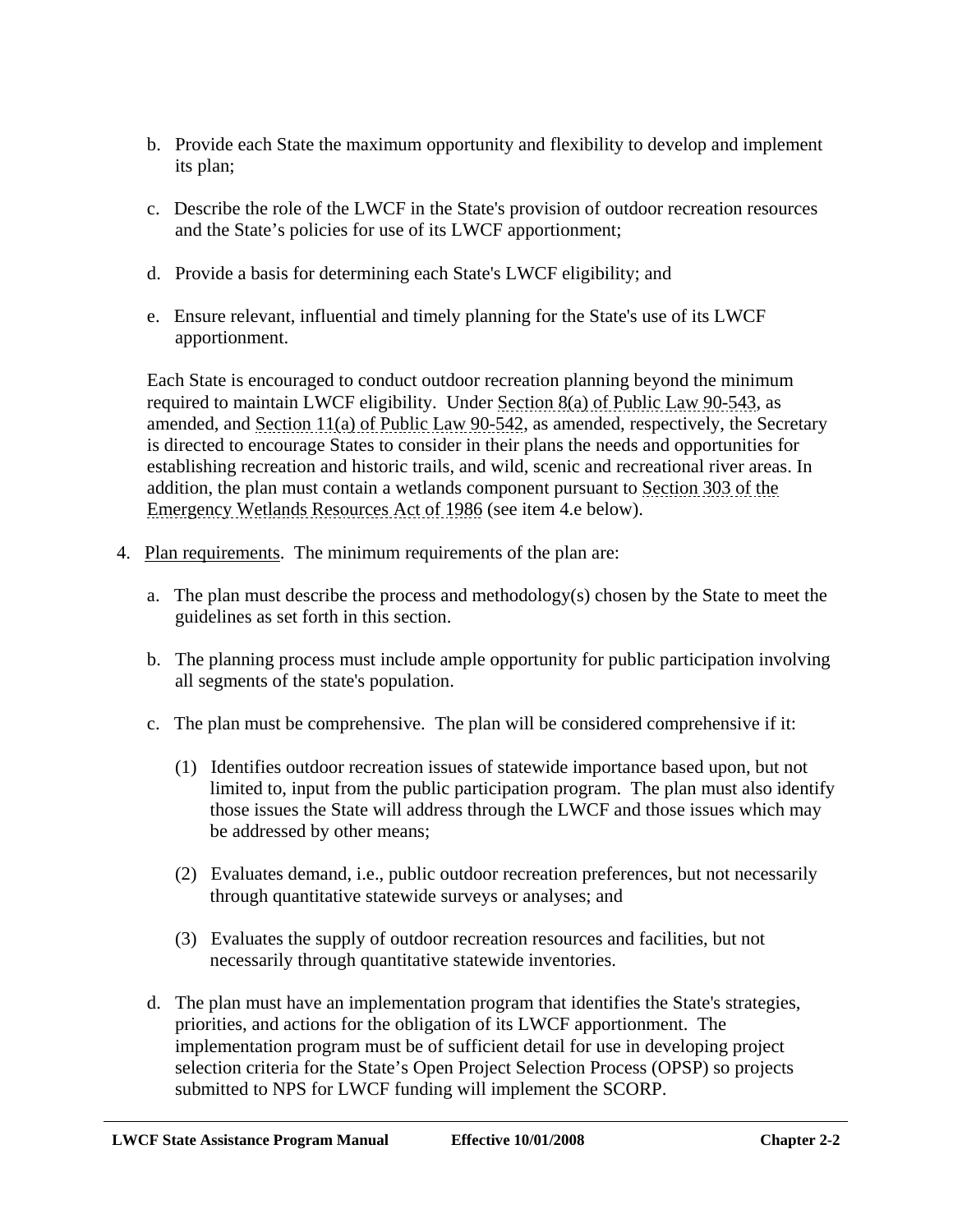b. Provide each State the maximum opportunity and flexibility to develop and implement its plan;

c. Describe the role of the LWCF in the State's provision of outdoor recreation resources and the State's policies for use of its LWCF apportionment;

d. Provide a basis for determining each State's LWCF eligibility; and

e. Ensure relevant, influential and timely planning for the State's use of its LWCF apportionment.

Each State is encouraged to conduct outdoor recreation planning beyond the minimum required to maintain LWCF eligibility. Under Section 8(a) of Public Law 90-543, as amended, and Section 11(a) of Public Law 90-542, as amended, respectively, the Secretary is directed to encourage States to consider in their plans the needs and opportunities for establishing recreation and historic trails, and wild, scenic and recreational river areas. In addition, the plan must contain a wetlands component pursuant to Section 303 of the Emergency Wetlands Resources Act of 1986 (see item 4.e below).

4. Plan requirements. The minimum requirements of the plan are:

   a. The plan must describe the process and methodology(s) chosen by the State to meet the guidelines as set forth in this section.

   b. The planning process must include ample opportunity for public participation involving all segments of the state's population.

   c. The plan must be comprehensive. The plan will be considered comprehensive if it:

      (1) Identifies outdoor recreation issues of statewide importance based upon, but not limited to, input from the public participation program. The plan must also identify those issues the State will address through the LWCF and those issues which may be addressed by other means;

      (2) Evaluates demand, i.e., public outdoor recreation preferences, but not necessarily through quantitative statewide surveys or analyses; and

      (3) Evaluates the supply of outdoor recreation resources and facilities, but not necessarily through quantitative statewide inventories.

   d. The plan must have an implementation program that identifies the State's strategies, priorities, and actions for the obligation of its LWCF apportionment. The implementation program must be of sufficient detail for use in developing project selection criteria for the State's Open Project Selection Process (OPSP) so projects submitted to NPS for LWCF funding will implement the SCORP.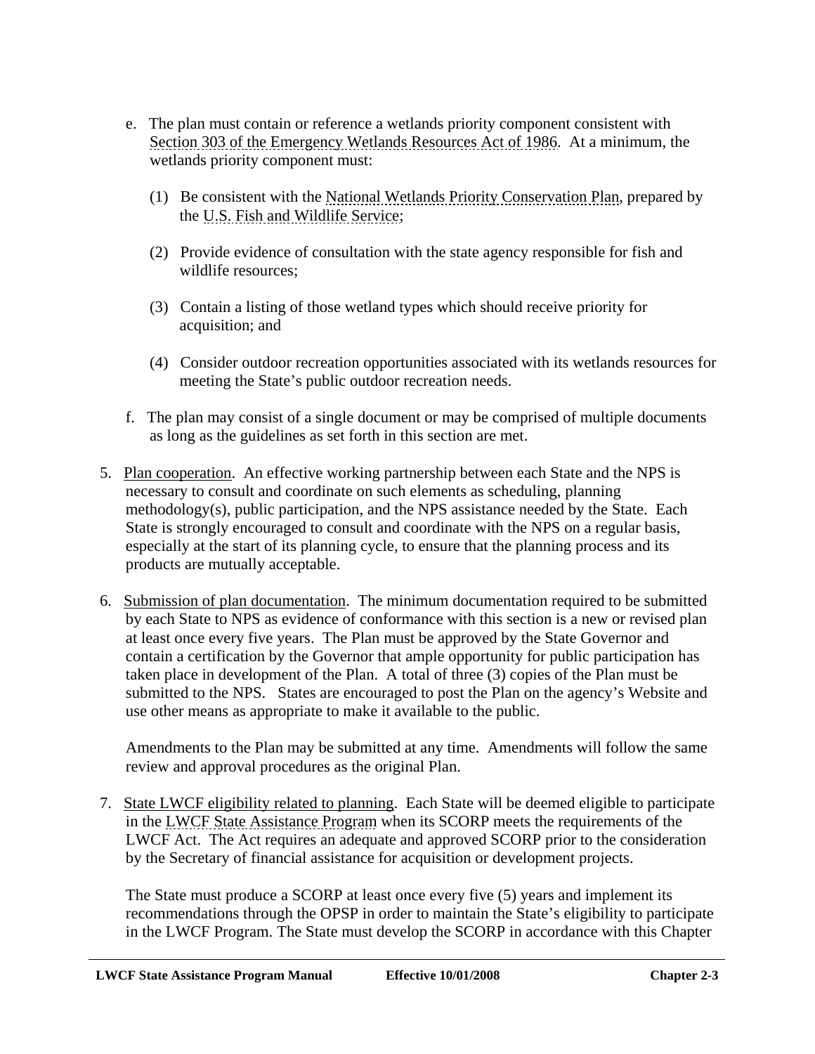e. The plan must contain or reference a wetlands priority component consistent with Section 303 of the Emergency Wetlands Resources Act of 1986. At a minimum, the wetlands priority component must:

   (1) Be consistent with the National Wetlands Priority Conservation Plan, prepared by the U.S. Fish and Wildlife Service;

   (2) Provide evidence of consultation with the state agency responsible for fish and wildlife resources;

   (3) Contain a listing of those wetland types which should receive priority for acquisition; and

   (4) Consider outdoor recreation opportunities associated with its wetlands resources for meeting the State's public outdoor recreation needs.

f. The plan may consist of a single document or may be comprised of multiple documents as long as the guidelines as set forth in this section are met.

5. Plan cooperation. An effective working partnership between each State and the NPS is necessary to consult and coordinate on such elements as scheduling, planning methodology(s), public participation, and the NPS assistance needed by the State. Each State is strongly encouraged to consult and coordinate with the NPS on a regular basis, especially at the start of its planning cycle, to ensure that the planning process and its products are mutually acceptable.

6. Submission of plan documentation. The minimum documentation required to be submitted by each State to NPS as evidence of conformance with this section is a new or revised plan at least once every five years. The Plan must be approved by the State Governor and contain a certification by the Governor that ample opportunity for public participation has taken place in development of the Plan. A total of three (3) copies of the Plan must be submitted to the NPS. States are encouraged to post the Plan on the agency's Website and use other means as appropriate to make it available to the public.

   Amendments to the Plan may be submitted at any time. Amendments will follow the same review and approval procedures as the original Plan.

7. State LWCF eligibility related to planning. Each State will be deemed eligible to participate in the LWCF State Assistance Program when its SCORP meets the requirements of the LWCF Act. The Act requires an adequate and approved SCORP prior to the consideration by the Secretary of financial assistance for acquisition or development projects.

   The State must produce a SCORP at least once every five (5) years and implement its recommendations through the OPSP in order to maintain the State's eligibility to participate in the LWCF Program. The State must develop the SCORP in accordance with this Chapter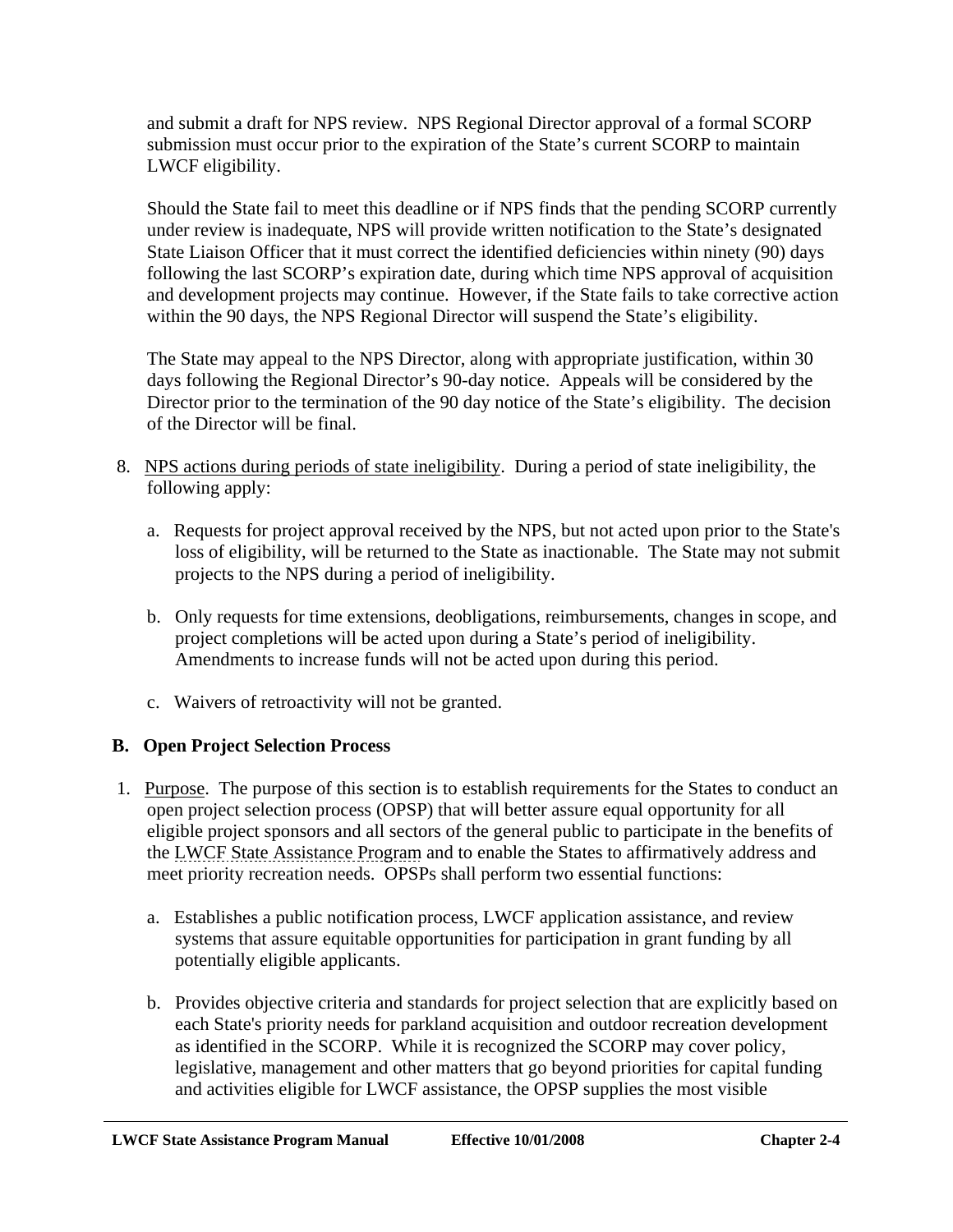and submit a draft for NPS review. NPS Regional Director approval of a formal SCORP submission must occur prior to the expiration of the State's current SCORP to maintain LWCF eligibility.

Should the State fail to meet this deadline or if NPS finds that the pending SCORP currently under review is inadequate, NPS will provide written notification to the State's designated State Liaison Officer that it must correct the identified deficiencies within ninety (90) days following the last SCORP's expiration date, during which time NPS approval of acquisition and development projects may continue. However, if the State fails to take corrective action within the 90 days, the NPS Regional Director will suspend the State's eligibility.

The State may appeal to the NPS Director, along with appropriate justification, within 30 days following the Regional Director's 90-day notice. Appeals will be considered by the Director prior to the termination of the 90 day notice of the State's eligibility. The decision of the Director will be final.

8. NPS actions during periods of state ineligibility. During a period of state ineligibility, the following apply:

   a. Requests for project approval received by the NPS, but not acted upon prior to the State's loss of eligibility, will be returned to the State as inactionable. The State may not submit projects to the NPS during a period of ineligibility.

   b. Only requests for time extensions, deobligations, reimbursements, changes in scope, and project completions will be acted upon during a State's period of ineligibility. Amendments to increase funds will not be acted upon during this period.

   c. Waivers of retroactivity will not be granted.

## B. Open Project Selection Process

1. Purpose. The purpose of this section is to establish requirements for the States to conduct an open project selection process (OPSP) that will better assure equal opportunity for all eligible project sponsors and all sectors of the general public to participate in the benefits of the LWCF State Assistance Program and to enable the States to affirmatively address and meet priority recreation needs. OPSPs shall perform two essential functions:

   a. Establishes a public notification process, LWCF application assistance, and review systems that assure equitable opportunities for participation in grant funding by all potentially eligible applicants.

   b. Provides objective criteria and standards for project selection that are explicitly based on each State's priority needs for parkland acquisition and outdoor recreation development as identified in the SCORP. While it is recognized the SCORP may cover policy, legislative, management and other matters that go beyond priorities for capital funding and activities eligible for LWCF assistance, the OPSP supplies the most visible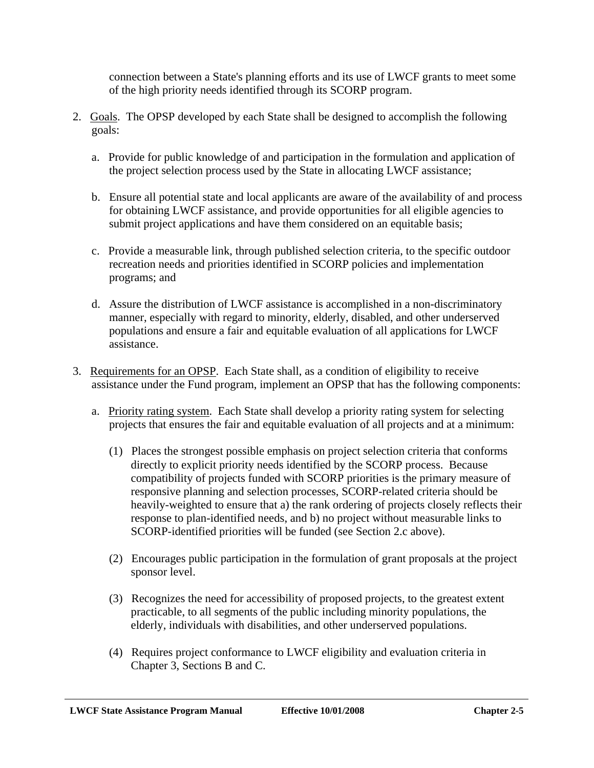connection between a State's planning efforts and its use of LWCF grants to meet some of the high priority needs identified through its SCORP program.

2. Goals. The OPSP developed by each State shall be designed to accomplish the following goals:

   a. Provide for public knowledge of and participation in the formulation and application of the project selection process used by the State in allocating LWCF assistance;

   b. Ensure all potential state and local applicants are aware of the availability of and process for obtaining LWCF assistance, and provide opportunities for all eligible agencies to submit project applications and have them considered on an equitable basis;

   c. Provide a measurable link, through published selection criteria, to the specific outdoor recreation needs and priorities identified in SCORP policies and implementation programs; and

   d. Assure the distribution of LWCF assistance is accomplished in a non-discriminatory manner, especially with regard to minority, elderly, disabled, and other underserved populations and ensure a fair and equitable evaluation of all applications for LWCF assistance.

3. Requirements for an OPSP. Each State shall, as a condition of eligibility to receive assistance under the Fund program, implement an OPSP that has the following components:

   a. Priority rating system. Each State shall develop a priority rating system for selecting projects that ensures the fair and equitable evaluation of all projects and at a minimum:

      (1) Places the strongest possible emphasis on project selection criteria that conforms directly to explicit priority needs identified by the SCORP process. Because compatibility of projects funded with SCORP priorities is the primary measure of responsive planning and selection processes, SCORP-related criteria should be heavily-weighted to ensure that a) the rank ordering of projects closely reflects their response to plan-identified needs, and b) no project without measurable links to SCORP-identified priorities will be funded (see Section 2.c above).

      (2) Encourages public participation in the formulation of grant proposals at the project sponsor level.

      (3) Recognizes the need for accessibility of proposed projects, to the greatest extent practicable, to all segments of the public including minority populations, the elderly, individuals with disabilities, and other underserved populations.

      (4) Requires project conformance to LWCF eligibility and evaluation criteria in Chapter 3, Sections B and C.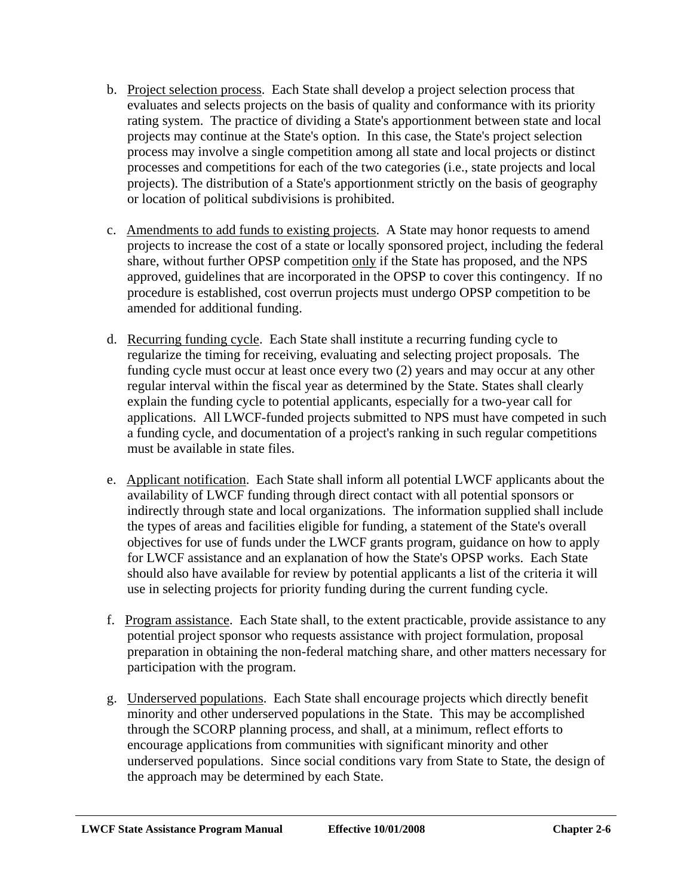b. Project selection process. Each State shall develop a project selection process that evaluates and selects projects on the basis of quality and conformance with its priority rating system. The practice of dividing a State's apportionment between state and local projects may continue at the State's option. In this case, the State's project selection process may involve a single competition among all state and local projects or distinct processes and competitions for each of the two categories (i.e., state projects and local projects). The distribution of a State's apportionment strictly on the basis of geography or location of political subdivisions is prohibited.

c. Amendments to add funds to existing projects. A State may honor requests to amend projects to increase the cost of a state or locally sponsored project, including the federal share, without further OPSP competition only if the State has proposed, and the NPS approved, guidelines that are incorporated in the OPSP to cover this contingency. If no procedure is established, cost overrun projects must undergo OPSP competition to be amended for additional funding.

d. Recurring funding cycle. Each State shall institute a recurring funding cycle to regularize the timing for receiving, evaluating and selecting project proposals. The funding cycle must occur at least once every two (2) years and may occur at any other regular interval within the fiscal year as determined by the State. States shall clearly explain the funding cycle to potential applicants, especially for a two-year call for applications. All LWCF-funded projects submitted to NPS must have competed in such a funding cycle, and documentation of a project's ranking in such regular competitions must be available in state files.

e. Applicant notification. Each State shall inform all potential LWCF applicants about the availability of LWCF funding through direct contact with all potential sponsors or indirectly through state and local organizations. The information supplied shall include the types of areas and facilities eligible for funding, a statement of the State's overall objectives for use of funds under the LWCF grants program, guidance on how to apply for LWCF assistance and an explanation of how the State's OPSP works. Each State should also have available for review by potential applicants a list of the criteria it will use in selecting projects for priority funding during the current funding cycle.

f. Program assistance. Each State shall, to the extent practicable, provide assistance to any potential project sponsor who requests assistance with project formulation, proposal preparation in obtaining the non-federal matching share, and other matters necessary for participation with the program.

g. Underserved populations. Each State shall encourage projects which directly benefit minority and other underserved populations in the State. This may be accomplished through the SCORP planning process, and shall, at a minimum, reflect efforts to encourage applications from communities with significant minority and other underserved populations. Since social conditions vary from State to State, the design of the approach may be determined by each State.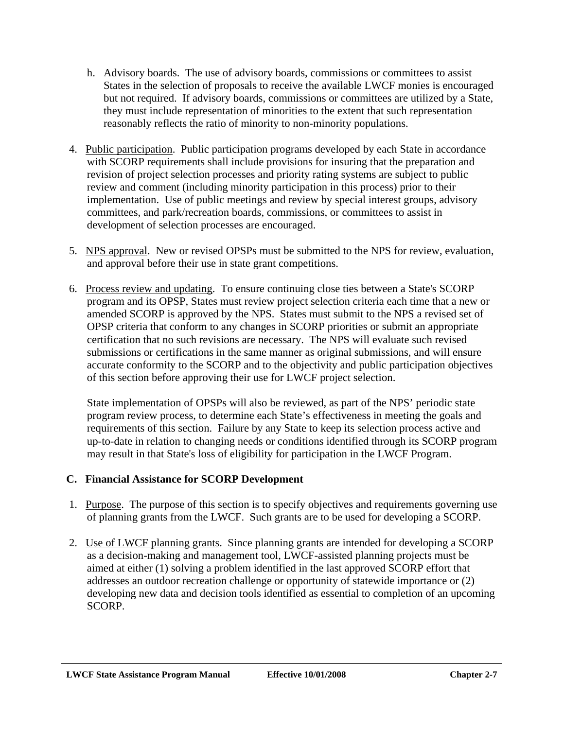h. Advisory boards. The use of advisory boards, commissions or committees to assist States in the selection of proposals to receive the available LWCF monies is encouraged but not required. If advisory boards, commissions or committees are utilized by a State, they must include representation of minorities to the extent that such representation reasonably reflects the ratio of minority to non-minority populations.

4. Public participation. Public participation programs developed by each State in accordance with SCORP requirements shall include provisions for insuring that the preparation and revision of project selection processes and priority rating systems are subject to public review and comment (including minority participation in this process) prior to their implementation. Use of public meetings and review by special interest groups, advisory committees, and park/recreation boards, commissions, or committees to assist in development of selection processes are encouraged.

5. NPS approval. New or revised OPSPs must be submitted to the NPS for review, evaluation, and approval before their use in state grant competitions.

6. Process review and updating. To ensure continuing close ties between a State's SCORP program and its OPSP, States must review project selection criteria each time that a new or amended SCORP is approved by the NPS. States must submit to the NPS a revised set of OPSP criteria that conform to any changes in SCORP priorities or submit an appropriate certification that no such revisions are necessary. The NPS will evaluate such revised submissions or certifications in the same manner as original submissions, and will ensure accurate conformity to the SCORP and to the objectivity and public participation objectives of this section before approving their use for LWCF project selection.

   State implementation of OPSPs will also be reviewed, as part of the NPS' periodic state program review process, to determine each State's effectiveness in meeting the goals and requirements of this section. Failure by any State to keep its selection process active and up-to-date in relation to changing needs or conditions identified through its SCORP program may result in that State's loss of eligibility for participation in the LWCF Program.

### C. Financial Assistance for SCORP Development

1. Purpose. The purpose of this section is to specify objectives and requirements governing use of planning grants from the LWCF. Such grants are to be used for developing a SCORP.

2. Use of LWCF planning grants. Since planning grants are intended for developing a SCORP as a decision-making and management tool, LWCF-assisted planning projects must be aimed at either (1) solving a problem identified in the last approved SCORP effort that addresses an outdoor recreation challenge or opportunity of statewide importance or (2) developing new data and decision tools identified as essential to completion of an upcoming SCORP.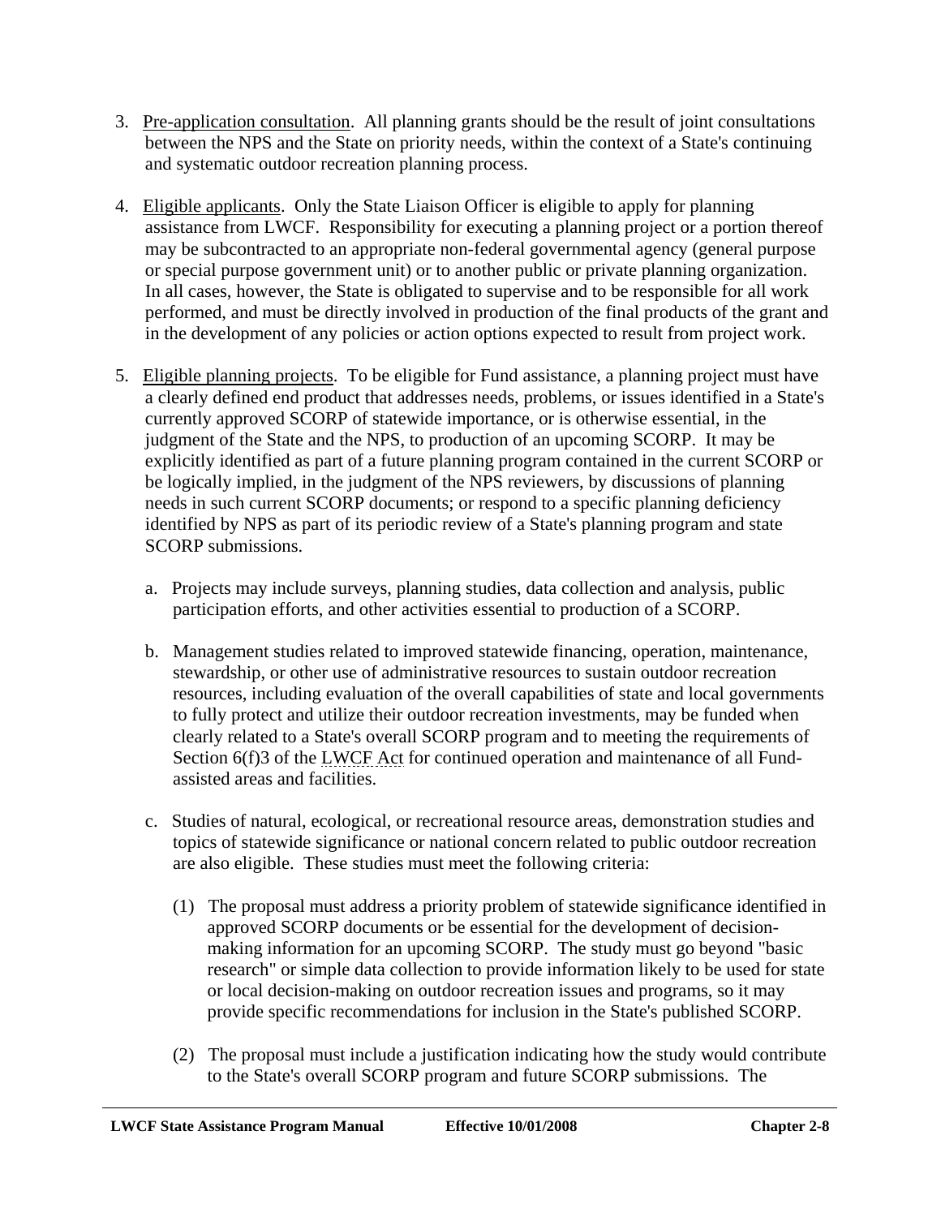3. Pre-application consultation. All planning grants should be the result of joint consultations between the NPS and the State on priority needs, within the context of a State's continuing and systematic outdoor recreation planning process.

4. Eligible applicants. Only the State Liaison Officer is eligible to apply for planning assistance from LWCF. Responsibility for executing a planning project or a portion thereof may be subcontracted to an appropriate non-federal governmental agency (general purpose or special purpose government unit) or to another public or private planning organization. In all cases, however, the State is obligated to supervise and to be responsible for all work performed, and must be directly involved in production of the final products of the grant and in the development of any policies or action options expected to result from project work.

5. Eligible planning projects. To be eligible for Fund assistance, a planning project must have a clearly defined end product that addresses needs, problems, or issues identified in a State's currently approved SCORP of statewide importance, or is otherwise essential, in the judgment of the State and the NPS, to production of an upcoming SCORP. It may be explicitly identified as part of a future planning program contained in the current SCORP or be logically implied, in the judgment of the NPS reviewers, by discussions of planning needs in such current SCORP documents; or respond to a specific planning deficiency identified by NPS as part of its periodic review of a State's planning program and state SCORP submissions.

   a. Projects may include surveys, planning studies, data collection and analysis, public participation efforts, and other activities essential to production of a SCORP.

   b. Management studies related to improved statewide financing, operation, maintenance, stewardship, or other use of administrative resources to sustain outdoor recreation resources, including evaluation of the overall capabilities of state and local governments to fully protect and utilize their outdoor recreation investments, may be funded when clearly related to a State's overall SCORP program and to meeting the requirements of Section 6(f)3 of the LWCF Act for continued operation and maintenance of all Fund-assisted areas and facilities.

   c. Studies of natural, ecological, or recreational resource areas, demonstration studies and topics of statewide significance or national concern related to public outdoor recreation are also eligible. These studies must meet the following criteria:

      (1) The proposal must address a priority problem of statewide significance identified in approved SCORP documents or be essential for the development of decision-making information for an upcoming SCORP. The study must go beyond "basic research" or simple data collection to provide information likely to be used for state or local decision-making on outdoor recreation issues and programs, so it may provide specific recommendations for inclusion in the State's published SCORP.

      (2) The proposal must include a justification indicating how the study would contribute to the State's overall SCORP program and future SCORP submissions. The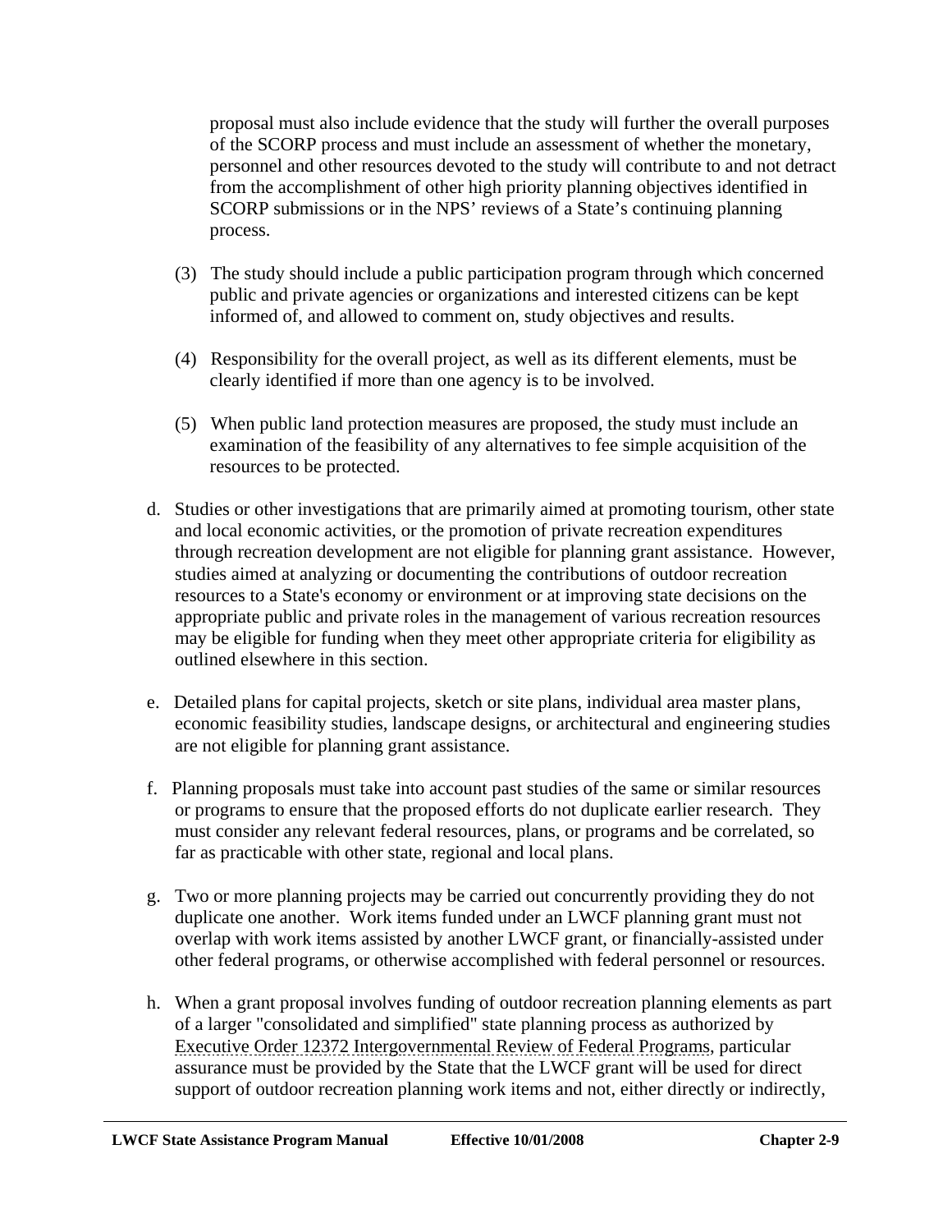proposal must also include evidence that the study will further the overall purposes of the SCORP process and must include an assessment of whether the monetary, personnel and other resources devoted to the study will contribute to and not detract from the accomplishment of other high priority planning objectives identified in SCORP submissions or in the NPS' reviews of a State's continuing planning process.

(3) The study should include a public participation program through which concerned public and private agencies or organizations and interested citizens can be kept informed of, and allowed to comment on, study objectives and results.

(4) Responsibility for the overall project, as well as its different elements, must be clearly identified if more than one agency is to be involved.

(5) When public land protection measures are proposed, the study must include an examination of the feasibility of any alternatives to fee simple acquisition of the resources to be protected.

d. Studies or other investigations that are primarily aimed at promoting tourism, other state and local economic activities, or the promotion of private recreation expenditures through recreation development are not eligible for planning grant assistance. However, studies aimed at analyzing or documenting the contributions of outdoor recreation resources to a State's economy or environment or at improving state decisions on the appropriate public and private roles in the management of various recreation resources may be eligible for funding when they meet other appropriate criteria for eligibility as outlined elsewhere in this section.

e. Detailed plans for capital projects, sketch or site plans, individual area master plans, economic feasibility studies, landscape designs, or architectural and engineering studies are not eligible for planning grant assistance.

f. Planning proposals must take into account past studies of the same or similar resources or programs to ensure that the proposed efforts do not duplicate earlier research. They must consider any relevant federal resources, plans, or programs and be correlated, so far as practicable with other state, regional and local plans.

g. Two or more planning projects may be carried out concurrently providing they do not duplicate one another. Work items funded under an LWCF planning grant must not overlap with work items assisted by another LWCF grant, or financially-assisted under other federal programs, or otherwise accomplished with federal personnel or resources.

h. When a grant proposal involves funding of outdoor recreation planning elements as part of a larger "consolidated and simplified" state planning process as authorized by Executive Order 12372 Intergovernmental Review of Federal Programs, particular assurance must be provided by the State that the LWCF grant will be used for direct support of outdoor recreation planning work items and not, either directly or indirectly,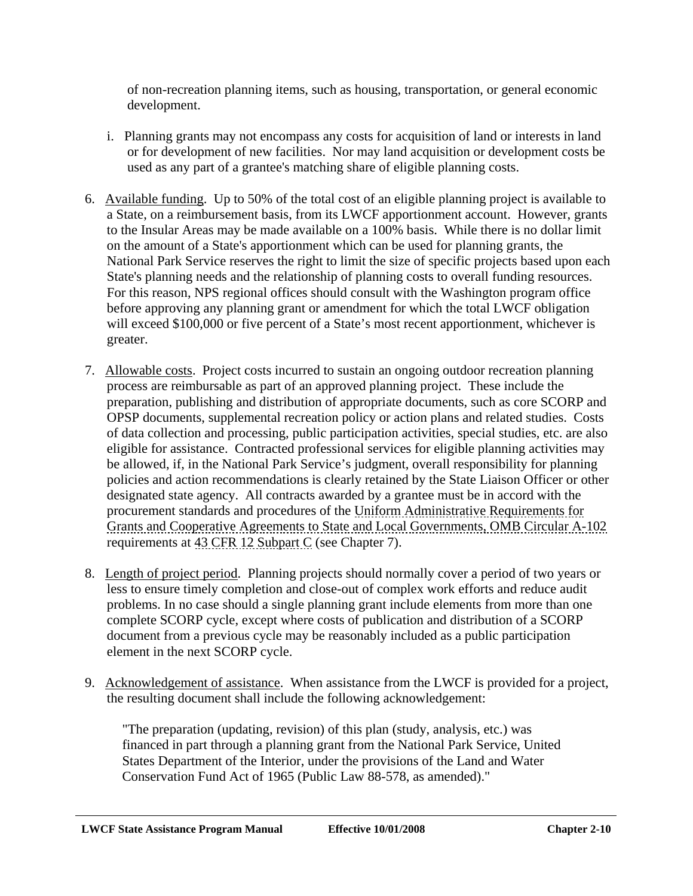of non-recreation planning items, such as housing, transportation, or general economic development.

i. Planning grants may not encompass any costs for acquisition of land or interests in land or for development of new facilities. Nor may land acquisition or development costs be used as any part of a grantee's matching share of eligible planning costs.

6. Available funding. Up to 50% of the total cost of an eligible planning project is available to a State, on a reimbursement basis, from its LWCF apportionment account. However, grants to the Insular Areas may be made available on a 100% basis. While there is no dollar limit on the amount of a State's apportionment which can be used for planning grants, the National Park Service reserves the right to limit the size of specific projects based upon each State's planning needs and the relationship of planning costs to overall funding resources. For this reason, NPS regional offices should consult with the Washington program office before approving any planning grant or amendment for which the total LWCF obligation will exceed $100,000 or five percent of a State's most recent apportionment, whichever is greater.

7. Allowable costs. Project costs incurred to sustain an ongoing outdoor recreation planning process are reimbursable as part of an approved planning project. These include the preparation, publishing and distribution of appropriate documents, such as core SCORP and OPSP documents, supplemental recreation policy or action plans and related studies. Costs of data collection and processing, public participation activities, special studies, etc. are also eligible for assistance. Contracted professional services for eligible planning activities may be allowed, if, in the National Park Service's judgment, overall responsibility for planning policies and action recommendations is clearly retained by the State Liaison Officer or other designated state agency. All contracts awarded by a grantee must be in accord with the procurement standards and procedures of the Uniform Administrative Requirements for Grants and Cooperative Agreements to State and Local Governments, OMB Circular A-102 requirements at 43 CFR 12 Subpart C (see Chapter 7).

8. Length of project period. Planning projects should normally cover a period of two years or less to ensure timely completion and close-out of complex work efforts and reduce audit problems. In no case should a single planning grant include elements from more than one complete SCORP cycle, except where costs of publication and distribution of a SCORP document from a previous cycle may be reasonably included as a public participation element in the next SCORP cycle.

9. Acknowledgement of assistance. When assistance from the LWCF is provided for a project, the resulting document shall include the following acknowledgement:

   "The preparation (updating, revision) of this plan (study, analysis, etc.) was financed in part through a planning grant from the National Park Service, United States Department of the Interior, under the provisions of the Land and Water Conservation Fund Act of 1965 (Public Law 88-578, as amended)."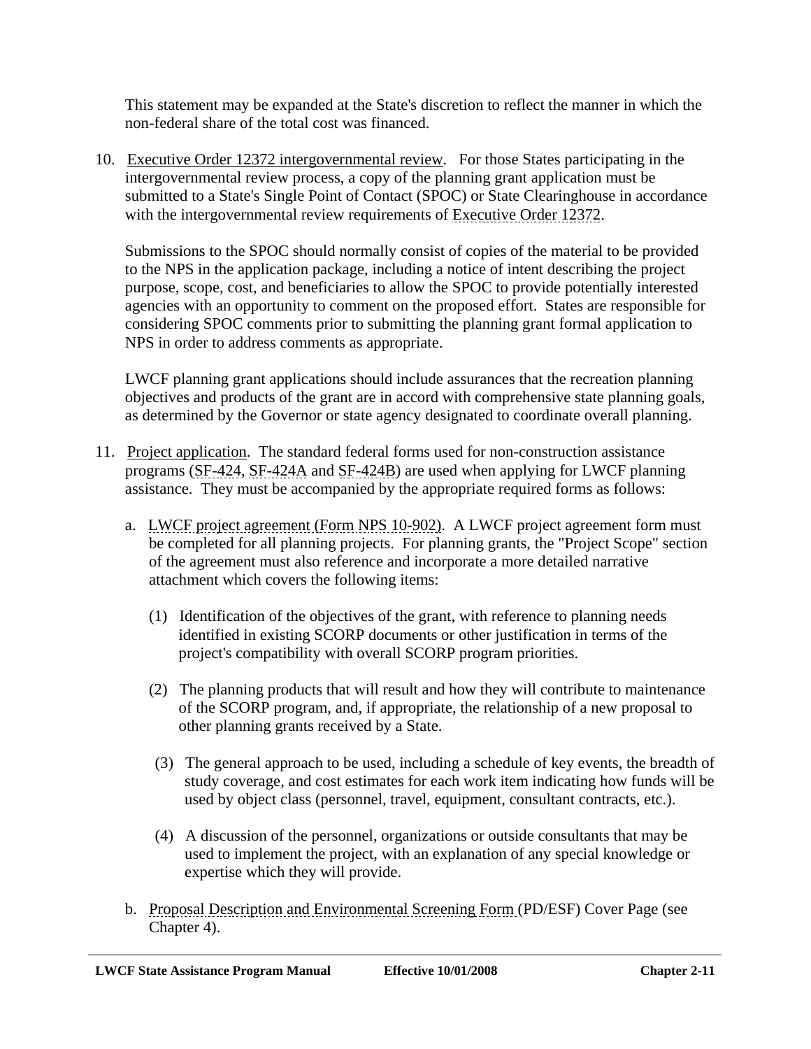This statement may be expanded at the State's discretion to reflect the manner in which the non-federal share of the total cost was financed.

10. Executive Order 12372 intergovernmental review. For those States participating in the intergovernmental review process, a copy of the planning grant application must be submitted to a State's Single Point of Contact (SPOC) or State Clearinghouse in accordance with the intergovernmental review requirements of Executive Order 12372.

    Submissions to the SPOC should normally consist of copies of the material to be provided to the NPS in the application package, including a notice of intent describing the project purpose, scope, cost, and beneficiaries to allow the SPOC to provide potentially interested agencies with an opportunity to comment on the proposed effort. States are responsible for considering SPOC comments prior to submitting the planning grant formal application to NPS in order to address comments as appropriate.

    LWCF planning grant applications should include assurances that the recreation planning objectives and products of the grant are in accord with comprehensive state planning goals, as determined by the Governor or state agency designated to coordinate overall planning.

11. Project application. The standard federal forms used for non-construction assistance programs (SF-424, SF-424A and SF-424B) are used when applying for LWCF planning assistance. They must be accompanied by the appropriate required forms as follows:

    a. LWCF project agreement (Form NPS 10-902). A LWCF project agreement form must be completed for all planning projects. For planning grants, the "Project Scope" section of the agreement must also reference and incorporate a more detailed narrative attachment which covers the following items:

        (1) Identification of the objectives of the grant, with reference to planning needs identified in existing SCORP documents or other justification in terms of the project's compatibility with overall SCORP program priorities.

        (2) The planning products that will result and how they will contribute to maintenance of the SCORP program, and, if appropriate, the relationship of a new proposal to other planning grants received by a State.

        (3) The general approach to be used, including a schedule of key events, the breadth of study coverage, and cost estimates for each work item indicating how funds will be used by object class (personnel, travel, equipment, consultant contracts, etc.).

        (4) A discussion of the personnel, organizations or outside consultants that may be used to implement the project, with an explanation of any special knowledge or expertise which they will provide.

    b. Proposal Description and Environmental Screening Form (PD/ESF) Cover Page (see Chapter 4).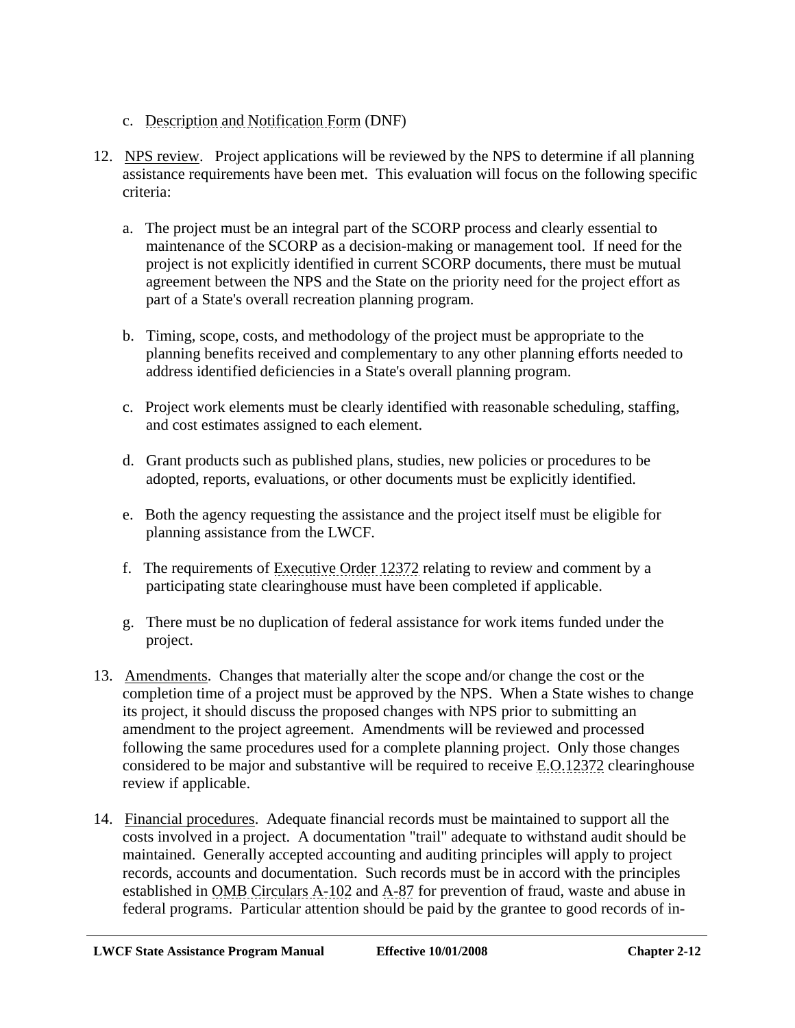c. Description and Notification Form (DNF)

12. NPS review. Project applications will be reviewed by the NPS to determine if all planning assistance requirements have been met. This evaluation will focus on the following specific criteria:

    a. The project must be an integral part of the SCORP process and clearly essential to maintenance of the SCORP as a decision-making or management tool. If need for the project is not explicitly identified in current SCORP documents, there must be mutual agreement between the NPS and the State on the priority need for the project effort as part of a State's overall recreation planning program.

    b. Timing, scope, costs, and methodology of the project must be appropriate to the planning benefits received and complementary to any other planning efforts needed to address identified deficiencies in a State's overall planning program.

    c. Project work elements must be clearly identified with reasonable scheduling, staffing, and cost estimates assigned to each element.

    d. Grant products such as published plans, studies, new policies or procedures to be adopted, reports, evaluations, or other documents must be explicitly identified.

    e. Both the agency requesting the assistance and the project itself must be eligible for planning assistance from the LWCF.

    f. The requirements of Executive Order 12372 relating to review and comment by a participating state clearinghouse must have been completed if applicable.

    g. There must be no duplication of federal assistance for work items funded under the project.

13. Amendments. Changes that materially alter the scope and/or change the cost or the completion time of a project must be approved by the NPS. When a State wishes to change its project, it should discuss the proposed changes with NPS prior to submitting an amendment to the project agreement. Amendments will be reviewed and processed following the same procedures used for a complete planning project. Only those changes considered to be major and substantive will be required to receive E.O.12372 clearinghouse review if applicable.

14. Financial procedures. Adequate financial records must be maintained to support all the costs involved in a project. A documentation "trail" adequate to withstand audit should be maintained. Generally accepted accounting and auditing principles will apply to project records, accounts and documentation. Such records must be in accord with the principles established in OMB Circulars A-102 and A-87 for prevention of fraud, waste and abuse in federal programs. Particular attention should be paid by the grantee to good records of in-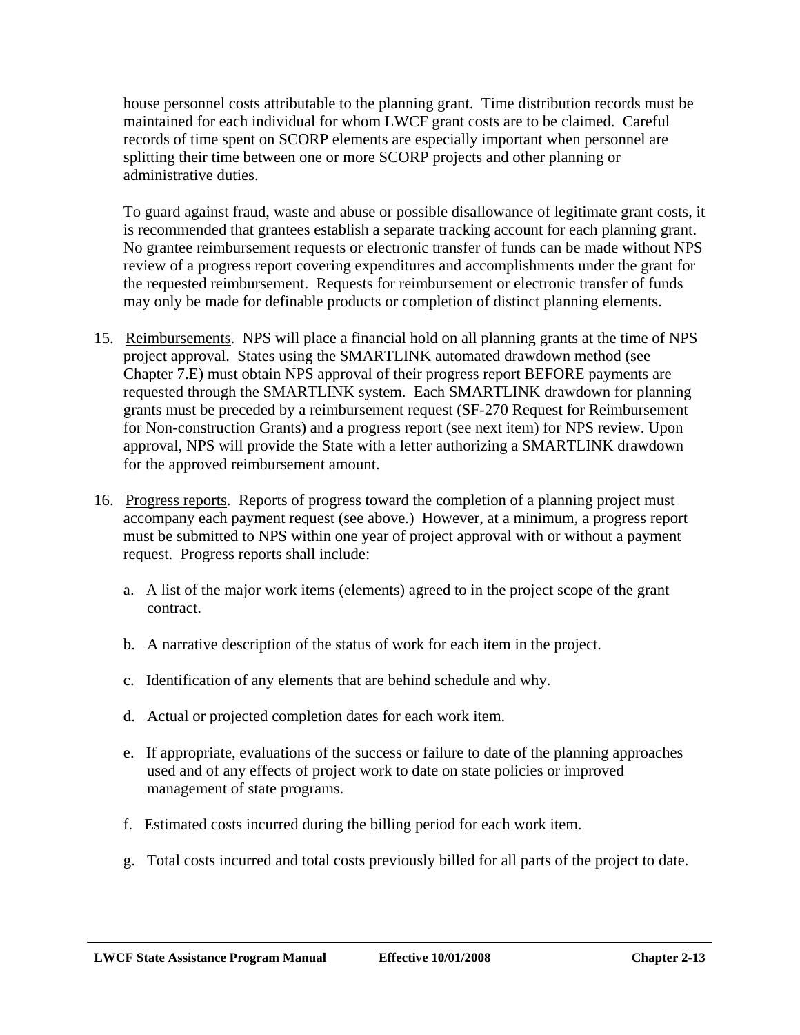house personnel costs attributable to the planning grant. Time distribution records must be maintained for each individual for whom LWCF grant costs are to be claimed. Careful records of time spent on SCORP elements are especially important when personnel are splitting their time between one or more SCORP projects and other planning or administrative duties.

To guard against fraud, waste and abuse or possible disallowance of legitimate grant costs, it is recommended that grantees establish a separate tracking account for each planning grant. No grantee reimbursement requests or electronic transfer of funds can be made without NPS review of a progress report covering expenditures and accomplishments under the grant for the requested reimbursement. Requests for reimbursement or electronic transfer of funds may only be made for definable products or completion of distinct planning elements.

15. Reimbursements. NPS will place a financial hold on all planning grants at the time of NPS project approval. States using the SMARTLINK automated drawdown method (see Chapter 7.E) must obtain NPS approval of their progress report BEFORE payments are requested through the SMARTLINK system. Each SMARTLINK drawdown for planning grants must be preceded by a reimbursement request (SF-270 Request for Reimbursement for Non-construction Grants) and a progress report (see next item) for NPS review. Upon approval, NPS will provide the State with a letter authorizing a SMARTLINK drawdown for the approved reimbursement amount.

16. Progress reports. Reports of progress toward the completion of a planning project must accompany each payment request (see above.) However, at a minimum, a progress report must be submitted to NPS within one year of project approval with or without a payment request. Progress reports shall include:

    a. A list of the major work items (elements) agreed to in the project scope of the grant contract.

    b. A narrative description of the status of work for each item in the project.

    c. Identification of any elements that are behind schedule and why.

    d. Actual or projected completion dates for each work item.

    e. If appropriate, evaluations of the success or failure to date of the planning approaches used and of any effects of project work to date on state policies or improved management of state programs.

    f. Estimated costs incurred during the billing period for each work item.

    g. Total costs incurred and total costs previously billed for all parts of the project to date.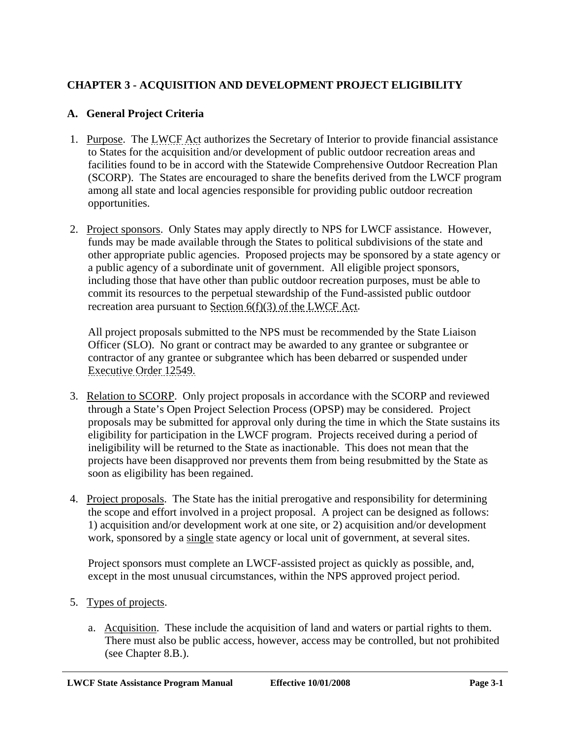# CHAPTER 3 - ACQUISITION AND DEVELOPMENT PROJECT ELIGIBILITY

## A. General Project Criteria

1. Purpose. The LWCF Act authorizes the Secretary of Interior to provide financial assistance to States for the acquisition and/or development of public outdoor recreation areas and facilities found to be in accord with the Statewide Comprehensive Outdoor Recreation Plan (SCORP). The States are encouraged to share the benefits derived from the LWCF program among all state and local agencies responsible for providing public outdoor recreation opportunities.

2. Project sponsors. Only States may apply directly to NPS for LWCF assistance. However, funds may be made available through the States to political subdivisions of the state and other appropriate public agencies. Proposed projects may be sponsored by a state agency or a public agency of a subordinate unit of government. All eligible project sponsors, including those that have other than public outdoor recreation purposes, must be able to commit its resources to the perpetual stewardship of the Fund-assisted public outdoor recreation area pursuant to Section 6(f)(3) of the LWCF Act.

   All project proposals submitted to the NPS must be recommended by the State Liaison Officer (SLO). No grant or contract may be awarded to any grantee or subgrantee or contractor of any grantee or subgrantee which has been debarred or suspended under Executive Order 12549.

3. Relation to SCORP. Only project proposals in accordance with the SCORP and reviewed through a State's Open Project Selection Process (OPSP) may be considered. Project proposals may be submitted for approval only during the time in which the State sustains its eligibility for participation in the LWCF program. Projects received during a period of ineligibility will be returned to the State as inactionable. This does not mean that the projects have been disapproved nor prevents them from being resubmitted by the State as soon as eligibility has been regained.

4. Project proposals. The State has the initial prerogative and responsibility for determining the scope and effort involved in a project proposal. A project can be designed as follows: 1) acquisition and/or development work at one site, or 2) acquisition and/or development work, sponsored by a single state agency or local unit of government, at several sites.

   Project sponsors must complete an LWCF-assisted project as quickly as possible, and, except in the most unusual circumstances, within the NPS approved project period.

5. Types of projects.

   a. Acquisition. These include the acquisition of land and waters or partial rights to them. There must also be public access, however, access may be controlled, but not prohibited (see Chapter 8.B.).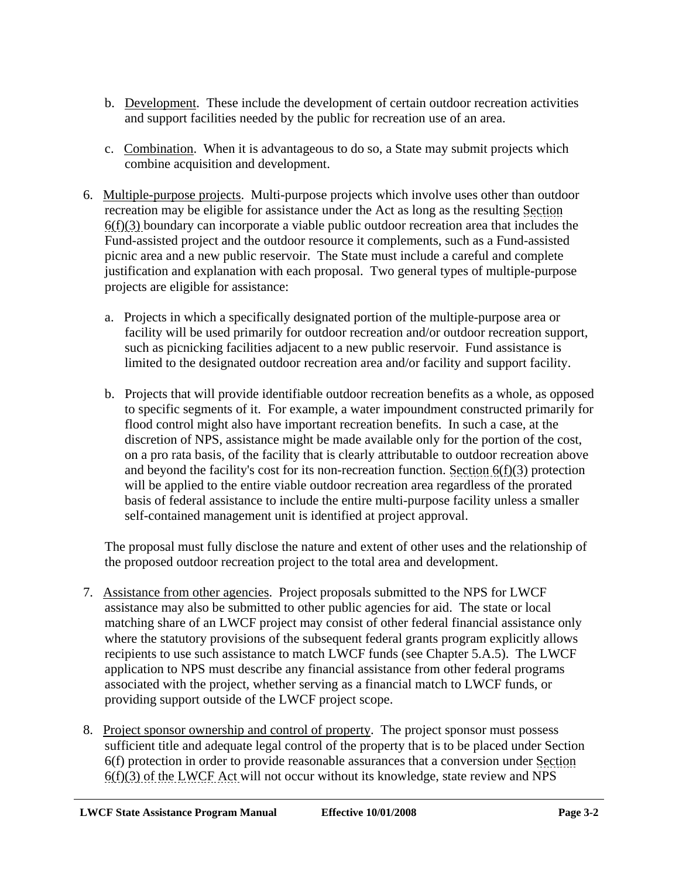b. Development. These include the development of certain outdoor recreation activities and support facilities needed by the public for recreation use of an area.

c. Combination. When it is advantageous to do so, a State may submit projects which combine acquisition and development.

6. Multiple-purpose projects. Multi-purpose projects which involve uses other than outdoor recreation may be eligible for assistance under the Act as long as the resulting Section 6(f)(3) boundary can incorporate a viable public outdoor recreation area that includes the Fund-assisted project and the outdoor resource it complements, such as a Fund-assisted picnic area and a new public reservoir. The State must include a careful and complete justification and explanation with each proposal. Two general types of multiple-purpose projects are eligible for assistance:

   a. Projects in which a specifically designated portion of the multiple-purpose area or facility will be used primarily for outdoor recreation and/or outdoor recreation support, such as picnicking facilities adjacent to a new public reservoir. Fund assistance is limited to the designated outdoor recreation area and/or facility and support facility.

   b. Projects that will provide identifiable outdoor recreation benefits as a whole, as opposed to specific segments of it. For example, a water impoundment constructed primarily for flood control might also have important recreation benefits. In such a case, at the discretion of NPS, assistance might be made available only for the portion of the cost, on a pro rata basis, of the facility that is clearly attributable to outdoor recreation above and beyond the facility's cost for its non-recreation function. Section 6(f)(3) protection will be applied to the entire viable outdoor recreation area regardless of the prorated basis of federal assistance to include the entire multi-purpose facility unless a smaller self-contained management unit is identified at project approval.

   The proposal must fully disclose the nature and extent of other uses and the relationship of the proposed outdoor recreation project to the total area and development.

7. Assistance from other agencies. Project proposals submitted to the NPS for LWCF assistance may also be submitted to other public agencies for aid. The state or local matching share of an LWCF project may consist of other federal financial assistance only where the statutory provisions of the subsequent federal grants program explicitly allows recipients to use such assistance to match LWCF funds (see Chapter 5.A.5). The LWCF application to NPS must describe any financial assistance from other federal programs associated with the project, whether serving as a financial match to LWCF funds, or providing support outside of the LWCF project scope.

8. Project sponsor ownership and control of property. The project sponsor must possess sufficient title and adequate legal control of the property that is to be placed under Section 6(f) protection in order to provide reasonable assurances that a conversion under Section 6(f)(3) of the LWCF Act will not occur without its knowledge, state review and NPS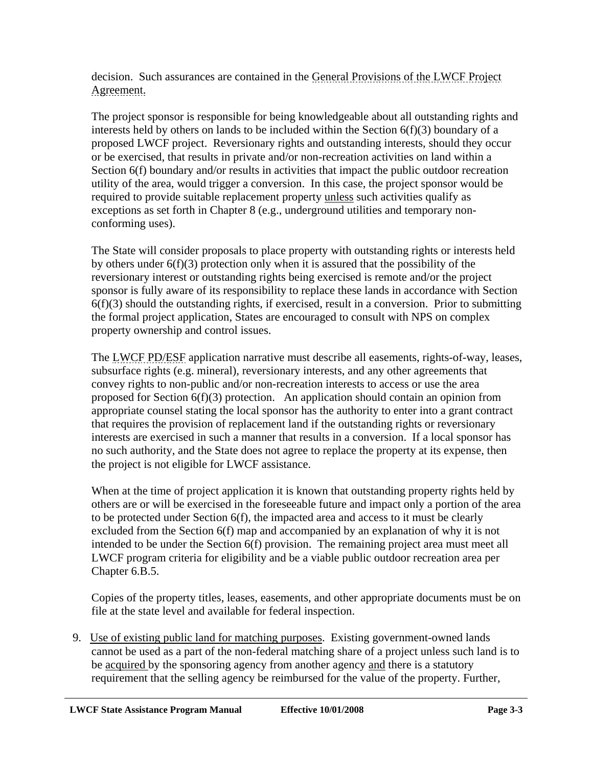decision. Such assurances are contained in the General Provisions of the LWCF Project Agreement.

The project sponsor is responsible for being knowledgeable about all outstanding rights and interests held by others on lands to be included within the Section 6(f)(3) boundary of a proposed LWCF project. Reversionary rights and outstanding interests, should they occur or be exercised, that results in private and/or non-recreation activities on land within a Section 6(f) boundary and/or results in activities that impact the public outdoor recreation utility of the area, would trigger a conversion. In this case, the project sponsor would be required to provide suitable replacement property unless such activities qualify as exceptions as set forth in Chapter 8 (e.g., underground utilities and temporary non-conforming uses).

The State will consider proposals to place property with outstanding rights or interests held by others under 6(f)(3) protection only when it is assured that the possibility of the reversionary interest or outstanding rights being exercised is remote and/or the project sponsor is fully aware of its responsibility to replace these lands in accordance with Section 6(f)(3) should the outstanding rights, if exercised, result in a conversion. Prior to submitting the formal project application, States are encouraged to consult with NPS on complex property ownership and control issues.

The LWCF PD/ESF application narrative must describe all easements, rights-of-way, leases, subsurface rights (e.g. mineral), reversionary interests, and any other agreements that convey rights to non-public and/or non-recreation interests to access or use the area proposed for Section 6(f)(3) protection. An application should contain an opinion from appropriate counsel stating the local sponsor has the authority to enter into a grant contract that requires the provision of replacement land if the outstanding rights or reversionary interests are exercised in such a manner that results in a conversion. If a local sponsor has no such authority, and the State does not agree to replace the property at its expense, then the project is not eligible for LWCF assistance.

When at the time of project application it is known that outstanding property rights held by others are or will be exercised in the foreseeable future and impact only a portion of the area to be protected under Section 6(f), the impacted area and access to it must be clearly excluded from the Section 6(f) map and accompanied by an explanation of why it is not intended to be under the Section 6(f) provision. The remaining project area must meet all LWCF program criteria for eligibility and be a viable public outdoor recreation area per Chapter 6.B.5.

Copies of the property titles, leases, easements, and other appropriate documents must be on file at the state level and available for federal inspection.

9. Use of existing public land for matching purposes. Existing government-owned lands cannot be used as a part of the non-federal matching share of a project unless such land is to be acquired by the sponsoring agency from another agency and there is a statutory requirement that the selling agency be reimbursed for the value of the property. Further,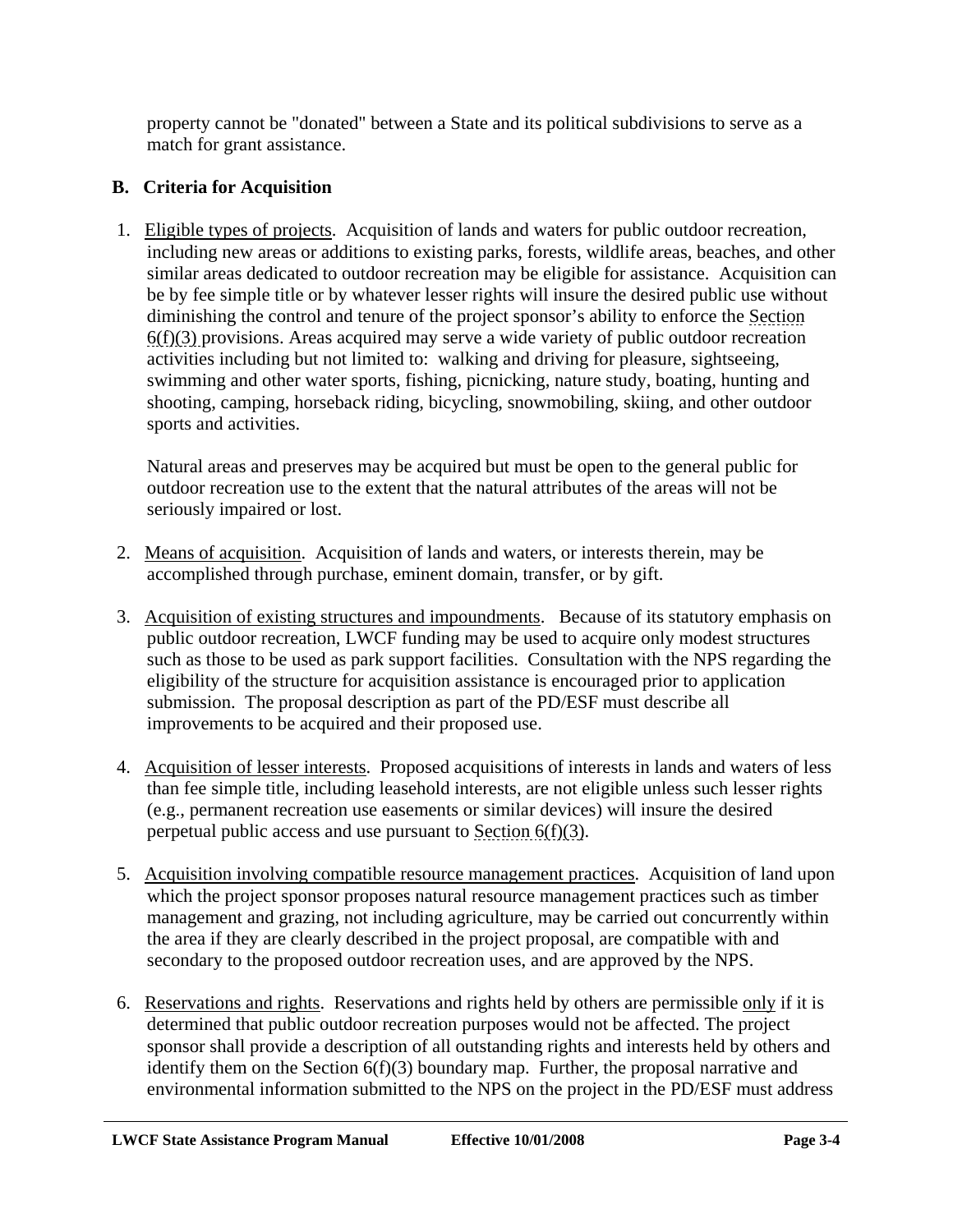property cannot be "donated" between a State and its political subdivisions to serve as a match for grant assistance.

### B. Criteria for Acquisition

1. Eligible types of projects. Acquisition of lands and waters for public outdoor recreation, including new areas or additions to existing parks, forests, wildlife areas, beaches, and other similar areas dedicated to outdoor recreation may be eligible for assistance. Acquisition can be by fee simple title or by whatever lesser rights will insure the desired public use without diminishing the control and tenure of the project sponsor's ability to enforce the Section 6(f)(3) provisions. Areas acquired may serve a wide variety of public outdoor recreation activities including but not limited to: walking and driving for pleasure, sightseeing, swimming and other water sports, fishing, picnicking, nature study, boating, hunting and shooting, camping, horseback riding, bicycling, snowmobiling, skiing, and other outdoor sports and activities.

   Natural areas and preserves may be acquired but must be open to the general public for outdoor recreation use to the extent that the natural attributes of the areas will not be seriously impaired or lost.

2. Means of acquisition. Acquisition of lands and waters, or interests therein, may be accomplished through purchase, eminent domain, transfer, or by gift.

3. Acquisition of existing structures and impoundments. Because of its statutory emphasis on public outdoor recreation, LWCF funding may be used to acquire only modest structures such as those to be used as park support facilities. Consultation with the NPS regarding the eligibility of the structure for acquisition assistance is encouraged prior to application submission. The proposal description as part of the PD/ESF must describe all improvements to be acquired and their proposed use.

4. Acquisition of lesser interests. Proposed acquisitions of interests in lands and waters of less than fee simple title, including leasehold interests, are not eligible unless such lesser rights (e.g., permanent recreation use easements or similar devices) will insure the desired perpetual public access and use pursuant to Section 6(f)(3).

5. Acquisition involving compatible resource management practices. Acquisition of land upon which the project sponsor proposes natural resource management practices such as timber management and grazing, not including agriculture, may be carried out concurrently within the area if they are clearly described in the project proposal, are compatible with and secondary to the proposed outdoor recreation uses, and are approved by the NPS.

6. Reservations and rights. Reservations and rights held by others are permissible only if it is determined that public outdoor recreation purposes would not be affected. The project sponsor shall provide a description of all outstanding rights and interests held by others and identify them on the Section 6(f)(3) boundary map. Further, the proposal narrative and environmental information submitted to the NPS on the project in the PD/ESF must address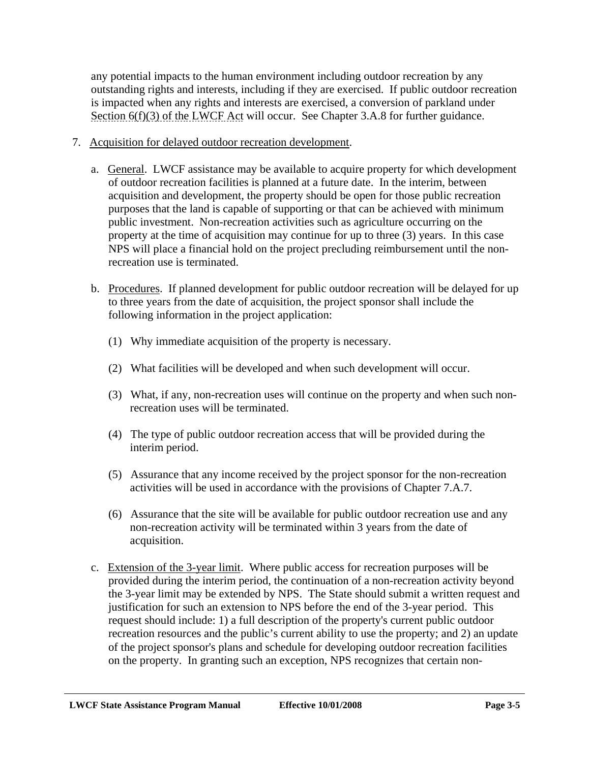any potential impacts to the human environment including outdoor recreation by any outstanding rights and interests, including if they are exercised. If public outdoor recreation is impacted when any rights and interests are exercised, a conversion of parkland under Section 6(f)(3) of the LWCF Act will occur. See Chapter 3.A.8 for further guidance.

7. Acquisition for delayed outdoor recreation development.

   a. General. LWCF assistance may be available to acquire property for which development of outdoor recreation facilities is planned at a future date. In the interim, between acquisition and development, the property should be open for those public recreation purposes that the land is capable of supporting or that can be achieved with minimum public investment. Non-recreation activities such as agriculture occurring on the property at the time of acquisition may continue for up to three (3) years. In this case NPS will place a financial hold on the project precluding reimbursement until the non-recreation use is terminated.

   b. Procedures. If planned development for public outdoor recreation will be delayed for up to three years from the date of acquisition, the project sponsor shall include the following information in the project application:

      (1) Why immediate acquisition of the property is necessary.

      (2) What facilities will be developed and when such development will occur.

      (3) What, if any, non-recreation uses will continue on the property and when such non-recreation uses will be terminated.

      (4) The type of public outdoor recreation access that will be provided during the interim period.

      (5) Assurance that any income received by the project sponsor for the non-recreation activities will be used in accordance with the provisions of Chapter 7.A.7.

      (6) Assurance that the site will be available for public outdoor recreation use and any non-recreation activity will be terminated within 3 years from the date of acquisition.

   c. Extension of the 3-year limit. Where public access for recreation purposes will be provided during the interim period, the continuation of a non-recreation activity beyond the 3-year limit may be extended by NPS. The State should submit a written request and justification for such an extension to NPS before the end of the 3-year period. This request should include: 1) a full description of the property's current public outdoor recreation resources and the public's current ability to use the property; and 2) an update of the project sponsor's plans and schedule for developing outdoor recreation facilities on the property. In granting such an exception, NPS recognizes that certain non-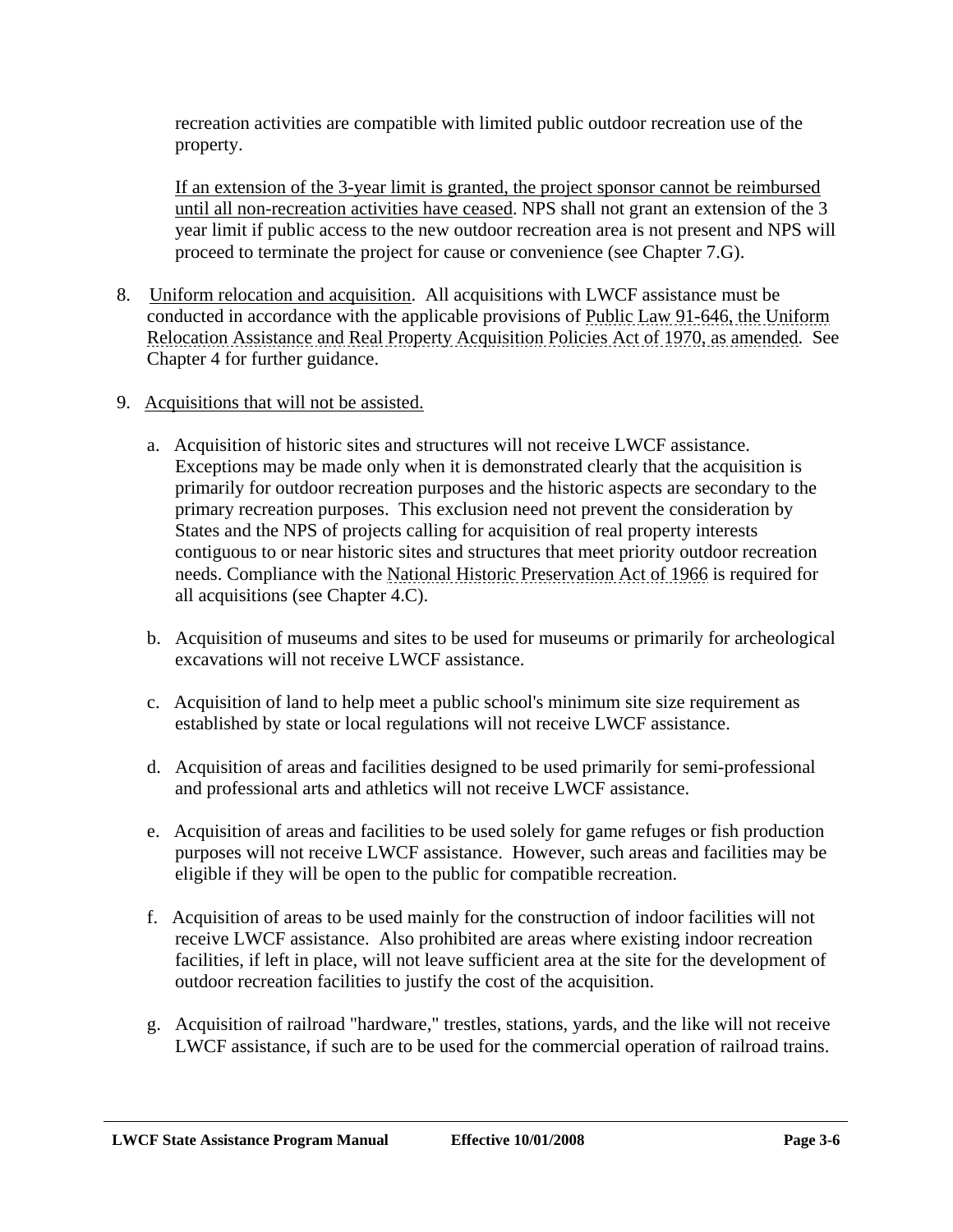recreation activities are compatible with limited public outdoor recreation use of the property.

If an extension of the 3-year limit is granted, the project sponsor cannot be reimbursed until all non-recreation activities have ceased. NPS shall not grant an extension of the 3 year limit if public access to the new outdoor recreation area is not present and NPS will proceed to terminate the project for cause or convenience (see Chapter 7.G).

8. Uniform relocation and acquisition. All acquisitions with LWCF assistance must be conducted in accordance with the applicable provisions of Public Law 91-646, the Uniform Relocation Assistance and Real Property Acquisition Policies Act of 1970, as amended. See Chapter 4 for further guidance.

9. Acquisitions that will not be assisted.

   a. Acquisition of historic sites and structures will not receive LWCF assistance. Exceptions may be made only when it is demonstrated clearly that the acquisition is primarily for outdoor recreation purposes and the historic aspects are secondary to the primary recreation purposes. This exclusion need not prevent the consideration by States and the NPS of projects calling for acquisition of real property interests contiguous to or near historic sites and structures that meet priority outdoor recreation needs. Compliance with the National Historic Preservation Act of 1966 is required for all acquisitions (see Chapter 4.C).

   b. Acquisition of museums and sites to be used for museums or primarily for archeological excavations will not receive LWCF assistance.

   c. Acquisition of land to help meet a public school's minimum site size requirement as established by state or local regulations will not receive LWCF assistance.

   d. Acquisition of areas and facilities designed to be used primarily for semi-professional and professional arts and athletics will not receive LWCF assistance.

   e. Acquisition of areas and facilities to be used solely for game refuges or fish production purposes will not receive LWCF assistance. However, such areas and facilities may be eligible if they will be open to the public for compatible recreation.

   f. Acquisition of areas to be used mainly for the construction of indoor facilities will not receive LWCF assistance. Also prohibited are areas where existing indoor recreation facilities, if left in place, will not leave sufficient area at the site for the development of outdoor recreation facilities to justify the cost of the acquisition.

   g. Acquisition of railroad "hardware," trestles, stations, yards, and the like will not receive LWCF assistance, if such are to be used for the commercial operation of railroad trains.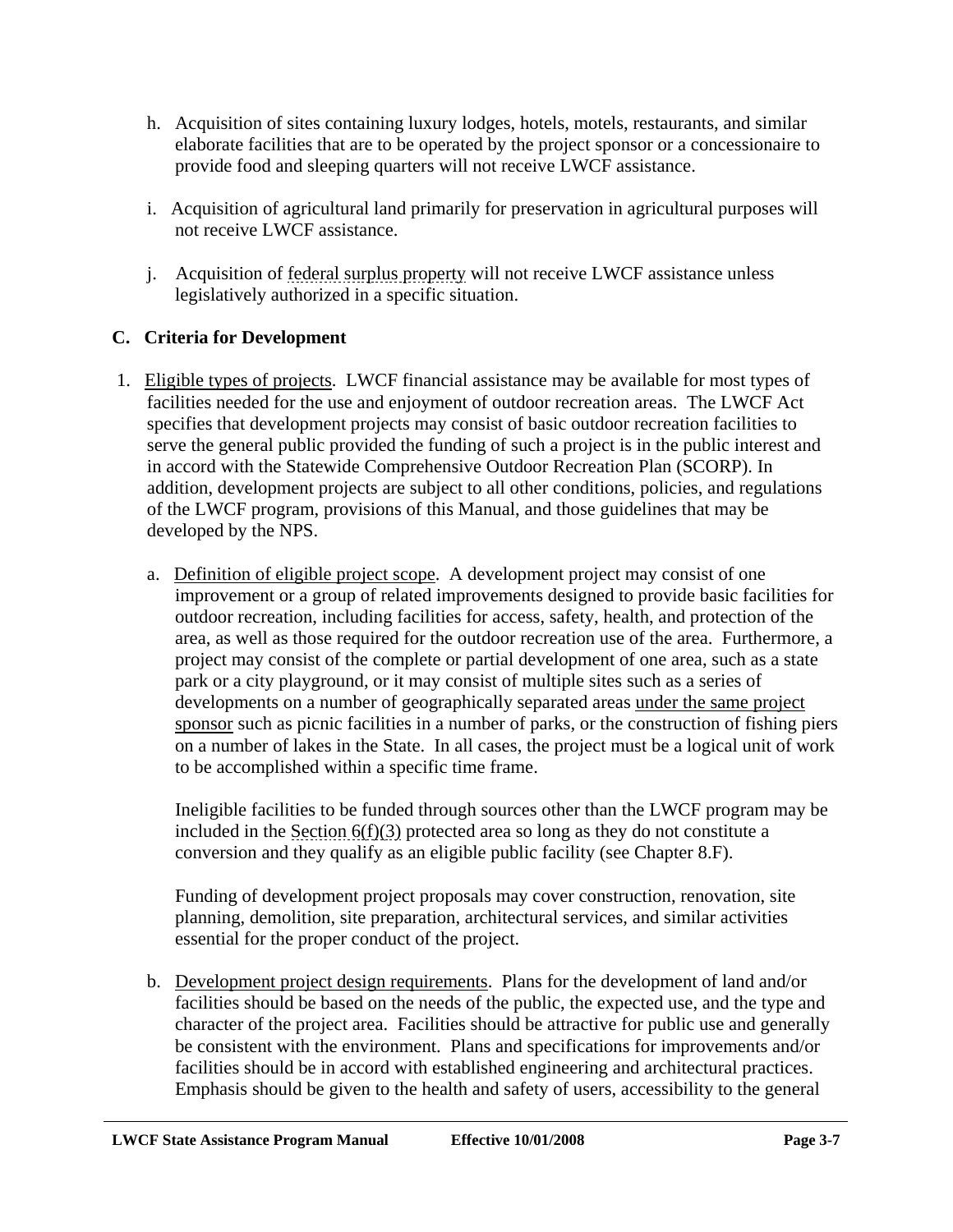h. Acquisition of sites containing luxury lodges, hotels, motels, restaurants, and similar elaborate facilities that are to be operated by the project sponsor or a concessionaire to provide food and sleeping quarters will not receive LWCF assistance.

i. Acquisition of agricultural land primarily for preservation in agricultural purposes will not receive LWCF assistance.

j. Acquisition of federal surplus property will not receive LWCF assistance unless legislatively authorized in a specific situation.

### C. Criteria for Development

1. Eligible types of projects. LWCF financial assistance may be available for most types of facilities needed for the use and enjoyment of outdoor recreation areas. The LWCF Act specifies that development projects may consist of basic outdoor recreation facilities to serve the general public provided the funding of such a project is in the public interest and in accord with the Statewide Comprehensive Outdoor Recreation Plan (SCORP). In addition, development projects are subject to all other conditions, policies, and regulations of the LWCF program, provisions of this Manual, and those guidelines that may be developed by the NPS.

   a. Definition of eligible project scope. A development project may consist of one improvement or a group of related improvements designed to provide basic facilities for outdoor recreation, including facilities for access, safety, health, and protection of the area, as well as those required for the outdoor recreation use of the area. Furthermore, a project may consist of the complete or partial development of one area, such as a state park or a city playground, or it may consist of multiple sites such as a series of developments on a number of geographically separated areas under the same project sponsor such as picnic facilities in a number of parks, or the construction of fishing piers on a number of lakes in the State. In all cases, the project must be a logical unit of work to be accomplished within a specific time frame.

      Ineligible facilities to be funded through sources other than the LWCF program may be included in the Section 6(f)(3) protected area so long as they do not constitute a conversion and they qualify as an eligible public facility (see Chapter 8.F).

      Funding of development project proposals may cover construction, renovation, site planning, demolition, site preparation, architectural services, and similar activities essential for the proper conduct of the project.

   b. Development project design requirements. Plans for the development of land and/or facilities should be based on the needs of the public, the expected use, and the type and character of the project area. Facilities should be attractive for public use and generally be consistent with the environment. Plans and specifications for improvements and/or facilities should be in accord with established engineering and architectural practices. Emphasis should be given to the health and safety of users, accessibility to the general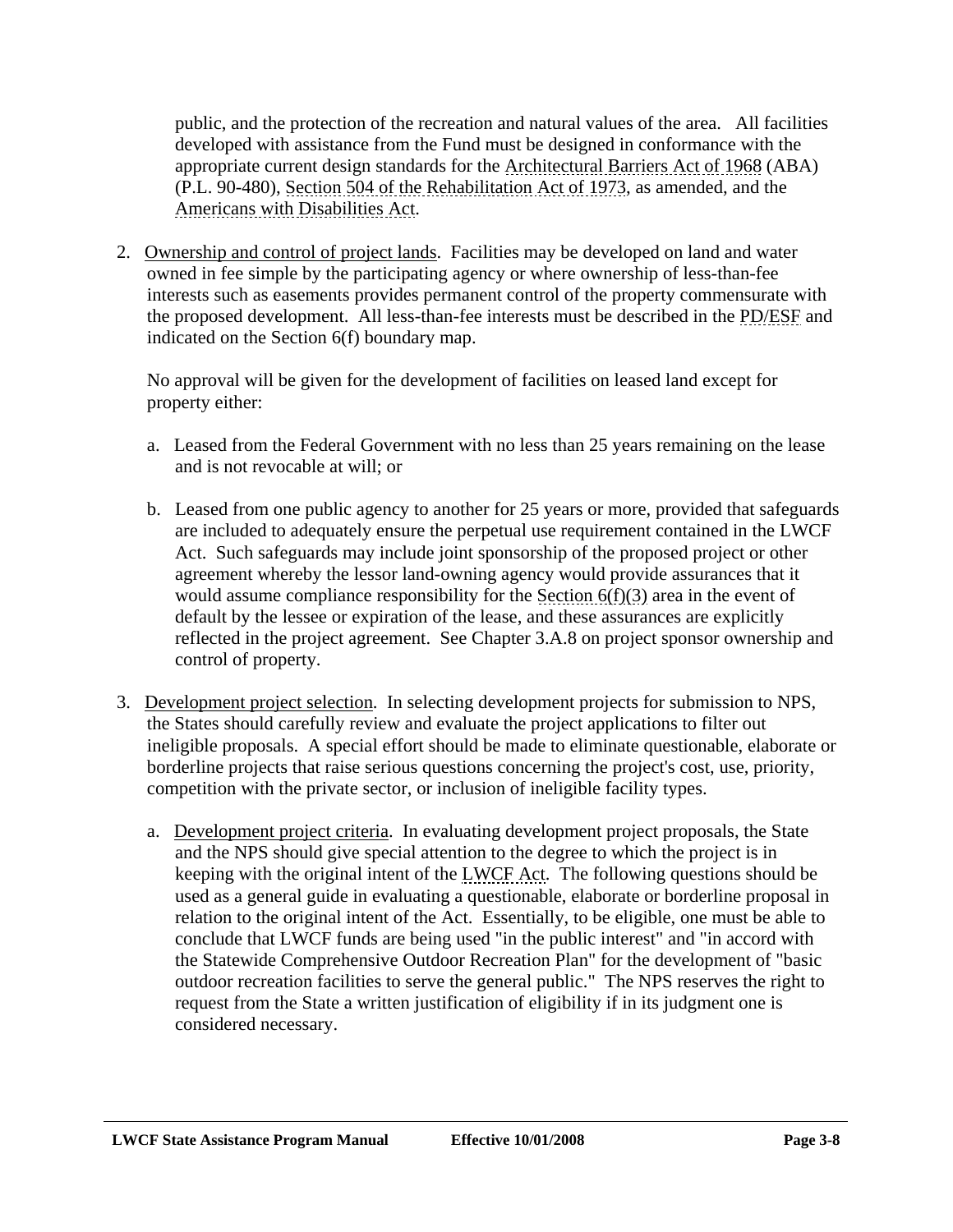public, and the protection of the recreation and natural values of the area. All facilities developed with assistance from the Fund must be designed in conformance with the appropriate current design standards for the Architectural Barriers Act of 1968 (ABA) (P.L. 90-480), Section 504 of the Rehabilitation Act of 1973, as amended, and the Americans with Disabilities Act.

2. Ownership and control of project lands. Facilities may be developed on land and water owned in fee simple by the participating agency or where ownership of less-than-fee interests such as easements provides permanent control of the property commensurate with the proposed development. All less-than-fee interests must be described in the PD/ESF and indicated on the Section 6(f) boundary map.

   No approval will be given for the development of facilities on leased land except for property either:

   a. Leased from the Federal Government with no less than 25 years remaining on the lease and is not revocable at will; or

   b. Leased from one public agency to another for 25 years or more, provided that safeguards are included to adequately ensure the perpetual use requirement contained in the LWCF Act. Such safeguards may include joint sponsorship of the proposed project or other agreement whereby the lessor land-owning agency would provide assurances that it would assume compliance responsibility for the Section 6(f)(3) area in the event of default by the lessee or expiration of the lease, and these assurances are explicitly reflected in the project agreement. See Chapter 3.A.8 on project sponsor ownership and control of property.

3. Development project selection. In selecting development projects for submission to NPS, the States should carefully review and evaluate the project applications to filter out ineligible proposals. A special effort should be made to eliminate questionable, elaborate or borderline projects that raise serious questions concerning the project's cost, use, priority, competition with the private sector, or inclusion of ineligible facility types.

   a. Development project criteria. In evaluating development project proposals, the State and the NPS should give special attention to the degree to which the project is in keeping with the original intent of the LWCF Act. The following questions should be used as a general guide in evaluating a questionable, elaborate or borderline proposal in relation to the original intent of the Act. Essentially, to be eligible, one must be able to conclude that LWCF funds are being used "in the public interest" and "in accord with the Statewide Comprehensive Outdoor Recreation Plan" for the development of "basic outdoor recreation facilities to serve the general public." The NPS reserves the right to request from the State a written justification of eligibility if in its judgment one is considered necessary.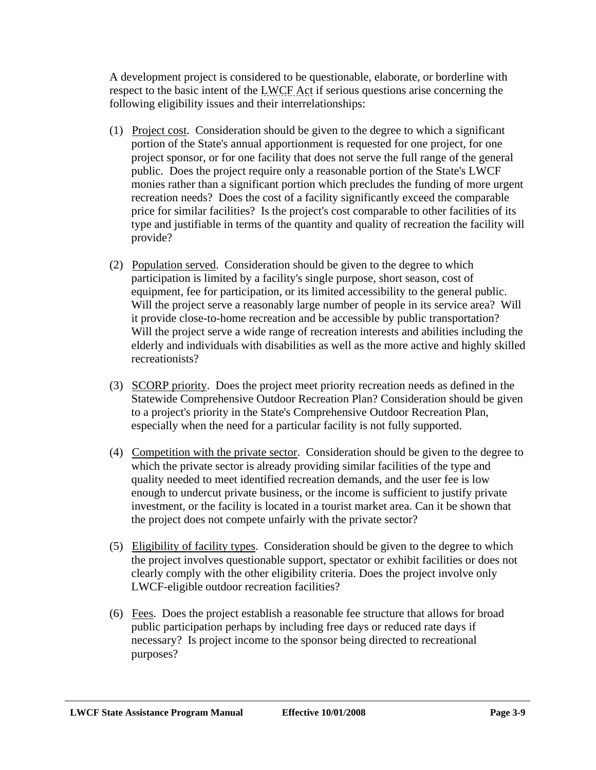A development project is considered to be questionable, elaborate, or borderline with respect to the basic intent of the LWCF Act if serious questions arise concerning the following eligibility issues and their interrelationships:

(1) Project cost. Consideration should be given to the degree to which a significant portion of the State's annual apportionment is requested for one project, for one project sponsor, or for one facility that does not serve the full range of the general public. Does the project require only a reasonable portion of the State's LWCF monies rather than a significant portion which precludes the funding of more urgent recreation needs? Does the cost of a facility significantly exceed the comparable price for similar facilities? Is the project's cost comparable to other facilities of its type and justifiable in terms of the quantity and quality of recreation the facility will provide?

(2) Population served. Consideration should be given to the degree to which participation is limited by a facility's single purpose, short season, cost of equipment, fee for participation, or its limited accessibility to the general public. Will the project serve a reasonably large number of people in its service area? Will it provide close-to-home recreation and be accessible by public transportation? Will the project serve a wide range of recreation interests and abilities including the elderly and individuals with disabilities as well as the more active and highly skilled recreationists?

(3) SCORP priority. Does the project meet priority recreation needs as defined in the Statewide Comprehensive Outdoor Recreation Plan? Consideration should be given to a project's priority in the State's Comprehensive Outdoor Recreation Plan, especially when the need for a particular facility is not fully supported.

(4) Competition with the private sector. Consideration should be given to the degree to which the private sector is already providing similar facilities of the type and quality needed to meet identified recreation demands, and the user fee is low enough to undercut private business, or the income is sufficient to justify private investment, or the facility is located in a tourist market area. Can it be shown that the project does not compete unfairly with the private sector?

(5) Eligibility of facility types. Consideration should be given to the degree to which the project involves questionable support, spectator or exhibit facilities or does not clearly comply with the other eligibility criteria. Does the project involve only LWCF-eligible outdoor recreation facilities?

(6) Fees. Does the project establish a reasonable fee structure that allows for broad public participation perhaps by including free days or reduced rate days if necessary? Is project income to the sponsor being directed to recreational purposes?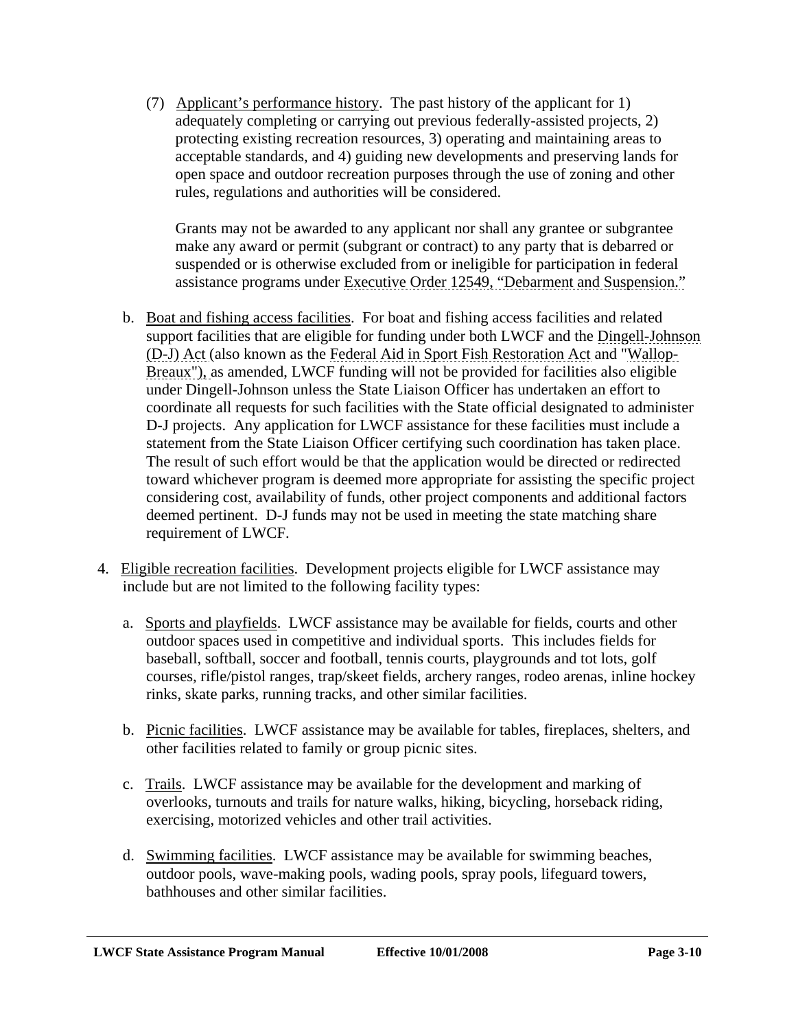(7) Applicant's performance history. The past history of the applicant for 1) adequately completing or carrying out previous federally-assisted projects, 2) protecting existing recreation resources, 3) operating and maintaining areas to acceptable standards, and 4) guiding new developments and preserving lands for open space and outdoor recreation purposes through the use of zoning and other rules, regulations and authorities will be considered.

Grants may not be awarded to any applicant nor shall any grantee or subgrantee make any award or permit (subgrant or contract) to any party that is debarred or suspended or is otherwise excluded from or ineligible for participation in federal assistance programs under Executive Order 12549, "Debarment and Suspension."

b. Boat and fishing access facilities. For boat and fishing access facilities and related support facilities that are eligible for funding under both LWCF and the Dingell-Johnson (D-J) Act (also known as the Federal Aid in Sport Fish Restoration Act and "Wallop-Breaux"), as amended, LWCF funding will not be provided for facilities also eligible under Dingell-Johnson unless the State Liaison Officer has undertaken an effort to coordinate all requests for such facilities with the State official designated to administer D-J projects. Any application for LWCF assistance for these facilities must include a statement from the State Liaison Officer certifying such coordination has taken place. The result of such effort would be that the application would be directed or redirected toward whichever program is deemed more appropriate for assisting the specific project considering cost, availability of funds, other project components and additional factors deemed pertinent. D-J funds may not be used in meeting the state matching share requirement of LWCF.

4. Eligible recreation facilities. Development projects eligible for LWCF assistance may include but are not limited to the following facility types:

a. Sports and playfields. LWCF assistance may be available for fields, courts and other outdoor spaces used in competitive and individual sports. This includes fields for baseball, softball, soccer and football, tennis courts, playgrounds and tot lots, golf courses, rifle/pistol ranges, trap/skeet fields, archery ranges, rodeo arenas, inline hockey rinks, skate parks, running tracks, and other similar facilities.

b. Picnic facilities. LWCF assistance may be available for tables, fireplaces, shelters, and other facilities related to family or group picnic sites.

c. Trails. LWCF assistance may be available for the development and marking of overlooks, turnouts and trails for nature walks, hiking, bicycling, horseback riding, exercising, motorized vehicles and other trail activities.

d. Swimming facilities. LWCF assistance may be available for swimming beaches, outdoor pools, wave-making pools, wading pools, spray pools, lifeguard towers, bathhouses and other similar facilities.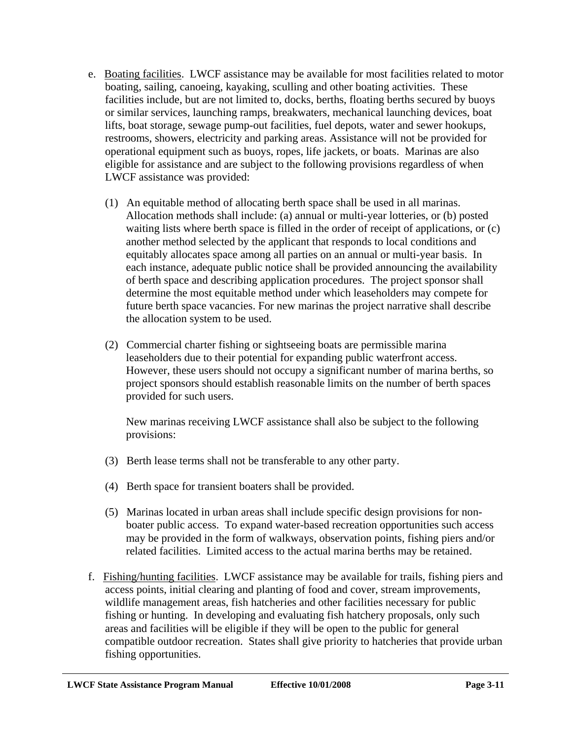e. Boating facilities. LWCF assistance may be available for most facilities related to motor boating, sailing, canoeing, kayaking, sculling and other boating activities. These facilities include, but are not limited to, docks, berths, floating berths secured by buoys or similar services, launching ramps, breakwaters, mechanical launching devices, boat lifts, boat storage, sewage pump-out facilities, fuel depots, water and sewer hookups, restrooms, showers, electricity and parking areas. Assistance will not be provided for operational equipment such as buoys, ropes, life jackets, or boats. Marinas are also eligible for assistance and are subject to the following provisions regardless of when LWCF assistance was provided:

   (1) An equitable method of allocating berth space shall be used in all marinas. Allocation methods shall include: (a) annual or multi-year lotteries, or (b) posted waiting lists where berth space is filled in the order of receipt of applications, or (c) another method selected by the applicant that responds to local conditions and equitably allocates space among all parties on an annual or multi-year basis. In each instance, adequate public notice shall be provided announcing the availability of berth space and describing application procedures. The project sponsor shall determine the most equitable method under which leaseholders may compete for future berth space vacancies. For new marinas the project narrative shall describe the allocation system to be used.

   (2) Commercial charter fishing or sightseeing boats are permissible marina leaseholders due to their potential for expanding public waterfront access. However, these users should not occupy a significant number of marina berths, so project sponsors should establish reasonable limits on the number of berth spaces provided for such users.

   New marinas receiving LWCF assistance shall also be subject to the following provisions:

   (3) Berth lease terms shall not be transferable to any other party.

   (4) Berth space for transient boaters shall be provided.

   (5) Marinas located in urban areas shall include specific design provisions for non-boater public access. To expand water-based recreation opportunities such access may be provided in the form of walkways, observation points, fishing piers and/or related facilities. Limited access to the actual marina berths may be retained.

f. Fishing/hunting facilities. LWCF assistance may be available for trails, fishing piers and access points, initial clearing and planting of food and cover, stream improvements, wildlife management areas, fish hatcheries and other facilities necessary for public fishing or hunting. In developing and evaluating fish hatchery proposals, only such areas and facilities will be eligible if they will be open to the public for general compatible outdoor recreation. States shall give priority to hatcheries that provide urban fishing opportunities.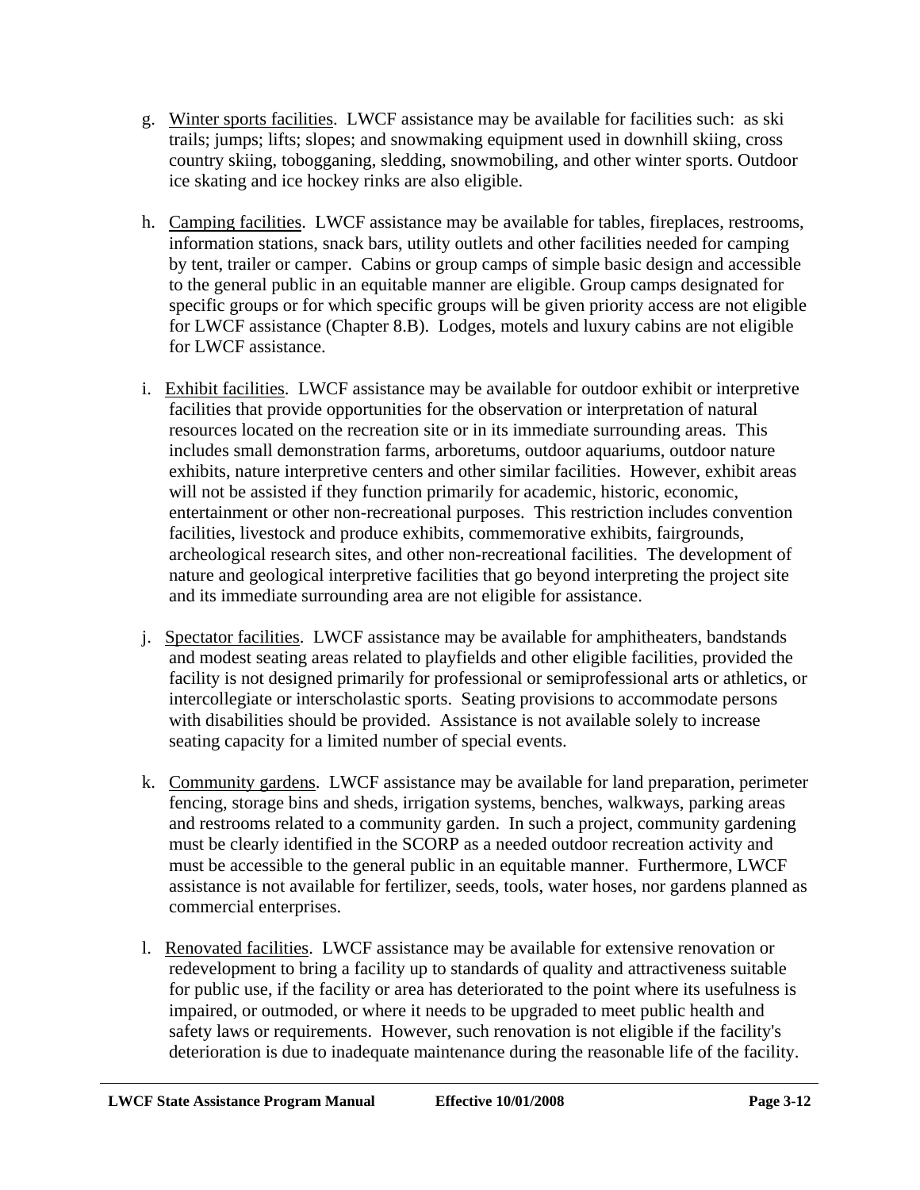g. Winter sports facilities. LWCF assistance may be available for facilities such: as ski trails; jumps; lifts; slopes; and snowmaking equipment used in downhill skiing, cross country skiing, tobogganing, sledding, snowmobiling, and other winter sports. Outdoor ice skating and ice hockey rinks are also eligible.

h. Camping facilities. LWCF assistance may be available for tables, fireplaces, restrooms, information stations, snack bars, utility outlets and other facilities needed for camping by tent, trailer or camper. Cabins or group camps of simple basic design and accessible to the general public in an equitable manner are eligible. Group camps designated for specific groups or for which specific groups will be given priority access are not eligible for LWCF assistance (Chapter 8.B). Lodges, motels and luxury cabins are not eligible for LWCF assistance.

i. Exhibit facilities. LWCF assistance may be available for outdoor exhibit or interpretive facilities that provide opportunities for the observation or interpretation of natural resources located on the recreation site or in its immediate surrounding areas. This includes small demonstration farms, arboretums, outdoor aquariums, outdoor nature exhibits, nature interpretive centers and other similar facilities. However, exhibit areas will not be assisted if they function primarily for academic, historic, economic, entertainment or other non-recreational purposes. This restriction includes convention facilities, livestock and produce exhibits, commemorative exhibits, fairgrounds, archeological research sites, and other non-recreational facilities. The development of nature and geological interpretive facilities that go beyond interpreting the project site and its immediate surrounding area are not eligible for assistance.

j. Spectator facilities. LWCF assistance may be available for amphitheaters, bandstands and modest seating areas related to playfields and other eligible facilities, provided the facility is not designed primarily for professional or semiprofessional arts or athletics, or intercollegiate or interscholastic sports. Seating provisions to accommodate persons with disabilities should be provided. Assistance is not available solely to increase seating capacity for a limited number of special events.

k. Community gardens. LWCF assistance may be available for land preparation, perimeter fencing, storage bins and sheds, irrigation systems, benches, walkways, parking areas and restrooms related to a community garden. In such a project, community gardening must be clearly identified in the SCORP as a needed outdoor recreation activity and must be accessible to the general public in an equitable manner. Furthermore, LWCF assistance is not available for fertilizer, seeds, tools, water hoses, nor gardens planned as commercial enterprises.

l. Renovated facilities. LWCF assistance may be available for extensive renovation or redevelopment to bring a facility up to standards of quality and attractiveness suitable for public use, if the facility or area has deteriorated to the point where its usefulness is impaired, or outmoded, or where it needs to be upgraded to meet public health and safety laws or requirements. However, such renovation is not eligible if the facility's deterioration is due to inadequate maintenance during the reasonable life of the facility.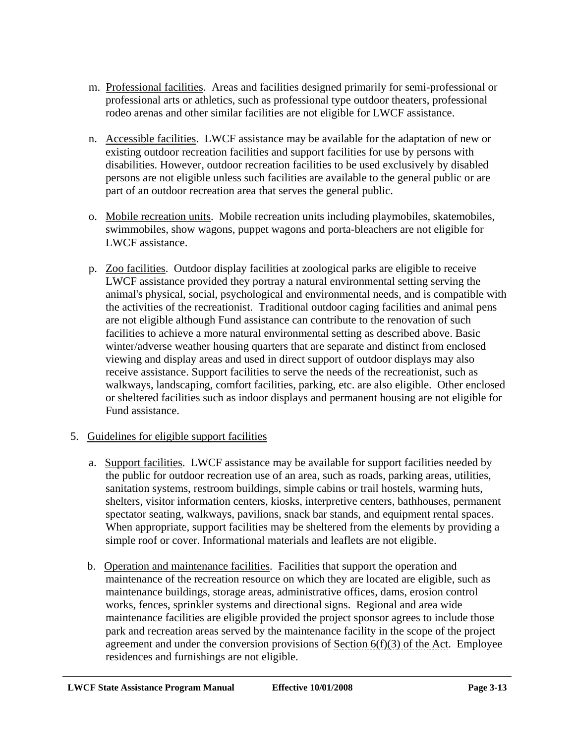m. Professional facilities. Areas and facilities designed primarily for semi-professional or professional arts or athletics, such as professional type outdoor theaters, professional rodeo arenas and other similar facilities are not eligible for LWCF assistance.

n. Accessible facilities. LWCF assistance may be available for the adaptation of new or existing outdoor recreation facilities and support facilities for use by persons with disabilities. However, outdoor recreation facilities to be used exclusively by disabled persons are not eligible unless such facilities are available to the general public or are part of an outdoor recreation area that serves the general public.

o. Mobile recreation units. Mobile recreation units including playmobiles, skatemobiles, swimmobiles, show wagons, puppet wagons and porta-bleachers are not eligible for LWCF assistance.

p. Zoo facilities. Outdoor display facilities at zoological parks are eligible to receive LWCF assistance provided they portray a natural environmental setting serving the animal's physical, social, psychological and environmental needs, and is compatible with the activities of the recreationist. Traditional outdoor caging facilities and animal pens are not eligible although Fund assistance can contribute to the renovation of such facilities to achieve a more natural environmental setting as described above. Basic winter/adverse weather housing quarters that are separate and distinct from enclosed viewing and display areas and used in direct support of outdoor displays may also receive assistance. Support facilities to serve the needs of the recreationist, such as walkways, landscaping, comfort facilities, parking, etc. are also eligible. Other enclosed or sheltered facilities such as indoor displays and permanent housing are not eligible for Fund assistance.

5. Guidelines for eligible support facilities

a. Support facilities. LWCF assistance may be available for support facilities needed by the public for outdoor recreation use of an area, such as roads, parking areas, utilities, sanitation systems, restroom buildings, simple cabins or trail hostels, warming huts, shelters, visitor information centers, kiosks, interpretive centers, bathhouses, permanent spectator seating, walkways, pavilions, snack bar stands, and equipment rental spaces. When appropriate, support facilities may be sheltered from the elements by providing a simple roof or cover. Informational materials and leaflets are not eligible.

b. Operation and maintenance facilities. Facilities that support the operation and maintenance of the recreation resource on which they are located are eligible, such as maintenance buildings, storage areas, administrative offices, dams, erosion control works, fences, sprinkler systems and directional signs. Regional and area wide maintenance facilities are eligible provided the project sponsor agrees to include those park and recreation areas served by the maintenance facility in the scope of the project agreement and under the conversion provisions of Section 6(f)(3) of the Act. Employee residences and furnishings are not eligible.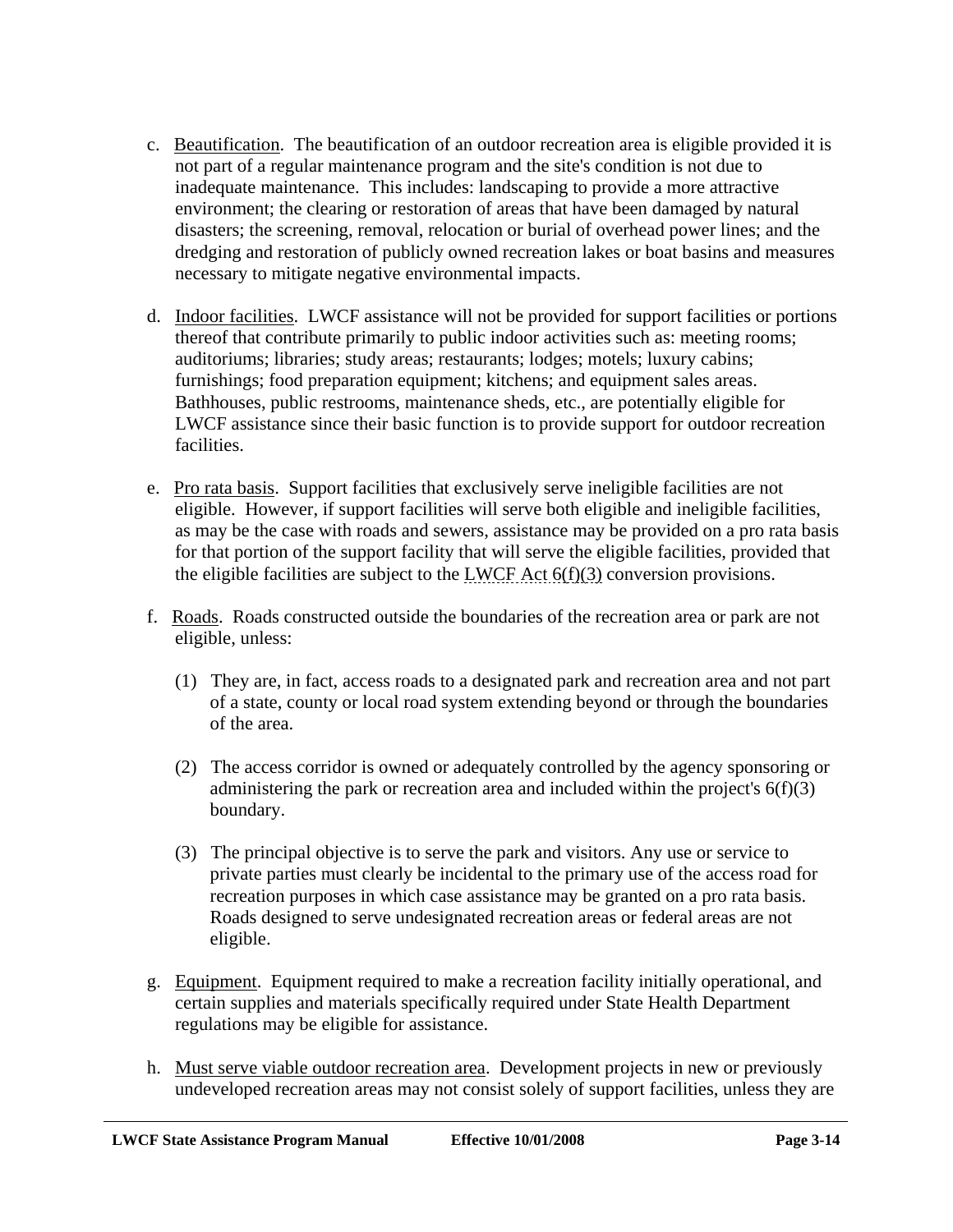c. Beautification. The beautification of an outdoor recreation area is eligible provided it is not part of a regular maintenance program and the site's condition is not due to inadequate maintenance. This includes: landscaping to provide a more attractive environment; the clearing or restoration of areas that have been damaged by natural disasters; the screening, removal, relocation or burial of overhead power lines; and the dredging and restoration of publicly owned recreation lakes or boat basins and measures necessary to mitigate negative environmental impacts.

d. Indoor facilities. LWCF assistance will not be provided for support facilities or portions thereof that contribute primarily to public indoor activities such as: meeting rooms; auditoriums; libraries; study areas; restaurants; lodges; motels; luxury cabins; furnishings; food preparation equipment; kitchens; and equipment sales areas. Bathhouses, public restrooms, maintenance sheds, etc., are potentially eligible for LWCF assistance since their basic function is to provide support for outdoor recreation facilities.

e. Pro rata basis. Support facilities that exclusively serve ineligible facilities are not eligible. However, if support facilities will serve both eligible and ineligible facilities, as may be the case with roads and sewers, assistance may be provided on a pro rata basis for that portion of the support facility that will serve the eligible facilities, provided that the eligible facilities are subject to the LWCF Act 6(f)(3) conversion provisions.

f. Roads. Roads constructed outside the boundaries of the recreation area or park are not eligible, unless:

(1) They are, in fact, access roads to a designated park and recreation area and not part of a state, county or local road system extending beyond or through the boundaries of the area.

(2) The access corridor is owned or adequately controlled by the agency sponsoring or administering the park or recreation area and included within the project's 6(f)(3) boundary.

(3) The principal objective is to serve the park and visitors. Any use or service to private parties must clearly be incidental to the primary use of the access road for recreation purposes in which case assistance may be granted on a pro rata basis. Roads designed to serve undesignated recreation areas or federal areas are not eligible.

g. Equipment. Equipment required to make a recreation facility initially operational, and certain supplies and materials specifically required under State Health Department regulations may be eligible for assistance.

h. Must serve viable outdoor recreation area. Development projects in new or previously undeveloped recreation areas may not consist solely of support facilities, unless they are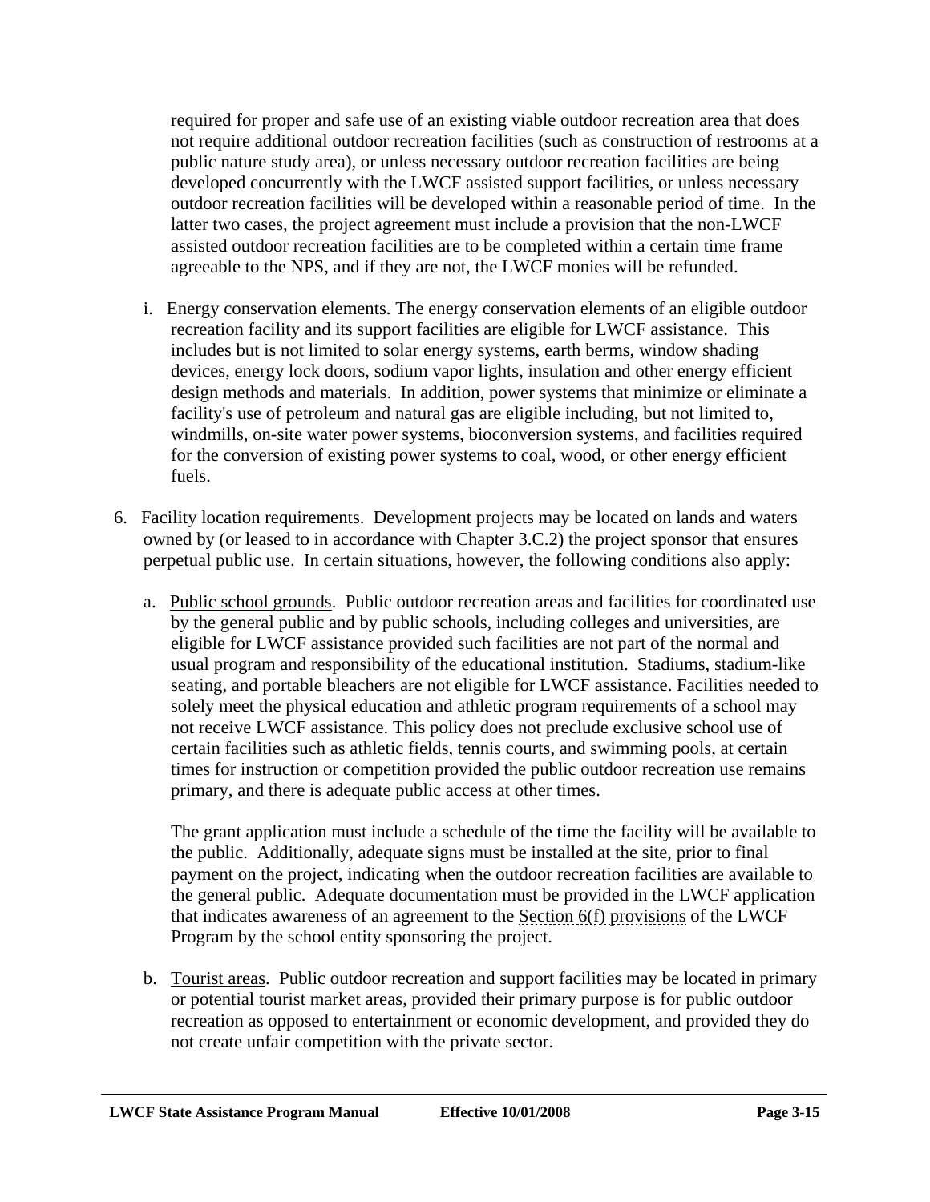required for proper and safe use of an existing viable outdoor recreation area that does not require additional outdoor recreation facilities (such as construction of restrooms at a public nature study area), or unless necessary outdoor recreation facilities are being developed concurrently with the LWCF assisted support facilities, or unless necessary outdoor recreation facilities will be developed within a reasonable period of time. In the latter two cases, the project agreement must include a provision that the non-LWCF assisted outdoor recreation facilities are to be completed within a certain time frame agreeable to the NPS, and if they are not, the LWCF monies will be refunded.

i. Energy conservation elements. The energy conservation elements of an eligible outdoor recreation facility and its support facilities are eligible for LWCF assistance. This includes but is not limited to solar energy systems, earth berms, window shading devices, energy lock doors, sodium vapor lights, insulation and other energy efficient design methods and materials. In addition, power systems that minimize or eliminate a facility's use of petroleum and natural gas are eligible including, but not limited to, windmills, on-site water power systems, bioconversion systems, and facilities required for the conversion of existing power systems to coal, wood, or other energy efficient fuels.

6. Facility location requirements. Development projects may be located on lands and waters owned by (or leased to in accordance with Chapter 3.C.2) the project sponsor that ensures perpetual public use. In certain situations, however, the following conditions also apply:

   a. Public school grounds. Public outdoor recreation areas and facilities for coordinated use by the general public and by public schools, including colleges and universities, are eligible for LWCF assistance provided such facilities are not part of the normal and usual program and responsibility of the educational institution. Stadiums, stadium-like seating, and portable bleachers are not eligible for LWCF assistance. Facilities needed to solely meet the physical education and athletic program requirements of a school may not receive LWCF assistance. This policy does not preclude exclusive school use of certain facilities such as athletic fields, tennis courts, and swimming pools, at certain times for instruction or competition provided the public outdoor recreation use remains primary, and there is adequate public access at other times.

      The grant application must include a schedule of the time the facility will be available to the public. Additionally, adequate signs must be installed at the site, prior to final payment on the project, indicating when the outdoor recreation facilities are available to the general public. Adequate documentation must be provided in the LWCF application that indicates awareness of an agreement to the Section 6(f) provisions of the LWCF Program by the school entity sponsoring the project.

   b. Tourist areas. Public outdoor recreation and support facilities may be located in primary or potential tourist market areas, provided their primary purpose is for public outdoor recreation as opposed to entertainment or economic development, and provided they do not create unfair competition with the private sector.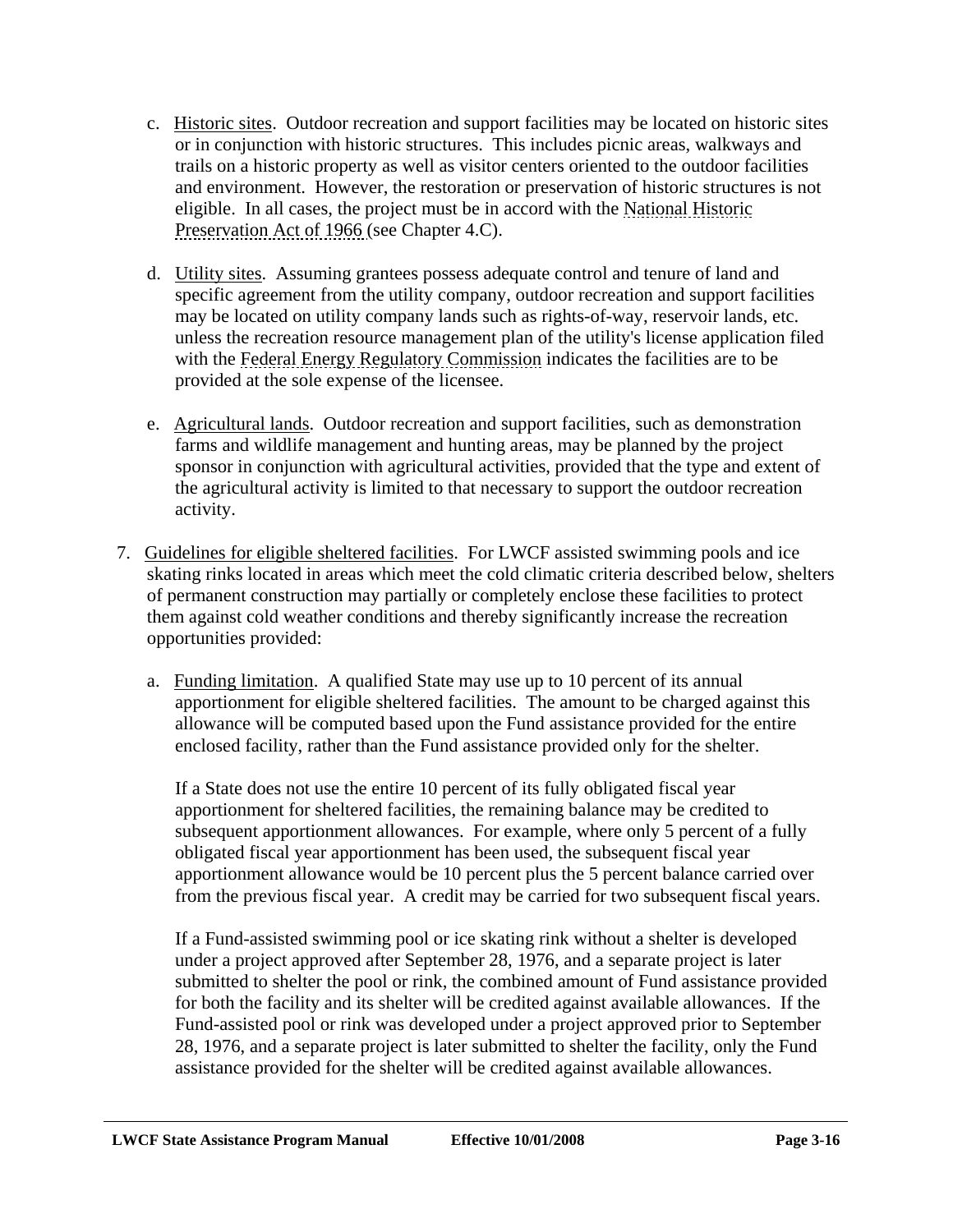c. Historic sites. Outdoor recreation and support facilities may be located on historic sites or in conjunction with historic structures. This includes picnic areas, walkways and trails on a historic property as well as visitor centers oriented to the outdoor facilities and environment. However, the restoration or preservation of historic structures is not eligible. In all cases, the project must be in accord with the National Historic Preservation Act of 1966 (see Chapter 4.C).

d. Utility sites. Assuming grantees possess adequate control and tenure of land and specific agreement from the utility company, outdoor recreation and support facilities may be located on utility company lands such as rights-of-way, reservoir lands, etc. unless the recreation resource management plan of the utility's license application filed with the Federal Energy Regulatory Commission indicates the facilities are to be provided at the sole expense of the licensee.

e. Agricultural lands. Outdoor recreation and support facilities, such as demonstration farms and wildlife management and hunting areas, may be planned by the project sponsor in conjunction with agricultural activities, provided that the type and extent of the agricultural activity is limited to that necessary to support the outdoor recreation activity.

7. Guidelines for eligible sheltered facilities. For LWCF assisted swimming pools and ice skating rinks located in areas which meet the cold climatic criteria described below, shelters of permanent construction may partially or completely enclose these facilities to protect them against cold weather conditions and thereby significantly increase the recreation opportunities provided:

   a. Funding limitation. A qualified State may use up to 10 percent of its annual apportionment for eligible sheltered facilities. The amount to be charged against this allowance will be computed based upon the Fund assistance provided for the entire enclosed facility, rather than the Fund assistance provided only for the shelter.

   If a State does not use the entire 10 percent of its fully obligated fiscal year apportionment for sheltered facilities, the remaining balance may be credited to subsequent apportionment allowances. For example, where only 5 percent of a fully obligated fiscal year apportionment has been used, the subsequent fiscal year apportionment allowance would be 10 percent plus the 5 percent balance carried over from the previous fiscal year. A credit may be carried for two subsequent fiscal years.

   If a Fund-assisted swimming pool or ice skating rink without a shelter is developed under a project approved after September 28, 1976, and a separate project is later submitted to shelter the pool or rink, the combined amount of Fund assistance provided for both the facility and its shelter will be credited against available allowances. If the Fund-assisted pool or rink was developed under a project approved prior to September 28, 1976, and a separate project is later submitted to shelter the facility, only the Fund assistance provided for the shelter will be credited against available allowances.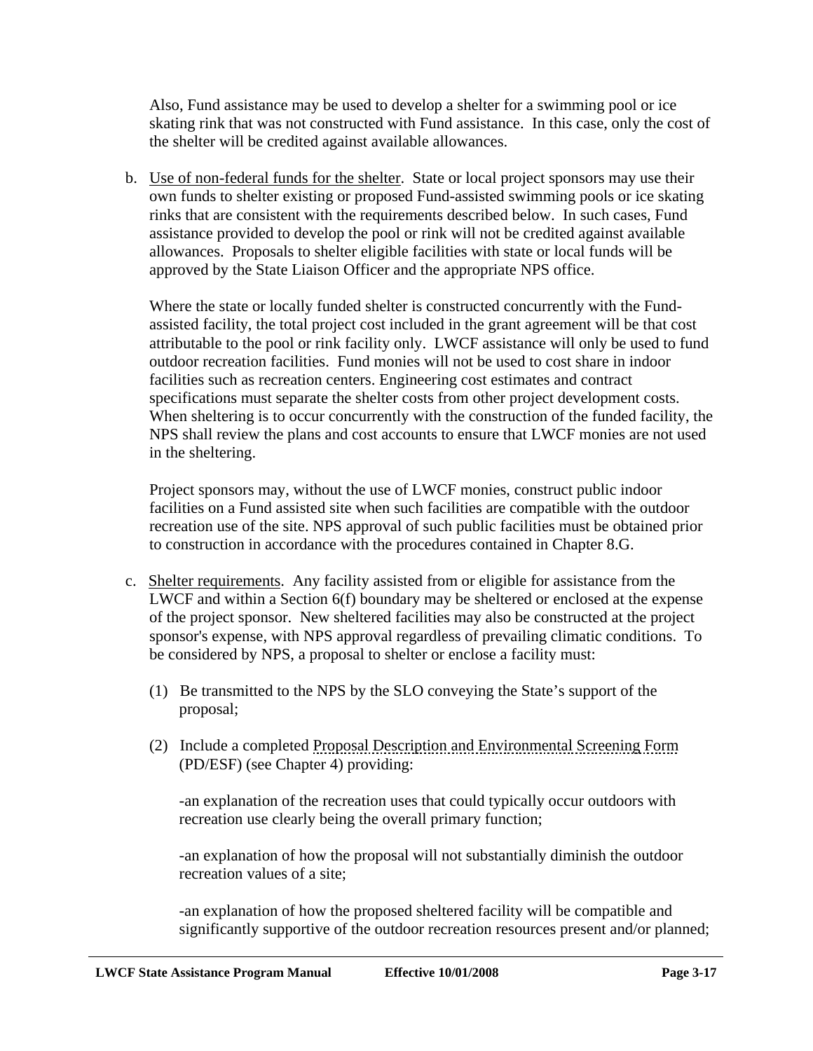Also, Fund assistance may be used to develop a shelter for a swimming pool or ice skating rink that was not constructed with Fund assistance. In this case, only the cost of the shelter will be credited against available allowances.

b. <u>Use of non-federal funds for the shelter</u>. State or local project sponsors may use their own funds to shelter existing or proposed Fund-assisted swimming pools or ice skating rinks that are consistent with the requirements described below. In such cases, Fund assistance provided to develop the pool or rink will not be credited against available allowances. Proposals to shelter eligible facilities with state or local funds will be approved by the State Liaison Officer and the appropriate NPS office.

   Where the state or locally funded shelter is constructed concurrently with the Fund-assisted facility, the total project cost included in the grant agreement will be that cost attributable to the pool or rink facility only. LWCF assistance will only be used to fund outdoor recreation facilities. Fund monies will not be used to cost share in indoor facilities such as recreation centers. Engineering cost estimates and contract specifications must separate the shelter costs from other project development costs. When sheltering is to occur concurrently with the construction of the funded facility, the NPS shall review the plans and cost accounts to ensure that LWCF monies are not used in the sheltering.

   Project sponsors may, without the use of LWCF monies, construct public indoor facilities on a Fund assisted site when such facilities are compatible with the outdoor recreation use of the site. NPS approval of such public facilities must be obtained prior to construction in accordance with the procedures contained in Chapter 8.G.

c. <u>Shelter requirements</u>. Any facility assisted from or eligible for assistance from the LWCF and within a Section 6(f) boundary may be sheltered or enclosed at the expense of the project sponsor. New sheltered facilities may also be constructed at the project sponsor's expense, with NPS approval regardless of prevailing climatic conditions. To be considered by NPS, a proposal to shelter or enclose a facility must:

   (1) Be transmitted to the NPS by the SLO conveying the State's support of the proposal;

   (2) Include a completed Proposal Description and Environmental Screening Form (PD/ESF) (see Chapter 4) providing:

      -an explanation of the recreation uses that could typically occur outdoors with recreation use clearly being the overall primary function;

      -an explanation of how the proposal will not substantially diminish the outdoor recreation values of a site;

      -an explanation of how the proposed sheltered facility will be compatible and significantly supportive of the outdoor recreation resources present and/or planned;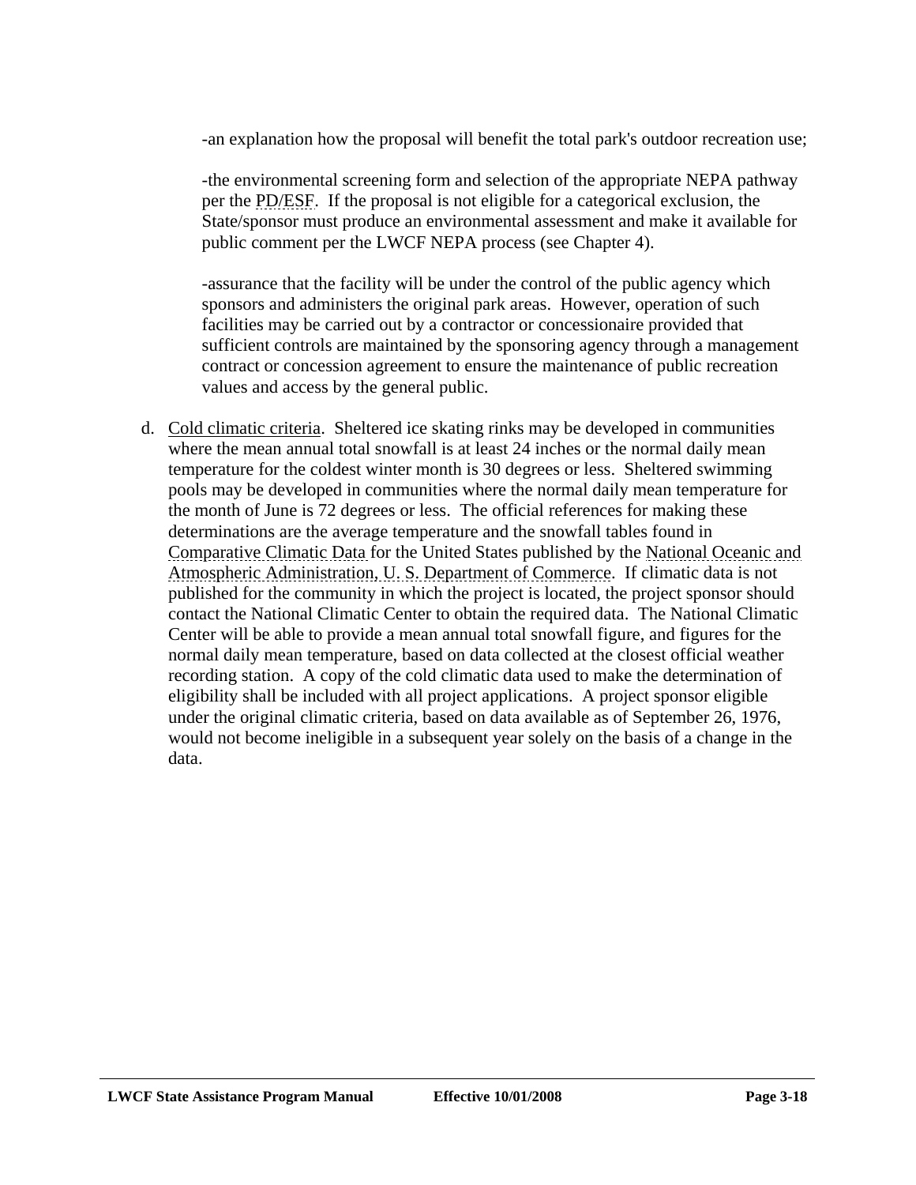-an explanation how the proposal will benefit the total park's outdoor recreation use;

-the environmental screening form and selection of the appropriate NEPA pathway per the PD/ESF. If the proposal is not eligible for a categorical exclusion, the State/sponsor must produce an environmental assessment and make it available for public comment per the LWCF NEPA process (see Chapter 4).

-assurance that the facility will be under the control of the public agency which sponsors and administers the original park areas. However, operation of such facilities may be carried out by a contractor or concessionaire provided that sufficient controls are maintained by the sponsoring agency through a management contract or concession agreement to ensure the maintenance of public recreation values and access by the general public.

d. Cold climatic criteria. Sheltered ice skating rinks may be developed in communities where the mean annual total snowfall is at least 24 inches or the normal daily mean temperature for the coldest winter month is 30 degrees or less. Sheltered swimming pools may be developed in communities where the normal daily mean temperature for the month of June is 72 degrees or less. The official references for making these determinations are the average temperature and the snowfall tables found in Comparative Climatic Data for the United States published by the National Oceanic and Atmospheric Administration, U. S. Department of Commerce. If climatic data is not published for the community in which the project is located, the project sponsor should contact the National Climatic Center to obtain the required data. The National Climatic Center will be able to provide a mean annual total snowfall figure, and figures for the normal daily mean temperature, based on data collected at the closest official weather recording station. A copy of the cold climatic data used to make the determination of eligibility shall be included with all project applications. A project sponsor eligible under the original climatic criteria, based on data available as of September 26, 1976, would not become ineligible in a subsequent year solely on the basis of a change in the data.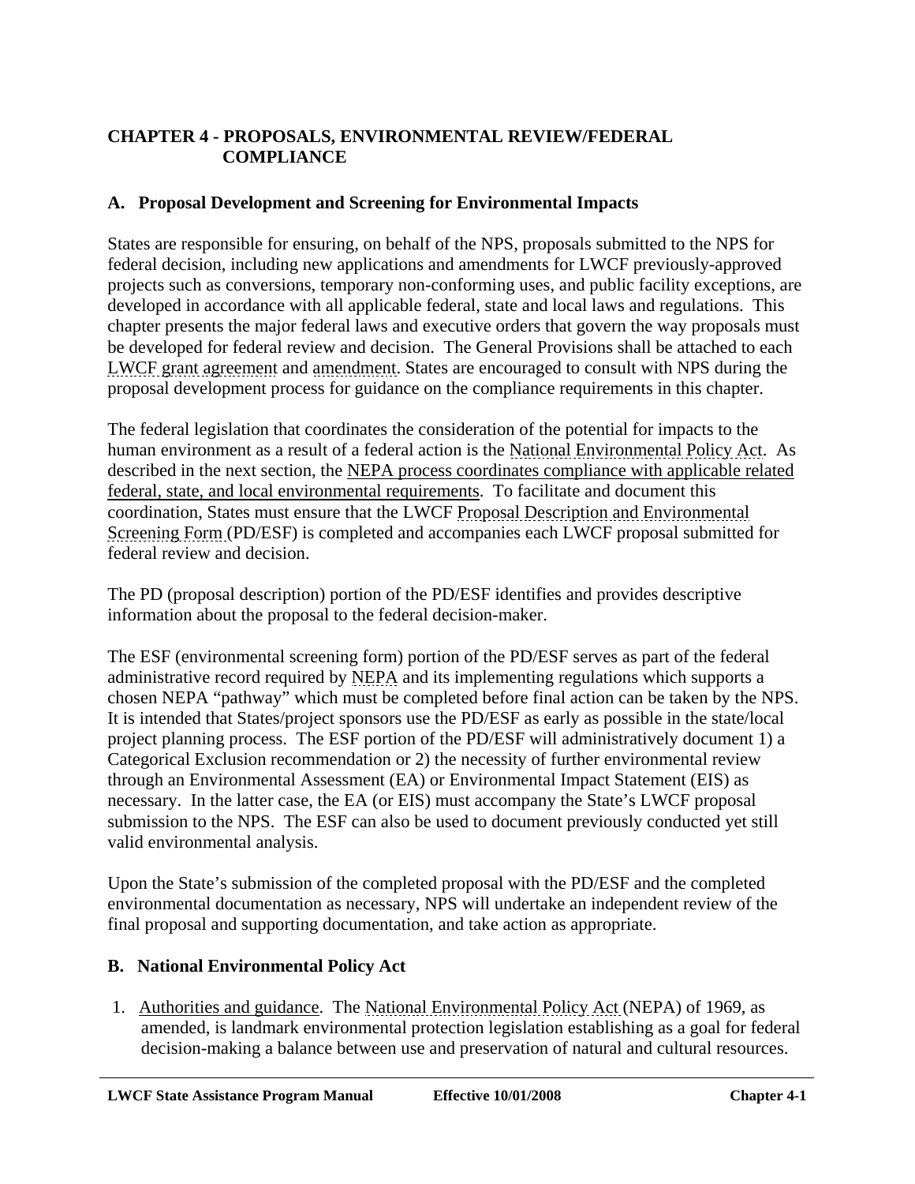## CHAPTER 4 - PROPOSALS, ENVIRONMENTAL REVIEW/FEDERAL COMPLIANCE

### A. Proposal Development and Screening for Environmental Impacts

States are responsible for ensuring, on behalf of the NPS, proposals submitted to the NPS for federal decision, including new applications and amendments for LWCF previously-approved projects such as conversions, temporary non-conforming uses, and public facility exceptions, are developed in accordance with all applicable federal, state and local laws and regulations. This chapter presents the major federal laws and executive orders that govern the way proposals must be developed for federal review and decision. The General Provisions shall be attached to each LWCF grant agreement and amendment. States are encouraged to consult with NPS during the proposal development process for guidance on the compliance requirements in this chapter.

The federal legislation that coordinates the consideration of the potential for impacts to the human environment as a result of a federal action is the National Environmental Policy Act. As described in the next section, the NEPA process coordinates compliance with applicable related federal, state, and local environmental requirements. To facilitate and document this coordination, States must ensure that the LWCF Proposal Description and Environmental Screening Form (PD/ESF) is completed and accompanies each LWCF proposal submitted for federal review and decision.

The PD (proposal description) portion of the PD/ESF identifies and provides descriptive information about the proposal to the federal decision-maker.

The ESF (environmental screening form) portion of the PD/ESF serves as part of the federal administrative record required by NEPA and its implementing regulations which supports a chosen NEPA "pathway" which must be completed before final action can be taken by the NPS. It is intended that States/project sponsors use the PD/ESF as early as possible in the state/local project planning process. The ESF portion of the PD/ESF will administratively document 1) a Categorical Exclusion recommendation or 2) the necessity of further environmental review through an Environmental Assessment (EA) or Environmental Impact Statement (EIS) as necessary. In the latter case, the EA (or EIS) must accompany the State's LWCF proposal submission to the NPS. The ESF can also be used to document previously conducted yet still valid environmental analysis.

Upon the State's submission of the completed proposal with the PD/ESF and the completed environmental documentation as necessary, NPS will undertake an independent review of the final proposal and supporting documentation, and take action as appropriate.

### B. National Environmental Policy Act

1. Authorities and guidance. The National Environmental Policy Act (NEPA) of 1969, as amended, is landmark environmental protection legislation establishing as a goal for federal decision-making a balance between use and preservation of natural and cultural resources.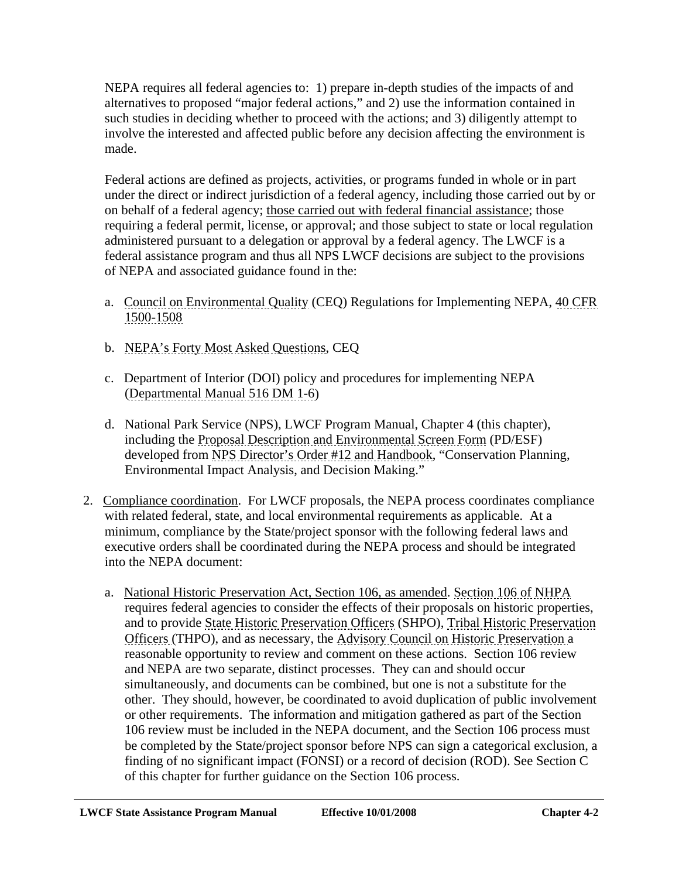NEPA requires all federal agencies to: 1) prepare in-depth studies of the impacts of and alternatives to proposed "major federal actions," and 2) use the information contained in such studies in deciding whether to proceed with the actions; and 3) diligently attempt to involve the interested and affected public before any decision affecting the environment is made.

Federal actions are defined as projects, activities, or programs funded in whole or in part under the direct or indirect jurisdiction of a federal agency, including those carried out by or on behalf of a federal agency; those carried out with federal financial assistance; those requiring a federal permit, license, or approval; and those subject to state or local regulation administered pursuant to a delegation or approval by a federal agency. The LWCF is a federal assistance program and thus all NPS LWCF decisions are subject to the provisions of NEPA and associated guidance found in the:

a. Council on Environmental Quality (CEQ) Regulations for Implementing NEPA, 40 CFR 1500-1508

b. NEPA's Forty Most Asked Questions, CEQ

c. Department of Interior (DOI) policy and procedures for implementing NEPA (Departmental Manual 516 DM 1-6)

d. National Park Service (NPS), LWCF Program Manual, Chapter 4 (this chapter), including the Proposal Description and Environmental Screen Form (PD/ESF) developed from NPS Director's Order #12 and Handbook, "Conservation Planning, Environmental Impact Analysis, and Decision Making."

2. Compliance coordination. For LWCF proposals, the NEPA process coordinates compliance with related federal, state, and local environmental requirements as applicable. At a minimum, compliance by the State/project sponsor with the following federal laws and executive orders shall be coordinated during the NEPA process and should be integrated into the NEPA document:

   a. National Historic Preservation Act, Section 106, as amended. Section 106 of NHPA requires federal agencies to consider the effects of their proposals on historic properties, and to provide State Historic Preservation Officers (SHPO), Tribal Historic Preservation Officers (THPO), and as necessary, the Advisory Council on Historic Preservation a reasonable opportunity to review and comment on these actions. Section 106 review and NEPA are two separate, distinct processes. They can and should occur simultaneously, and documents can be combined, but one is not a substitute for the other. They should, however, be coordinated to avoid duplication of public involvement or other requirements. The information and mitigation gathered as part of the Section 106 review must be included in the NEPA document, and the Section 106 process must be completed by the State/project sponsor before NPS can sign a categorical exclusion, a finding of no significant impact (FONSI) or a record of decision (ROD). See Section C of this chapter for further guidance on the Section 106 process.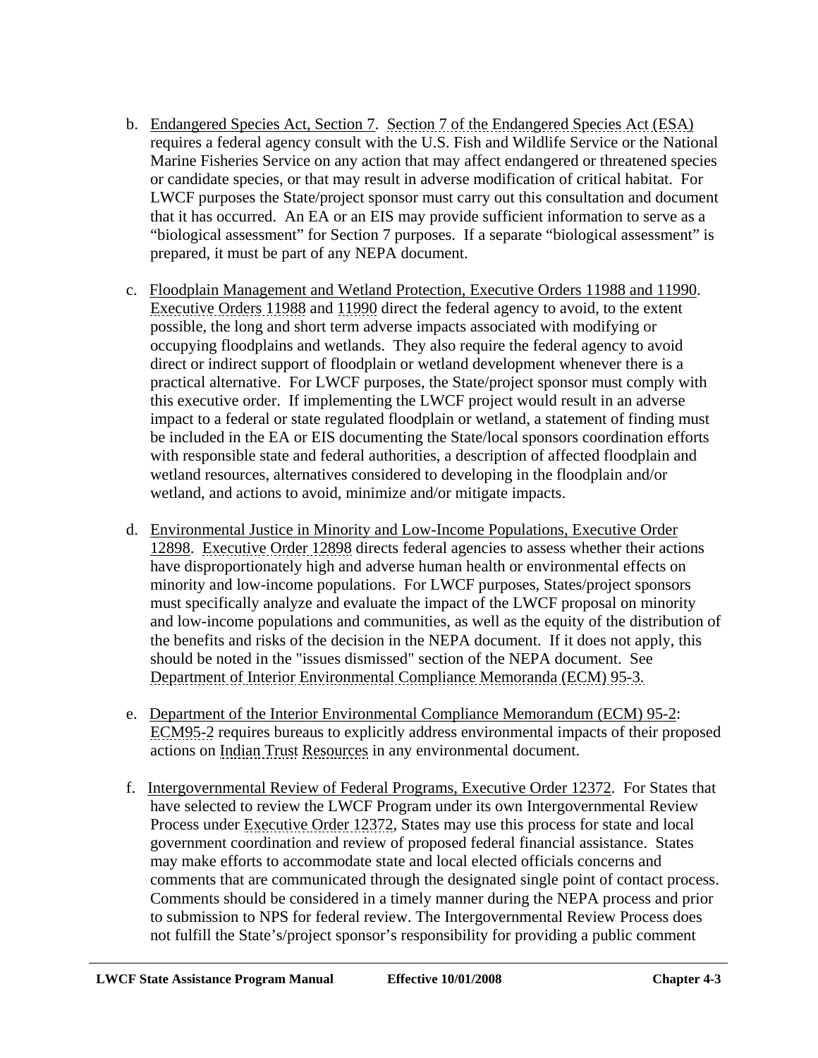b. Endangered Species Act, Section 7. Section 7 of the Endangered Species Act (ESA) requires a federal agency consult with the U.S. Fish and Wildlife Service or the National Marine Fisheries Service on any action that may affect endangered or threatened species or candidate species, or that may result in adverse modification of critical habitat. For LWCF purposes the State/project sponsor must carry out this consultation and document that it has occurred. An EA or an EIS may provide sufficient information to serve as a "biological assessment" for Section 7 purposes. If a separate "biological assessment" is prepared, it must be part of any NEPA document.

c. Floodplain Management and Wetland Protection, Executive Orders 11988 and 11990. Executive Orders 11988 and 11990 direct the federal agency to avoid, to the extent possible, the long and short term adverse impacts associated with modifying or occupying floodplains and wetlands. They also require the federal agency to avoid direct or indirect support of floodplain or wetland development whenever there is a practical alternative. For LWCF purposes, the State/project sponsor must comply with this executive order. If implementing the LWCF project would result in an adverse impact to a federal or state regulated floodplain or wetland, a statement of finding must be included in the EA or EIS documenting the State/local sponsors coordination efforts with responsible state and federal authorities, a description of affected floodplain and wetland resources, alternatives considered to developing in the floodplain and/or wetland, and actions to avoid, minimize and/or mitigate impacts.

d. Environmental Justice in Minority and Low-Income Populations, Executive Order 12898. Executive Order 12898 directs federal agencies to assess whether their actions have disproportionately high and adverse human health or environmental effects on minority and low-income populations. For LWCF purposes, States/project sponsors must specifically analyze and evaluate the impact of the LWCF proposal on minority and low-income populations and communities, as well as the equity of the distribution of the benefits and risks of the decision in the NEPA document. If it does not apply, this should be noted in the "issues dismissed" section of the NEPA document. See Department of Interior Environmental Compliance Memoranda (ECM) 95-3.

e. Department of the Interior Environmental Compliance Memorandum (ECM) 95-2: ECM95-2 requires bureaus to explicitly address environmental impacts of their proposed actions on Indian Trust Resources in any environmental document.

f. Intergovernmental Review of Federal Programs, Executive Order 12372. For States that have selected to review the LWCF Program under its own Intergovernmental Review Process under Executive Order 12372, States may use this process for state and local government coordination and review of proposed federal financial assistance. States may make efforts to accommodate state and local elected officials concerns and comments that are communicated through the designated single point of contact process. Comments should be considered in a timely manner during the NEPA process and prior to submission to NPS for federal review. The Intergovernmental Review Process does not fulfill the State's/project sponsor's responsibility for providing a public comment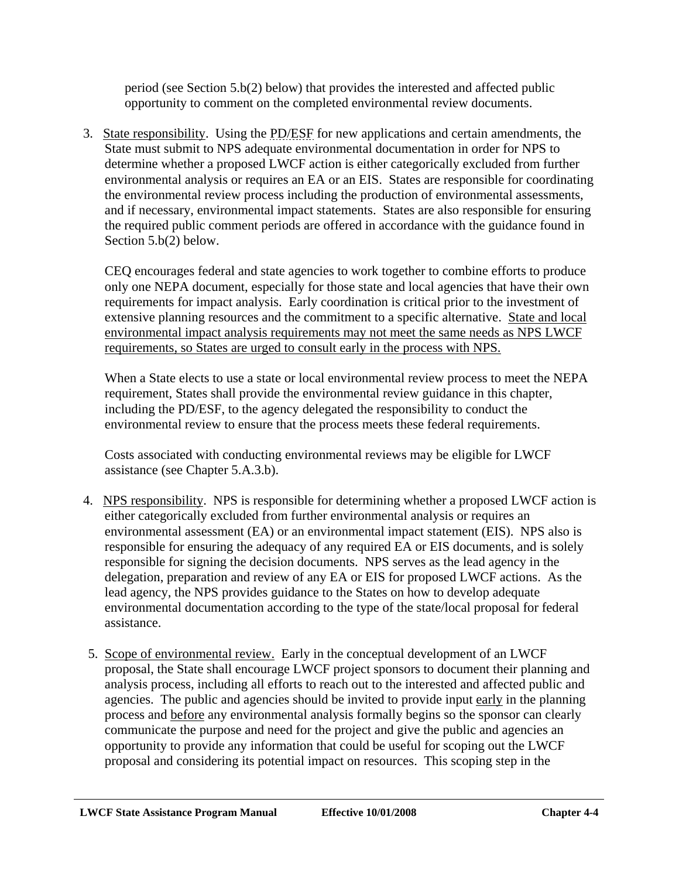period (see Section 5.b(2) below) that provides the interested and affected public opportunity to comment on the completed environmental review documents.

3. State responsibility. Using the PD/ESF for new applications and certain amendments, the State must submit to NPS adequate environmental documentation in order for NPS to determine whether a proposed LWCF action is either categorically excluded from further environmental analysis or requires an EA or an EIS. States are responsible for coordinating the environmental review process including the production of environmental assessments, and if necessary, environmental impact statements. States are also responsible for ensuring the required public comment periods are offered in accordance with the guidance found in Section 5.b(2) below.

   CEQ encourages federal and state agencies to work together to combine efforts to produce only one NEPA document, especially for those state and local agencies that have their own requirements for impact analysis. Early coordination is critical prior to the investment of extensive planning resources and the commitment to a specific alternative. State and local environmental impact analysis requirements may not meet the same needs as NPS LWCF requirements, so States are urged to consult early in the process with NPS.

   When a State elects to use a state or local environmental review process to meet the NEPA requirement, States shall provide the environmental review guidance in this chapter, including the PD/ESF, to the agency delegated the responsibility to conduct the environmental review to ensure that the process meets these federal requirements.

   Costs associated with conducting environmental reviews may be eligible for LWCF assistance (see Chapter 5.A.3.b).

4. NPS responsibility. NPS is responsible for determining whether a proposed LWCF action is either categorically excluded from further environmental analysis or requires an environmental assessment (EA) or an environmental impact statement (EIS). NPS also is responsible for ensuring the adequacy of any required EA or EIS documents, and is solely responsible for signing the decision documents. NPS serves as the lead agency in the delegation, preparation and review of any EA or EIS for proposed LWCF actions. As the lead agency, the NPS provides guidance to the States on how to develop adequate environmental documentation according to the type of the state/local proposal for federal assistance.

5. Scope of environmental review. Early in the conceptual development of an LWCF proposal, the State shall encourage LWCF project sponsors to document their planning and analysis process, including all efforts to reach out to the interested and affected public and agencies. The public and agencies should be invited to provide input early in the planning process and before any environmental analysis formally begins so the sponsor can clearly communicate the purpose and need for the project and give the public and agencies an opportunity to provide any information that could be useful for scoping out the LWCF proposal and considering its potential impact on resources. This scoping step in the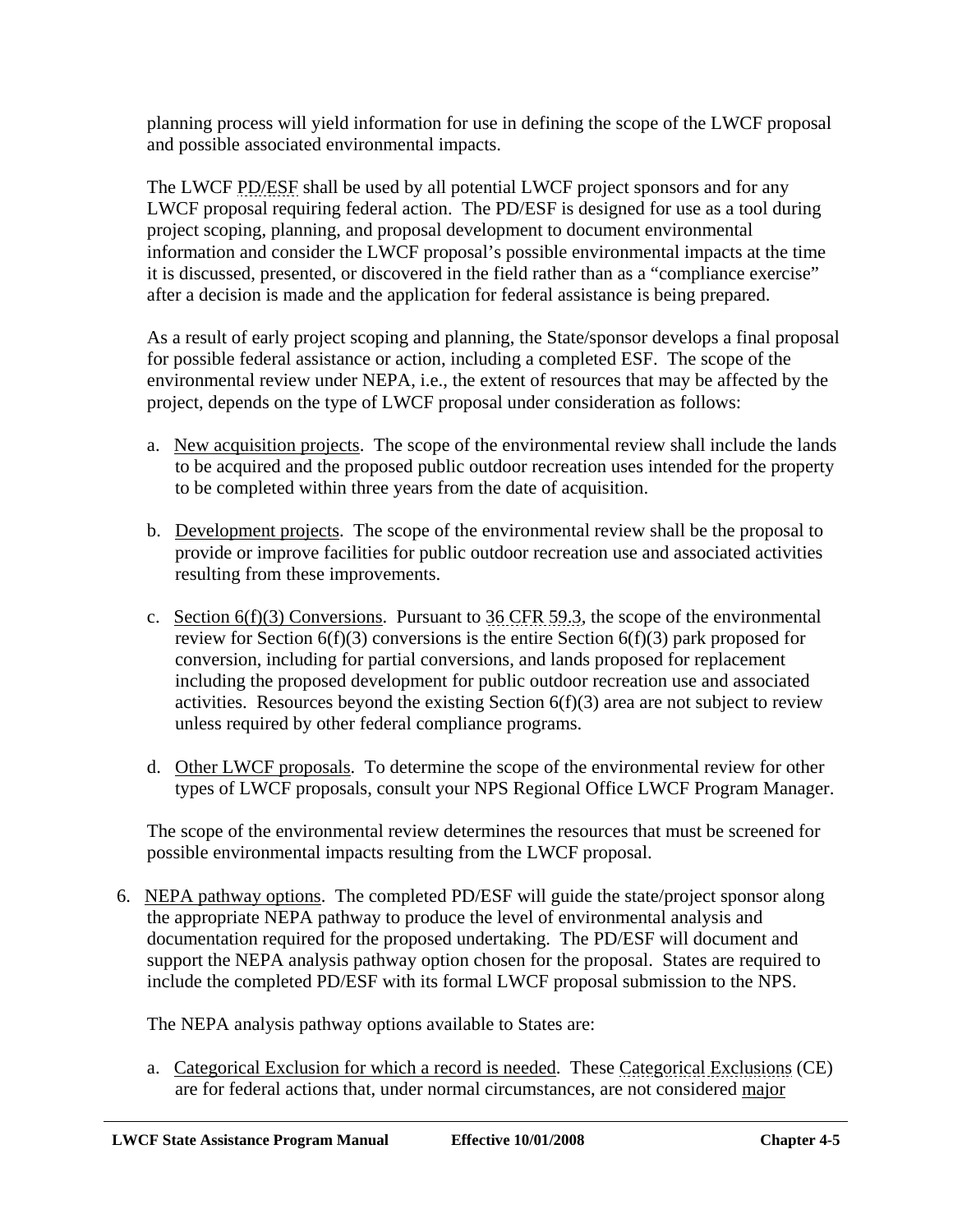planning process will yield information for use in defining the scope of the LWCF proposal and possible associated environmental impacts.

The LWCF PD/ESF shall be used by all potential LWCF project sponsors and for any LWCF proposal requiring federal action. The PD/ESF is designed for use as a tool during project scoping, planning, and proposal development to document environmental information and consider the LWCF proposal's possible environmental impacts at the time it is discussed, presented, or discovered in the field rather than as a "compliance exercise" after a decision is made and the application for federal assistance is being prepared.

As a result of early project scoping and planning, the State/sponsor develops a final proposal for possible federal assistance or action, including a completed ESF. The scope of the environmental review under NEPA, i.e., the extent of resources that may be affected by the project, depends on the type of LWCF proposal under consideration as follows:

a. New acquisition projects. The scope of the environmental review shall include the lands to be acquired and the proposed public outdoor recreation uses intended for the property to be completed within three years from the date of acquisition.

b. Development projects. The scope of the environmental review shall be the proposal to provide or improve facilities for public outdoor recreation use and associated activities resulting from these improvements.

c. Section 6(f)(3) Conversions. Pursuant to 36 CFR 59.3, the scope of the environmental review for Section 6(f)(3) conversions is the entire Section 6(f)(3) park proposed for conversion, including for partial conversions, and lands proposed for replacement including the proposed development for public outdoor recreation use and associated activities. Resources beyond the existing Section 6(f)(3) area are not subject to review unless required by other federal compliance programs.

d. Other LWCF proposals. To determine the scope of the environmental review for other types of LWCF proposals, consult your NPS Regional Office LWCF Program Manager.

The scope of the environmental review determines the resources that must be screened for possible environmental impacts resulting from the LWCF proposal.

6. NEPA pathway options. The completed PD/ESF will guide the state/project sponsor along the appropriate NEPA pathway to produce the level of environmental analysis and documentation required for the proposed undertaking. The PD/ESF will document and support the NEPA analysis pathway option chosen for the proposal. States are required to include the completed PD/ESF with its formal LWCF proposal submission to the NPS.

   The NEPA analysis pathway options available to States are:

   a. Categorical Exclusion for which a record is needed. These Categorical Exclusions (CE) are for federal actions that, under normal circumstances, are not considered major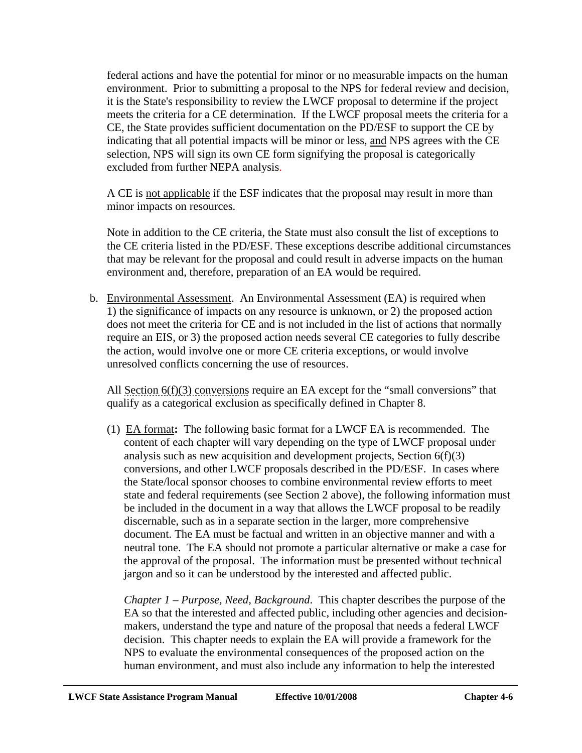federal actions and have the potential for minor or no measurable impacts on the human environment. Prior to submitting a proposal to the NPS for federal review and decision, it is the State's responsibility to review the LWCF proposal to determine if the project meets the criteria for a CE determination. If the LWCF proposal meets the criteria for a CE, the State provides sufficient documentation on the PD/ESF to support the CE by indicating that all potential impacts will be minor or less, and NPS agrees with the CE selection, NPS will sign its own CE form signifying the proposal is categorically excluded from further NEPA analysis.

A CE is not applicable if the ESF indicates that the proposal may result in more than minor impacts on resources.

Note in addition to the CE criteria, the State must also consult the list of exceptions to the CE criteria listed in the PD/ESF. These exceptions describe additional circumstances that may be relevant for the proposal and could result in adverse impacts on the human environment and, therefore, preparation of an EA would be required.

b. Environmental Assessment. An Environmental Assessment (EA) is required when 1) the significance of impacts on any resource is unknown, or 2) the proposed action does not meet the criteria for CE and is not included in the list of actions that normally require an EIS, or 3) the proposed action needs several CE categories to fully describe the action, would involve one or more CE criteria exceptions, or would involve unresolved conflicts concerning the use of resources.

   All Section 6(f)(3) conversions require an EA except for the "small conversions" that qualify as a categorical exclusion as specifically defined in Chapter 8.

   (1) EA format**:** The following basic format for a LWCF EA is recommended. The content of each chapter will vary depending on the type of LWCF proposal under analysis such as new acquisition and development projects, Section 6(f)(3) conversions, and other LWCF proposals described in the PD/ESF. In cases where the State/local sponsor chooses to combine environmental review efforts to meet state and federal requirements (see Section 2 above), the following information must be included in the document in a way that allows the LWCF proposal to be readily discernable, such as in a separate section in the larger, more comprehensive document. The EA must be factual and written in an objective manner and with a neutral tone. The EA should not promote a particular alternative or make a case for the approval of the proposal. The information must be presented without technical jargon and so it can be understood by the interested and affected public.

   *Chapter 1 – Purpose, Need, Background*. This chapter describes the purpose of the EA so that the interested and affected public, including other agencies and decision-makers, understand the type and nature of the proposal that needs a federal LWCF decision. This chapter needs to explain the EA will provide a framework for the NPS to evaluate the environmental consequences of the proposed action on the human environment, and must also include any information to help the interested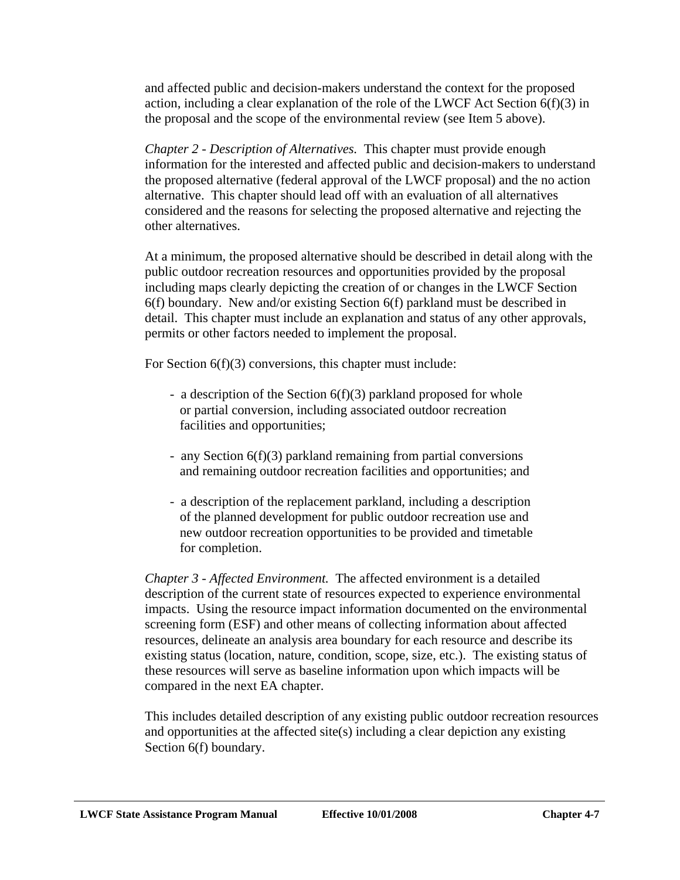and affected public and decision-makers understand the context for the proposed action, including a clear explanation of the role of the LWCF Act Section 6(f)(3) in the proposal and the scope of the environmental review (see Item 5 above).

*Chapter 2 - Description of Alternatives.* This chapter must provide enough information for the interested and affected public and decision-makers to understand the proposed alternative (federal approval of the LWCF proposal) and the no action alternative. This chapter should lead off with an evaluation of all alternatives considered and the reasons for selecting the proposed alternative and rejecting the other alternatives.

At a minimum, the proposed alternative should be described in detail along with the public outdoor recreation resources and opportunities provided by the proposal including maps clearly depicting the creation of or changes in the LWCF Section 6(f) boundary. New and/or existing Section 6(f) parkland must be described in detail. This chapter must include an explanation and status of any other approvals, permits or other factors needed to implement the proposal.

For Section 6(f)(3) conversions, this chapter must include:

- a description of the Section 6(f)(3) parkland proposed for whole or partial conversion, including associated outdoor recreation facilities and opportunities;

- any Section 6(f)(3) parkland remaining from partial conversions and remaining outdoor recreation facilities and opportunities; and

- a description of the replacement parkland, including a description of the planned development for public outdoor recreation use and new outdoor recreation opportunities to be provided and timetable for completion.

*Chapter 3 - Affected Environment.* The affected environment is a detailed description of the current state of resources expected to experience environmental impacts. Using the resource impact information documented on the environmental screening form (ESF) and other means of collecting information about affected resources, delineate an analysis area boundary for each resource and describe its existing status (location, nature, condition, scope, size, etc.). The existing status of these resources will serve as baseline information upon which impacts will be compared in the next EA chapter.

This includes detailed description of any existing public outdoor recreation resources and opportunities at the affected site(s) including a clear depiction any existing Section 6(f) boundary.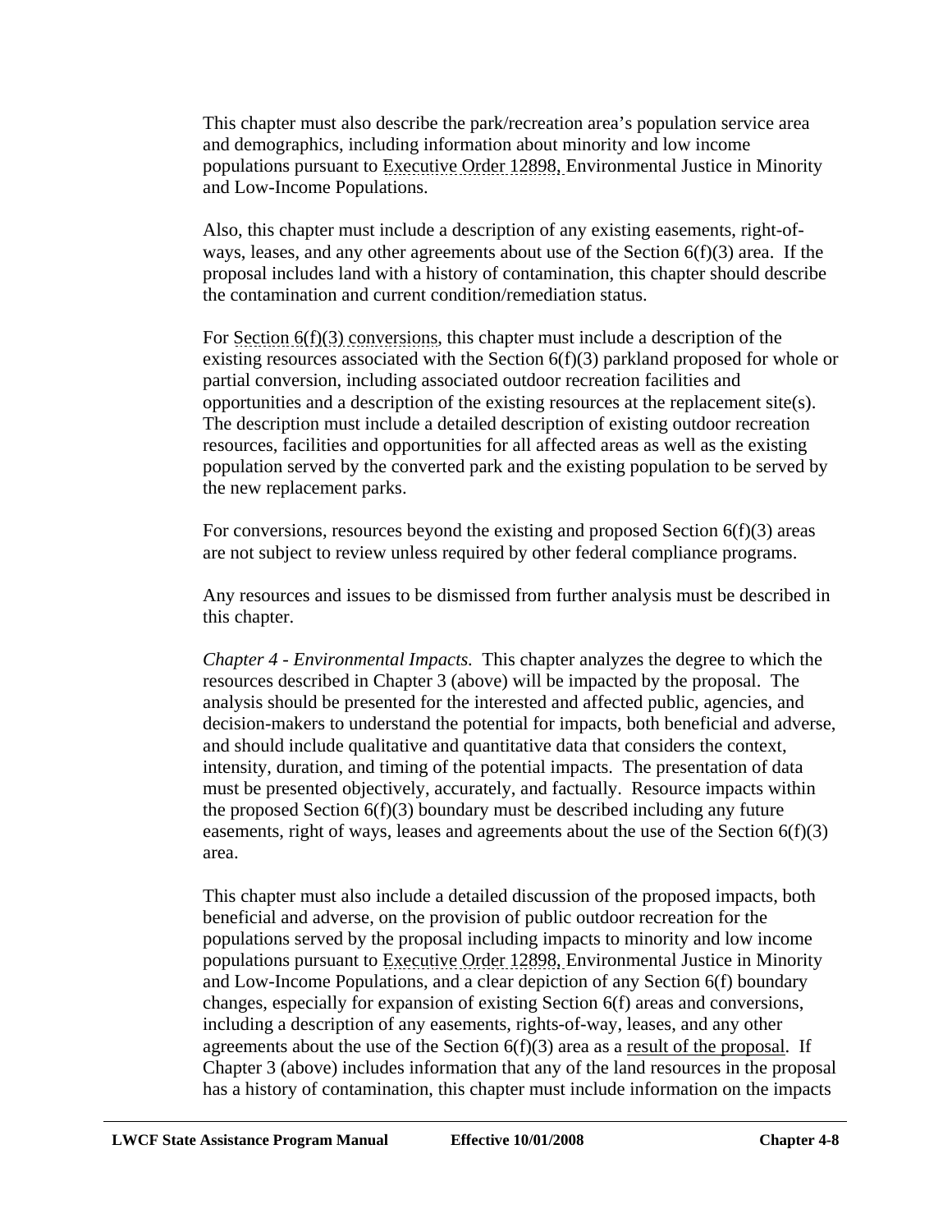This chapter must also describe the park/recreation area's population service area and demographics, including information about minority and low income populations pursuant to Executive Order 12898, Environmental Justice in Minority and Low-Income Populations.

Also, this chapter must include a description of any existing easements, right-of-ways, leases, and any other agreements about use of the Section 6(f)(3) area. If the proposal includes land with a history of contamination, this chapter should describe the contamination and current condition/remediation status.

For Section 6(f)(3) conversions, this chapter must include a description of the existing resources associated with the Section 6(f)(3) parkland proposed for whole or partial conversion, including associated outdoor recreation facilities and opportunities and a description of the existing resources at the replacement site(s). The description must include a detailed description of existing outdoor recreation resources, facilities and opportunities for all affected areas as well as the existing population served by the converted park and the existing population to be served by the new replacement parks.

For conversions, resources beyond the existing and proposed Section 6(f)(3) areas are not subject to review unless required by other federal compliance programs.

Any resources and issues to be dismissed from further analysis must be described in this chapter.

*Chapter 4 - Environmental Impacts.* This chapter analyzes the degree to which the resources described in Chapter 3 (above) will be impacted by the proposal. The analysis should be presented for the interested and affected public, agencies, and decision-makers to understand the potential for impacts, both beneficial and adverse, and should include qualitative and quantitative data that considers the context, intensity, duration, and timing of the potential impacts. The presentation of data must be presented objectively, accurately, and factually. Resource impacts within the proposed Section 6(f)(3) boundary must be described including any future easements, right of ways, leases and agreements about the use of the Section 6(f)(3) area.

This chapter must also include a detailed discussion of the proposed impacts, both beneficial and adverse, on the provision of public outdoor recreation for the populations served by the proposal including impacts to minority and low income populations pursuant to Executive Order 12898, Environmental Justice in Minority and Low-Income Populations, and a clear depiction of any Section 6(f) boundary changes, especially for expansion of existing Section 6(f) areas and conversions, including a description of any easements, rights-of-way, leases, and any other agreements about the use of the Section 6(f)(3) area as a result of the proposal. If Chapter 3 (above) includes information that any of the land resources in the proposal has a history of contamination, this chapter must include information on the impacts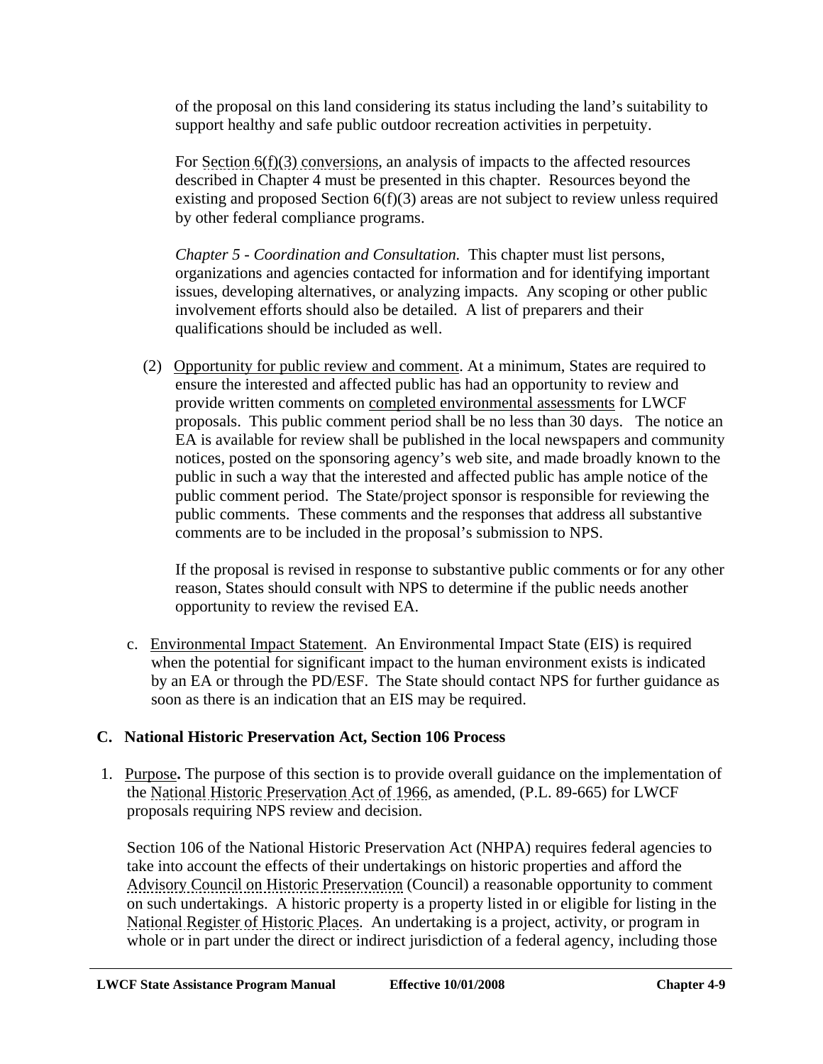of the proposal on this land considering its status including the land's suitability to support healthy and safe public outdoor recreation activities in perpetuity.

For Section 6(f)(3) conversions, an analysis of impacts to the affected resources described in Chapter 4 must be presented in this chapter. Resources beyond the existing and proposed Section 6(f)(3) areas are not subject to review unless required by other federal compliance programs.

*Chapter 5 - Coordination and Consultation.* This chapter must list persons, organizations and agencies contacted for information and for identifying important issues, developing alternatives, or analyzing impacts. Any scoping or other public involvement efforts should also be detailed. A list of preparers and their qualifications should be included as well.

(2) Opportunity for public review and comment. At a minimum, States are required to ensure the interested and affected public has had an opportunity to review and provide written comments on completed environmental assessments for LWCF proposals. This public comment period shall be no less than 30 days. The notice an EA is available for review shall be published in the local newspapers and community notices, posted on the sponsoring agency's web site, and made broadly known to the public in such a way that the interested and affected public has ample notice of the public comment period. The State/project sponsor is responsible for reviewing the public comments. These comments and the responses that address all substantive comments are to be included in the proposal's submission to NPS.

If the proposal is revised in response to substantive public comments or for any other reason, States should consult with NPS to determine if the public needs another opportunity to review the revised EA.

c. Environmental Impact Statement. An Environmental Impact State (EIS) is required when the potential for significant impact to the human environment exists is indicated by an EA or through the PD/ESF. The State should contact NPS for further guidance as soon as there is an indication that an EIS may be required.

## C. National Historic Preservation Act, Section 106 Process

1. Purpose**.** The purpose of this section is to provide overall guidance on the implementation of the National Historic Preservation Act of 1966, as amended, (P.L. 89-665) for LWCF proposals requiring NPS review and decision.

Section 106 of the National Historic Preservation Act (NHPA) requires federal agencies to take into account the effects of their undertakings on historic properties and afford the Advisory Council on Historic Preservation (Council) a reasonable opportunity to comment on such undertakings. A historic property is a property listed in or eligible for listing in the National Register of Historic Places. An undertaking is a project, activity, or program in whole or in part under the direct or indirect jurisdiction of a federal agency, including those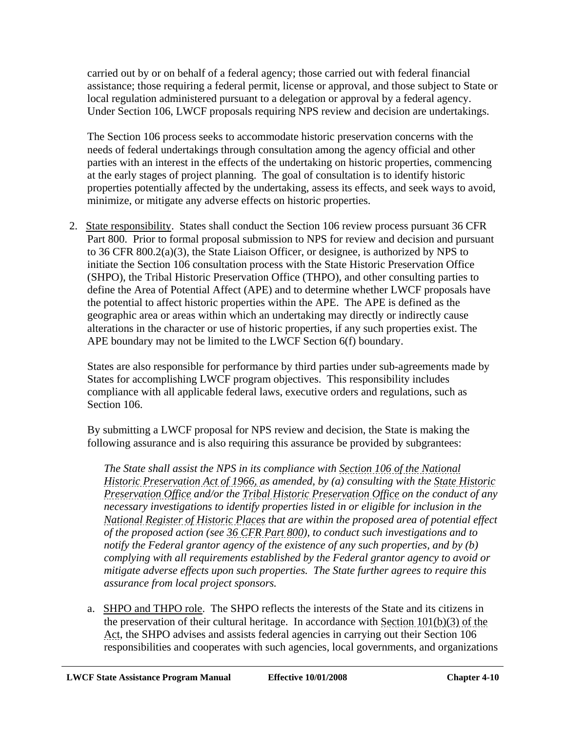carried out by or on behalf of a federal agency; those carried out with federal financial assistance; those requiring a federal permit, license or approval, and those subject to State or local regulation administered pursuant to a delegation or approval by a federal agency. Under Section 106, LWCF proposals requiring NPS review and decision are undertakings.

The Section 106 process seeks to accommodate historic preservation concerns with the needs of federal undertakings through consultation among the agency official and other parties with an interest in the effects of the undertaking on historic properties, commencing at the early stages of project planning. The goal of consultation is to identify historic properties potentially affected by the undertaking, assess its effects, and seek ways to avoid, minimize, or mitigate any adverse effects on historic properties.

2. State responsibility. States shall conduct the Section 106 review process pursuant 36 CFR Part 800. Prior to formal proposal submission to NPS for review and decision and pursuant to 36 CFR 800.2(a)(3), the State Liaison Officer, or designee, is authorized by NPS to initiate the Section 106 consultation process with the State Historic Preservation Office (SHPO), the Tribal Historic Preservation Office (THPO), and other consulting parties to define the Area of Potential Affect (APE) and to determine whether LWCF proposals have the potential to affect historic properties within the APE. The APE is defined as the geographic area or areas within which an undertaking may directly or indirectly cause alterations in the character or use of historic properties, if any such properties exist. The APE boundary may not be limited to the LWCF Section 6(f) boundary.

   States are also responsible for performance by third parties under sub-agreements made by States for accomplishing LWCF program objectives. This responsibility includes compliance with all applicable federal laws, executive orders and regulations, such as Section 106.

   By submitting a LWCF proposal for NPS review and decision, the State is making the following assurance and is also requiring this assurance be provided by subgrantees:

   *The State shall assist the NPS in its compliance with Section 106 of the National Historic Preservation Act of 1966, as amended, by (a) consulting with the State Historic Preservation Office and/or the Tribal Historic Preservation Office on the conduct of any necessary investigations to identify properties listed in or eligible for inclusion in the National Register of Historic Places that are within the proposed area of potential effect of the proposed action (see 36 CFR Part 800), to conduct such investigations and to notify the Federal grantor agency of the existence of any such properties, and by (b) complying with all requirements established by the Federal grantor agency to avoid or mitigate adverse effects upon such properties. The State further agrees to require this assurance from local project sponsors.*

   a. SHPO and THPO role. The SHPO reflects the interests of the State and its citizens in the preservation of their cultural heritage. In accordance with Section 101(b)(3) of the Act, the SHPO advises and assists federal agencies in carrying out their Section 106 responsibilities and cooperates with such agencies, local governments, and organizations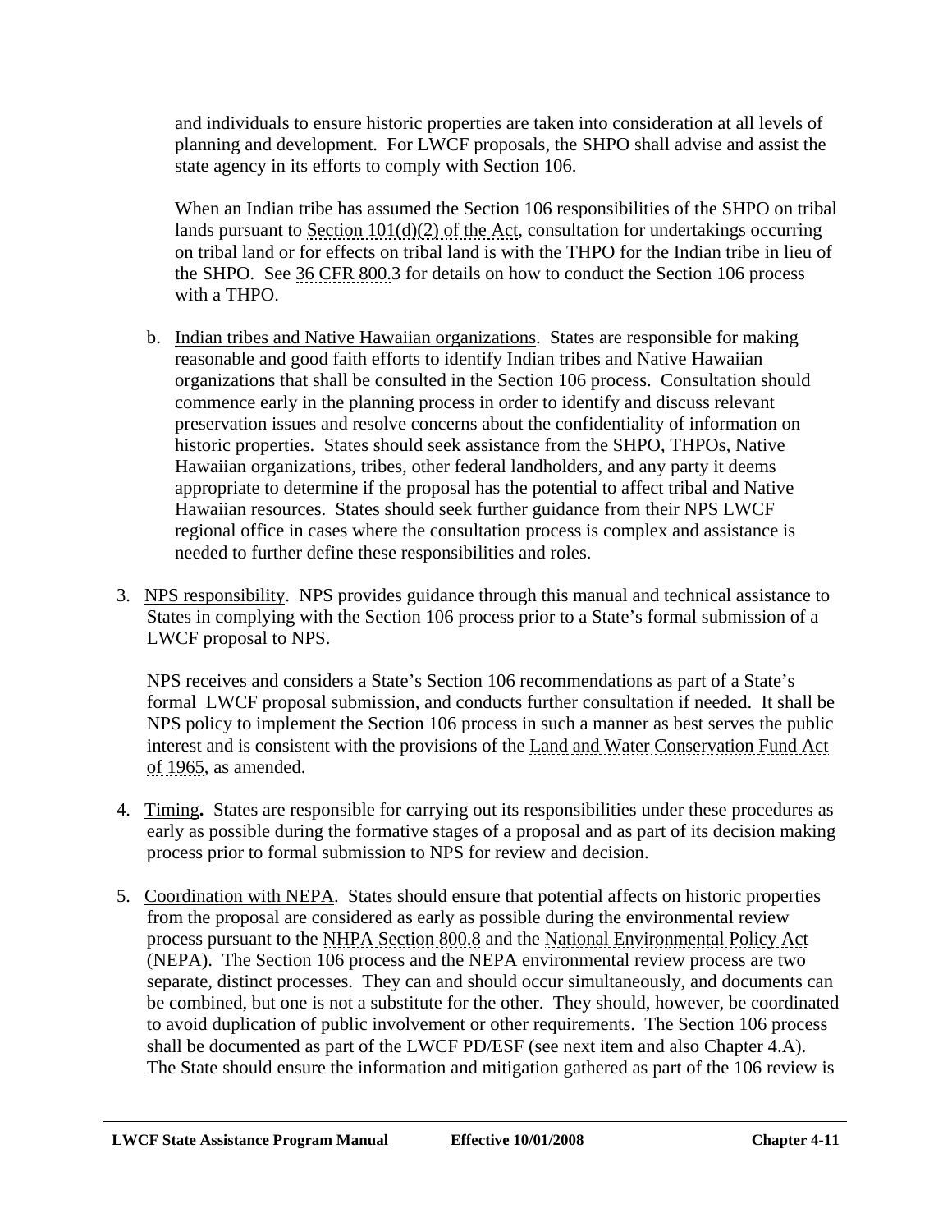and individuals to ensure historic properties are taken into consideration at all levels of planning and development. For LWCF proposals, the SHPO shall advise and assist the state agency in its efforts to comply with Section 106.

When an Indian tribe has assumed the Section 106 responsibilities of the SHPO on tribal lands pursuant to Section 101(d)(2) of the Act, consultation for undertakings occurring on tribal land or for effects on tribal land is with the THPO for the Indian tribe in lieu of the SHPO. See 36 CFR 800.3 for details on how to conduct the Section 106 process with a THPO.

b. Indian tribes and Native Hawaiian organizations. States are responsible for making reasonable and good faith efforts to identify Indian tribes and Native Hawaiian organizations that shall be consulted in the Section 106 process. Consultation should commence early in the planning process in order to identify and discuss relevant preservation issues and resolve concerns about the confidentiality of information on historic properties. States should seek assistance from the SHPO, THPOs, Native Hawaiian organizations, tribes, other federal landholders, and any party it deems appropriate to determine if the proposal has the potential to affect tribal and Native Hawaiian resources. States should seek further guidance from their NPS LWCF regional office in cases where the consultation process is complex and assistance is needed to further define these responsibilities and roles.

3. NPS responsibility. NPS provides guidance through this manual and technical assistance to States in complying with the Section 106 process prior to a State's formal submission of a LWCF proposal to NPS.

   NPS receives and considers a State's Section 106 recommendations as part of a State's formal LWCF proposal submission, and conducts further consultation if needed. It shall be NPS policy to implement the Section 106 process in such a manner as best serves the public interest and is consistent with the provisions of the Land and Water Conservation Fund Act of 1965, as amended.

4. Timing**.** States are responsible for carrying out its responsibilities under these procedures as early as possible during the formative stages of a proposal and as part of its decision making process prior to formal submission to NPS for review and decision.

5. Coordination with NEPA. States should ensure that potential affects on historic properties from the proposal are considered as early as possible during the environmental review process pursuant to the NHPA Section 800.8 and the National Environmental Policy Act (NEPA). The Section 106 process and the NEPA environmental review process are two separate, distinct processes. They can and should occur simultaneously, and documents can be combined, but one is not a substitute for the other. They should, however, be coordinated to avoid duplication of public involvement or other requirements. The Section 106 process shall be documented as part of the LWCF PD/ESF (see next item and also Chapter 4.A). The State should ensure the information and mitigation gathered as part of the 106 review is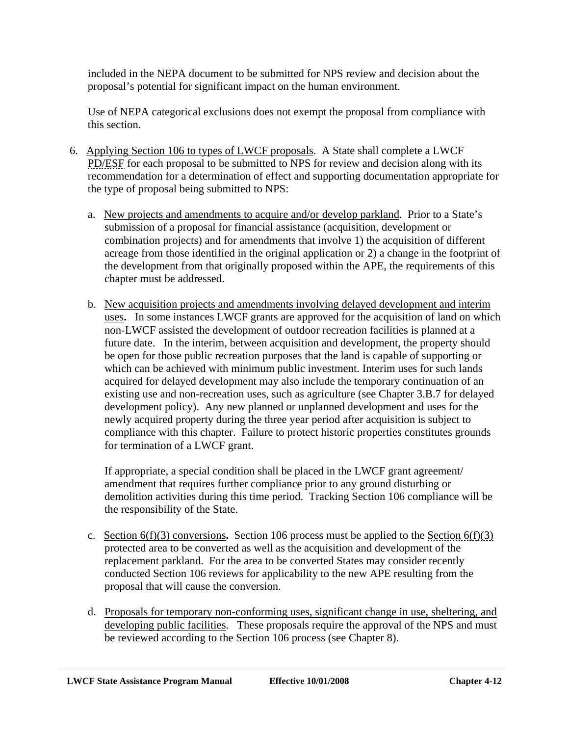included in the NEPA document to be submitted for NPS review and decision about the proposal's potential for significant impact on the human environment.

Use of NEPA categorical exclusions does not exempt the proposal from compliance with this section.

6. Applying Section 106 to types of LWCF proposals. A State shall complete a LWCF PD/ESF for each proposal to be submitted to NPS for review and decision along with its recommendation for a determination of effect and supporting documentation appropriate for the type of proposal being submitted to NPS:

   a. New projects and amendments to acquire and/or develop parkland. Prior to a State's submission of a proposal for financial assistance (acquisition, development or combination projects) and for amendments that involve 1) the acquisition of different acreage from those identified in the original application or 2) a change in the footprint of the development from that originally proposed within the APE, the requirements of this chapter must be addressed.

   b. New acquisition projects and amendments involving delayed development and interim uses**.** In some instances LWCF grants are approved for the acquisition of land on which non-LWCF assisted the development of outdoor recreation facilities is planned at a future date. In the interim, between acquisition and development, the property should be open for those public recreation purposes that the land is capable of supporting or which can be achieved with minimum public investment. Interim uses for such lands acquired for delayed development may also include the temporary continuation of an existing use and non-recreation uses, such as agriculture (see Chapter 3.B.7 for delayed development policy). Any new planned or unplanned development and uses for the newly acquired property during the three year period after acquisition is subject to compliance with this chapter. Failure to protect historic properties constitutes grounds for termination of a LWCF grant.

      If appropriate, a special condition shall be placed in the LWCF grant agreement/ amendment that requires further compliance prior to any ground disturbing or demolition activities during this time period. Tracking Section 106 compliance will be the responsibility of the State.

   c. Section 6(f)(3) conversions**.** Section 106 process must be applied to the Section 6(f)(3) protected area to be converted as well as the acquisition and development of the replacement parkland. For the area to be converted States may consider recently conducted Section 106 reviews for applicability to the new APE resulting from the proposal that will cause the conversion.

   d. Proposals for temporary non-conforming uses, significant change in use, sheltering, and developing public facilities. These proposals require the approval of the NPS and must be reviewed according to the Section 106 process (see Chapter 8).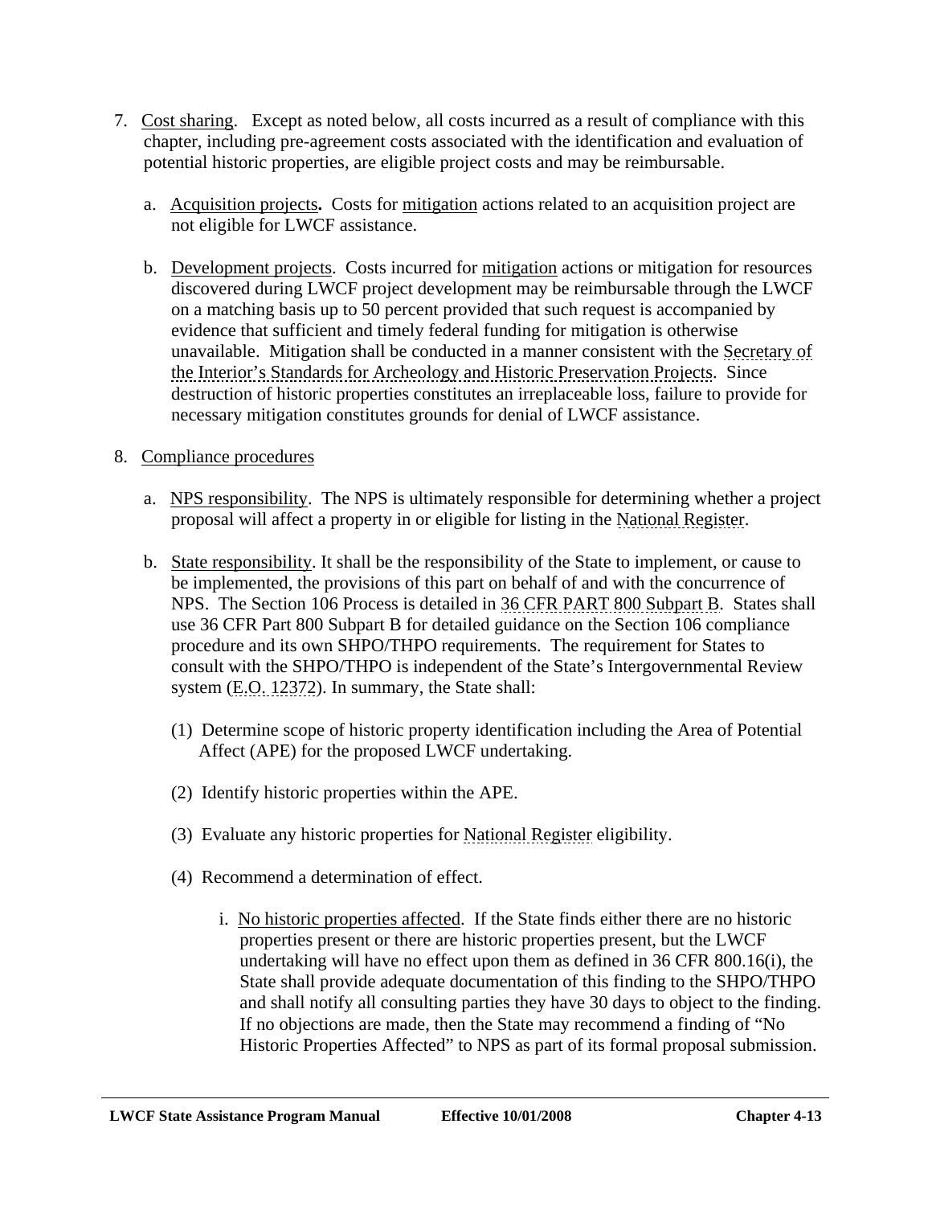7. Cost sharing. Except as noted below, all costs incurred as a result of compliance with this chapter, including pre-agreement costs associated with the identification and evaluation of potential historic properties, are eligible project costs and may be reimbursable.

   a. Acquisition projects**.** Costs for mitigation actions related to an acquisition project are not eligible for LWCF assistance.

   b. Development projects. Costs incurred for mitigation actions or mitigation for resources discovered during LWCF project development may be reimbursable through the LWCF on a matching basis up to 50 percent provided that such request is accompanied by evidence that sufficient and timely federal funding for mitigation is otherwise unavailable. Mitigation shall be conducted in a manner consistent with the Secretary of the Interior's Standards for Archeology and Historic Preservation Projects. Since destruction of historic properties constitutes an irreplaceable loss, failure to provide for necessary mitigation constitutes grounds for denial of LWCF assistance.

8. Compliance procedures

   a. NPS responsibility. The NPS is ultimately responsible for determining whether a project proposal will affect a property in or eligible for listing in the National Register.

   b. State responsibility. It shall be the responsibility of the State to implement, or cause to be implemented, the provisions of this part on behalf of and with the concurrence of NPS. The Section 106 Process is detailed in 36 CFR PART 800 Subpart B. States shall use 36 CFR Part 800 Subpart B for detailed guidance on the Section 106 compliance procedure and its own SHPO/THPO requirements. The requirement for States to consult with the SHPO/THPO is independent of the State's Intergovernmental Review system (E.O. 12372). In summary, the State shall:

      (1) Determine scope of historic property identification including the Area of Potential Affect (APE) for the proposed LWCF undertaking.

      (2) Identify historic properties within the APE.

      (3) Evaluate any historic properties for National Register eligibility.

      (4) Recommend a determination of effect.

         i. No historic properties affected. If the State finds either there are no historic properties present or there are historic properties present, but the LWCF undertaking will have no effect upon them as defined in 36 CFR 800.16(i), the State shall provide adequate documentation of this finding to the SHPO/THPO and shall notify all consulting parties they have 30 days to object to the finding. If no objections are made, then the State may recommend a finding of "No Historic Properties Affected" to NPS as part of its formal proposal submission.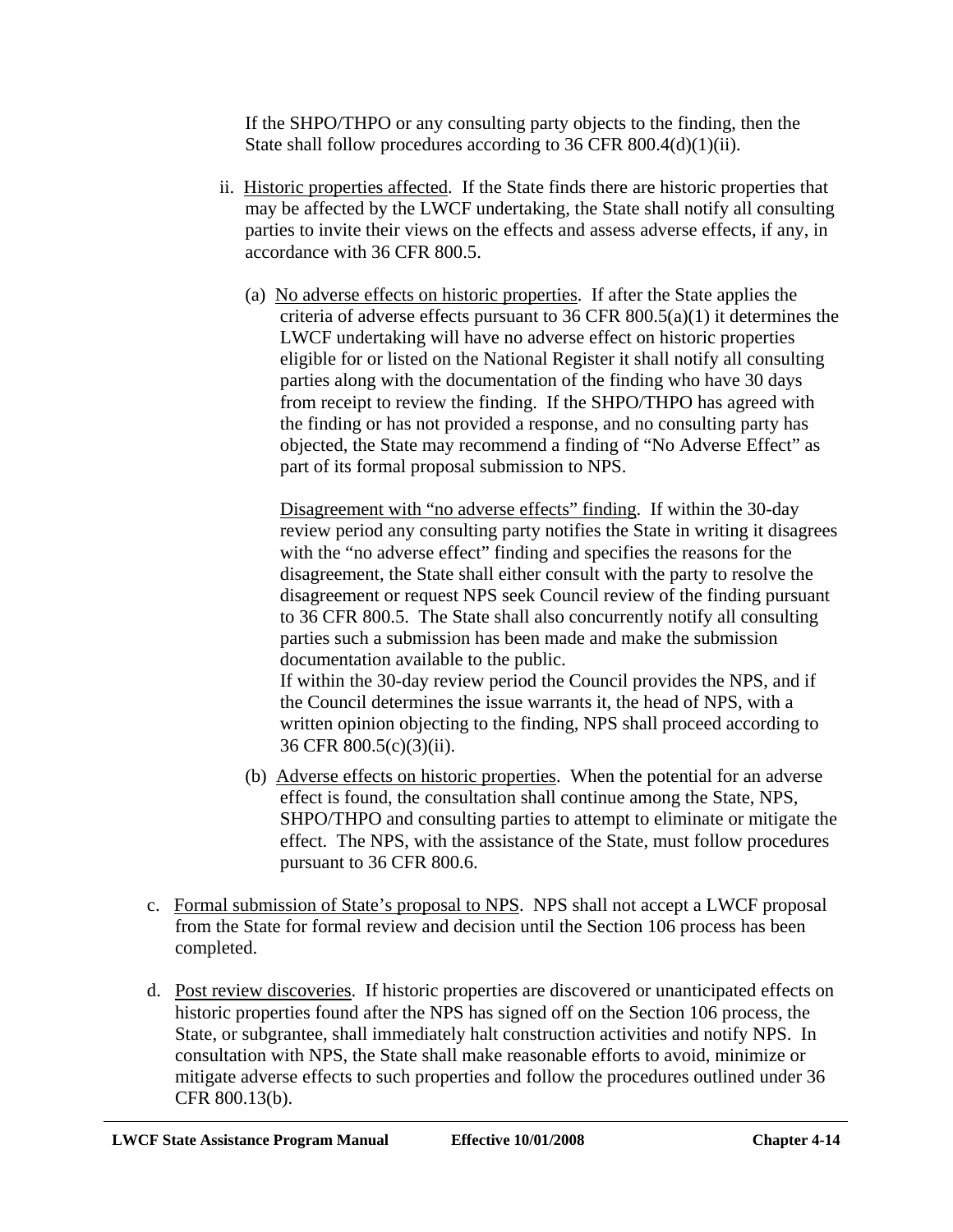If the SHPO/THPO or any consulting party objects to the finding, then the State shall follow procedures according to 36 CFR 800.4(d)(1)(ii).

ii. Historic properties affected. If the State finds there are historic properties that may be affected by the LWCF undertaking, the State shall notify all consulting parties to invite their views on the effects and assess adverse effects, if any, in accordance with 36 CFR 800.5.

(a) No adverse effects on historic properties. If after the State applies the criteria of adverse effects pursuant to 36 CFR 800.5(a)(1) it determines the LWCF undertaking will have no adverse effect on historic properties eligible for or listed on the National Register it shall notify all consulting parties along with the documentation of the finding who have 30 days from receipt to review the finding. If the SHPO/THPO has agreed with the finding or has not provided a response, and no consulting party has objected, the State may recommend a finding of "No Adverse Effect" as part of its formal proposal submission to NPS.

Disagreement with "no adverse effects" finding. If within the 30-day review period any consulting party notifies the State in writing it disagrees with the "no adverse effect" finding and specifies the reasons for the disagreement, the State shall either consult with the party to resolve the disagreement or request NPS seek Council review of the finding pursuant to 36 CFR 800.5. The State shall also concurrently notify all consulting parties such a submission has been made and make the submission documentation available to the public.
If within the 30-day review period the Council provides the NPS, and if the Council determines the issue warrants it, the head of NPS, with a written opinion objecting to the finding, NPS shall proceed according to 36 CFR 800.5(c)(3)(ii).

(b) Adverse effects on historic properties. When the potential for an adverse effect is found, the consultation shall continue among the State, NPS, SHPO/THPO and consulting parties to attempt to eliminate or mitigate the effect. The NPS, with the assistance of the State, must follow procedures pursuant to 36 CFR 800.6.

c. Formal submission of State's proposal to NPS. NPS shall not accept a LWCF proposal from the State for formal review and decision until the Section 106 process has been completed.

d. Post review discoveries. If historic properties are discovered or unanticipated effects on historic properties found after the NPS has signed off on the Section 106 process, the State, or subgrantee, shall immediately halt construction activities and notify NPS. In consultation with NPS, the State shall make reasonable efforts to avoid, minimize or mitigate adverse effects to such properties and follow the procedures outlined under 36 CFR 800.13(b).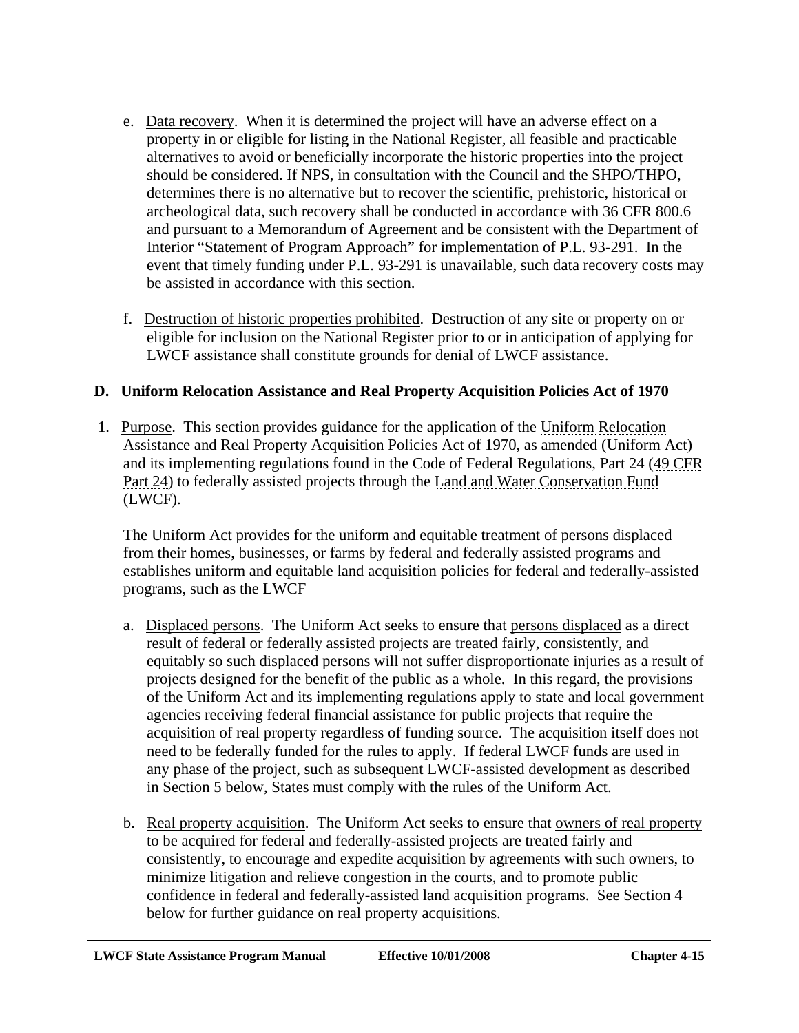e. Data recovery. When it is determined the project will have an adverse effect on a property in or eligible for listing in the National Register, all feasible and practicable alternatives to avoid or beneficially incorporate the historic properties into the project should be considered. If NPS, in consultation with the Council and the SHPO/THPO, determines there is no alternative but to recover the scientific, prehistoric, historical or archeological data, such recovery shall be conducted in accordance with 36 CFR 800.6 and pursuant to a Memorandum of Agreement and be consistent with the Department of Interior "Statement of Program Approach" for implementation of P.L. 93-291. In the event that timely funding under P.L. 93-291 is unavailable, such data recovery costs may be assisted in accordance with this section.

f. Destruction of historic properties prohibited. Destruction of any site or property on or eligible for inclusion on the National Register prior to or in anticipation of applying for LWCF assistance shall constitute grounds for denial of LWCF assistance.

## D. Uniform Relocation Assistance and Real Property Acquisition Policies Act of 1970

1. Purpose. This section provides guidance for the application of the Uniform Relocation Assistance and Real Property Acquisition Policies Act of 1970, as amended (Uniform Act) and its implementing regulations found in the Code of Federal Regulations, Part 24 (49 CFR Part 24) to federally assisted projects through the Land and Water Conservation Fund (LWCF).

   The Uniform Act provides for the uniform and equitable treatment of persons displaced from their homes, businesses, or farms by federal and federally assisted programs and establishes uniform and equitable land acquisition policies for federal and federally-assisted programs, such as the LWCF

   a. Displaced persons. The Uniform Act seeks to ensure that persons displaced as a direct result of federal or federally assisted projects are treated fairly, consistently, and equitably so such displaced persons will not suffer disproportionate injuries as a result of projects designed for the benefit of the public as a whole. In this regard, the provisions of the Uniform Act and its implementing regulations apply to state and local government agencies receiving federal financial assistance for public projects that require the acquisition of real property regardless of funding source. The acquisition itself does not need to be federally funded for the rules to apply. If federal LWCF funds are used in any phase of the project, such as subsequent LWCF-assisted development as described in Section 5 below, States must comply with the rules of the Uniform Act.

   b. Real property acquisition. The Uniform Act seeks to ensure that owners of real property to be acquired for federal and federally-assisted projects are treated fairly and consistently, to encourage and expedite acquisition by agreements with such owners, to minimize litigation and relieve congestion in the courts, and to promote public confidence in federal and federally-assisted land acquisition programs. See Section 4 below for further guidance on real property acquisitions.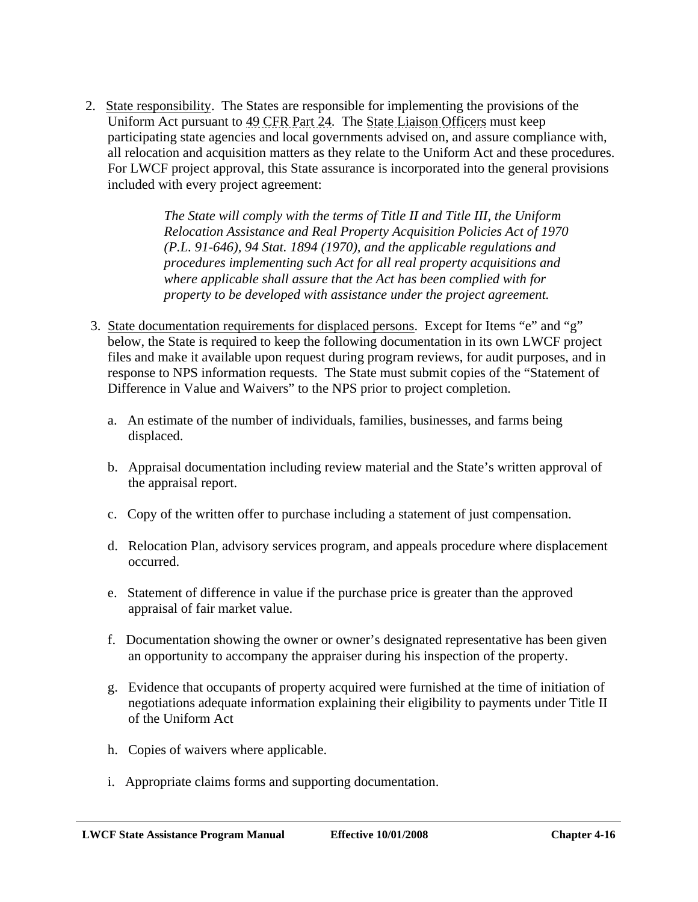2. State responsibility. The States are responsible for implementing the provisions of the Uniform Act pursuant to 49 CFR Part 24. The State Liaison Officers must keep participating state agencies and local governments advised on, and assure compliance with, all relocation and acquisition matters as they relate to the Uniform Act and these procedures. For LWCF project approval, this State assurance is incorporated into the general provisions included with every project agreement:

   > *The State will comply with the terms of Title II and Title III, the Uniform Relocation Assistance and Real Property Acquisition Policies Act of 1970 (P.L. 91-646), 94 Stat. 1894 (1970), and the applicable regulations and procedures implementing such Act for all real property acquisitions and where applicable shall assure that the Act has been complied with for property to be developed with assistance under the project agreement.*

3. State documentation requirements for displaced persons. Except for Items "e" and "g" below, the State is required to keep the following documentation in its own LWCF project files and make it available upon request during program reviews, for audit purposes, and in response to NPS information requests. The State must submit copies of the "Statement of Difference in Value and Waivers" to the NPS prior to project completion.

   a. An estimate of the number of individuals, families, businesses, and farms being displaced.

   b. Appraisal documentation including review material and the State's written approval of the appraisal report.

   c. Copy of the written offer to purchase including a statement of just compensation.

   d. Relocation Plan, advisory services program, and appeals procedure where displacement occurred.

   e. Statement of difference in value if the purchase price is greater than the approved appraisal of fair market value.

   f. Documentation showing the owner or owner's designated representative has been given an opportunity to accompany the appraiser during his inspection of the property.

   g. Evidence that occupants of property acquired were furnished at the time of initiation of negotiations adequate information explaining their eligibility to payments under Title II of the Uniform Act

   h. Copies of waivers where applicable.

   i. Appropriate claims forms and supporting documentation.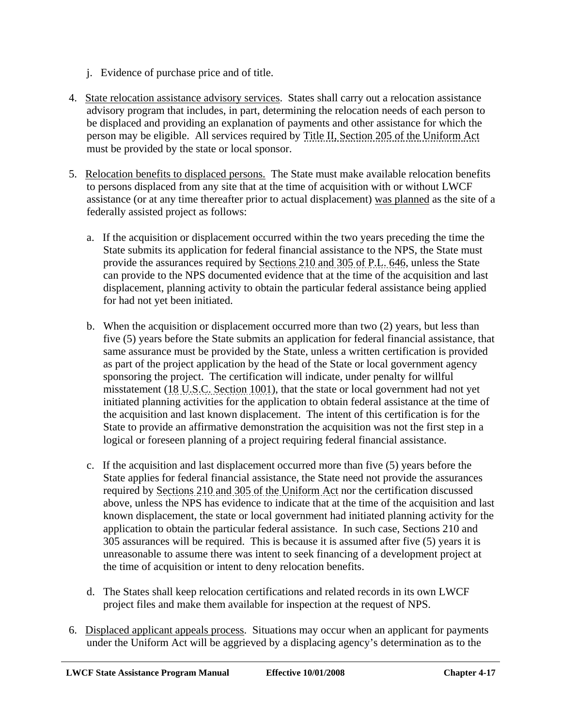j. Evidence of purchase price and of title.

4. State relocation assistance advisory services. States shall carry out a relocation assistance advisory program that includes, in part, determining the relocation needs of each person to be displaced and providing an explanation of payments and other assistance for which the person may be eligible. All services required by Title II, Section 205 of the Uniform Act must be provided by the state or local sponsor.

5. Relocation benefits to displaced persons. The State must make available relocation benefits to persons displaced from any site that at the time of acquisition with or without LWCF assistance (or at any time thereafter prior to actual displacement) was planned as the site of a federally assisted project as follows:

   a. If the acquisition or displacement occurred within the two years preceding the time the State submits its application for federal financial assistance to the NPS, the State must provide the assurances required by Sections 210 and 305 of P.L. 646, unless the State can provide to the NPS documented evidence that at the time of the acquisition and last displacement, planning activity to obtain the particular federal assistance being applied for had not yet been initiated.

   b. When the acquisition or displacement occurred more than two (2) years, but less than five (5) years before the State submits an application for federal financial assistance, that same assurance must be provided by the State, unless a written certification is provided as part of the project application by the head of the State or local government agency sponsoring the project. The certification will indicate, under penalty for willful misstatement (18 U.S.C. Section 1001), that the state or local government had not yet initiated planning activities for the application to obtain federal assistance at the time of the acquisition and last known displacement. The intent of this certification is for the State to provide an affirmative demonstration the acquisition was not the first step in a logical or foreseen planning of a project requiring federal financial assistance.

   c. If the acquisition and last displacement occurred more than five (5) years before the State applies for federal financial assistance, the State need not provide the assurances required by Sections 210 and 305 of the Uniform Act nor the certification discussed above, unless the NPS has evidence to indicate that at the time of the acquisition and last known displacement, the state or local government had initiated planning activity for the application to obtain the particular federal assistance. In such case, Sections 210 and 305 assurances will be required. This is because it is assumed after five (5) years it is unreasonable to assume there was intent to seek financing of a development project at the time of acquisition or intent to deny relocation benefits.

   d. The States shall keep relocation certifications and related records in its own LWCF project files and make them available for inspection at the request of NPS.

6. Displaced applicant appeals process. Situations may occur when an applicant for payments under the Uniform Act will be aggrieved by a displacing agency's determination as to the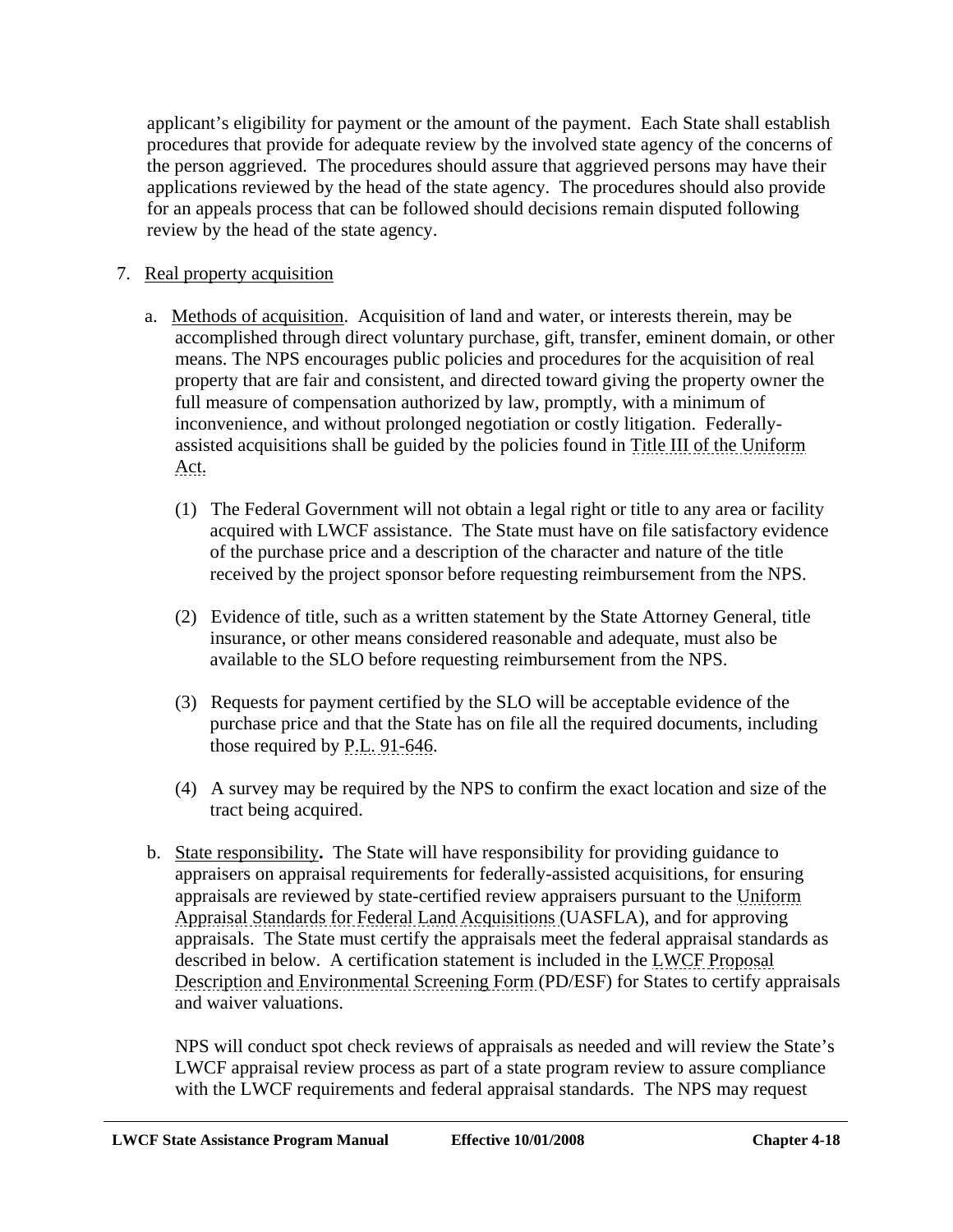applicant's eligibility for payment or the amount of the payment. Each State shall establish procedures that provide for adequate review by the involved state agency of the concerns of the person aggrieved. The procedures should assure that aggrieved persons may have their applications reviewed by the head of the state agency. The procedures should also provide for an appeals process that can be followed should decisions remain disputed following review by the head of the state agency.

7. Real property acquisition

   a. Methods of acquisition. Acquisition of land and water, or interests therein, may be accomplished through direct voluntary purchase, gift, transfer, eminent domain, or other means. The NPS encourages public policies and procedures for the acquisition of real property that are fair and consistent, and directed toward giving the property owner the full measure of compensation authorized by law, promptly, with a minimum of inconvenience, and without prolonged negotiation or costly litigation. Federally-assisted acquisitions shall be guided by the policies found in Title III of the Uniform Act.

      (1) The Federal Government will not obtain a legal right or title to any area or facility acquired with LWCF assistance. The State must have on file satisfactory evidence of the purchase price and a description of the character and nature of the title received by the project sponsor before requesting reimbursement from the NPS.

      (2) Evidence of title, such as a written statement by the State Attorney General, title insurance, or other means considered reasonable and adequate, must also be available to the SLO before requesting reimbursement from the NPS.

      (3) Requests for payment certified by the SLO will be acceptable evidence of the purchase price and that the State has on file all the required documents, including those required by P.L. 91-646.

      (4) A survey may be required by the NPS to confirm the exact location and size of the tract being acquired.

   b. State responsibility**.** The State will have responsibility for providing guidance to appraisers on appraisal requirements for federally-assisted acquisitions, for ensuring appraisals are reviewed by state-certified review appraisers pursuant to the Uniform Appraisal Standards for Federal Land Acquisitions (UASFLA), and for approving appraisals. The State must certify the appraisals meet the federal appraisal standards as described in below. A certification statement is included in the LWCF Proposal Description and Environmental Screening Form (PD/ESF) for States to certify appraisals and waiver valuations.

      NPS will conduct spot check reviews of appraisals as needed and will review the State's LWCF appraisal review process as part of a state program review to assure compliance with the LWCF requirements and federal appraisal standards. The NPS may request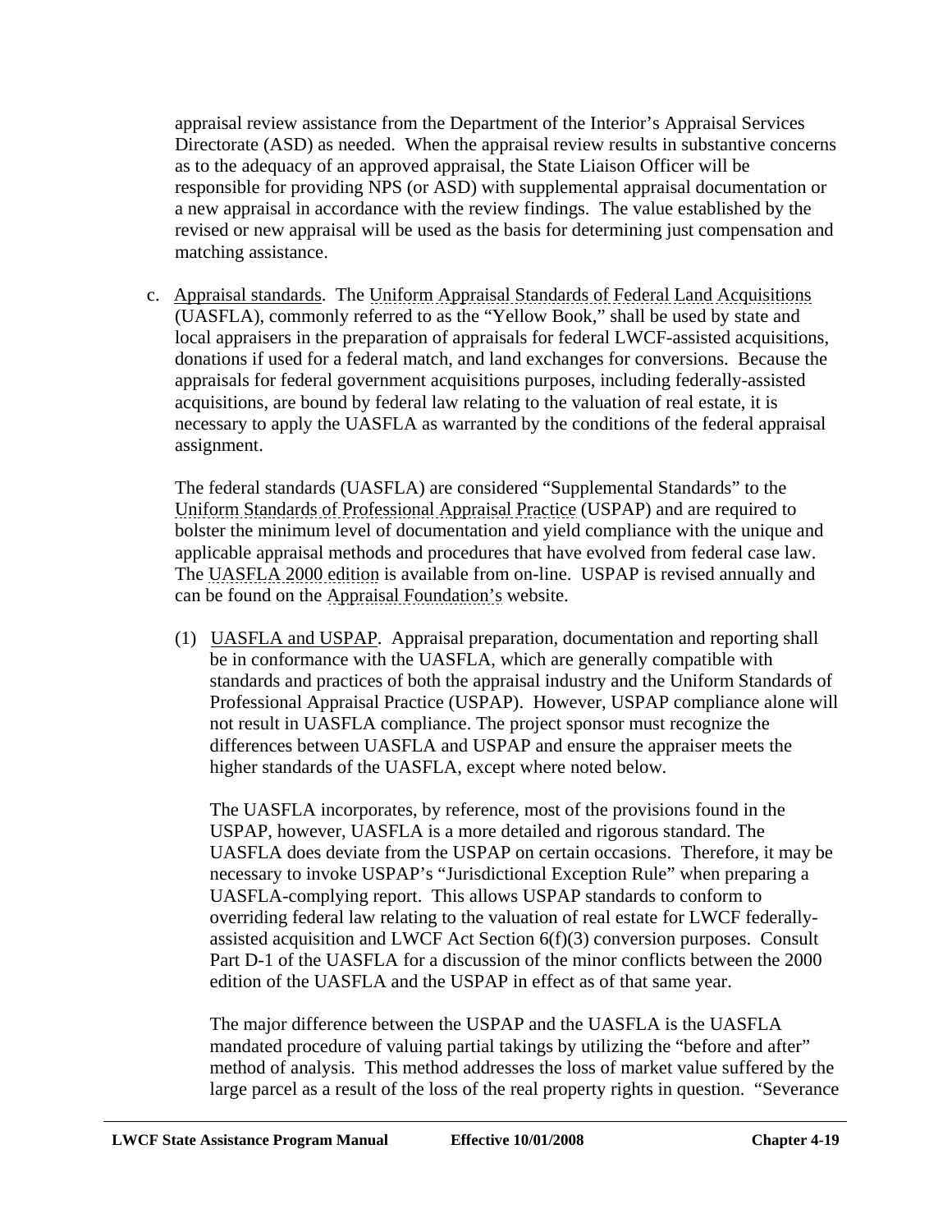appraisal review assistance from the Department of the Interior's Appraisal Services Directorate (ASD) as needed. When the appraisal review results in substantive concerns as to the adequacy of an approved appraisal, the State Liaison Officer will be responsible for providing NPS (or ASD) with supplemental appraisal documentation or a new appraisal in accordance with the review findings. The value established by the revised or new appraisal will be used as the basis for determining just compensation and matching assistance.

c. Appraisal standards. The Uniform Appraisal Standards of Federal Land Acquisitions (UASFLA), commonly referred to as the "Yellow Book," shall be used by state and local appraisers in the preparation of appraisals for federal LWCF-assisted acquisitions, donations if used for a federal match, and land exchanges for conversions. Because the appraisals for federal government acquisitions purposes, including federally-assisted acquisitions, are bound by federal law relating to the valuation of real estate, it is necessary to apply the UASFLA as warranted by the conditions of the federal appraisal assignment.

   The federal standards (UASFLA) are considered "Supplemental Standards" to the Uniform Standards of Professional Appraisal Practice (USPAP) and are required to bolster the minimum level of documentation and yield compliance with the unique and applicable appraisal methods and procedures that have evolved from federal case law. The UASFLA 2000 edition is available from on-line. USPAP is revised annually and can be found on the Appraisal Foundation's website.

   (1) UASFLA and USPAP. Appraisal preparation, documentation and reporting shall be in conformance with the UASFLA, which are generally compatible with standards and practices of both the appraisal industry and the Uniform Standards of Professional Appraisal Practice (USPAP). However, USPAP compliance alone will not result in UASFLA compliance. The project sponsor must recognize the differences between UASFLA and USPAP and ensure the appraiser meets the higher standards of the UASFLA, except where noted below.

   The UASFLA incorporates, by reference, most of the provisions found in the USPAP, however, UASFLA is a more detailed and rigorous standard. The UASFLA does deviate from the USPAP on certain occasions. Therefore, it may be necessary to invoke USPAP's "Jurisdictional Exception Rule" when preparing a UASFLA-complying report. This allows USPAP standards to conform to overriding federal law relating to the valuation of real estate for LWCF federally-assisted acquisition and LWCF Act Section 6(f)(3) conversion purposes. Consult Part D-1 of the UASFLA for a discussion of the minor conflicts between the 2000 edition of the UASFLA and the USPAP in effect as of that same year.

   The major difference between the USPAP and the UASFLA is the UASFLA mandated procedure of valuing partial takings by utilizing the "before and after" method of analysis. This method addresses the loss of market value suffered by the large parcel as a result of the loss of the real property rights in question. "Severance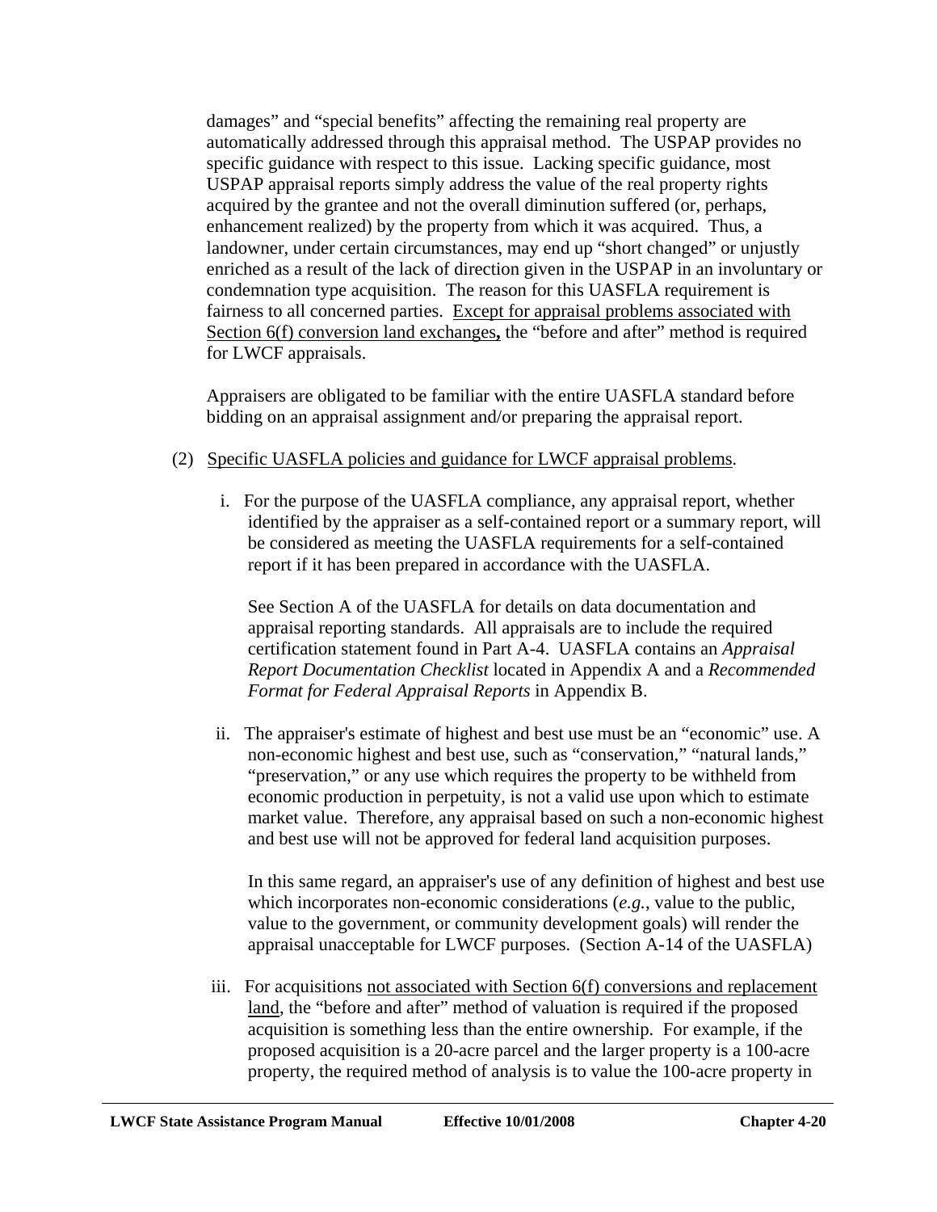damages" and "special benefits" affecting the remaining real property are automatically addressed through this appraisal method. The USPAP provides no specific guidance with respect to this issue. Lacking specific guidance, most USPAP appraisal reports simply address the value of the real property rights acquired by the grantee and not the overall diminution suffered (or, perhaps, enhancement realized) by the property from which it was acquired. Thus, a landowner, under certain circumstances, may end up "short changed" or unjustly enriched as a result of the lack of direction given in the USPAP in an involuntary or condemnation type acquisition. The reason for this UASFLA requirement is fairness to all concerned parties. <u>Except for appraisal problems associated with Section 6(f) conversion land exchanges</u>**,** the "before and after" method is required for LWCF appraisals.

Appraisers are obligated to be familiar with the entire UASFLA standard before bidding on an appraisal assignment and/or preparing the appraisal report.

(2) <u>Specific UASFLA policies and guidance for LWCF appraisal problems</u>.

i. For the purpose of the UASFLA compliance, any appraisal report, whether identified by the appraiser as a self-contained report or a summary report, will be considered as meeting the UASFLA requirements for a self-contained report if it has been prepared in accordance with the UASFLA.

See Section A of the UASFLA for details on data documentation and appraisal reporting standards. All appraisals are to include the required certification statement found in Part A-4. UASFLA contains an *Appraisal Report Documentation Checklist* located in Appendix A and a *Recommended Format for Federal Appraisal Reports* in Appendix B.

ii. The appraiser's estimate of highest and best use must be an "economic" use. A non-economic highest and best use, such as "conservation," "natural lands," "preservation," or any use which requires the property to be withheld from economic production in perpetuity, is not a valid use upon which to estimate market value. Therefore, any appraisal based on such a non-economic highest and best use will not be approved for federal land acquisition purposes.

In this same regard, an appraiser's use of any definition of highest and best use which incorporates non-economic considerations (*e.g.*, value to the public, value to the government, or community development goals) will render the appraisal unacceptable for LWCF purposes. (Section A-14 of the UASFLA)

iii. For acquisitions <u>not associated with Section 6(f) conversions and replacement land</u>, the "before and after" method of valuation is required if the proposed acquisition is something less than the entire ownership. For example, if the proposed acquisition is a 20-acre parcel and the larger property is a 100-acre property, the required method of analysis is to value the 100-acre property in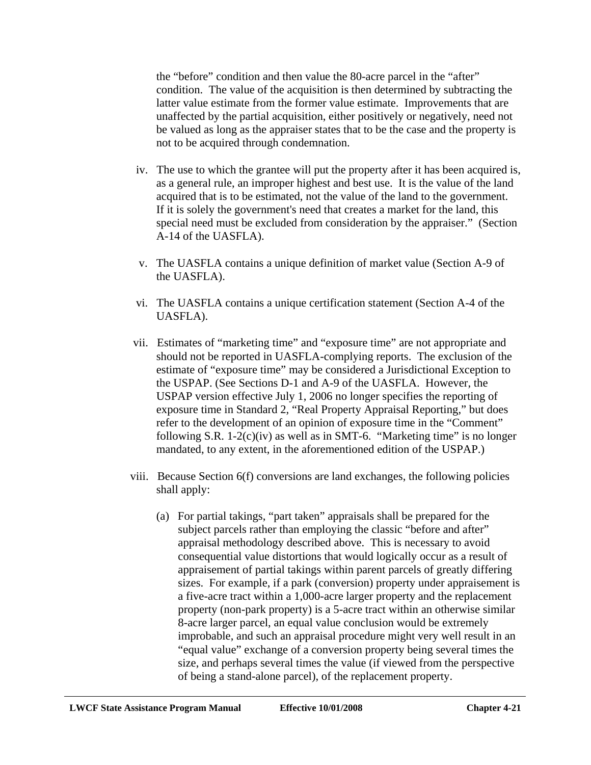the "before" condition and then value the 80-acre parcel in the "after" condition. The value of the acquisition is then determined by subtracting the latter value estimate from the former value estimate. Improvements that are unaffected by the partial acquisition, either positively or negatively, need not be valued as long as the appraiser states that to be the case and the property is not to be acquired through condemnation.

iv. The use to which the grantee will put the property after it has been acquired is, as a general rule, an improper highest and best use. It is the value of the land acquired that is to be estimated, not the value of the land to the government. If it is solely the government's need that creates a market for the land, this special need must be excluded from consideration by the appraiser." (Section A-14 of the UASFLA).

v. The UASFLA contains a unique definition of market value (Section A-9 of the UASFLA).

vi. The UASFLA contains a unique certification statement (Section A-4 of the UASFLA).

vii. Estimates of "marketing time" and "exposure time" are not appropriate and should not be reported in UASFLA-complying reports. The exclusion of the estimate of "exposure time" may be considered a Jurisdictional Exception to the USPAP. (See Sections D-1 and A-9 of the UASFLA. However, the USPAP version effective July 1, 2006 no longer specifies the reporting of exposure time in Standard 2, "Real Property Appraisal Reporting," but does refer to the development of an opinion of exposure time in the "Comment" following S.R. 1-2(c)(iv) as well as in SMT-6. "Marketing time" is no longer mandated, to any extent, in the aforementioned edition of the USPAP.)

viii. Because Section 6(f) conversions are land exchanges, the following policies shall apply:

(a) For partial takings, "part taken" appraisals shall be prepared for the subject parcels rather than employing the classic "before and after" appraisal methodology described above. This is necessary to avoid consequential value distortions that would logically occur as a result of appraisement of partial takings within parent parcels of greatly differing sizes. For example, if a park (conversion) property under appraisement is a five-acre tract within a 1,000-acre larger property and the replacement property (non-park property) is a 5-acre tract within an otherwise similar 8-acre larger parcel, an equal value conclusion would be extremely improbable, and such an appraisal procedure might very well result in an "equal value" exchange of a conversion property being several times the size, and perhaps several times the value (if viewed from the perspective of being a stand-alone parcel), of the replacement property.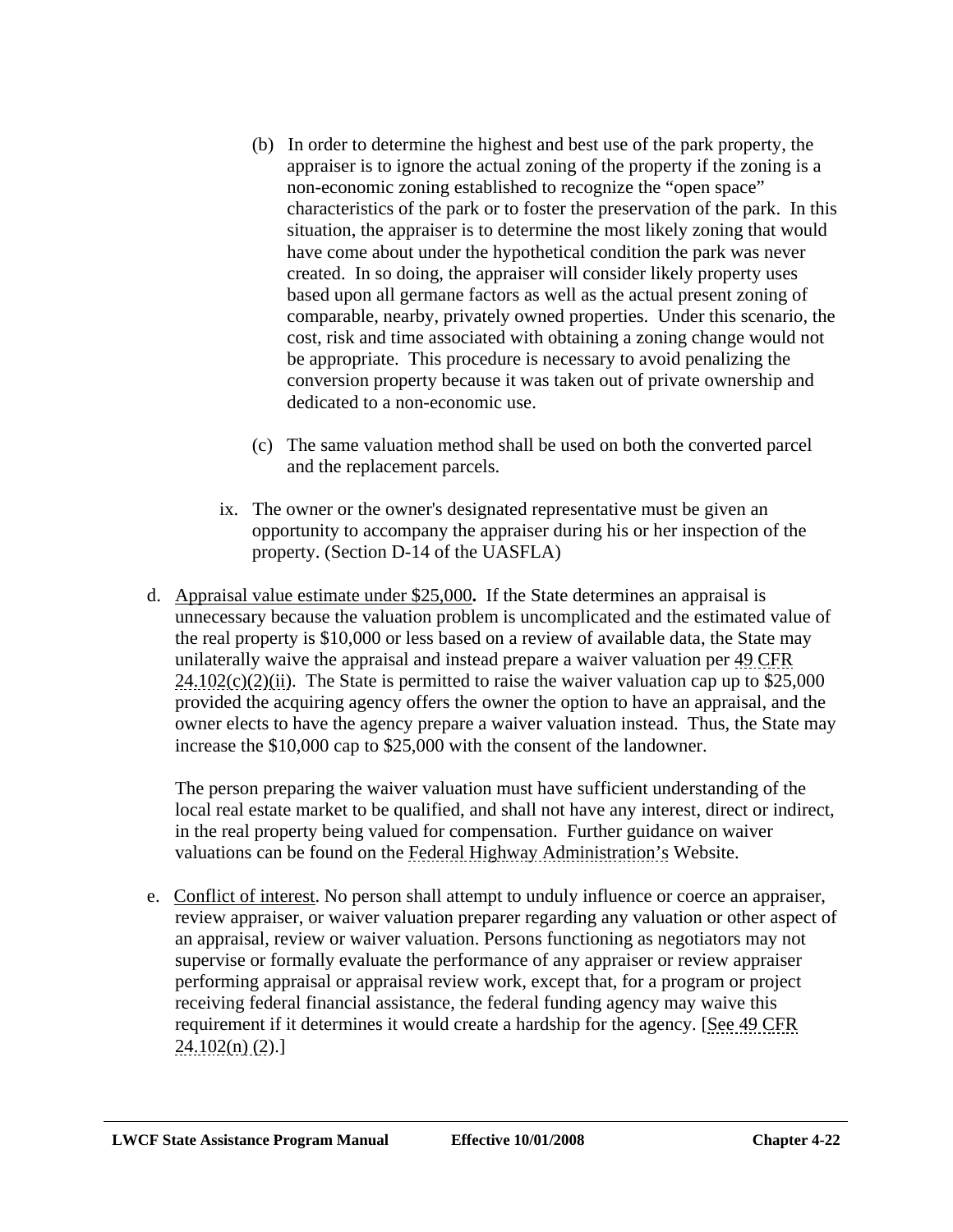(b) In order to determine the highest and best use of the park property, the appraiser is to ignore the actual zoning of the property if the zoning is a non-economic zoning established to recognize the "open space" characteristics of the park or to foster the preservation of the park. In this situation, the appraiser is to determine the most likely zoning that would have come about under the hypothetical condition the park was never created. In so doing, the appraiser will consider likely property uses based upon all germane factors as well as the actual present zoning of comparable, nearby, privately owned properties. Under this scenario, the cost, risk and time associated with obtaining a zoning change would not be appropriate. This procedure is necessary to avoid penalizing the conversion property because it was taken out of private ownership and dedicated to a non-economic use.

(c) The same valuation method shall be used on both the converted parcel and the replacement parcels.

ix. The owner or the owner's designated representative must be given an opportunity to accompany the appraiser during his or her inspection of the property. (Section D-14 of the UASFLA)

d. Appraisal value estimate under $25,000**.** If the State determines an appraisal is unnecessary because the valuation problem is uncomplicated and the estimated value of the real property is $10,000 or less based on a review of available data, the State may unilaterally waive the appraisal and instead prepare a waiver valuation per 49 CFR 24.102(c)(2)(ii). The State is permitted to raise the waiver valuation cap up to $25,000 provided the acquiring agency offers the owner the option to have an appraisal, and the owner elects to have the agency prepare a waiver valuation instead. Thus, the State may increase the $10,000 cap to $25,000 with the consent of the landowner.

   The person preparing the waiver valuation must have sufficient understanding of the local real estate market to be qualified, and shall not have any interest, direct or indirect, in the real property being valued for compensation. Further guidance on waiver valuations can be found on the Federal Highway Administration's Website.

e. Conflict of interest. No person shall attempt to unduly influence or coerce an appraiser, review appraiser, or waiver valuation preparer regarding any valuation or other aspect of an appraisal, review or waiver valuation. Persons functioning as negotiators may not supervise or formally evaluate the performance of any appraiser or review appraiser performing appraisal or appraisal review work, except that, for a program or project receiving federal financial assistance, the federal funding agency may waive this requirement if it determines it would create a hardship for the agency. [See 49 CFR 24.102(n) (2).]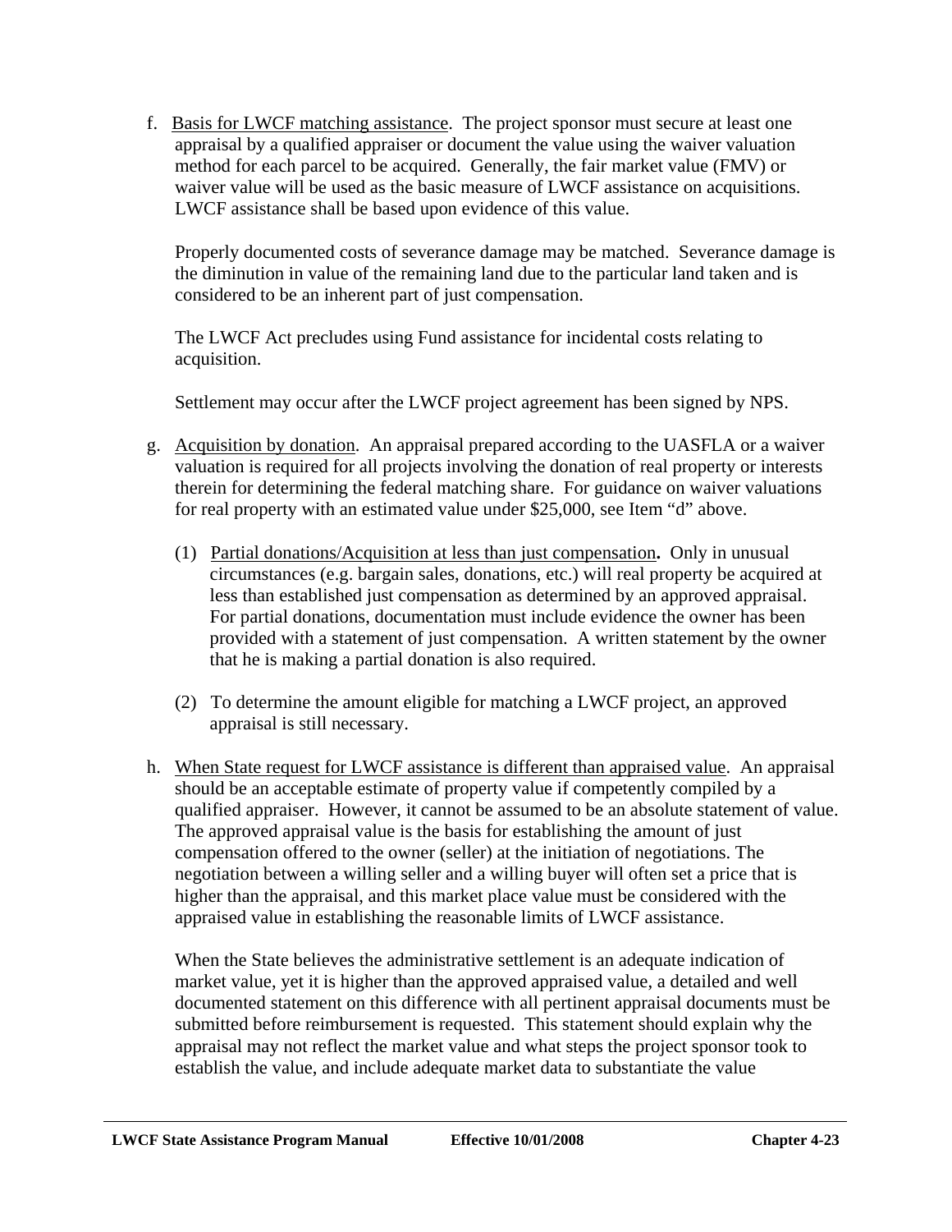f. Basis for LWCF matching assistance. The project sponsor must secure at least one appraisal by a qualified appraiser or document the value using the waiver valuation method for each parcel to be acquired. Generally, the fair market value (FMV) or waiver value will be used as the basic measure of LWCF assistance on acquisitions. LWCF assistance shall be based upon evidence of this value.

   Properly documented costs of severance damage may be matched. Severance damage is the diminution in value of the remaining land due to the particular land taken and is considered to be an inherent part of just compensation.

   The LWCF Act precludes using Fund assistance for incidental costs relating to acquisition.

   Settlement may occur after the LWCF project agreement has been signed by NPS.

g. Acquisition by donation. An appraisal prepared according to the UASFLA or a waiver valuation is required for all projects involving the donation of real property or interests therein for determining the federal matching share. For guidance on waiver valuations for real property with an estimated value under $25,000, see Item "d" above.

   (1) Partial donations/Acquisition at less than just compensation**.** Only in unusual circumstances (e.g. bargain sales, donations, etc.) will real property be acquired at less than established just compensation as determined by an approved appraisal. For partial donations, documentation must include evidence the owner has been provided with a statement of just compensation. A written statement by the owner that he is making a partial donation is also required.

   (2) To determine the amount eligible for matching a LWCF project, an approved appraisal is still necessary.

h. When State request for LWCF assistance is different than appraised value. An appraisal should be an acceptable estimate of property value if competently compiled by a qualified appraiser. However, it cannot be assumed to be an absolute statement of value. The approved appraisal value is the basis for establishing the amount of just compensation offered to the owner (seller) at the initiation of negotiations. The negotiation between a willing seller and a willing buyer will often set a price that is higher than the appraisal, and this market place value must be considered with the appraised value in establishing the reasonable limits of LWCF assistance.

   When the State believes the administrative settlement is an adequate indication of market value, yet it is higher than the approved appraised value, a detailed and well documented statement on this difference with all pertinent appraisal documents must be submitted before reimbursement is requested. This statement should explain why the appraisal may not reflect the market value and what steps the project sponsor took to establish the value, and include adequate market data to substantiate the value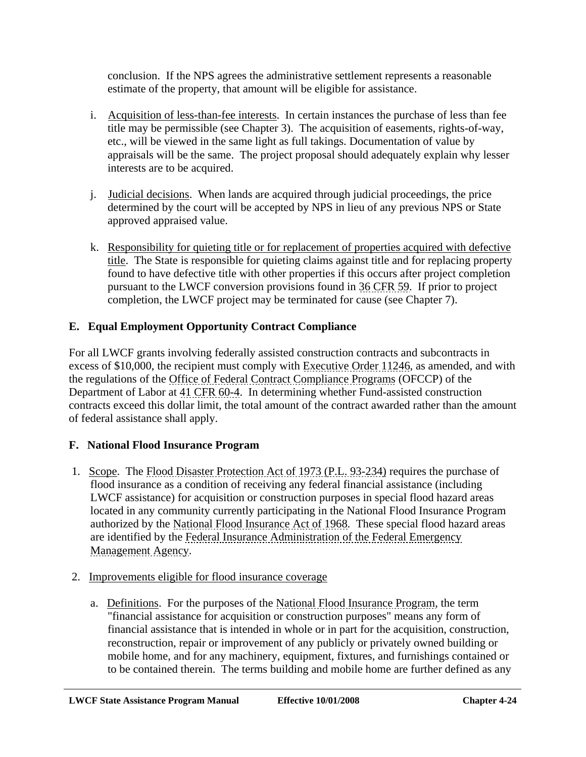conclusion. If the NPS agrees the administrative settlement represents a reasonable estimate of the property, that amount will be eligible for assistance.

i. Acquisition of less-than-fee interests. In certain instances the purchase of less than fee title may be permissible (see Chapter 3). The acquisition of easements, rights-of-way, etc., will be viewed in the same light as full takings. Documentation of value by appraisals will be the same. The project proposal should adequately explain why lesser interests are to be acquired.

j. Judicial decisions. When lands are acquired through judicial proceedings, the price determined by the court will be accepted by NPS in lieu of any previous NPS or State approved appraised value.

k. Responsibility for quieting title or for replacement of properties acquired with defective title. The State is responsible for quieting claims against title and for replacing property found to have defective title with other properties if this occurs after project completion pursuant to the LWCF conversion provisions found in 36 CFR 59. If prior to project completion, the LWCF project may be terminated for cause (see Chapter 7).

## E. Equal Employment Opportunity Contract Compliance

For all LWCF grants involving federally assisted construction contracts and subcontracts in excess of $10,000, the recipient must comply with Executive Order 11246, as amended, and with the regulations of the Office of Federal Contract Compliance Programs (OFCCP) of the Department of Labor at 41 CFR 60-4. In determining whether Fund-assisted construction contracts exceed this dollar limit, the total amount of the contract awarded rather than the amount of federal assistance shall apply.

## F. National Flood Insurance Program

1. Scope. The Flood Disaster Protection Act of 1973 (P.L. 93-234) requires the purchase of flood insurance as a condition of receiving any federal financial assistance (including LWCF assistance) for acquisition or construction purposes in special flood hazard areas located in any community currently participating in the National Flood Insurance Program authorized by the National Flood Insurance Act of 1968. These special flood hazard areas are identified by the Federal Insurance Administration of the Federal Emergency Management Agency.

2. Improvements eligible for flood insurance coverage

   a. Definitions. For the purposes of the National Flood Insurance Program, the term "financial assistance for acquisition or construction purposes" means any form of financial assistance that is intended in whole or in part for the acquisition, construction, reconstruction, repair or improvement of any publicly or privately owned building or mobile home, and for any machinery, equipment, fixtures, and furnishings contained or to be contained therein. The terms building and mobile home are further defined as any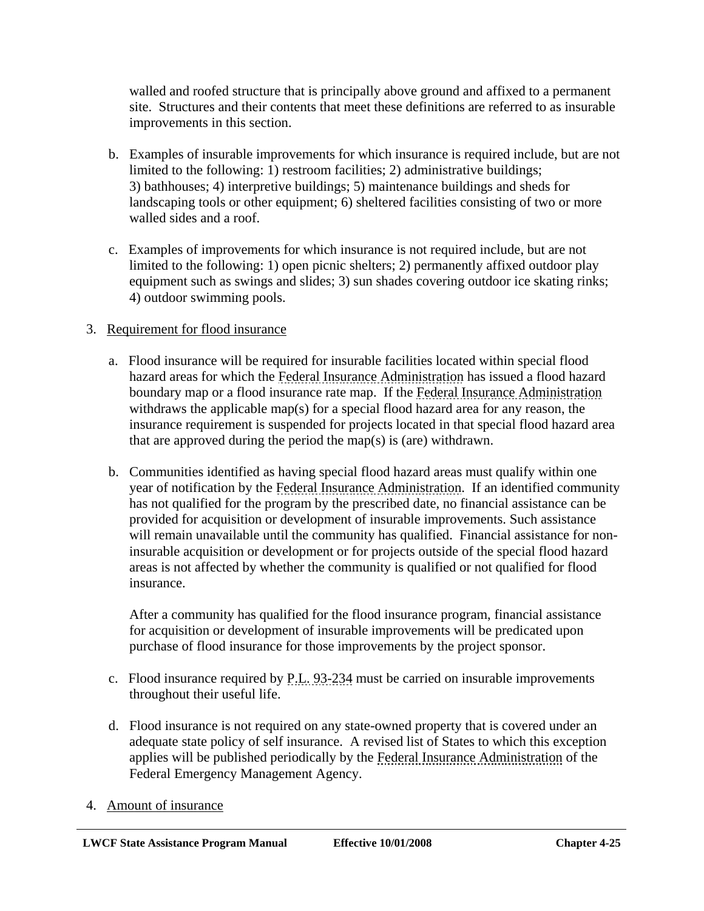walled and roofed structure that is principally above ground and affixed to a permanent site. Structures and their contents that meet these definitions are referred to as insurable improvements in this section.

b. Examples of insurable improvements for which insurance is required include, but are not limited to the following: 1) restroom facilities; 2) administrative buildings; 3) bathhouses; 4) interpretive buildings; 5) maintenance buildings and sheds for landscaping tools or other equipment; 6) sheltered facilities consisting of two or more walled sides and a roof.

c. Examples of improvements for which insurance is not required include, but are not limited to the following: 1) open picnic shelters; 2) permanently affixed outdoor play equipment such as swings and slides; 3) sun shades covering outdoor ice skating rinks; 4) outdoor swimming pools.

3. Requirement for flood insurance

a. Flood insurance will be required for insurable facilities located within special flood hazard areas for which the Federal Insurance Administration has issued a flood hazard boundary map or a flood insurance rate map. If the Federal Insurance Administration withdraws the applicable map(s) for a special flood hazard area for any reason, the insurance requirement is suspended for projects located in that special flood hazard area that are approved during the period the map(s) is (are) withdrawn.

b. Communities identified as having special flood hazard areas must qualify within one year of notification by the Federal Insurance Administration. If an identified community has not qualified for the program by the prescribed date, no financial assistance can be provided for acquisition or development of insurable improvements. Such assistance will remain unavailable until the community has qualified. Financial assistance for non-insurable acquisition or development or for projects outside of the special flood hazard areas is not affected by whether the community is qualified or not qualified for flood insurance.

After a community has qualified for the flood insurance program, financial assistance for acquisition or development of insurable improvements will be predicated upon purchase of flood insurance for those improvements by the project sponsor.

c. Flood insurance required by P.L. 93-234 must be carried on insurable improvements throughout their useful life.

d. Flood insurance is not required on any state-owned property that is covered under an adequate state policy of self insurance. A revised list of States to which this exception applies will be published periodically by the Federal Insurance Administration of the Federal Emergency Management Agency.

4. Amount of insurance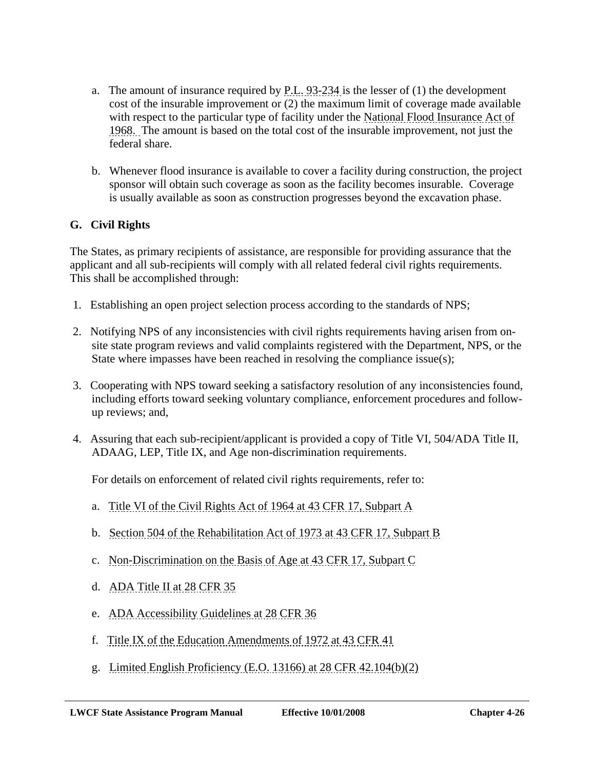a. The amount of insurance required by P.L. 93-234 is the lesser of (1) the development cost of the insurable improvement or (2) the maximum limit of coverage made available with respect to the particular type of facility under the National Flood Insurance Act of 1968. The amount is based on the total cost of the insurable improvement, not just the federal share.

b. Whenever flood insurance is available to cover a facility during construction, the project sponsor will obtain such coverage as soon as the facility becomes insurable. Coverage is usually available as soon as construction progresses beyond the excavation phase.

## G. Civil Rights

The States, as primary recipients of assistance, are responsible for providing assurance that the applicant and all sub-recipients will comply with all related federal civil rights requirements. This shall be accomplished through:

1. Establishing an open project selection process according to the standards of NPS;

2. Notifying NPS of any inconsistencies with civil rights requirements having arisen from on-site state program reviews and valid complaints registered with the Department, NPS, or the State where impasses have been reached in resolving the compliance issue(s);

3. Cooperating with NPS toward seeking a satisfactory resolution of any inconsistencies found, including efforts toward seeking voluntary compliance, enforcement procedures and follow-up reviews; and,

4. Assuring that each sub-recipient/applicant is provided a copy of Title VI, 504/ADA Title II, ADAAG, LEP, Title IX, and Age non-discrimination requirements.

   For details on enforcement of related civil rights requirements, refer to:

   a. Title VI of the Civil Rights Act of 1964 at 43 CFR 17, Subpart A

   b. Section 504 of the Rehabilitation Act of 1973 at 43 CFR 17, Subpart B

   c. Non-Discrimination on the Basis of Age at 43 CFR 17, Subpart C

   d. ADA Title II at 28 CFR 35

   e. ADA Accessibility Guidelines at 28 CFR 36

   f. Title IX of the Education Amendments of 1972 at 43 CFR 41

   g. Limited English Proficiency (E.O. 13166) at 28 CFR 42.104(b)(2)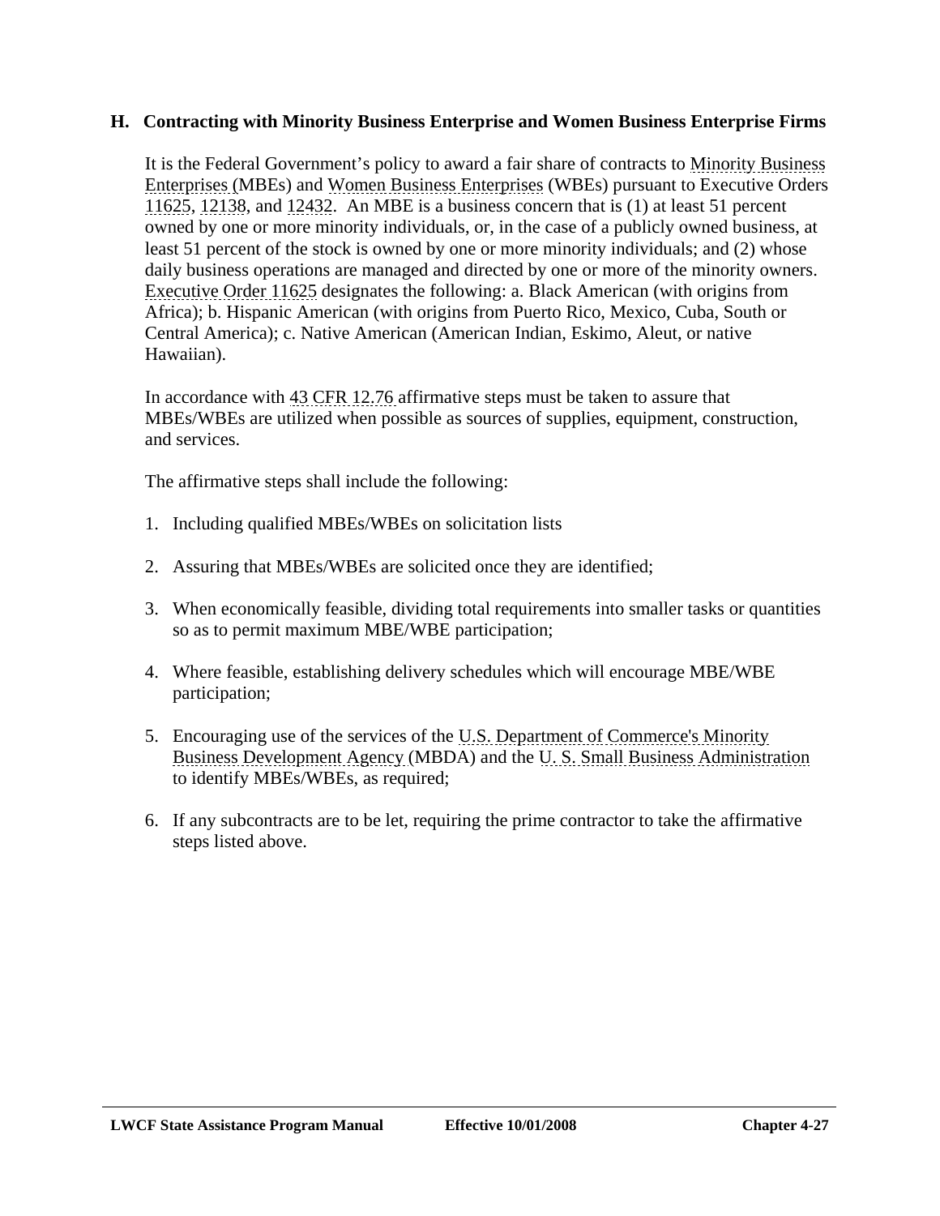### H. Contracting with Minority Business Enterprise and Women Business Enterprise Firms

It is the Federal Government's policy to award a fair share of contracts to Minority Business Enterprises (MBEs) and Women Business Enterprises (WBEs) pursuant to Executive Orders 11625, 12138, and 12432. An MBE is a business concern that is (1) at least 51 percent owned by one or more minority individuals, or, in the case of a publicly owned business, at least 51 percent of the stock is owned by one or more minority individuals; and (2) whose daily business operations are managed and directed by one or more of the minority owners. Executive Order 11625 designates the following: a. Black American (with origins from Africa); b. Hispanic American (with origins from Puerto Rico, Mexico, Cuba, South or Central America); c. Native American (American Indian, Eskimo, Aleut, or native Hawaiian).

In accordance with 43 CFR 12.76 affirmative steps must be taken to assure that MBEs/WBEs are utilized when possible as sources of supplies, equipment, construction, and services.

The affirmative steps shall include the following:

1. Including qualified MBEs/WBEs on solicitation lists

2. Assuring that MBEs/WBEs are solicited once they are identified;

3. When economically feasible, dividing total requirements into smaller tasks or quantities so as to permit maximum MBE/WBE participation;

4. Where feasible, establishing delivery schedules which will encourage MBE/WBE participation;

5. Encouraging use of the services of the U.S. Department of Commerce's Minority Business Development Agency (MBDA) and the U. S. Small Business Administration to identify MBEs/WBEs, as required;

6. If any subcontracts are to be let, requiring the prime contractor to take the affirmative steps listed above.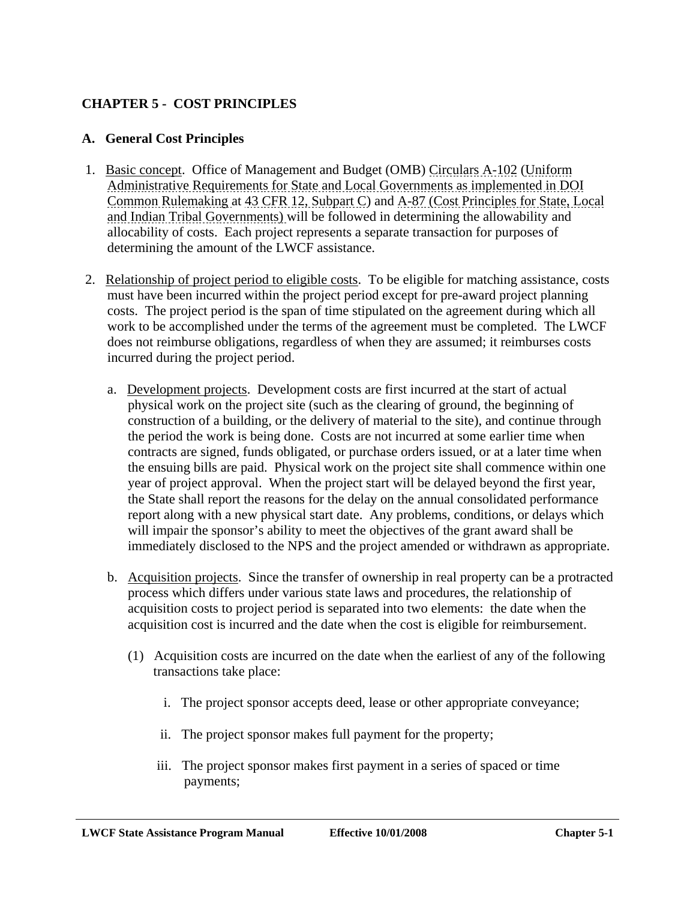## CHAPTER 5 - COST PRINCIPLES

### A. General Cost Principles

1. Basic concept. Office of Management and Budget (OMB) Circulars A-102 (Uniform Administrative Requirements for State and Local Governments as implemented in DOI Common Rulemaking at 43 CFR 12, Subpart C) and A-87 (Cost Principles for State, Local and Indian Tribal Governments) will be followed in determining the allowability and allocability of costs. Each project represents a separate transaction for purposes of determining the amount of the LWCF assistance.

2. Relationship of project period to eligible costs. To be eligible for matching assistance, costs must have been incurred within the project period except for pre-award project planning costs. The project period is the span of time stipulated on the agreement during which all work to be accomplished under the terms of the agreement must be completed. The LWCF does not reimburse obligations, regardless of when they are assumed; it reimburses costs incurred during the project period.

   a. Development projects. Development costs are first incurred at the start of actual physical work on the project site (such as the clearing of ground, the beginning of construction of a building, or the delivery of material to the site), and continue through the period the work is being done. Costs are not incurred at some earlier time when contracts are signed, funds obligated, or purchase orders issued, or at a later time when the ensuing bills are paid. Physical work on the project site shall commence within one year of project approval. When the project start will be delayed beyond the first year, the State shall report the reasons for the delay on the annual consolidated performance report along with a new physical start date. Any problems, conditions, or delays which will impair the sponsor's ability to meet the objectives of the grant award shall be immediately disclosed to the NPS and the project amended or withdrawn as appropriate.

   b. Acquisition projects. Since the transfer of ownership in real property can be a protracted process which differs under various state laws and procedures, the relationship of acquisition costs to project period is separated into two elements: the date when the acquisition cost is incurred and the date when the cost is eligible for reimbursement.

      (1) Acquisition costs are incurred on the date when the earliest of any of the following transactions take place:

         i. The project sponsor accepts deed, lease or other appropriate conveyance;

         ii. The project sponsor makes full payment for the property;

         iii. The project sponsor makes first payment in a series of spaced or time payments;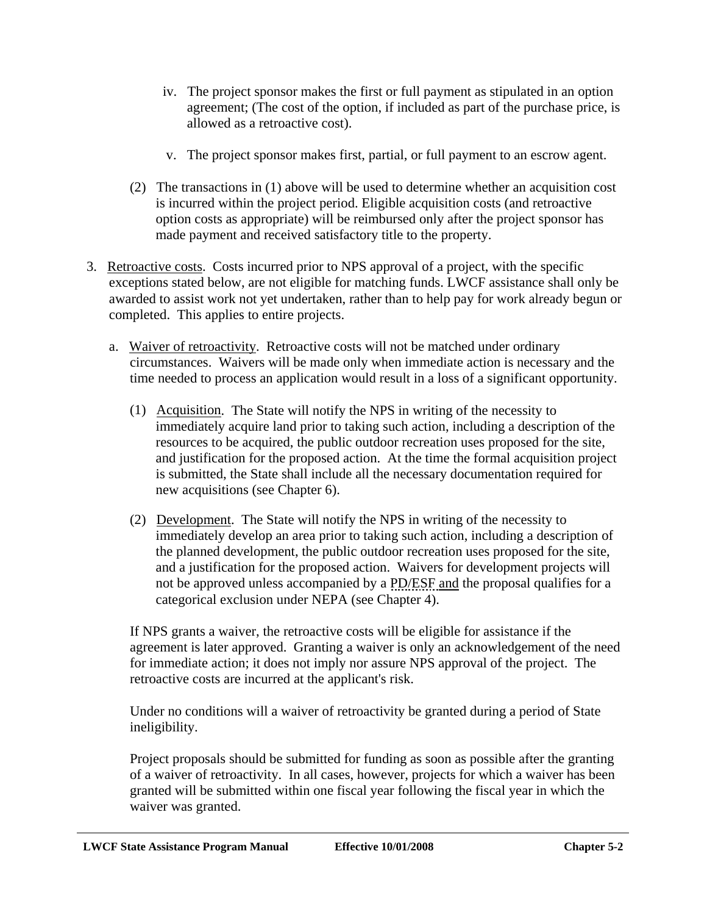iv. The project sponsor makes the first or full payment as stipulated in an option agreement; (The cost of the option, if included as part of the purchase price, is allowed as a retroactive cost).

v. The project sponsor makes first, partial, or full payment to an escrow agent.

(2) The transactions in (1) above will be used to determine whether an acquisition cost is incurred within the project period. Eligible acquisition costs (and retroactive option costs as appropriate) will be reimbursed only after the project sponsor has made payment and received satisfactory title to the property.

3. Retroactive costs. Costs incurred prior to NPS approval of a project, with the specific exceptions stated below, are not eligible for matching funds. LWCF assistance shall only be awarded to assist work not yet undertaken, rather than to help pay for work already begun or completed. This applies to entire projects.

a. Waiver of retroactivity. Retroactive costs will not be matched under ordinary circumstances. Waivers will be made only when immediate action is necessary and the time needed to process an application would result in a loss of a significant opportunity.

(1) Acquisition. The State will notify the NPS in writing of the necessity to immediately acquire land prior to taking such action, including a description of the resources to be acquired, the public outdoor recreation uses proposed for the site, and justification for the proposed action. At the time the formal acquisition project is submitted, the State shall include all the necessary documentation required for new acquisitions (see Chapter 6).

(2) Development. The State will notify the NPS in writing of the necessity to immediately develop an area prior to taking such action, including a description of the planned development, the public outdoor recreation uses proposed for the site, and a justification for the proposed action. Waivers for development projects will not be approved unless accompanied by a PD/ESF and the proposal qualifies for a categorical exclusion under NEPA (see Chapter 4).

If NPS grants a waiver, the retroactive costs will be eligible for assistance if the agreement is later approved. Granting a waiver is only an acknowledgement of the need for immediate action; it does not imply nor assure NPS approval of the project. The retroactive costs are incurred at the applicant's risk.

Under no conditions will a waiver of retroactivity be granted during a period of State ineligibility.

Project proposals should be submitted for funding as soon as possible after the granting of a waiver of retroactivity. In all cases, however, projects for which a waiver has been granted will be submitted within one fiscal year following the fiscal year in which the waiver was granted.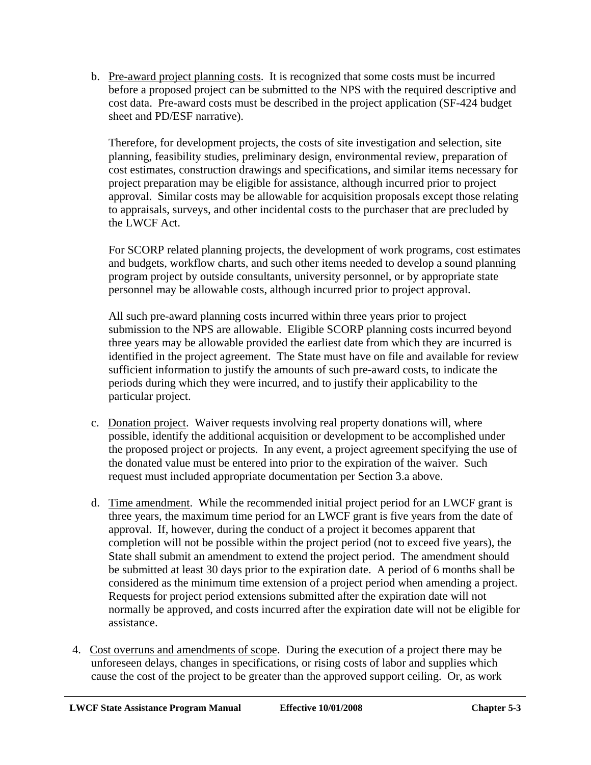b. Pre-award project planning costs. It is recognized that some costs must be incurred before a proposed project can be submitted to the NPS with the required descriptive and cost data. Pre-award costs must be described in the project application (SF-424 budget sheet and PD/ESF narrative).

   Therefore, for development projects, the costs of site investigation and selection, site planning, feasibility studies, preliminary design, environmental review, preparation of cost estimates, construction drawings and specifications, and similar items necessary for project preparation may be eligible for assistance, although incurred prior to project approval. Similar costs may be allowable for acquisition proposals except those relating to appraisals, surveys, and other incidental costs to the purchaser that are precluded by the LWCF Act.

   For SCORP related planning projects, the development of work programs, cost estimates and budgets, workflow charts, and such other items needed to develop a sound planning program project by outside consultants, university personnel, or by appropriate state personnel may be allowable costs, although incurred prior to project approval.

   All such pre-award planning costs incurred within three years prior to project submission to the NPS are allowable. Eligible SCORP planning costs incurred beyond three years may be allowable provided the earliest date from which they are incurred is identified in the project agreement. The State must have on file and available for review sufficient information to justify the amounts of such pre-award costs, to indicate the periods during which they were incurred, and to justify their applicability to the particular project.

c. Donation project. Waiver requests involving real property donations will, where possible, identify the additional acquisition or development to be accomplished under the proposed project or projects. In any event, a project agreement specifying the use of the donated value must be entered into prior to the expiration of the waiver. Such request must included appropriate documentation per Section 3.a above.

d. Time amendment. While the recommended initial project period for an LWCF grant is three years, the maximum time period for an LWCF grant is five years from the date of approval. If, however, during the conduct of a project it becomes apparent that completion will not be possible within the project period (not to exceed five years), the State shall submit an amendment to extend the project period. The amendment should be submitted at least 30 days prior to the expiration date. A period of 6 months shall be considered as the minimum time extension of a project period when amending a project. Requests for project period extensions submitted after the expiration date will not normally be approved, and costs incurred after the expiration date will not be eligible for assistance.

4. Cost overruns and amendments of scope. During the execution of a project there may be unforeseen delays, changes in specifications, or rising costs of labor and supplies which cause the cost of the project to be greater than the approved support ceiling. Or, as work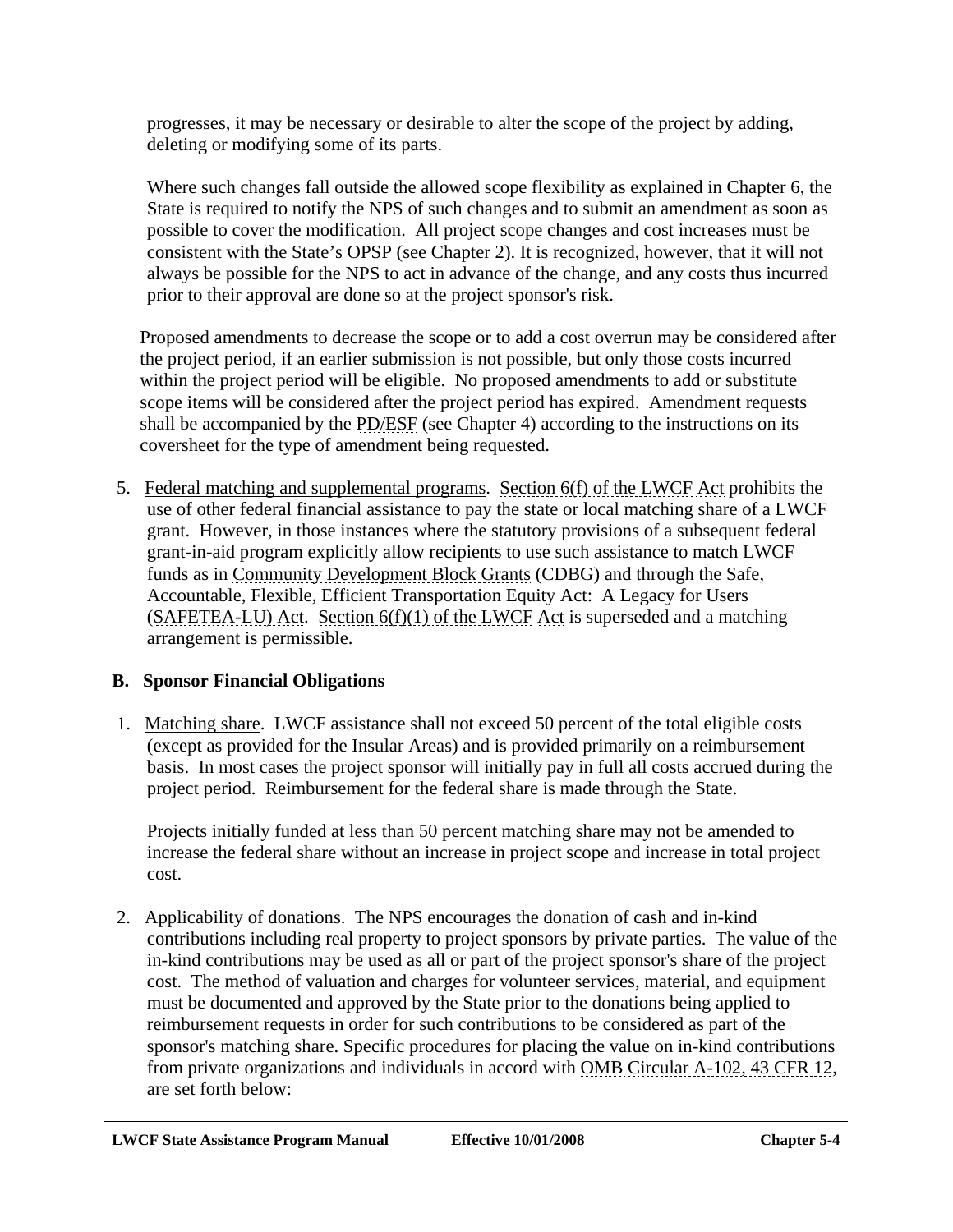progresses, it may be necessary or desirable to alter the scope of the project by adding, deleting or modifying some of its parts.

Where such changes fall outside the allowed scope flexibility as explained in Chapter 6, the State is required to notify the NPS of such changes and to submit an amendment as soon as possible to cover the modification. All project scope changes and cost increases must be consistent with the State's OPSP (see Chapter 2). It is recognized, however, that it will not always be possible for the NPS to act in advance of the change, and any costs thus incurred prior to their approval are done so at the project sponsor's risk.

Proposed amendments to decrease the scope or to add a cost overrun may be considered after the project period, if an earlier submission is not possible, but only those costs incurred within the project period will be eligible. No proposed amendments to add or substitute scope items will be considered after the project period has expired. Amendment requests shall be accompanied by the PD/ESF (see Chapter 4) according to the instructions on its coversheet for the type of amendment being requested.

5. Federal matching and supplemental programs. Section 6(f) of the LWCF Act prohibits the use of other federal financial assistance to pay the state or local matching share of a LWCF grant. However, in those instances where the statutory provisions of a subsequent federal grant-in-aid program explicitly allow recipients to use such assistance to match LWCF funds as in Community Development Block Grants (CDBG) and through the Safe, Accountable, Flexible, Efficient Transportation Equity Act: A Legacy for Users (SAFETEA-LU) Act. Section 6(f)(1) of the LWCF Act is superseded and a matching arrangement is permissible.

## B. Sponsor Financial Obligations

1. Matching share. LWCF assistance shall not exceed 50 percent of the total eligible costs (except as provided for the Insular Areas) and is provided primarily on a reimbursement basis. In most cases the project sponsor will initially pay in full all costs accrued during the project period. Reimbursement for the federal share is made through the State.

   Projects initially funded at less than 50 percent matching share may not be amended to increase the federal share without an increase in project scope and increase in total project cost.

2. Applicability of donations. The NPS encourages the donation of cash and in-kind contributions including real property to project sponsors by private parties. The value of the in-kind contributions may be used as all or part of the project sponsor's share of the project cost. The method of valuation and charges for volunteer services, material, and equipment must be documented and approved by the State prior to the donations being applied to reimbursement requests in order for such contributions to be considered as part of the sponsor's matching share. Specific procedures for placing the value on in-kind contributions from private organizations and individuals in accord with OMB Circular A-102, 43 CFR 12, are set forth below: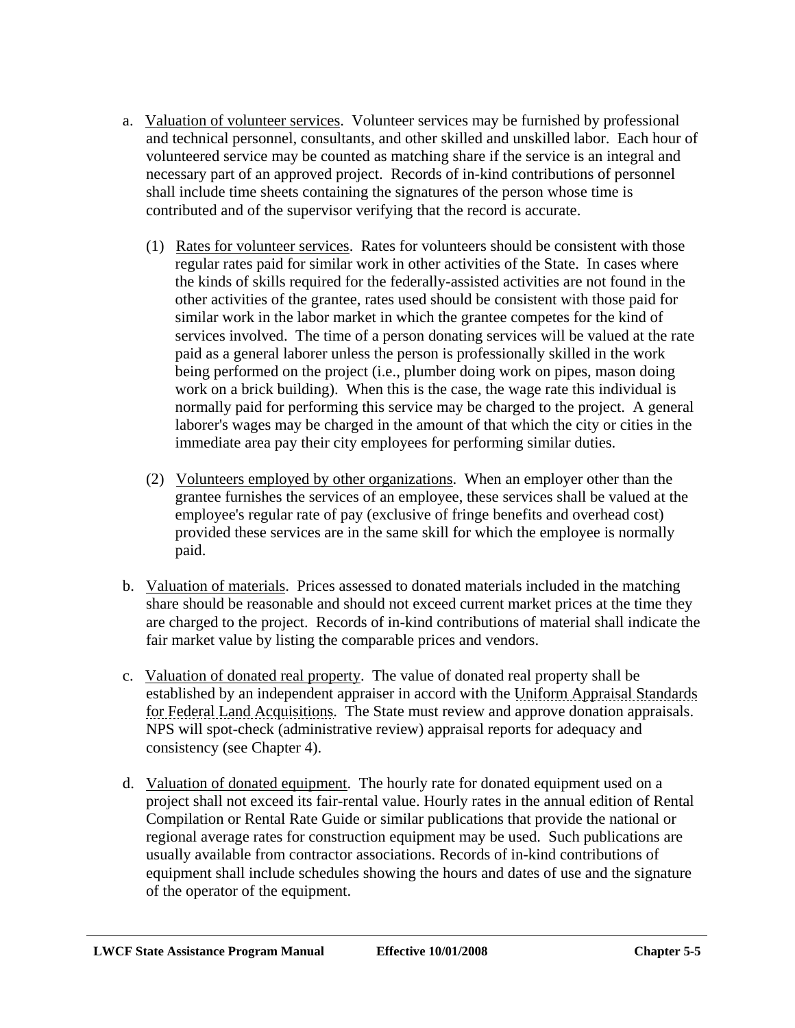a. <u>Valuation of volunteer services</u>. Volunteer services may be furnished by professional and technical personnel, consultants, and other skilled and unskilled labor. Each hour of volunteered service may be counted as matching share if the service is an integral and necessary part of an approved project. Records of in-kind contributions of personnel shall include time sheets containing the signatures of the person whose time is contributed and of the supervisor verifying that the record is accurate.

   (1) <u>Rates for volunteer services</u>. Rates for volunteers should be consistent with those regular rates paid for similar work in other activities of the State. In cases where the kinds of skills required for the federally-assisted activities are not found in the other activities of the grantee, rates used should be consistent with those paid for similar work in the labor market in which the grantee competes for the kind of services involved. The time of a person donating services will be valued at the rate paid as a general laborer unless the person is professionally skilled in the work being performed on the project (i.e., plumber doing work on pipes, mason doing work on a brick building). When this is the case, the wage rate this individual is normally paid for performing this service may be charged to the project. A general laborer's wages may be charged in the amount of that which the city or cities in the immediate area pay their city employees for performing similar duties.

   (2) <u>Volunteers employed by other organizations</u>. When an employer other than the grantee furnishes the services of an employee, these services shall be valued at the employee's regular rate of pay (exclusive of fringe benefits and overhead cost) provided these services are in the same skill for which the employee is normally paid.

b. <u>Valuation of materials</u>. Prices assessed to donated materials included in the matching share should be reasonable and should not exceed current market prices at the time they are charged to the project. Records of in-kind contributions of material shall indicate the fair market value by listing the comparable prices and vendors.

c. <u>Valuation of donated real property</u>. The value of donated real property shall be established by an independent appraiser in accord with the Uniform Appraisal Standards for Federal Land Acquisitions. The State must review and approve donation appraisals. NPS will spot-check (administrative review) appraisal reports for adequacy and consistency (see Chapter 4).

d. <u>Valuation of donated equipment</u>. The hourly rate for donated equipment used on a project shall not exceed its fair-rental value. Hourly rates in the annual edition of Rental Compilation or Rental Rate Guide or similar publications that provide the national or regional average rates for construction equipment may be used. Such publications are usually available from contractor associations. Records of in-kind contributions of equipment shall include schedules showing the hours and dates of use and the signature of the operator of the equipment.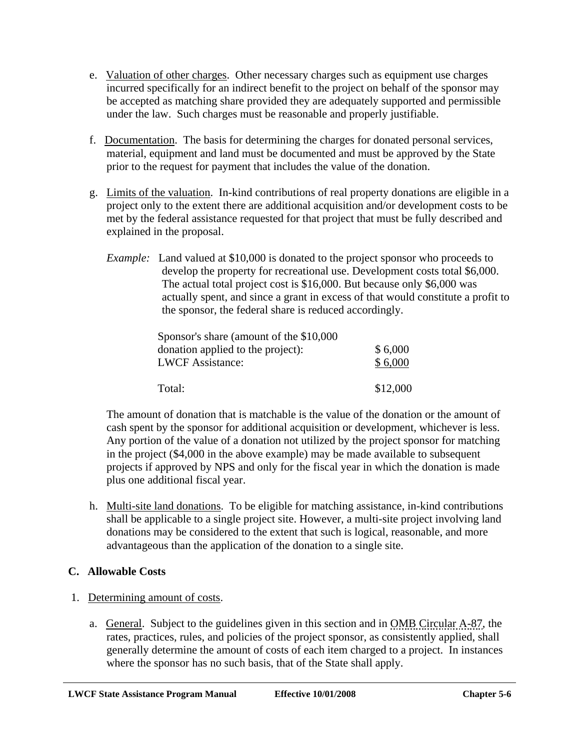e. Valuation of other charges. Other necessary charges such as equipment use charges incurred specifically for an indirect benefit to the project on behalf of the sponsor may be accepted as matching share provided they are adequately supported and permissible under the law. Such charges must be reasonable and properly justifiable.

f. Documentation. The basis for determining the charges for donated personal services, material, equipment and land must be documented and must be approved by the State prior to the request for payment that includes the value of the donation.

g. Limits of the valuation. In-kind contributions of real property donations are eligible in a project only to the extent there are additional acquisition and/or development costs to be met by the federal assistance requested for that project that must be fully described and explained in the proposal.

*Example:* Land valued at $10,000 is donated to the project sponsor who proceeds to develop the property for recreational use. Development costs total $6,000. The actual total project cost is $16,000. But because only $6,000 was actually spent, and since a grant in excess of that would constitute a profit to the sponsor, the federal share is reduced accordingly.

| | |
|---|---|
| Sponsor's share (amount of the $10,000 donation applied to the project): | $ 6,000 |
| LWCF Assistance: | $ 6,000 |
| Total: | $12,000 |

The amount of donation that is matchable is the value of the donation or the amount of cash spent by the sponsor for additional acquisition or development, whichever is less. Any portion of the value of a donation not utilized by the project sponsor for matching in the project ($4,000 in the above example) may be made available to subsequent projects if approved by NPS and only for the fiscal year in which the donation is made plus one additional fiscal year.

h. Multi-site land donations. To be eligible for matching assistance, in-kind contributions shall be applicable to a single project site. However, a multi-site project involving land donations may be considered to the extent that such is logical, reasonable, and more advantageous than the application of the donation to a single site.

## C. Allowable Costs

1. Determining amount of costs.

   a. General. Subject to the guidelines given in this section and in OMB Circular A-87, the rates, practices, rules, and policies of the project sponsor, as consistently applied, shall generally determine the amount of costs of each item charged to a project. In instances where the sponsor has no such basis, that of the State shall apply.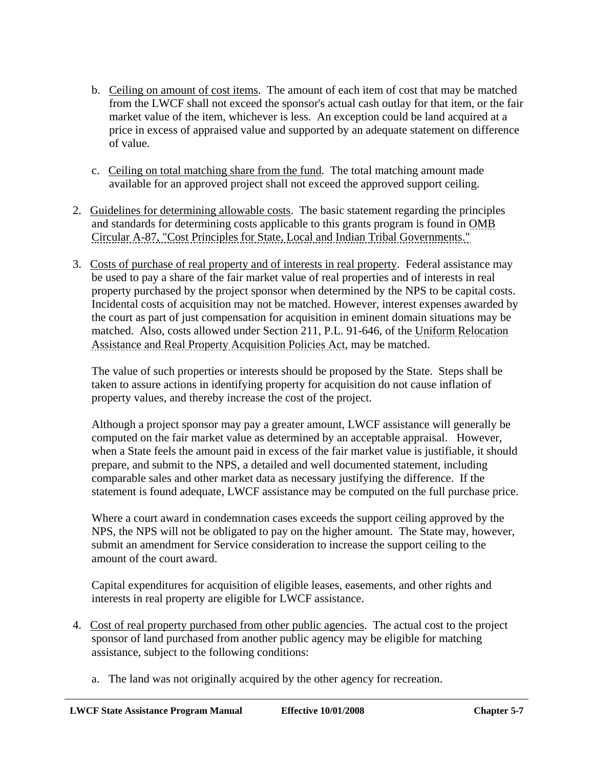b. Ceiling on amount of cost items. The amount of each item of cost that may be matched from the LWCF shall not exceed the sponsor's actual cash outlay for that item, or the fair market value of the item, whichever is less. An exception could be land acquired at a price in excess of appraised value and supported by an adequate statement on difference of value.

c. Ceiling on total matching share from the fund. The total matching amount made available for an approved project shall not exceed the approved support ceiling.

2. Guidelines for determining allowable costs. The basic statement regarding the principles and standards for determining costs applicable to this grants program is found in OMB Circular A-87, "Cost Principles for State, Local and Indian Tribal Governments."

3. Costs of purchase of real property and of interests in real property. Federal assistance may be used to pay a share of the fair market value of real properties and of interests in real property purchased by the project sponsor when determined by the NPS to be capital costs. Incidental costs of acquisition may not be matched. However, interest expenses awarded by the court as part of just compensation for acquisition in eminent domain situations may be matched. Also, costs allowed under Section 211, P.L. 91-646, of the Uniform Relocation Assistance and Real Property Acquisition Policies Act, may be matched.

   The value of such properties or interests should be proposed by the State. Steps shall be taken to assure actions in identifying property for acquisition do not cause inflation of property values, and thereby increase the cost of the project.

   Although a project sponsor may pay a greater amount, LWCF assistance will generally be computed on the fair market value as determined by an acceptable appraisal. However, when a State feels the amount paid in excess of the fair market value is justifiable, it should prepare, and submit to the NPS, a detailed and well documented statement, including comparable sales and other market data as necessary justifying the difference. If the statement is found adequate, LWCF assistance may be computed on the full purchase price.

   Where a court award in condemnation cases exceeds the support ceiling approved by the NPS, the NPS will not be obligated to pay on the higher amount. The State may, however, submit an amendment for Service consideration to increase the support ceiling to the amount of the court award.

   Capital expenditures for acquisition of eligible leases, easements, and other rights and interests in real property are eligible for LWCF assistance.

4. Cost of real property purchased from other public agencies. The actual cost to the project sponsor of land purchased from another public agency may be eligible for matching assistance, subject to the following conditions:

   a. The land was not originally acquired by the other agency for recreation.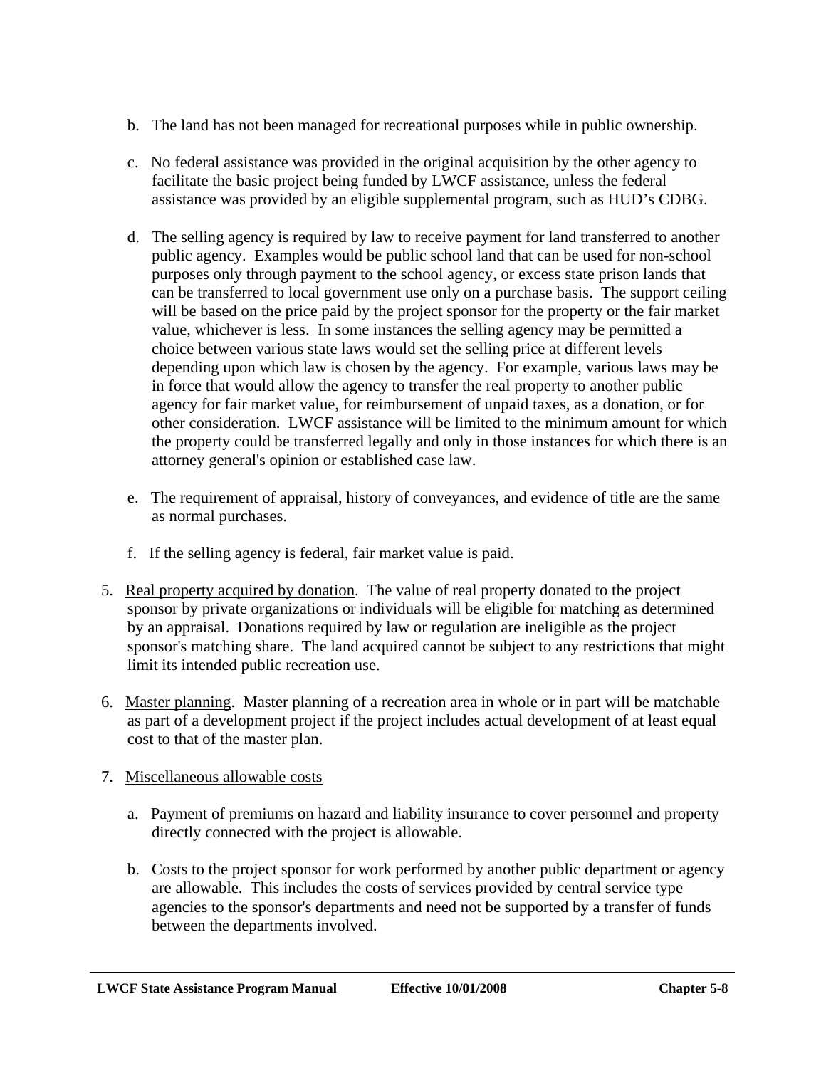b. The land has not been managed for recreational purposes while in public ownership.

c. No federal assistance was provided in the original acquisition by the other agency to facilitate the basic project being funded by LWCF assistance, unless the federal assistance was provided by an eligible supplemental program, such as HUD's CDBG.

d. The selling agency is required by law to receive payment for land transferred to another public agency. Examples would be public school land that can be used for non-school purposes only through payment to the school agency, or excess state prison lands that can be transferred to local government use only on a purchase basis. The support ceiling will be based on the price paid by the project sponsor for the property or the fair market value, whichever is less. In some instances the selling agency may be permitted a choice between various state laws would set the selling price at different levels depending upon which law is chosen by the agency. For example, various laws may be in force that would allow the agency to transfer the real property to another public agency for fair market value, for reimbursement of unpaid taxes, as a donation, or for other consideration. LWCF assistance will be limited to the minimum amount for which the property could be transferred legally and only in those instances for which there is an attorney general's opinion or established case law.

e. The requirement of appraisal, history of conveyances, and evidence of title are the same as normal purchases.

f. If the selling agency is federal, fair market value is paid.

5. <u>Real property acquired by donation</u>. The value of real property donated to the project sponsor by private organizations or individuals will be eligible for matching as determined by an appraisal. Donations required by law or regulation are ineligible as the project sponsor's matching share. The land acquired cannot be subject to any restrictions that might limit its intended public recreation use.

6. <u>Master planning</u>. Master planning of a recreation area in whole or in part will be matchable as part of a development project if the project includes actual development of at least equal cost to that of the master plan.

7. <u>Miscellaneous allowable costs</u>

   a. Payment of premiums on hazard and liability insurance to cover personnel and property directly connected with the project is allowable.

   b. Costs to the project sponsor for work performed by another public department or agency are allowable. This includes the costs of services provided by central service type agencies to the sponsor's departments and need not be supported by a transfer of funds between the departments involved.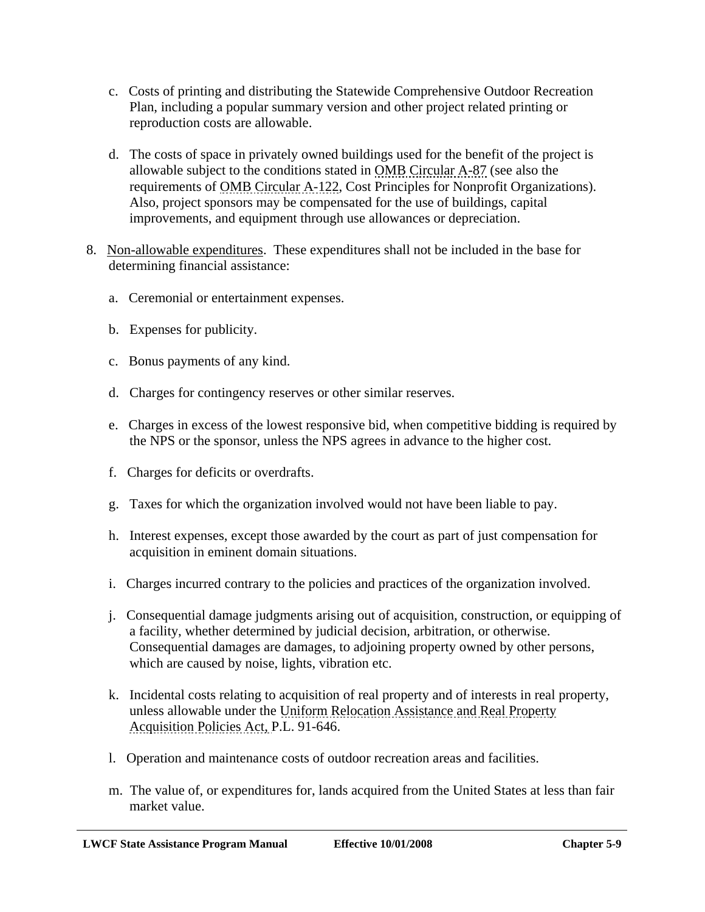c. Costs of printing and distributing the Statewide Comprehensive Outdoor Recreation Plan, including a popular summary version and other project related printing or reproduction costs are allowable.

d. The costs of space in privately owned buildings used for the benefit of the project is allowable subject to the conditions stated in OMB Circular A-87 (see also the requirements of OMB Circular A-122, Cost Principles for Nonprofit Organizations). Also, project sponsors may be compensated for the use of buildings, capital improvements, and equipment through use allowances or depreciation.

8. Non-allowable expenditures. These expenditures shall not be included in the base for determining financial assistance:

   a. Ceremonial or entertainment expenses.

   b. Expenses for publicity.

   c. Bonus payments of any kind.

   d. Charges for contingency reserves or other similar reserves.

   e. Charges in excess of the lowest responsive bid, when competitive bidding is required by the NPS or the sponsor, unless the NPS agrees in advance to the higher cost.

   f. Charges for deficits or overdrafts.

   g. Taxes for which the organization involved would not have been liable to pay.

   h. Interest expenses, except those awarded by the court as part of just compensation for acquisition in eminent domain situations.

   i. Charges incurred contrary to the policies and practices of the organization involved.

   j. Consequential damage judgments arising out of acquisition, construction, or equipping of a facility, whether determined by judicial decision, arbitration, or otherwise. Consequential damages are damages, to adjoining property owned by other persons, which are caused by noise, lights, vibration etc.

   k. Incidental costs relating to acquisition of real property and of interests in real property, unless allowable under the Uniform Relocation Assistance and Real Property Acquisition Policies Act, P.L. 91-646.

   l. Operation and maintenance costs of outdoor recreation areas and facilities.

   m. The value of, or expenditures for, lands acquired from the United States at less than fair market value.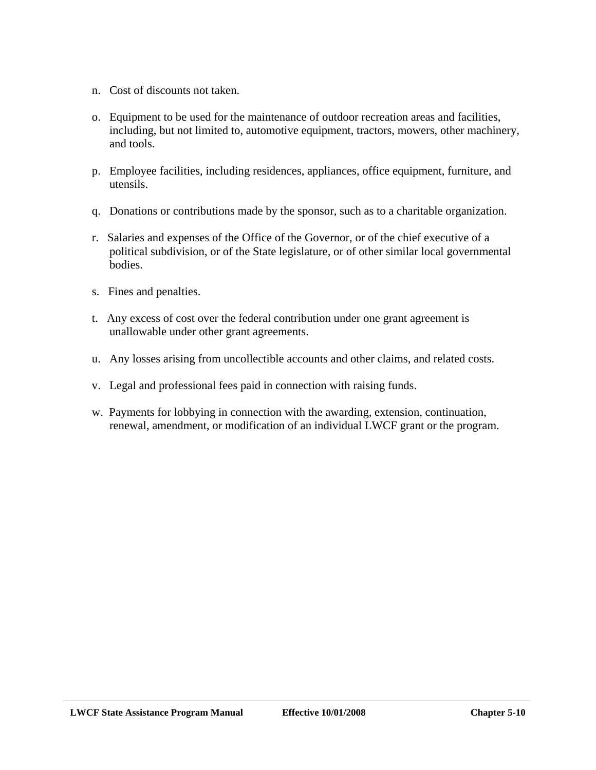n. Cost of discounts not taken.

o. Equipment to be used for the maintenance of outdoor recreation areas and facilities, including, but not limited to, automotive equipment, tractors, mowers, other machinery, and tools.

p. Employee facilities, including residences, appliances, office equipment, furniture, and utensils.

q. Donations or contributions made by the sponsor, such as to a charitable organization.

r. Salaries and expenses of the Office of the Governor, or of the chief executive of a political subdivision, or of the State legislature, or of other similar local governmental bodies.

s. Fines and penalties.

t. Any excess of cost over the federal contribution under one grant agreement is unallowable under other grant agreements.

u. Any losses arising from uncollectible accounts and other claims, and related costs.

v. Legal and professional fees paid in connection with raising funds.

w. Payments for lobbying in connection with the awarding, extension, continuation, renewal, amendment, or modification of an individual LWCF grant or the program.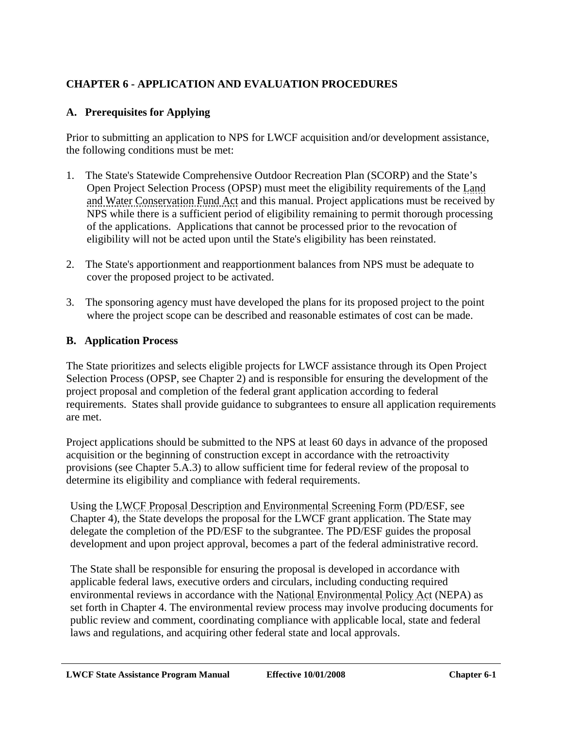## CHAPTER 6 - APPLICATION AND EVALUATION PROCEDURES

### A. Prerequisites for Applying

Prior to submitting an application to NPS for LWCF acquisition and/or development assistance, the following conditions must be met:

1. The State's Statewide Comprehensive Outdoor Recreation Plan (SCORP) and the State's Open Project Selection Process (OPSP) must meet the eligibility requirements of the Land and Water Conservation Fund Act and this manual. Project applications must be received by NPS while there is a sufficient period of eligibility remaining to permit thorough processing of the applications. Applications that cannot be processed prior to the revocation of eligibility will not be acted upon until the State's eligibility has been reinstated.

2. The State's apportionment and reapportionment balances from NPS must be adequate to cover the proposed project to be activated.

3. The sponsoring agency must have developed the plans for its proposed project to the point where the project scope can be described and reasonable estimates of cost can be made.

### B. Application Process

The State prioritizes and selects eligible projects for LWCF assistance through its Open Project Selection Process (OPSP, see Chapter 2) and is responsible for ensuring the development of the project proposal and completion of the federal grant application according to federal requirements. States shall provide guidance to subgrantees to ensure all application requirements are met.

Project applications should be submitted to the NPS at least 60 days in advance of the proposed acquisition or the beginning of construction except in accordance with the retroactivity provisions (see Chapter 5.A.3) to allow sufficient time for federal review of the proposal to determine its eligibility and compliance with federal requirements.

Using the LWCF Proposal Description and Environmental Screening Form (PD/ESF, see Chapter 4), the State develops the proposal for the LWCF grant application. The State may delegate the completion of the PD/ESF to the subgrantee. The PD/ESF guides the proposal development and upon project approval, becomes a part of the federal administrative record.

The State shall be responsible for ensuring the proposal is developed in accordance with applicable federal laws, executive orders and circulars, including conducting required environmental reviews in accordance with the National Environmental Policy Act (NEPA) as set forth in Chapter 4. The environmental review process may involve producing documents for public review and comment, coordinating compliance with applicable local, state and federal laws and regulations, and acquiring other federal state and local approvals.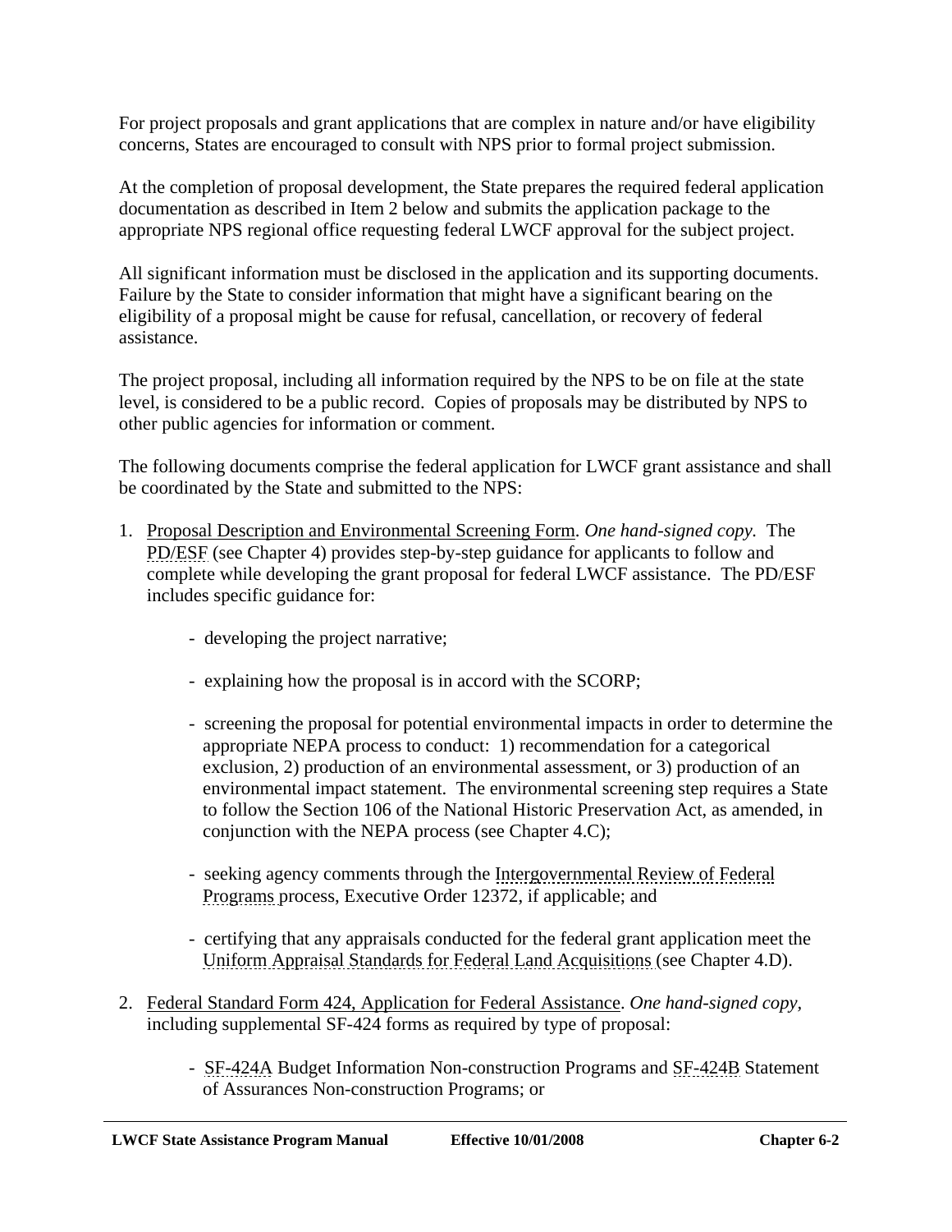For project proposals and grant applications that are complex in nature and/or have eligibility concerns, States are encouraged to consult with NPS prior to formal project submission.

At the completion of proposal development, the State prepares the required federal application documentation as described in Item 2 below and submits the application package to the appropriate NPS regional office requesting federal LWCF approval for the subject project.

All significant information must be disclosed in the application and its supporting documents. Failure by the State to consider information that might have a significant bearing on the eligibility of a proposal might be cause for refusal, cancellation, or recovery of federal assistance.

The project proposal, including all information required by the NPS to be on file at the state level, is considered to be a public record. Copies of proposals may be distributed by NPS to other public agencies for information or comment.

The following documents comprise the federal application for LWCF grant assistance and shall be coordinated by the State and submitted to the NPS:

1. Proposal Description and Environmental Screening Form. *One hand-signed copy.* The PD/ESF (see Chapter 4) provides step-by-step guidance for applicants to follow and complete while developing the grant proposal for federal LWCF assistance. The PD/ESF includes specific guidance for:

   - developing the project narrative;

   - explaining how the proposal is in accord with the SCORP;

   - screening the proposal for potential environmental impacts in order to determine the appropriate NEPA process to conduct: 1) recommendation for a categorical exclusion, 2) production of an environmental assessment, or 3) production of an environmental impact statement. The environmental screening step requires a State to follow the Section 106 of the National Historic Preservation Act, as amended, in conjunction with the NEPA process (see Chapter 4.C);

   - seeking agency comments through the Intergovernmental Review of Federal Programs process, Executive Order 12372, if applicable; and

   - certifying that any appraisals conducted for the federal grant application meet the Uniform Appraisal Standards for Federal Land Acquisitions (see Chapter 4.D).

2. Federal Standard Form 424, Application for Federal Assistance. *One hand-signed copy,* including supplemental SF-424 forms as required by type of proposal:

   - SF-424A Budget Information Non-construction Programs and SF-424B Statement of Assurances Non-construction Programs; or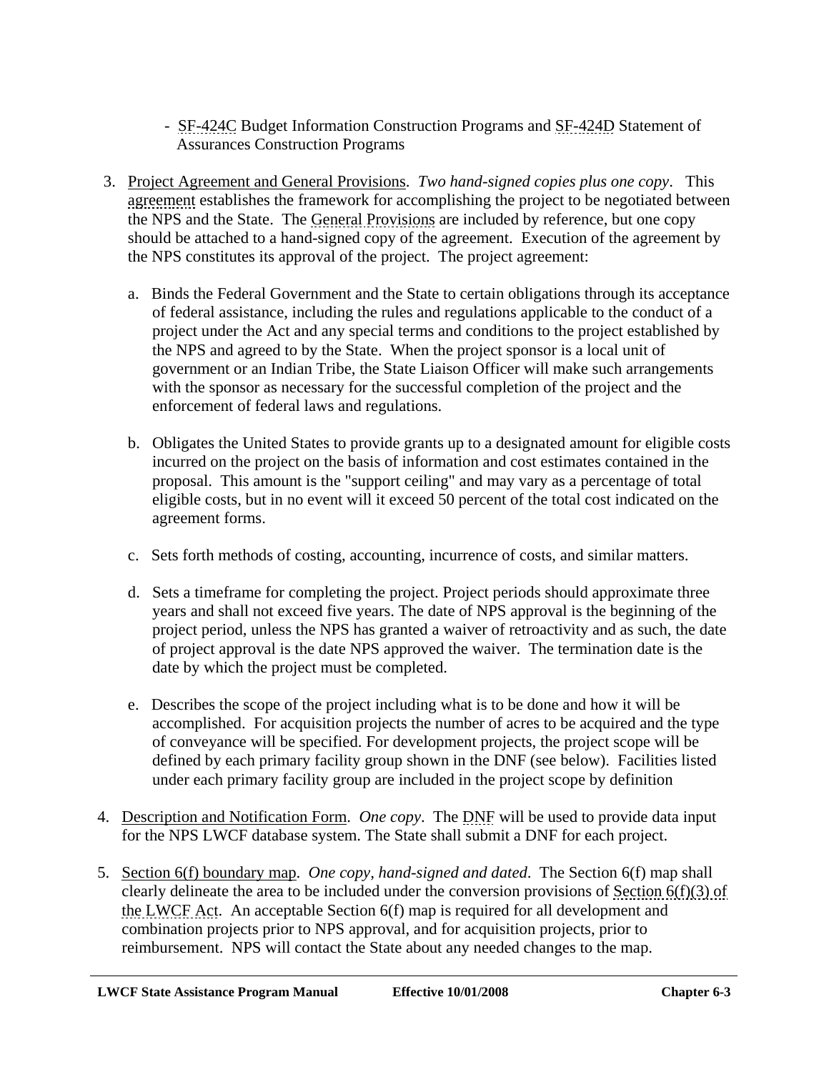- SF-424C Budget Information Construction Programs and SF-424D Statement of Assurances Construction Programs

3. Project Agreement and General Provisions. *Two hand-signed copies plus one copy*. This agreement establishes the framework for accomplishing the project to be negotiated between the NPS and the State. The General Provisions are included by reference, but one copy should be attached to a hand-signed copy of the agreement. Execution of the agreement by the NPS constitutes its approval of the project. The project agreement:

   a. Binds the Federal Government and the State to certain obligations through its acceptance of federal assistance, including the rules and regulations applicable to the conduct of a project under the Act and any special terms and conditions to the project established by the NPS and agreed to by the State. When the project sponsor is a local unit of government or an Indian Tribe, the State Liaison Officer will make such arrangements with the sponsor as necessary for the successful completion of the project and the enforcement of federal laws and regulations.

   b. Obligates the United States to provide grants up to a designated amount for eligible costs incurred on the project on the basis of information and cost estimates contained in the proposal. This amount is the "support ceiling" and may vary as a percentage of total eligible costs, but in no event will it exceed 50 percent of the total cost indicated on the agreement forms.

   c. Sets forth methods of costing, accounting, incurrence of costs, and similar matters.

   d. Sets a timeframe for completing the project. Project periods should approximate three years and shall not exceed five years. The date of NPS approval is the beginning of the project period, unless the NPS has granted a waiver of retroactivity and as such, the date of project approval is the date NPS approved the waiver. The termination date is the date by which the project must be completed.

   e. Describes the scope of the project including what is to be done and how it will be accomplished. For acquisition projects the number of acres to be acquired and the type of conveyance will be specified. For development projects, the project scope will be defined by each primary facility group shown in the DNF (see below). Facilities listed under each primary facility group are included in the project scope by definition

4. Description and Notification Form. *One copy*. The DNF will be used to provide data input for the NPS LWCF database system. The State shall submit a DNF for each project.

5. Section 6(f) boundary map. *One copy, hand-signed and dated*. The Section 6(f) map shall clearly delineate the area to be included under the conversion provisions of Section 6(f)(3) of the LWCF Act. An acceptable Section 6(f) map is required for all development and combination projects prior to NPS approval, and for acquisition projects, prior to reimbursement. NPS will contact the State about any needed changes to the map.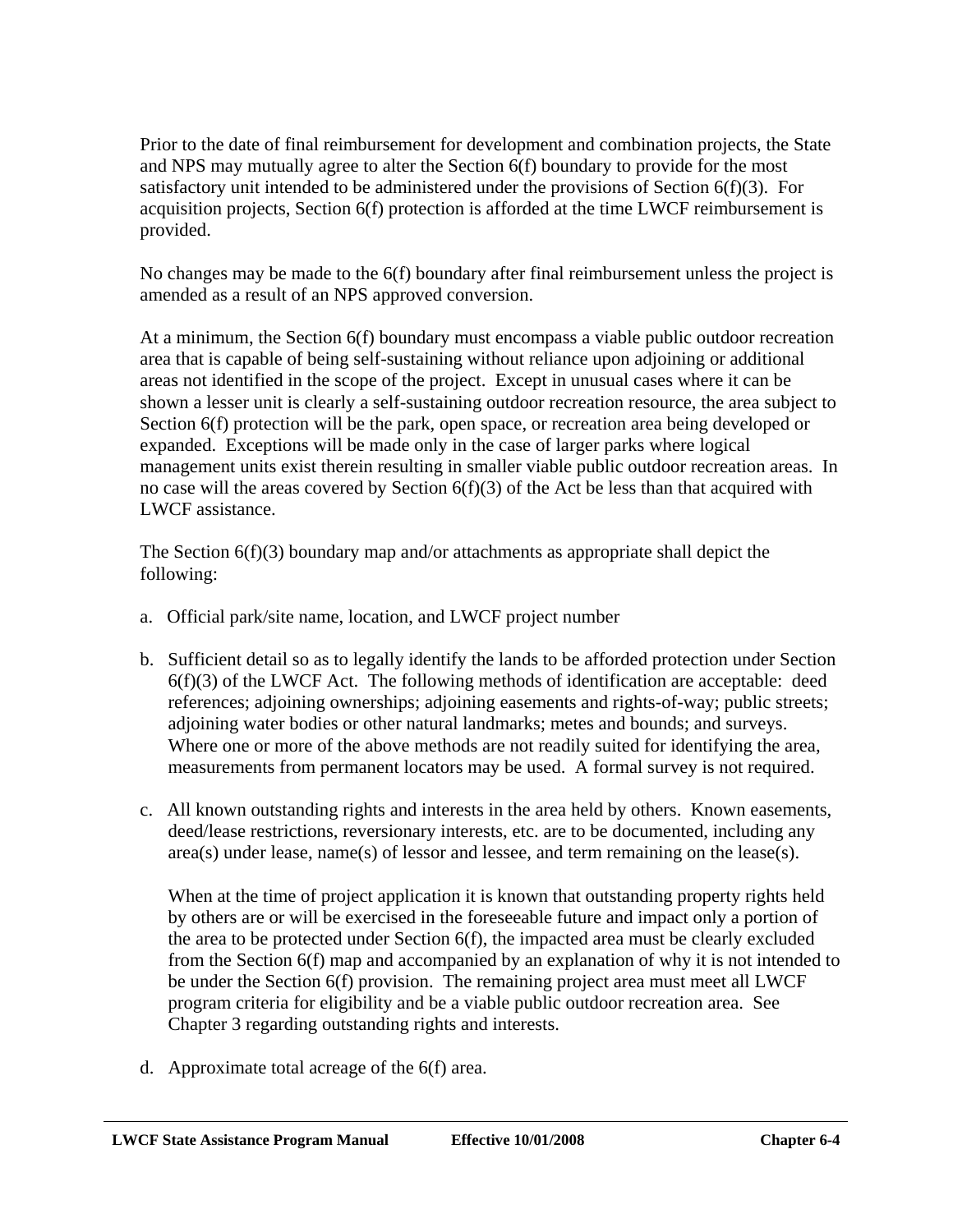Prior to the date of final reimbursement for development and combination projects, the State and NPS may mutually agree to alter the Section 6(f) boundary to provide for the most satisfactory unit intended to be administered under the provisions of Section 6(f)(3). For acquisition projects, Section 6(f) protection is afforded at the time LWCF reimbursement is provided.

No changes may be made to the 6(f) boundary after final reimbursement unless the project is amended as a result of an NPS approved conversion.

At a minimum, the Section 6(f) boundary must encompass a viable public outdoor recreation area that is capable of being self-sustaining without reliance upon adjoining or additional areas not identified in the scope of the project. Except in unusual cases where it can be shown a lesser unit is clearly a self-sustaining outdoor recreation resource, the area subject to Section 6(f) protection will be the park, open space, or recreation area being developed or expanded. Exceptions will be made only in the case of larger parks where logical management units exist therein resulting in smaller viable public outdoor recreation areas. In no case will the areas covered by Section 6(f)(3) of the Act be less than that acquired with LWCF assistance.

The Section 6(f)(3) boundary map and/or attachments as appropriate shall depict the following:

a. Official park/site name, location, and LWCF project number

b. Sufficient detail so as to legally identify the lands to be afforded protection under Section 6(f)(3) of the LWCF Act. The following methods of identification are acceptable: deed references; adjoining ownerships; adjoining easements and rights-of-way; public streets; adjoining water bodies or other natural landmarks; metes and bounds; and surveys. Where one or more of the above methods are not readily suited for identifying the area, measurements from permanent locators may be used. A formal survey is not required.

c. All known outstanding rights and interests in the area held by others. Known easements, deed/lease restrictions, reversionary interests, etc. are to be documented, including any area(s) under lease, name(s) of lessor and lessee, and term remaining on the lease(s).

   When at the time of project application it is known that outstanding property rights held by others are or will be exercised in the foreseeable future and impact only a portion of the area to be protected under Section 6(f), the impacted area must be clearly excluded from the Section 6(f) map and accompanied by an explanation of why it is not intended to be under the Section 6(f) provision. The remaining project area must meet all LWCF program criteria for eligibility and be a viable public outdoor recreation area. See Chapter 3 regarding outstanding rights and interests.

d. Approximate total acreage of the 6(f) area.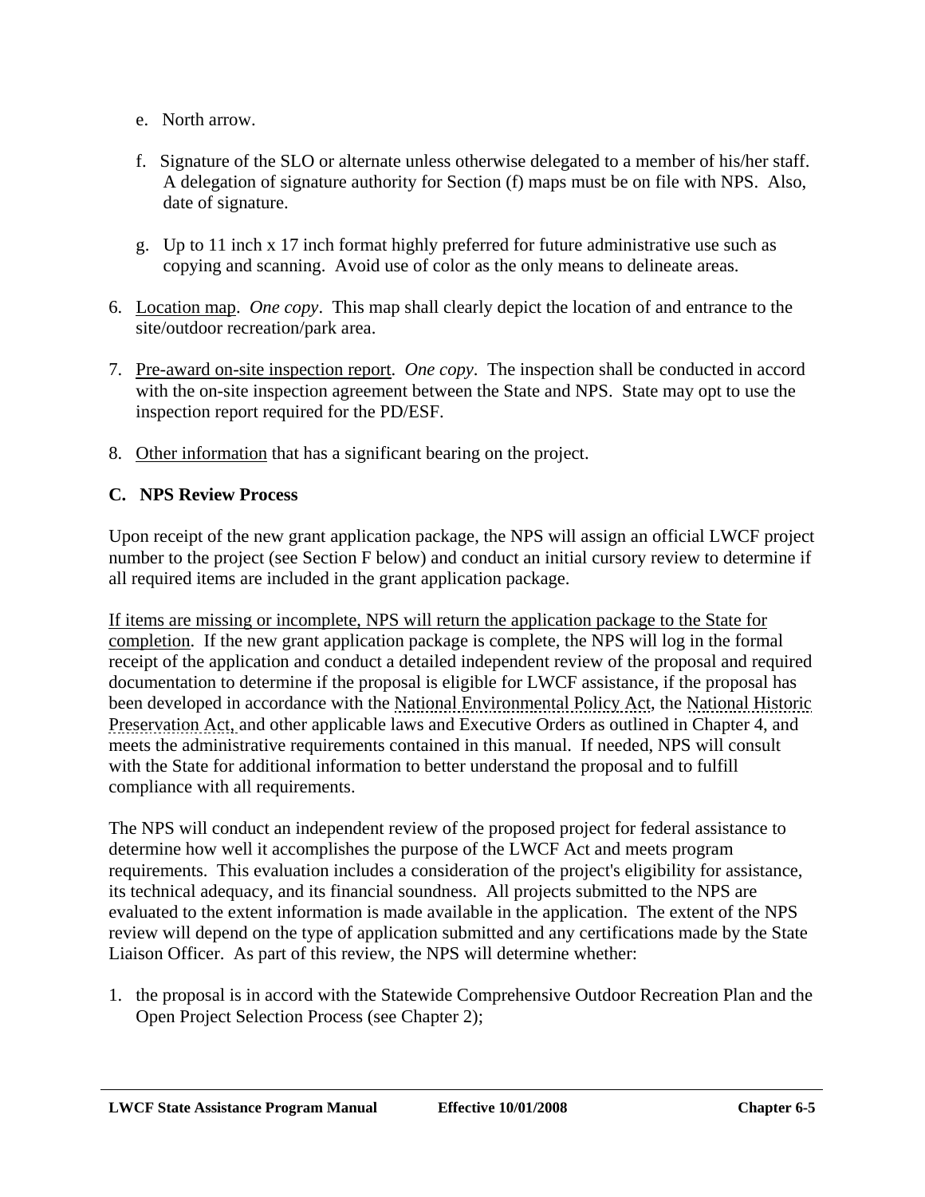e. North arrow.

f. Signature of the SLO or alternate unless otherwise delegated to a member of his/her staff. A delegation of signature authority for Section (f) maps must be on file with NPS. Also, date of signature.

g. Up to 11 inch x 17 inch format highly preferred for future administrative use such as copying and scanning. Avoid use of color as the only means to delineate areas.

6. <u>Location map</u>. *One copy*. This map shall clearly depict the location of and entrance to the site/outdoor recreation/park area.

7. <u>Pre-award on-site inspection report</u>. *One copy*. The inspection shall be conducted in accord with the on-site inspection agreement between the State and NPS. State may opt to use the inspection report required for the PD/ESF.

8. <u>Other information</u> that has a significant bearing on the project.

## C. NPS Review Process

Upon receipt of the new grant application package, the NPS will assign an official LWCF project number to the project (see Section F below) and conduct an initial cursory review to determine if all required items are included in the grant application package.

<u>If items are missing or incomplete, NPS will return the application package to the State for completion</u>. If the new grant application package is complete, the NPS will log in the formal receipt of the application and conduct a detailed independent review of the proposal and required documentation to determine if the proposal is eligible for LWCF assistance, if the proposal has been developed in accordance with the National Environmental Policy Act, the National Historic Preservation Act, and other applicable laws and Executive Orders as outlined in Chapter 4, and meets the administrative requirements contained in this manual. If needed, NPS will consult with the State for additional information to better understand the proposal and to fulfill compliance with all requirements.

The NPS will conduct an independent review of the proposed project for federal assistance to determine how well it accomplishes the purpose of the LWCF Act and meets program requirements. This evaluation includes a consideration of the project's eligibility for assistance, its technical adequacy, and its financial soundness. All projects submitted to the NPS are evaluated to the extent information is made available in the application. The extent of the NPS review will depend on the type of application submitted and any certifications made by the State Liaison Officer. As part of this review, the NPS will determine whether:

1. the proposal is in accord with the Statewide Comprehensive Outdoor Recreation Plan and the Open Project Selection Process (see Chapter 2);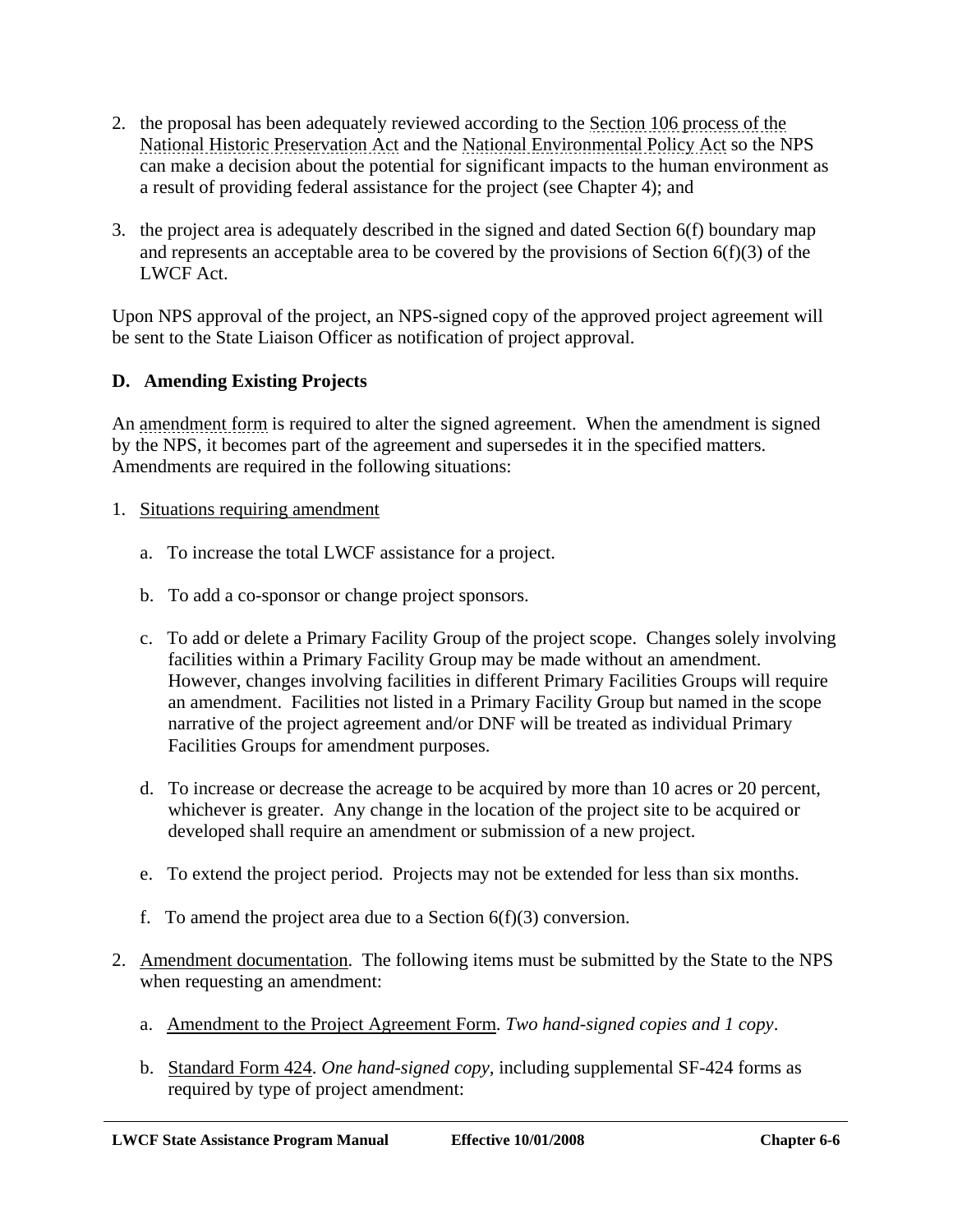2. the proposal has been adequately reviewed according to the Section 106 process of the National Historic Preservation Act and the National Environmental Policy Act so the NPS can make a decision about the potential for significant impacts to the human environment as a result of providing federal assistance for the project (see Chapter 4); and

3. the project area is adequately described in the signed and dated Section 6(f) boundary map and represents an acceptable area to be covered by the provisions of Section 6(f)(3) of the LWCF Act.

Upon NPS approval of the project, an NPS-signed copy of the approved project agreement will be sent to the State Liaison Officer as notification of project approval.

### D. Amending Existing Projects

An amendment form is required to alter the signed agreement. When the amendment is signed by the NPS, it becomes part of the agreement and supersedes it in the specified matters. Amendments are required in the following situations:

1. Situations requiring amendment

   a. To increase the total LWCF assistance for a project.

   b. To add a co-sponsor or change project sponsors.

   c. To add or delete a Primary Facility Group of the project scope. Changes solely involving facilities within a Primary Facility Group may be made without an amendment. However, changes involving facilities in different Primary Facilities Groups will require an amendment. Facilities not listed in a Primary Facility Group but named in the scope narrative of the project agreement and/or DNF will be treated as individual Primary Facilities Groups for amendment purposes.

   d. To increase or decrease the acreage to be acquired by more than 10 acres or 20 percent, whichever is greater. Any change in the location of the project site to be acquired or developed shall require an amendment or submission of a new project.

   e. To extend the project period. Projects may not be extended for less than six months.

   f. To amend the project area due to a Section 6(f)(3) conversion.

2. Amendment documentation. The following items must be submitted by the State to the NPS when requesting an amendment:

   a. Amendment to the Project Agreement Form. *Two hand-signed copies and 1 copy*.

   b. Standard Form 424. *One hand-signed copy,* including supplemental SF-424 forms as required by type of project amendment: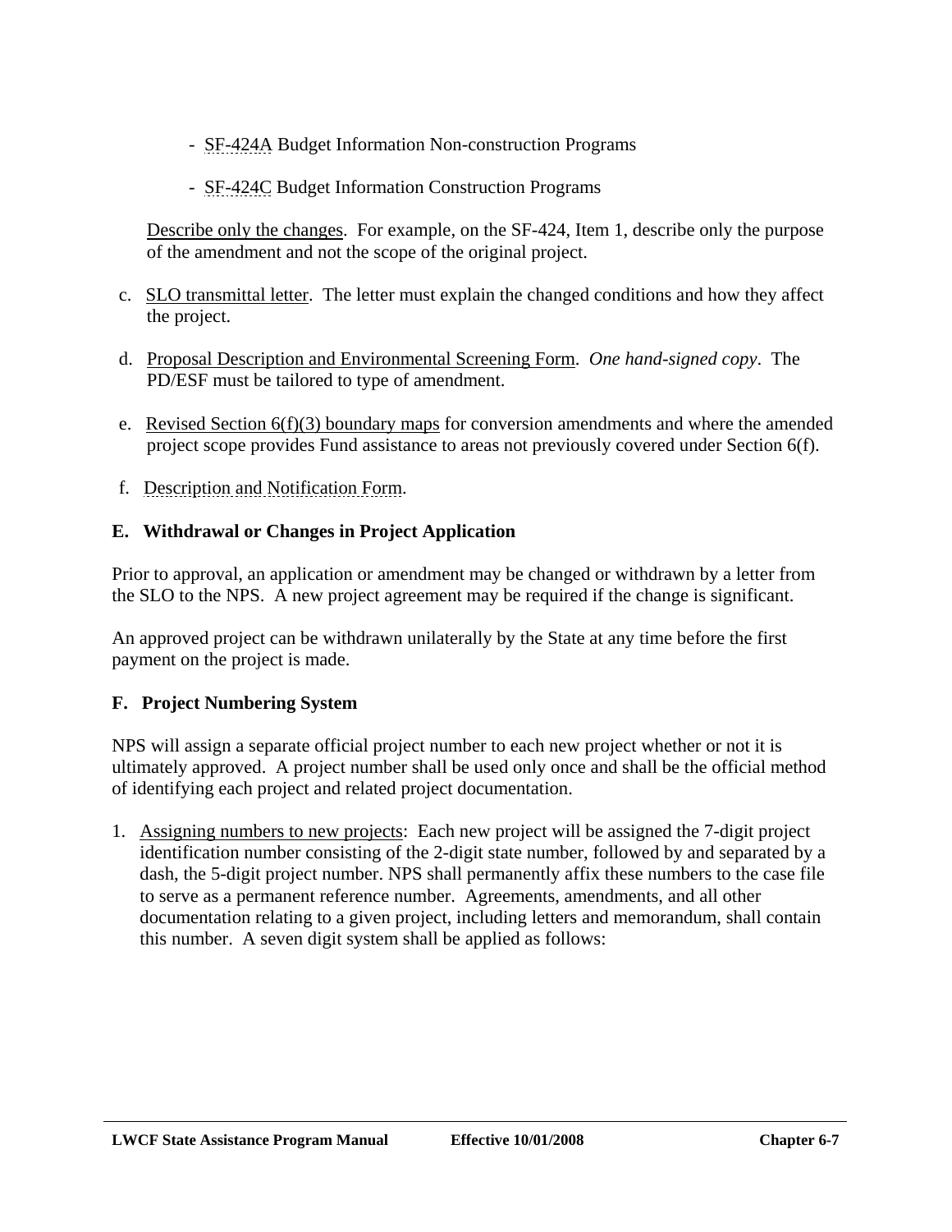- SF-424A Budget Information Non-construction Programs

- SF-424C Budget Information Construction Programs

Describe only the changes. For example, on the SF-424, Item 1, describe only the purpose of the amendment and not the scope of the original project.

c. SLO transmittal letter. The letter must explain the changed conditions and how they affect the project.

d. Proposal Description and Environmental Screening Form. *One hand-signed copy*. The PD/ESF must be tailored to type of amendment.

e. Revised Section 6(f)(3) boundary maps for conversion amendments and where the amended project scope provides Fund assistance to areas not previously covered under Section 6(f).

f. Description and Notification Form.

### E. Withdrawal or Changes in Project Application

Prior to approval, an application or amendment may be changed or withdrawn by a letter from the SLO to the NPS. A new project agreement may be required if the change is significant.

An approved project can be withdrawn unilaterally by the State at any time before the first payment on the project is made.

### F. Project Numbering System

NPS will assign a separate official project number to each new project whether or not it is ultimately approved. A project number shall be used only once and shall be the official method of identifying each project and related project documentation.

1. Assigning numbers to new projects: Each new project will be assigned the 7-digit project identification number consisting of the 2-digit state number, followed by and separated by a dash, the 5-digit project number. NPS shall permanently affix these numbers to the case file to serve as a permanent reference number. Agreements, amendments, and all other documentation relating to a given project, including letters and memorandum, shall contain this number. A seven digit system shall be applied as follows: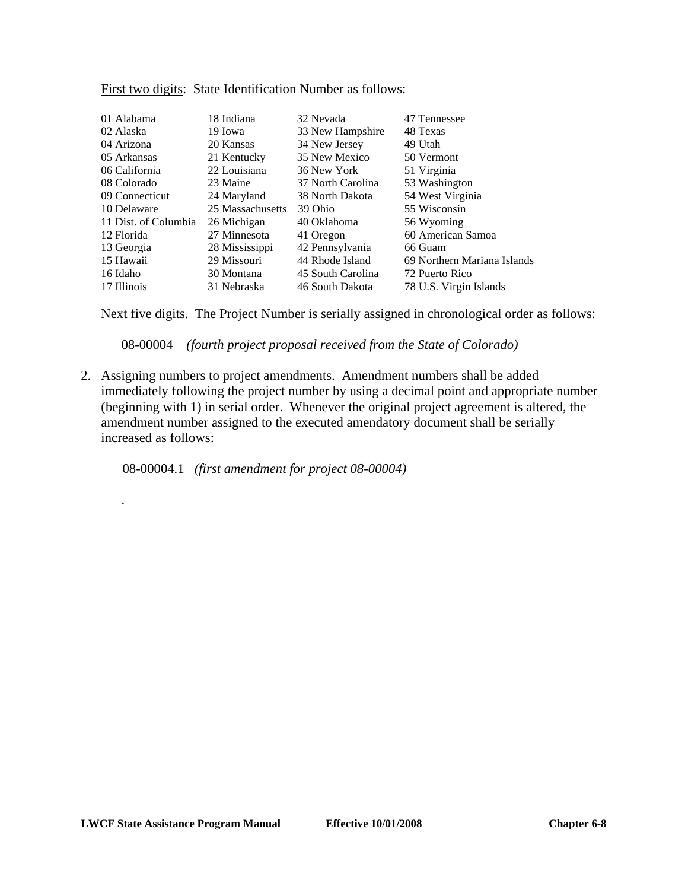First two digits: State Identification Number as follows:

| | | | |
|---|---|---|---|
| 01 Alabama | 18 Indiana | 32 Nevada | 47 Tennessee |
| 02 Alaska | 19 Iowa | 33 New Hampshire | 48 Texas |
| 04 Arizona | 20 Kansas | 34 New Jersey | 49 Utah |
| 05 Arkansas | 21 Kentucky | 35 New Mexico | 50 Vermont |
| 06 California | 22 Louisiana | 36 New York | 51 Virginia |
| 08 Colorado | 23 Maine | 37 North Carolina | 53 Washington |
| 09 Connecticut | 24 Maryland | 38 North Dakota | 54 West Virginia |
| 10 Delaware | 25 Massachusetts | 39 Ohio | 55 Wisconsin |
| 11 Dist. of Columbia | 26 Michigan | 40 Oklahoma | 56 Wyoming |
| 12 Florida | 27 Minnesota | 41 Oregon | 60 American Samoa |
| 13 Georgia | 28 Mississippi | 42 Pennsylvania | 66 Guam |
| 15 Hawaii | 29 Missouri | 44 Rhode Island | 69 Northern Mariana Islands |
| 16 Idaho | 30 Montana | 45 South Carolina | 72 Puerto Rico |
| 17 Illinois | 31 Nebraska | 46 South Dakota | 78 U.S. Virgin Islands |

Next five digits. The Project Number is serially assigned in chronological order as follows:

08-00004 *(fourth project proposal received from the State of Colorado)*

2. Assigning numbers to project amendments. Amendment numbers shall be added immediately following the project number by using a decimal point and appropriate number (beginning with 1) in serial order. Whenever the original project agreement is altered, the amendment number assigned to the executed amendatory document shall be serially increased as follows:

   08-00004.1 *(first amendment for project 08-00004)*

   .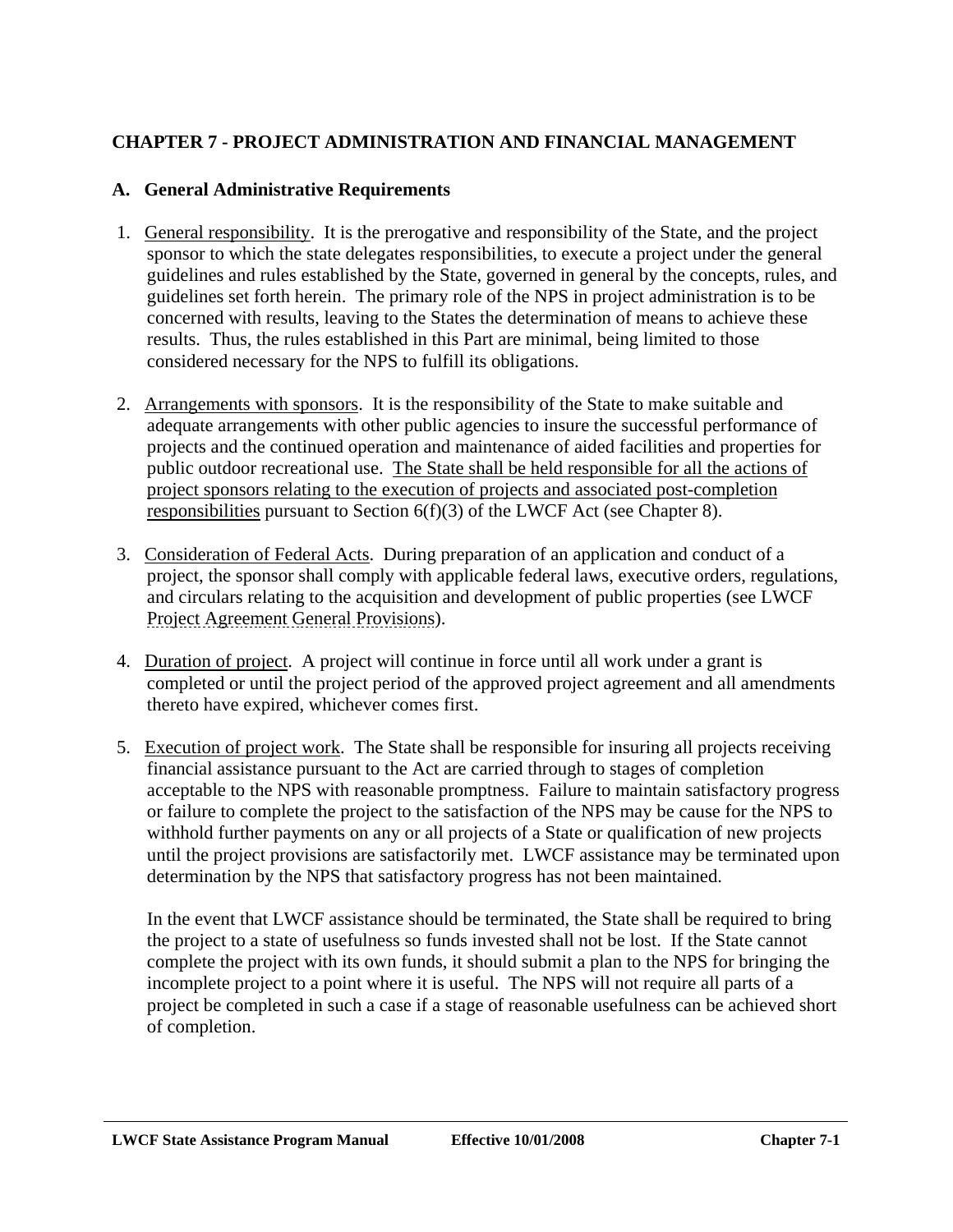## CHAPTER 7 - PROJECT ADMINISTRATION AND FINANCIAL MANAGEMENT

### A. General Administrative Requirements

1. General responsibility. It is the prerogative and responsibility of the State, and the project sponsor to which the state delegates responsibilities, to execute a project under the general guidelines and rules established by the State, governed in general by the concepts, rules, and guidelines set forth herein. The primary role of the NPS in project administration is to be concerned with results, leaving to the States the determination of means to achieve these results. Thus, the rules established in this Part are minimal, being limited to those considered necessary for the NPS to fulfill its obligations.

2. Arrangements with sponsors. It is the responsibility of the State to make suitable and adequate arrangements with other public agencies to insure the successful performance of projects and the continued operation and maintenance of aided facilities and properties for public outdoor recreational use. The State shall be held responsible for all the actions of project sponsors relating to the execution of projects and associated post-completion responsibilities pursuant to Section 6(f)(3) of the LWCF Act (see Chapter 8).

3. Consideration of Federal Acts. During preparation of an application and conduct of a project, the sponsor shall comply with applicable federal laws, executive orders, regulations, and circulars relating to the acquisition and development of public properties (see LWCF Project Agreement General Provisions).

4. Duration of project. A project will continue in force until all work under a grant is completed or until the project period of the approved project agreement and all amendments thereto have expired, whichever comes first.

5. Execution of project work. The State shall be responsible for insuring all projects receiving financial assistance pursuant to the Act are carried through to stages of completion acceptable to the NPS with reasonable promptness. Failure to maintain satisfactory progress or failure to complete the project to the satisfaction of the NPS may be cause for the NPS to withhold further payments on any or all projects of a State or qualification of new projects until the project provisions are satisfactorily met. LWCF assistance may be terminated upon determination by the NPS that satisfactory progress has not been maintained.

   In the event that LWCF assistance should be terminated, the State shall be required to bring the project to a state of usefulness so funds invested shall not be lost. If the State cannot complete the project with its own funds, it should submit a plan to the NPS for bringing the incomplete project to a point where it is useful. The NPS will not require all parts of a project be completed in such a case if a stage of reasonable usefulness can be achieved short of completion.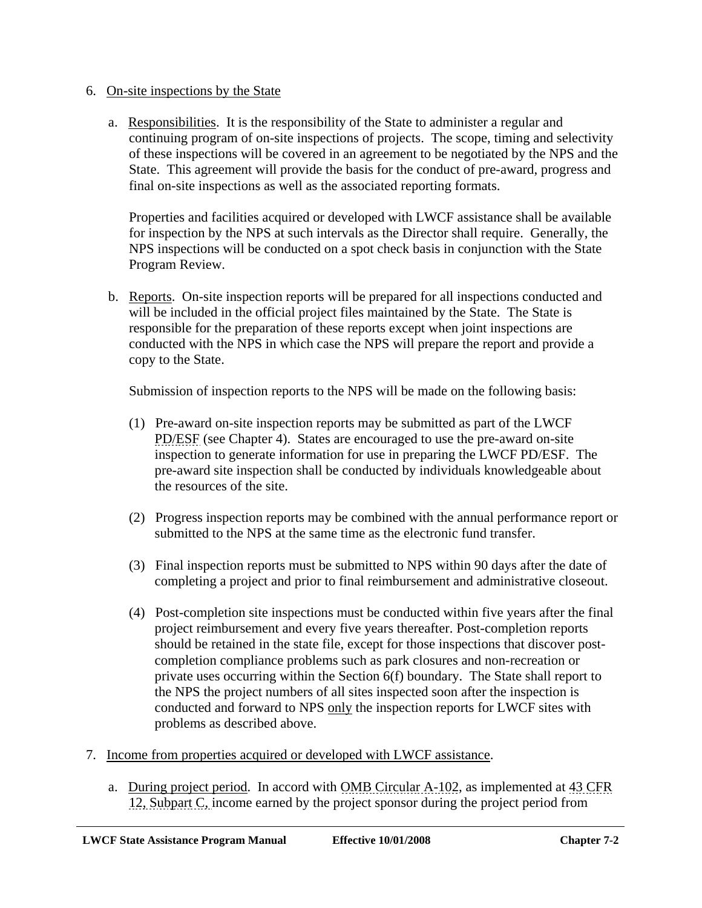6. On-site inspections by the State

   a. Responsibilities. It is the responsibility of the State to administer a regular and continuing program of on-site inspections of projects. The scope, timing and selectivity of these inspections will be covered in an agreement to be negotiated by the NPS and the State. This agreement will provide the basis for the conduct of pre-award, progress and final on-site inspections as well as the associated reporting formats.

      Properties and facilities acquired or developed with LWCF assistance shall be available for inspection by the NPS at such intervals as the Director shall require. Generally, the NPS inspections will be conducted on a spot check basis in conjunction with the State Program Review.

   b. Reports. On-site inspection reports will be prepared for all inspections conducted and will be included in the official project files maintained by the State. The State is responsible for the preparation of these reports except when joint inspections are conducted with the NPS in which case the NPS will prepare the report and provide a copy to the State.

      Submission of inspection reports to the NPS will be made on the following basis:

      (1) Pre-award on-site inspection reports may be submitted as part of the LWCF PD/ESF (see Chapter 4). States are encouraged to use the pre-award on-site inspection to generate information for use in preparing the LWCF PD/ESF. The pre-award site inspection shall be conducted by individuals knowledgeable about the resources of the site.

      (2) Progress inspection reports may be combined with the annual performance report or submitted to the NPS at the same time as the electronic fund transfer.

      (3) Final inspection reports must be submitted to NPS within 90 days after the date of completing a project and prior to final reimbursement and administrative closeout.

      (4) Post-completion site inspections must be conducted within five years after the final project reimbursement and every five years thereafter. Post-completion reports should be retained in the state file, except for those inspections that discover post-completion compliance problems such as park closures and non-recreation or private uses occurring within the Section 6(f) boundary. The State shall report to the NPS the project numbers of all sites inspected soon after the inspection is conducted and forward to NPS only the inspection reports for LWCF sites with problems as described above.

7. Income from properties acquired or developed with LWCF assistance.

   a. During project period. In accord with OMB Circular A-102, as implemented at 43 CFR 12, Subpart C, income earned by the project sponsor during the project period from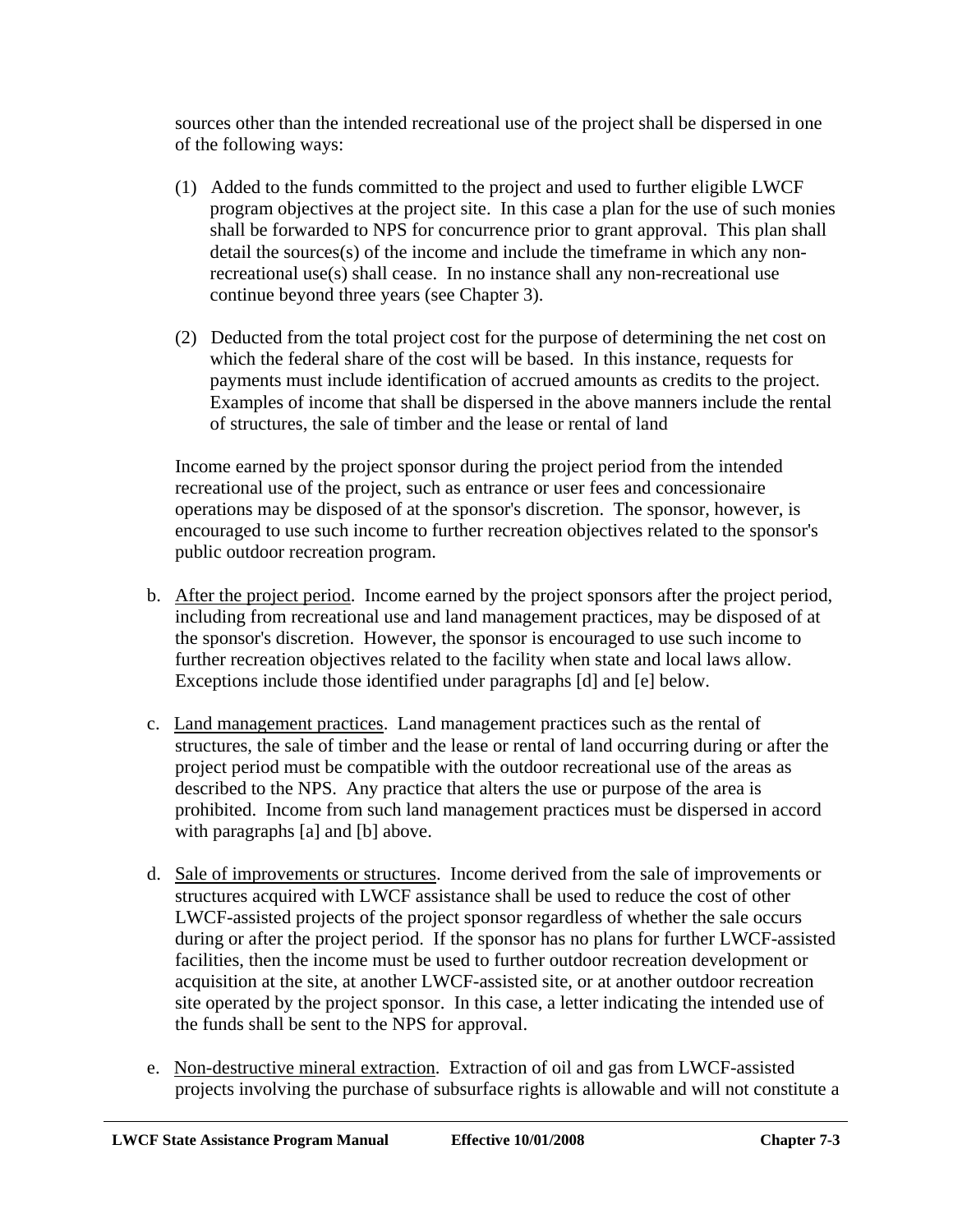sources other than the intended recreational use of the project shall be dispersed in one of the following ways:

(1) Added to the funds committed to the project and used to further eligible LWCF program objectives at the project site. In this case a plan for the use of such monies shall be forwarded to NPS for concurrence prior to grant approval. This plan shall detail the sources(s) of the income and include the timeframe in which any non-recreational use(s) shall cease. In no instance shall any non-recreational use continue beyond three years (see Chapter 3).

(2) Deducted from the total project cost for the purpose of determining the net cost on which the federal share of the cost will be based. In this instance, requests for payments must include identification of accrued amounts as credits to the project. Examples of income that shall be dispersed in the above manners include the rental of structures, the sale of timber and the lease or rental of land

Income earned by the project sponsor during the project period from the intended recreational use of the project, such as entrance or user fees and concessionaire operations may be disposed of at the sponsor's discretion. The sponsor, however, is encouraged to use such income to further recreation objectives related to the sponsor's public outdoor recreation program.

b. <u>After the project period</u>. Income earned by the project sponsors after the project period, including from recreational use and land management practices, may be disposed of at the sponsor's discretion. However, the sponsor is encouraged to use such income to further recreation objectives related to the facility when state and local laws allow. Exceptions include those identified under paragraphs [d] and [e] below.

c. <u>Land management practices</u>. Land management practices such as the rental of structures, the sale of timber and the lease or rental of land occurring during or after the project period must be compatible with the outdoor recreational use of the areas as described to the NPS. Any practice that alters the use or purpose of the area is prohibited. Income from such land management practices must be dispersed in accord with paragraphs [a] and [b] above.

d. <u>Sale of improvements or structures</u>. Income derived from the sale of improvements or structures acquired with LWCF assistance shall be used to reduce the cost of other LWCF-assisted projects of the project sponsor regardless of whether the sale occurs during or after the project period. If the sponsor has no plans for further LWCF-assisted facilities, then the income must be used to further outdoor recreation development or acquisition at the site, at another LWCF-assisted site, or at another outdoor recreation site operated by the project sponsor. In this case, a letter indicating the intended use of the funds shall be sent to the NPS for approval.

e. <u>Non-destructive mineral extraction</u>. Extraction of oil and gas from LWCF-assisted projects involving the purchase of subsurface rights is allowable and will not constitute a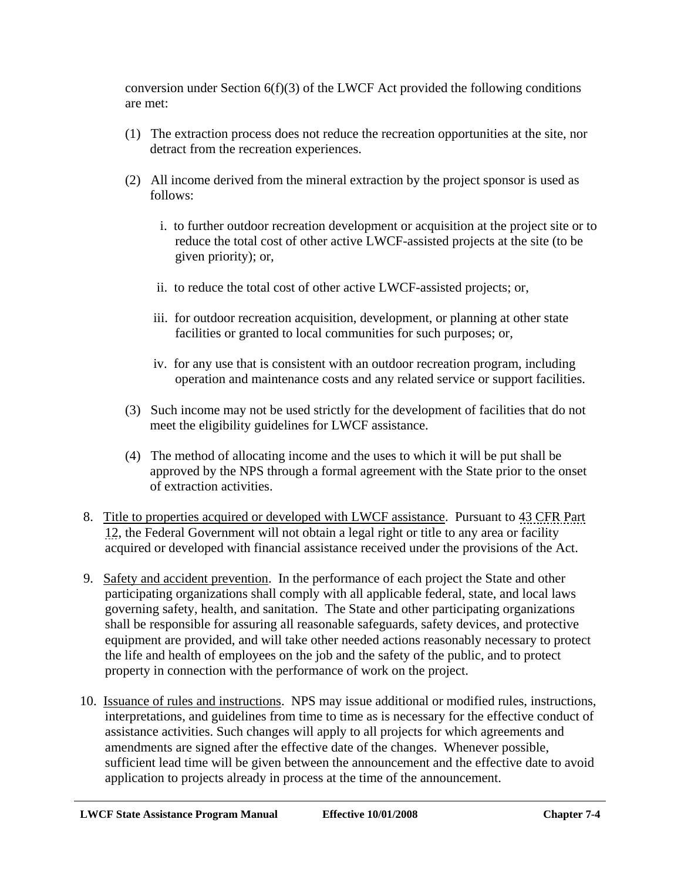conversion under Section 6(f)(3) of the LWCF Act provided the following conditions are met:

(1) The extraction process does not reduce the recreation opportunities at the site, nor detract from the recreation experiences.

(2) All income derived from the mineral extraction by the project sponsor is used as follows:

   i. to further outdoor recreation development or acquisition at the project site or to reduce the total cost of other active LWCF-assisted projects at the site (to be given priority); or,

   ii. to reduce the total cost of other active LWCF-assisted projects; or,

   iii. for outdoor recreation acquisition, development, or planning at other state facilities or granted to local communities for such purposes; or,

   iv. for any use that is consistent with an outdoor recreation program, including operation and maintenance costs and any related service or support facilities.

(3) Such income may not be used strictly for the development of facilities that do not meet the eligibility guidelines for LWCF assistance.

(4) The method of allocating income and the uses to which it will be put shall be approved by the NPS through a formal agreement with the State prior to the onset of extraction activities.

8. Title to properties acquired or developed with LWCF assistance. Pursuant to 43 CFR Part 12, the Federal Government will not obtain a legal right or title to any area or facility acquired or developed with financial assistance received under the provisions of the Act.

9. Safety and accident prevention. In the performance of each project the State and other participating organizations shall comply with all applicable federal, state, and local laws governing safety, health, and sanitation. The State and other participating organizations shall be responsible for assuring all reasonable safeguards, safety devices, and protective equipment are provided, and will take other needed actions reasonably necessary to protect the life and health of employees on the job and the safety of the public, and to protect property in connection with the performance of work on the project.

10. Issuance of rules and instructions. NPS may issue additional or modified rules, instructions, interpretations, and guidelines from time to time as is necessary for the effective conduct of assistance activities. Such changes will apply to all projects for which agreements and amendments are signed after the effective date of the changes. Whenever possible, sufficient lead time will be given between the announcement and the effective date to avoid application to projects already in process at the time of the announcement.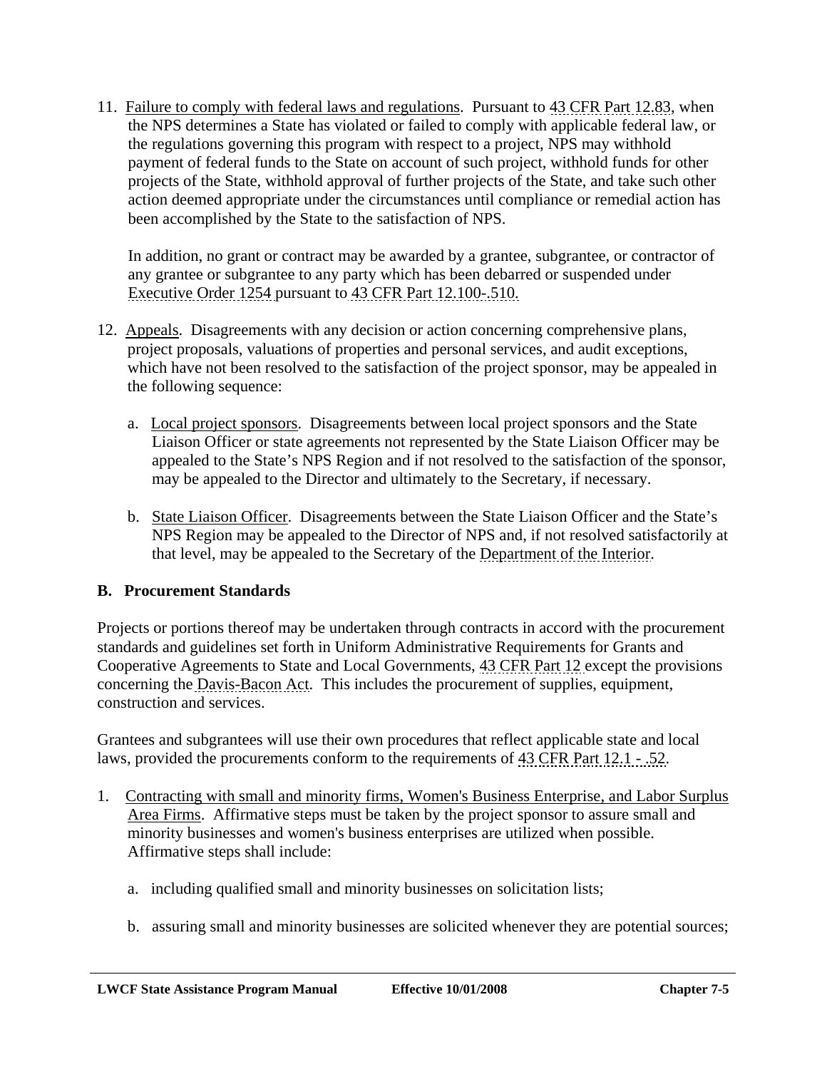11. Failure to comply with federal laws and regulations. Pursuant to 43 CFR Part 12.83, when the NPS determines a State has violated or failed to comply with applicable federal law, or the regulations governing this program with respect to a project, NPS may withhold payment of federal funds to the State on account of such project, withhold funds for other projects of the State, withhold approval of further projects of the State, and take such other action deemed appropriate under the circumstances until compliance or remedial action has been accomplished by the State to the satisfaction of NPS.

    In addition, no grant or contract may be awarded by a grantee, subgrantee, or contractor of any grantee or subgrantee to any party which has been debarred or suspended under Executive Order 1254 pursuant to 43 CFR Part 12.100-.510.

12. Appeals. Disagreements with any decision or action concerning comprehensive plans, project proposals, valuations of properties and personal services, and audit exceptions, which have not been resolved to the satisfaction of the project sponsor, may be appealed in the following sequence:

    a. Local project sponsors. Disagreements between local project sponsors and the State Liaison Officer or state agreements not represented by the State Liaison Officer may be appealed to the State's NPS Region and if not resolved to the satisfaction of the sponsor, may be appealed to the Director and ultimately to the Secretary, if necessary.

    b. State Liaison Officer. Disagreements between the State Liaison Officer and the State's NPS Region may be appealed to the Director of NPS and, if not resolved satisfactorily at that level, may be appealed to the Secretary of the Department of the Interior.

### B. Procurement Standards

Projects or portions thereof may be undertaken through contracts in accord with the procurement standards and guidelines set forth in Uniform Administrative Requirements for Grants and Cooperative Agreements to State and Local Governments, 43 CFR Part 12 except the provisions concerning the Davis-Bacon Act. This includes the procurement of supplies, equipment, construction and services.

Grantees and subgrantees will use their own procedures that reflect applicable state and local laws, provided the procurements conform to the requirements of 43 CFR Part 12.1 - .52.

1. Contracting with small and minority firms, Women's Business Enterprise, and Labor Surplus Area Firms. Affirmative steps must be taken by the project sponsor to assure small and minority businesses and women's business enterprises are utilized when possible. Affirmative steps shall include:

    a. including qualified small and minority businesses on solicitation lists;

    b. assuring small and minority businesses are solicited whenever they are potential sources;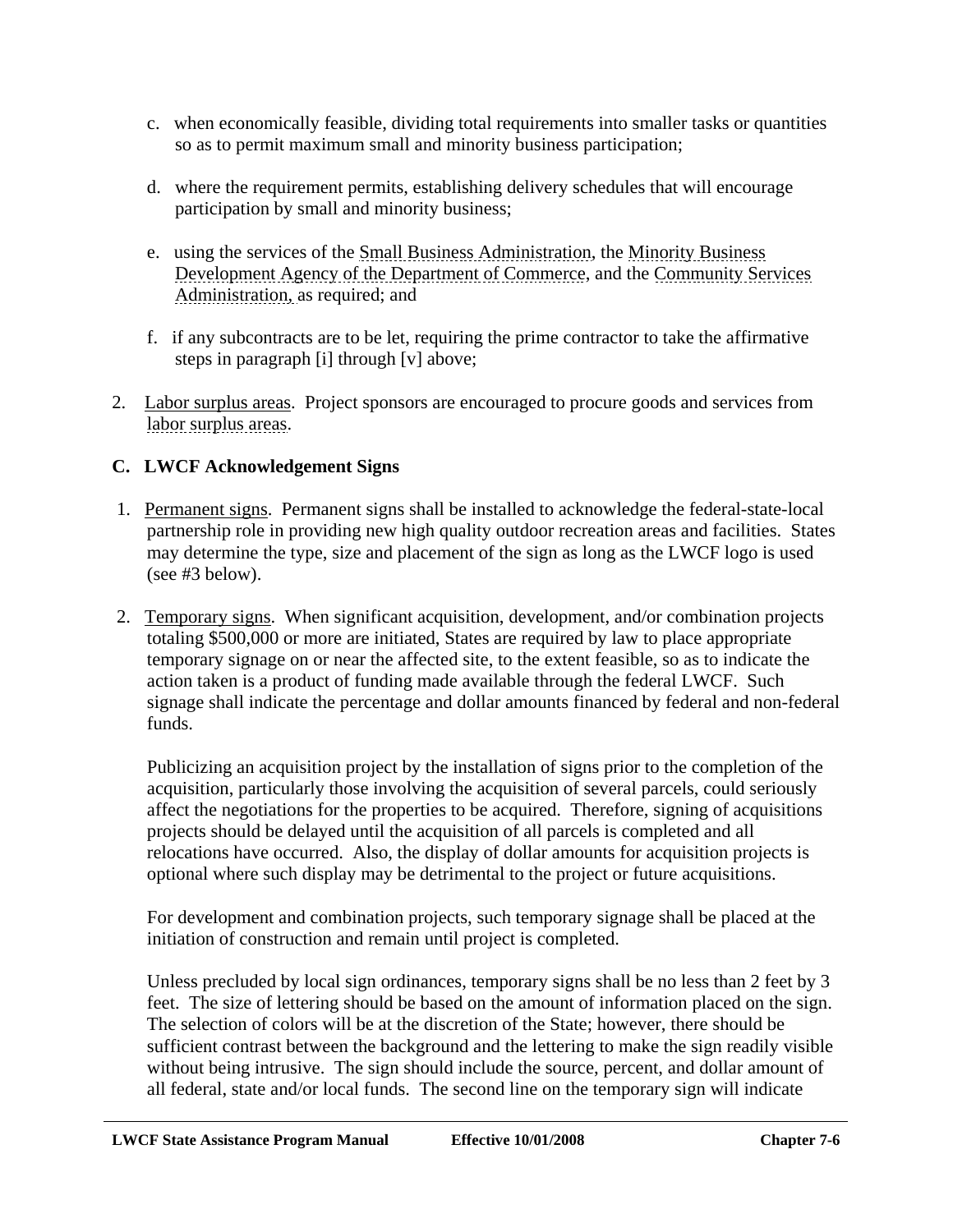c. when economically feasible, dividing total requirements into smaller tasks or quantities so as to permit maximum small and minority business participation;

d. where the requirement permits, establishing delivery schedules that will encourage participation by small and minority business;

e. using the services of the Small Business Administration, the Minority Business Development Agency of the Department of Commerce, and the Community Services Administration, as required; and

f. if any subcontracts are to be let, requiring the prime contractor to take the affirmative steps in paragraph [i] through [v] above;

2. Labor surplus areas. Project sponsors are encouraged to procure goods and services from labor surplus areas.

## C. LWCF Acknowledgement Signs

1. Permanent signs. Permanent signs shall be installed to acknowledge the federal-state-local partnership role in providing new high quality outdoor recreation areas and facilities. States may determine the type, size and placement of the sign as long as the LWCF logo is used (see #3 below).

2. Temporary signs. When significant acquisition, development, and/or combination projects totaling $500,000 or more are initiated, States are required by law to place appropriate temporary signage on or near the affected site, to the extent feasible, so as to indicate the action taken is a product of funding made available through the federal LWCF. Such signage shall indicate the percentage and dollar amounts financed by federal and non-federal funds.

   Publicizing an acquisition project by the installation of signs prior to the completion of the acquisition, particularly those involving the acquisition of several parcels, could seriously affect the negotiations for the properties to be acquired. Therefore, signing of acquisitions projects should be delayed until the acquisition of all parcels is completed and all relocations have occurred. Also, the display of dollar amounts for acquisition projects is optional where such display may be detrimental to the project or future acquisitions.

   For development and combination projects, such temporary signage shall be placed at the initiation of construction and remain until project is completed.

   Unless precluded by local sign ordinances, temporary signs shall be no less than 2 feet by 3 feet. The size of lettering should be based on the amount of information placed on the sign. The selection of colors will be at the discretion of the State; however, there should be sufficient contrast between the background and the lettering to make the sign readily visible without being intrusive. The sign should include the source, percent, and dollar amount of all federal, state and/or local funds. The second line on the temporary sign will indicate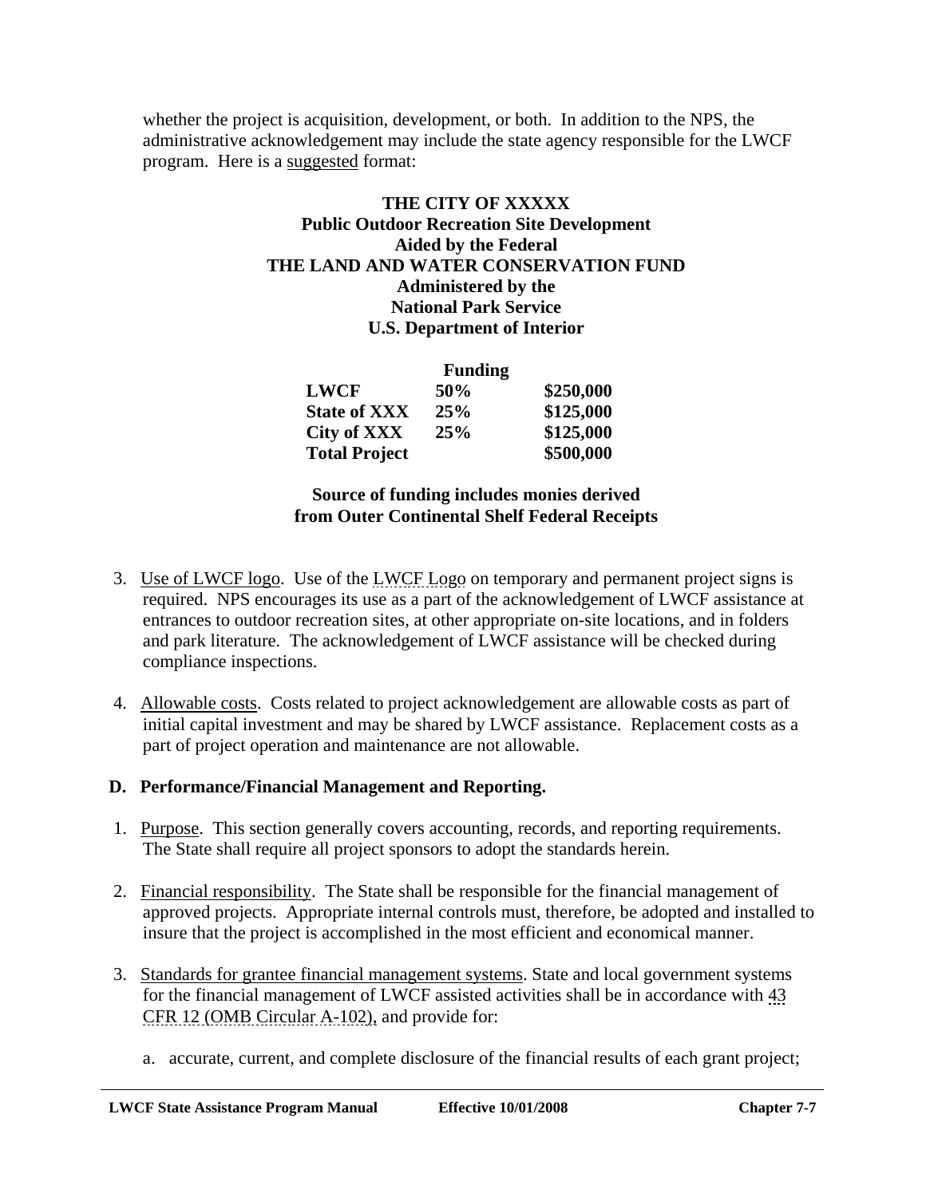whether the project is acquisition, development, or both. In addition to the NPS, the administrative acknowledgement may include the state agency responsible for the LWCF program. Here is a suggested format:

**THE CITY OF XXXXX**
**Public Outdoor Recreation Site Development**
**Aided by the Federal**
**THE LAND AND WATER CONSERVATION FUND**
**Administered by the**
**National Park Service**
**U.S. Department of Interior**

| | Funding | |
|---|---|---|
| **LWCF** | **50%** | **$250,000** |
| **State of XXX** | **25%** | **$125,000** |
| **City of XXX** | **25%** | **$125,000** |
| **Total Project** | | **$500,000** |

**Source of funding includes monies derived from Outer Continental Shelf Federal Receipts**

3. Use of LWCF logo. Use of the LWCF Logo on temporary and permanent project signs is required. NPS encourages its use as a part of the acknowledgement of LWCF assistance at entrances to outdoor recreation sites, at other appropriate on-site locations, and in folders and park literature. The acknowledgement of LWCF assistance will be checked during compliance inspections.

4. Allowable costs. Costs related to project acknowledgement are allowable costs as part of initial capital investment and may be shared by LWCF assistance. Replacement costs as a part of project operation and maintenance are not allowable.

### D. Performance/Financial Management and Reporting.

1. Purpose. This section generally covers accounting, records, and reporting requirements. The State shall require all project sponsors to adopt the standards herein.

2. Financial responsibility. The State shall be responsible for the financial management of approved projects. Appropriate internal controls must, therefore, be adopted and installed to insure that the project is accomplished in the most efficient and economical manner.

3. Standards for grantee financial management systems. State and local government systems for the financial management of LWCF assisted activities shall be in accordance with 43 CFR 12 (OMB Circular A-102), and provide for:

   a. accurate, current, and complete disclosure of the financial results of each grant project;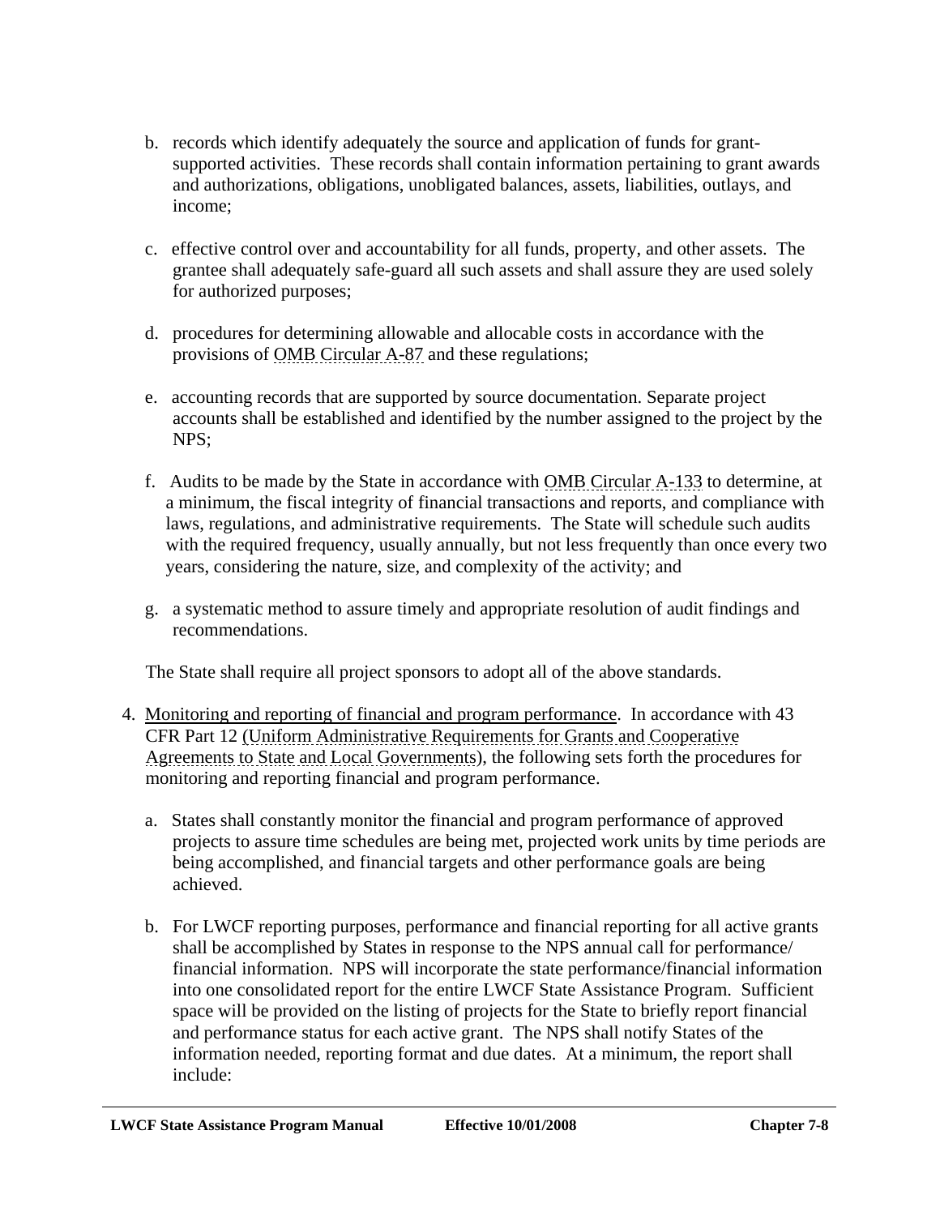b. records which identify adequately the source and application of funds for grant-supported activities. These records shall contain information pertaining to grant awards and authorizations, obligations, unobligated balances, assets, liabilities, outlays, and income;

c. effective control over and accountability for all funds, property, and other assets. The grantee shall adequately safe-guard all such assets and shall assure they are used solely for authorized purposes;

d. procedures for determining allowable and allocable costs in accordance with the provisions of OMB Circular A-87 and these regulations;

e. accounting records that are supported by source documentation. Separate project accounts shall be established and identified by the number assigned to the project by the NPS;

f. Audits to be made by the State in accordance with OMB Circular A-133 to determine, at a minimum, the fiscal integrity of financial transactions and reports, and compliance with laws, regulations, and administrative requirements. The State will schedule such audits with the required frequency, usually annually, but not less frequently than once every two years, considering the nature, size, and complexity of the activity; and

g. a systematic method to assure timely and appropriate resolution of audit findings and recommendations.

The State shall require all project sponsors to adopt all of the above standards.

4. Monitoring and reporting of financial and program performance. In accordance with 43 CFR Part 12 (Uniform Administrative Requirements for Grants and Cooperative Agreements to State and Local Governments), the following sets forth the procedures for monitoring and reporting financial and program performance.

   a. States shall constantly monitor the financial and program performance of approved projects to assure time schedules are being met, projected work units by time periods are being accomplished, and financial targets and other performance goals are being achieved.

   b. For LWCF reporting purposes, performance and financial reporting for all active grants shall be accomplished by States in response to the NPS annual call for performance/ financial information. NPS will incorporate the state performance/financial information into one consolidated report for the entire LWCF State Assistance Program. Sufficient space will be provided on the listing of projects for the State to briefly report financial and performance status for each active grant. The NPS shall notify States of the information needed, reporting format and due dates. At a minimum, the report shall include: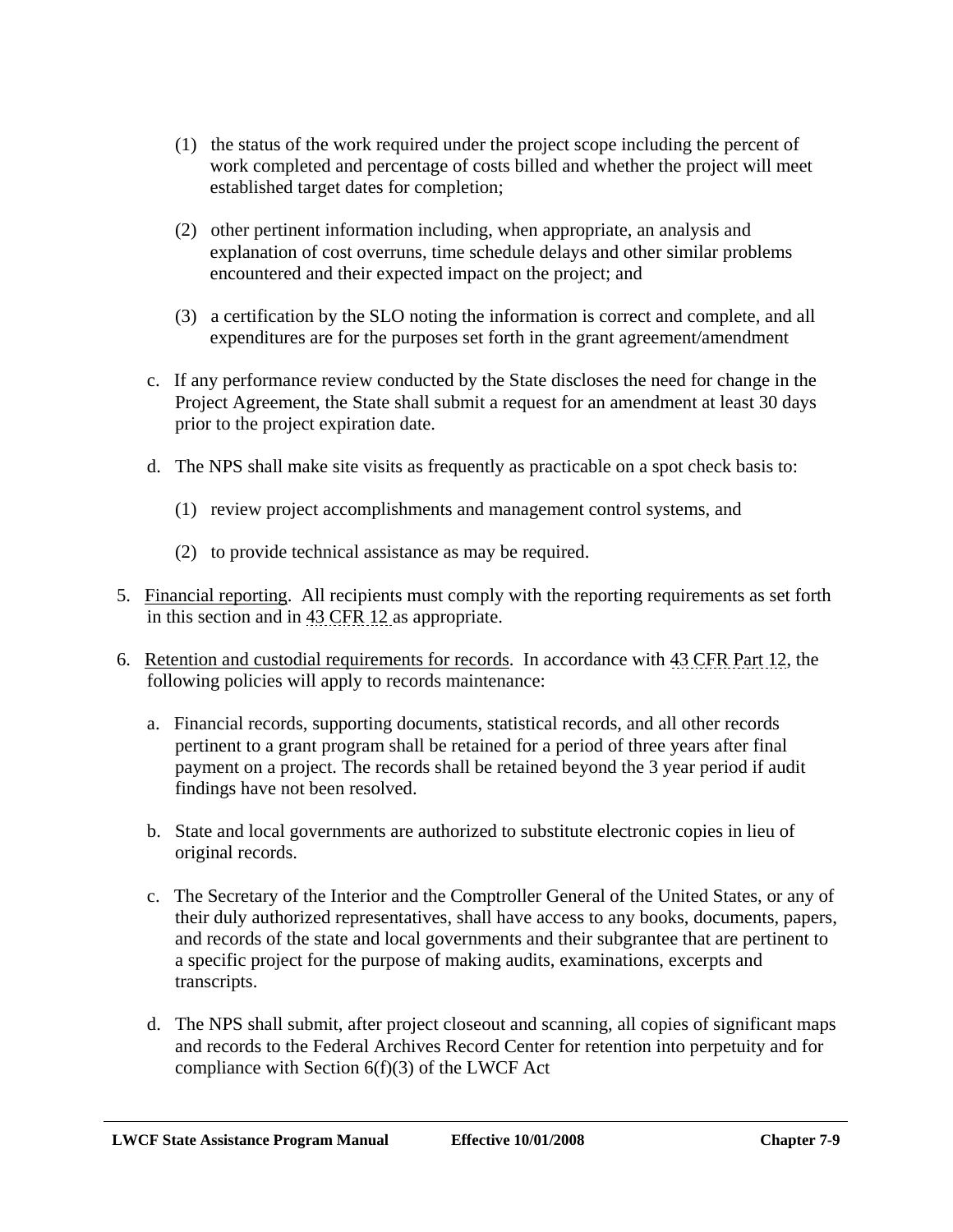(1) the status of the work required under the project scope including the percent of work completed and percentage of costs billed and whether the project will meet established target dates for completion;

(2) other pertinent information including, when appropriate, an analysis and explanation of cost overruns, time schedule delays and other similar problems encountered and their expected impact on the project; and

(3) a certification by the SLO noting the information is correct and complete, and all expenditures are for the purposes set forth in the grant agreement/amendment

c. If any performance review conducted by the State discloses the need for change in the Project Agreement, the State shall submit a request for an amendment at least 30 days prior to the project expiration date.

d. The NPS shall make site visits as frequently as practicable on a spot check basis to:

(1) review project accomplishments and management control systems, and

(2) to provide technical assistance as may be required.

5. <u>Financial reporting</u>. All recipients must comply with the reporting requirements as set forth in this section and in 43 CFR 12 as appropriate.

6. <u>Retention and custodial requirements for records</u>. In accordance with 43 CFR Part 12, the following policies will apply to records maintenance:

a. Financial records, supporting documents, statistical records, and all other records pertinent to a grant program shall be retained for a period of three years after final payment on a project. The records shall be retained beyond the 3 year period if audit findings have not been resolved.

b. State and local governments are authorized to substitute electronic copies in lieu of original records.

c. The Secretary of the Interior and the Comptroller General of the United States, or any of their duly authorized representatives, shall have access to any books, documents, papers, and records of the state and local governments and their subgrantee that are pertinent to a specific project for the purpose of making audits, examinations, excerpts and transcripts.

d. The NPS shall submit, after project closeout and scanning, all copies of significant maps and records to the Federal Archives Record Center for retention into perpetuity and for compliance with Section 6(f)(3) of the LWCF Act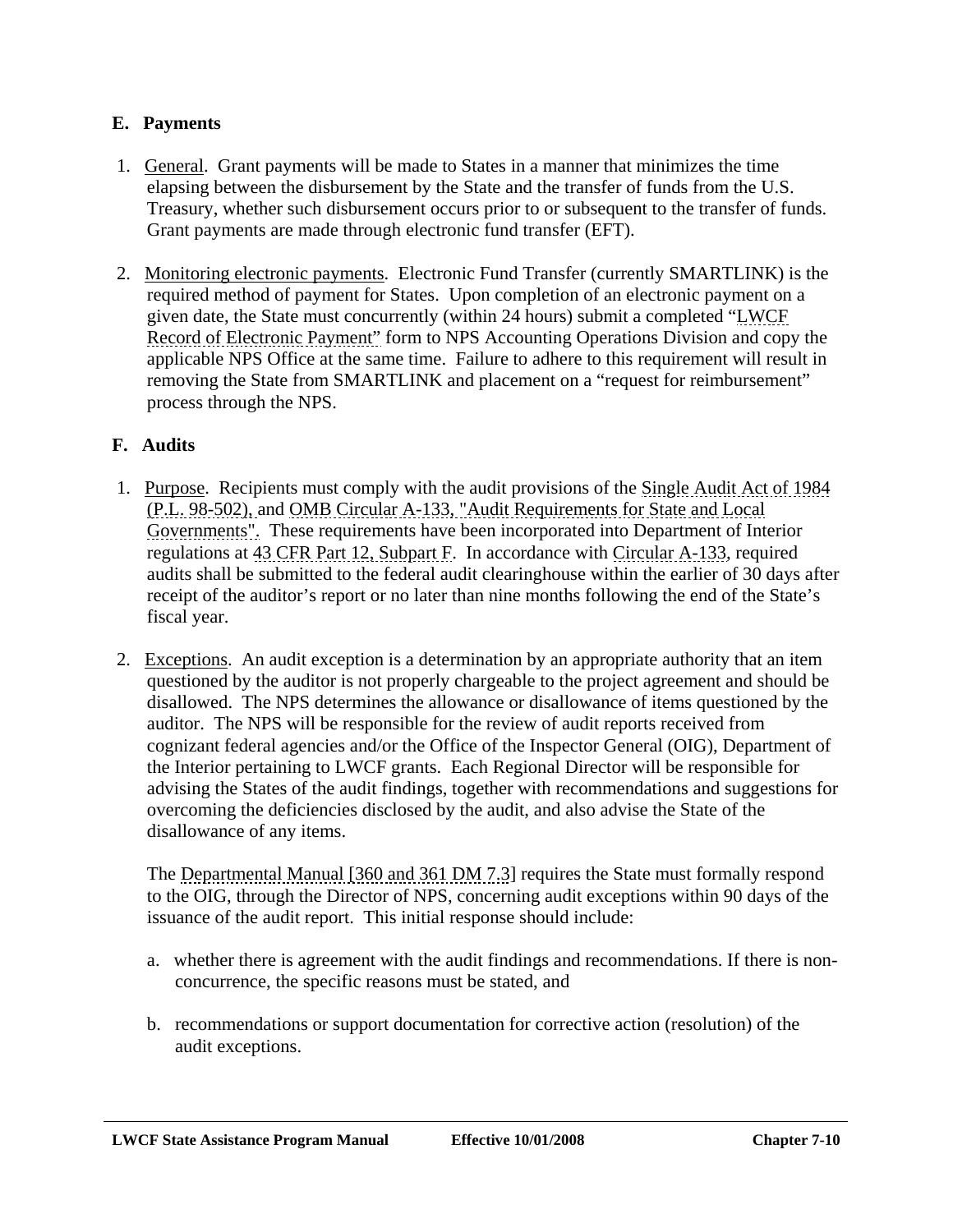## E. Payments

1. General. Grant payments will be made to States in a manner that minimizes the time elapsing between the disbursement by the State and the transfer of funds from the U.S. Treasury, whether such disbursement occurs prior to or subsequent to the transfer of funds. Grant payments are made through electronic fund transfer (EFT).

2. Monitoring electronic payments. Electronic Fund Transfer (currently SMARTLINK) is the required method of payment for States. Upon completion of an electronic payment on a given date, the State must concurrently (within 24 hours) submit a completed "LWCF Record of Electronic Payment" form to NPS Accounting Operations Division and copy the applicable NPS Office at the same time. Failure to adhere to this requirement will result in removing the State from SMARTLINK and placement on a "request for reimbursement" process through the NPS.

## F. Audits

1. Purpose. Recipients must comply with the audit provisions of the Single Audit Act of 1984 (P.L. 98-502), and OMB Circular A-133, "Audit Requirements for State and Local Governments". These requirements have been incorporated into Department of Interior regulations at 43 CFR Part 12, Subpart F. In accordance with Circular A-133, required audits shall be submitted to the federal audit clearinghouse within the earlier of 30 days after receipt of the auditor's report or no later than nine months following the end of the State's fiscal year.

2. Exceptions. An audit exception is a determination by an appropriate authority that an item questioned by the auditor is not properly chargeable to the project agreement and should be disallowed. The NPS determines the allowance or disallowance of items questioned by the auditor. The NPS will be responsible for the review of audit reports received from cognizant federal agencies and/or the Office of the Inspector General (OIG), Department of the Interior pertaining to LWCF grants. Each Regional Director will be responsible for advising the States of the audit findings, together with recommendations and suggestions for overcoming the deficiencies disclosed by the audit, and also advise the State of the disallowance of any items.

   The Departmental Manual [360 and 361 DM 7.3] requires the State must formally respond to the OIG, through the Director of NPS, concerning audit exceptions within 90 days of the issuance of the audit report. This initial response should include:

   a. whether there is agreement with the audit findings and recommendations. If there is non-concurrence, the specific reasons must be stated, and

   b. recommendations or support documentation for corrective action (resolution) of the audit exceptions.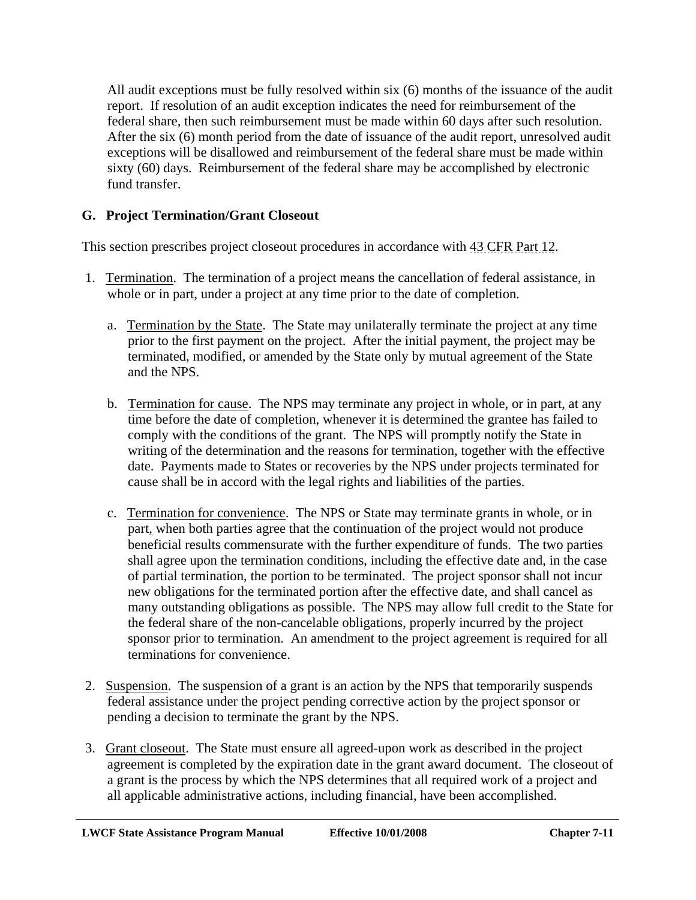All audit exceptions must be fully resolved within six (6) months of the issuance of the audit report. If resolution of an audit exception indicates the need for reimbursement of the federal share, then such reimbursement must be made within 60 days after such resolution. After the six (6) month period from the date of issuance of the audit report, unresolved audit exceptions will be disallowed and reimbursement of the federal share must be made within sixty (60) days. Reimbursement of the federal share may be accomplished by electronic fund transfer.

## G. Project Termination/Grant Closeout

This section prescribes project closeout procedures in accordance with 43 CFR Part 12.

1. Termination. The termination of a project means the cancellation of federal assistance, in whole or in part, under a project at any time prior to the date of completion.

   a. Termination by the State. The State may unilaterally terminate the project at any time prior to the first payment on the project. After the initial payment, the project may be terminated, modified, or amended by the State only by mutual agreement of the State and the NPS.

   b. Termination for cause. The NPS may terminate any project in whole, or in part, at any time before the date of completion, whenever it is determined the grantee has failed to comply with the conditions of the grant. The NPS will promptly notify the State in writing of the determination and the reasons for termination, together with the effective date. Payments made to States or recoveries by the NPS under projects terminated for cause shall be in accord with the legal rights and liabilities of the parties.

   c. Termination for convenience. The NPS or State may terminate grants in whole, or in part, when both parties agree that the continuation of the project would not produce beneficial results commensurate with the further expenditure of funds. The two parties shall agree upon the termination conditions, including the effective date and, in the case of partial termination, the portion to be terminated. The project sponsor shall not incur new obligations for the terminated portion after the effective date, and shall cancel as many outstanding obligations as possible. The NPS may allow full credit to the State for the federal share of the non-cancelable obligations, properly incurred by the project sponsor prior to termination. An amendment to the project agreement is required for all terminations for convenience.

2. Suspension. The suspension of a grant is an action by the NPS that temporarily suspends federal assistance under the project pending corrective action by the project sponsor or pending a decision to terminate the grant by the NPS.

3. Grant closeout. The State must ensure all agreed-upon work as described in the project agreement is completed by the expiration date in the grant award document. The closeout of a grant is the process by which the NPS determines that all required work of a project and all applicable administrative actions, including financial, have been accomplished.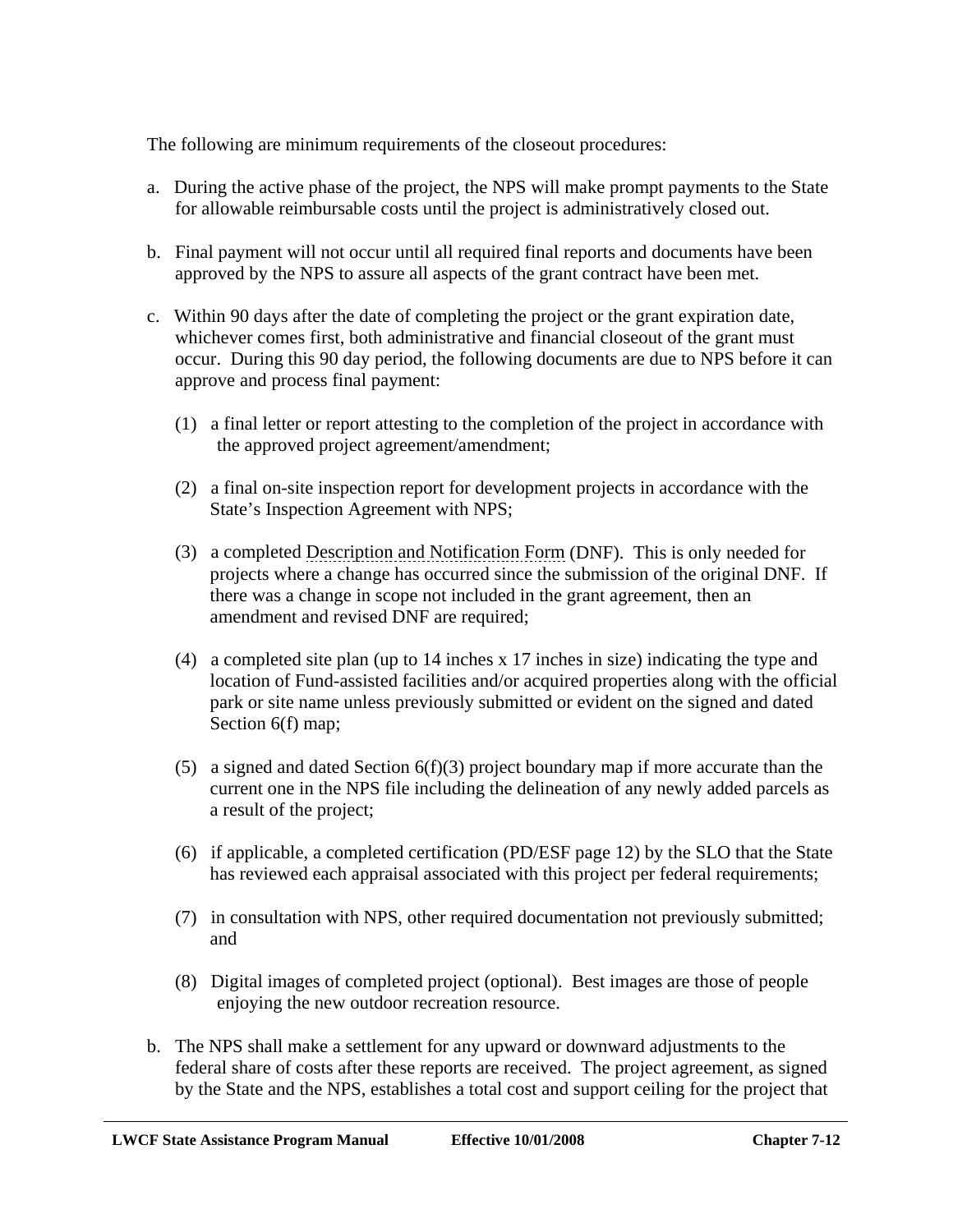The following are minimum requirements of the closeout procedures:

a. During the active phase of the project, the NPS will make prompt payments to the State for allowable reimbursable costs until the project is administratively closed out.

b. Final payment will not occur until all required final reports and documents have been approved by the NPS to assure all aspects of the grant contract have been met.

c. Within 90 days after the date of completing the project or the grant expiration date, whichever comes first, both administrative and financial closeout of the grant must occur. During this 90 day period, the following documents are due to NPS before it can approve and process final payment:

   (1) a final letter or report attesting to the completion of the project in accordance with the approved project agreement/amendment;

   (2) a final on-site inspection report for development projects in accordance with the State's Inspection Agreement with NPS;

   (3) a completed Description and Notification Form (DNF). This is only needed for projects where a change has occurred since the submission of the original DNF. If there was a change in scope not included in the grant agreement, then an amendment and revised DNF are required;

   (4) a completed site plan (up to 14 inches x 17 inches in size) indicating the type and location of Fund-assisted facilities and/or acquired properties along with the official park or site name unless previously submitted or evident on the signed and dated Section 6(f) map;

   (5) a signed and dated Section 6(f)(3) project boundary map if more accurate than the current one in the NPS file including the delineation of any newly added parcels as a result of the project;

   (6) if applicable, a completed certification (PD/ESF page 12) by the SLO that the State has reviewed each appraisal associated with this project per federal requirements;

   (7) in consultation with NPS, other required documentation not previously submitted; and

   (8) Digital images of completed project (optional). Best images are those of people enjoying the new outdoor recreation resource.

b. The NPS shall make a settlement for any upward or downward adjustments to the federal share of costs after these reports are received. The project agreement, as signed by the State and the NPS, establishes a total cost and support ceiling for the project that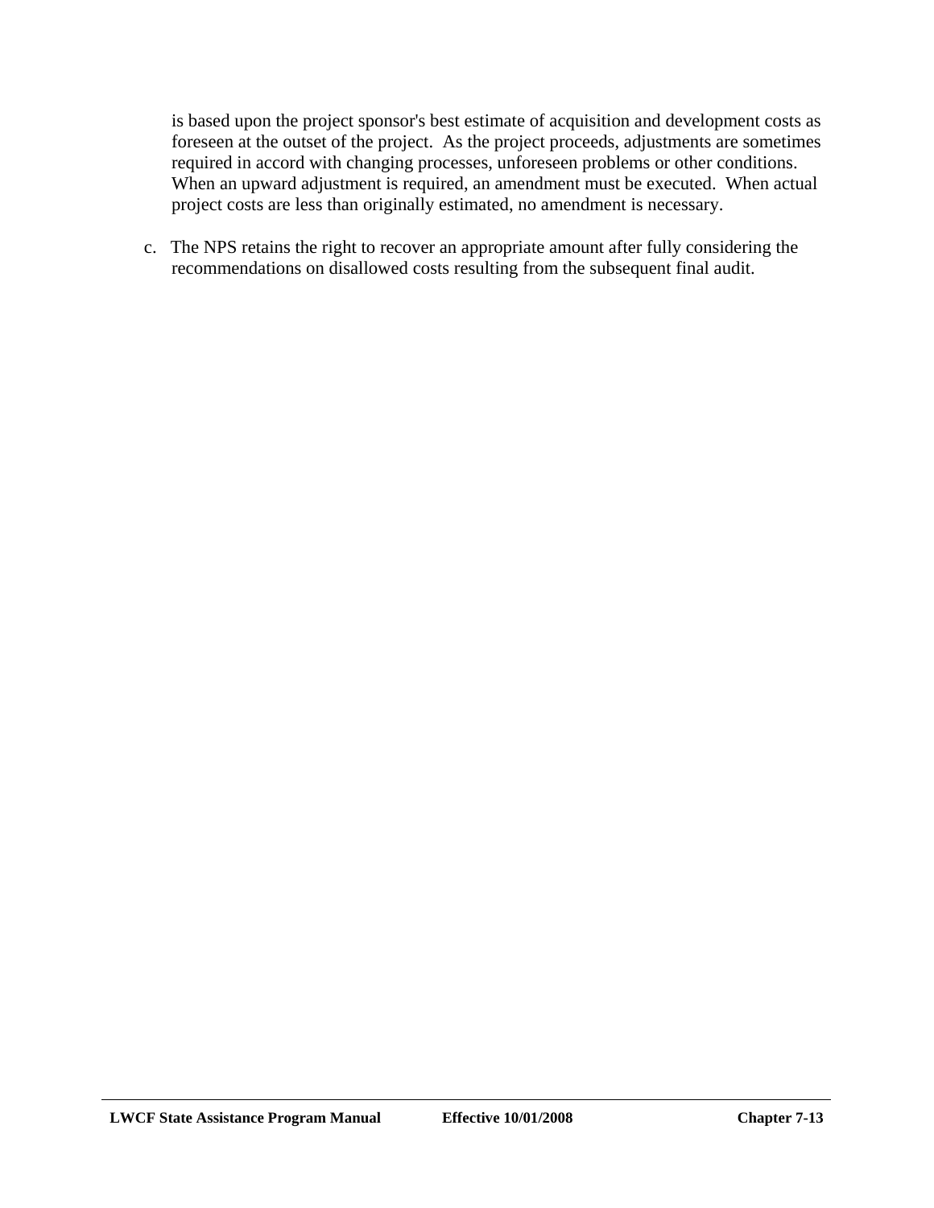is based upon the project sponsor's best estimate of acquisition and development costs as foreseen at the outset of the project. As the project proceeds, adjustments are sometimes required in accord with changing processes, unforeseen problems or other conditions. When an upward adjustment is required, an amendment must be executed. When actual project costs are less than originally estimated, no amendment is necessary.

c. The NPS retains the right to recover an appropriate amount after fully considering the recommendations on disallowed costs resulting from the subsequent final audit.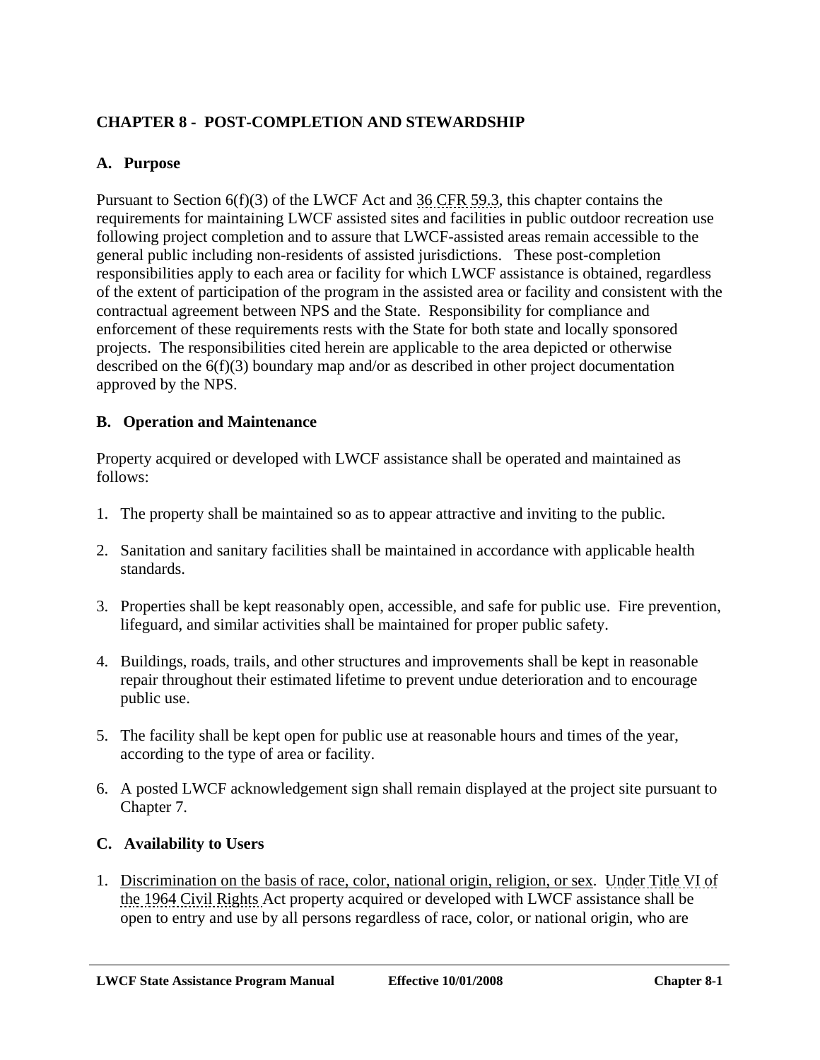## CHAPTER 8 - POST-COMPLETION AND STEWARDSHIP

### A. Purpose

Pursuant to Section 6(f)(3) of the LWCF Act and 36 CFR 59.3, this chapter contains the requirements for maintaining LWCF assisted sites and facilities in public outdoor recreation use following project completion and to assure that LWCF-assisted areas remain accessible to the general public including non-residents of assisted jurisdictions. These post-completion responsibilities apply to each area or facility for which LWCF assistance is obtained, regardless of the extent of participation of the program in the assisted area or facility and consistent with the contractual agreement between NPS and the State. Responsibility for compliance and enforcement of these requirements rests with the State for both state and locally sponsored projects. The responsibilities cited herein are applicable to the area depicted or otherwise described on the 6(f)(3) boundary map and/or as described in other project documentation approved by the NPS.

### B. Operation and Maintenance

Property acquired or developed with LWCF assistance shall be operated and maintained as follows:

1. The property shall be maintained so as to appear attractive and inviting to the public.
2. Sanitation and sanitary facilities shall be maintained in accordance with applicable health standards.
3. Properties shall be kept reasonably open, accessible, and safe for public use. Fire prevention, lifeguard, and similar activities shall be maintained for proper public safety.
4. Buildings, roads, trails, and other structures and improvements shall be kept in reasonable repair throughout their estimated lifetime to prevent undue deterioration and to encourage public use.
5. The facility shall be kept open for public use at reasonable hours and times of the year, according to the type of area or facility.
6. A posted LWCF acknowledgement sign shall remain displayed at the project site pursuant to Chapter 7.

### C. Availability to Users

1. Discrimination on the basis of race, color, national origin, religion, or sex. Under Title VI of the 1964 Civil Rights Act property acquired or developed with LWCF assistance shall be open to entry and use by all persons regardless of race, color, or national origin, who are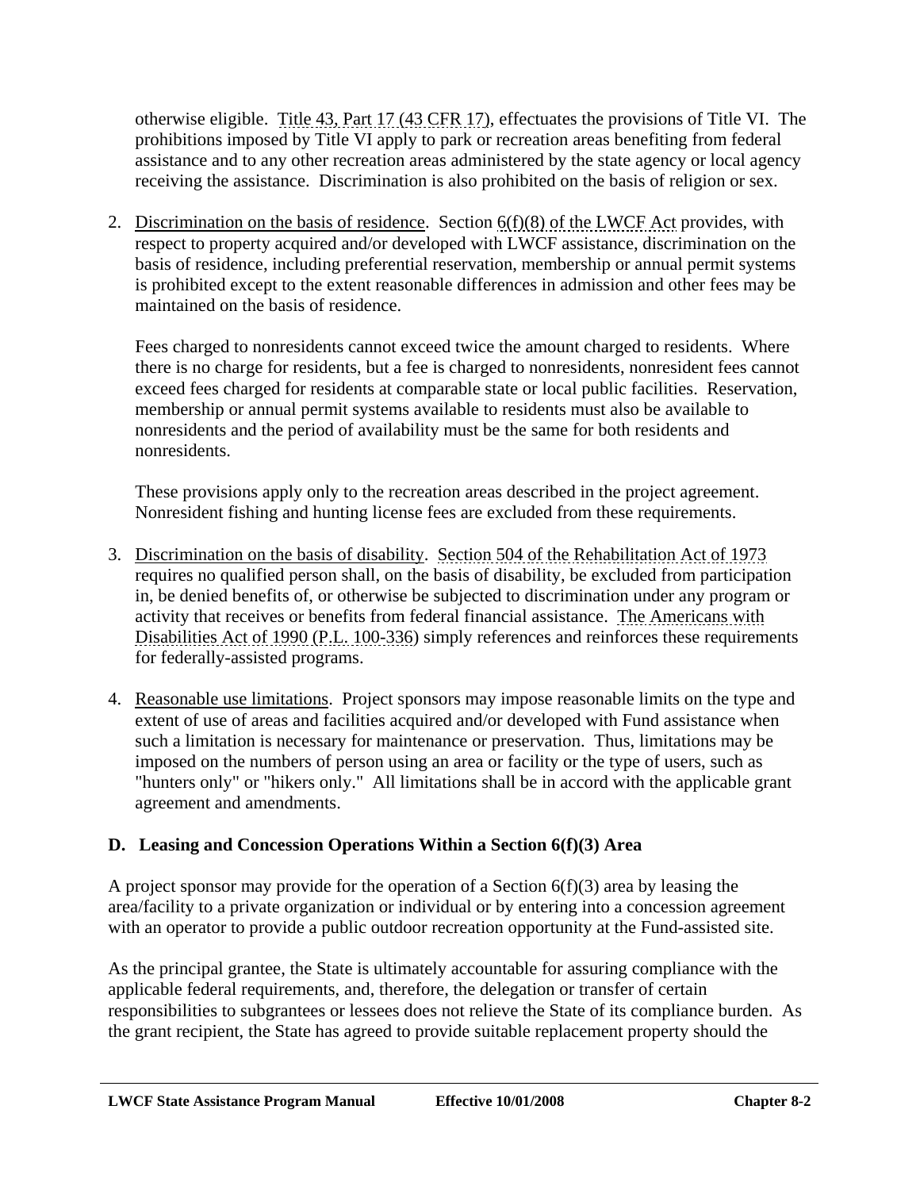otherwise eligible. Title 43, Part 17 (43 CFR 17), effectuates the provisions of Title VI. The prohibitions imposed by Title VI apply to park or recreation areas benefiting from federal assistance and to any other recreation areas administered by the state agency or local agency receiving the assistance. Discrimination is also prohibited on the basis of religion or sex.

2. Discrimination on the basis of residence. Section 6(f)(8) of the LWCF Act provides, with respect to property acquired and/or developed with LWCF assistance, discrimination on the basis of residence, including preferential reservation, membership or annual permit systems is prohibited except to the extent reasonable differences in admission and other fees may be maintained on the basis of residence.

   Fees charged to nonresidents cannot exceed twice the amount charged to residents. Where there is no charge for residents, but a fee is charged to nonresidents, nonresident fees cannot exceed fees charged for residents at comparable state or local public facilities. Reservation, membership or annual permit systems available to residents must also be available to nonresidents and the period of availability must be the same for both residents and nonresidents.

   These provisions apply only to the recreation areas described in the project agreement. Nonresident fishing and hunting license fees are excluded from these requirements.

3. Discrimination on the basis of disability. Section 504 of the Rehabilitation Act of 1973 requires no qualified person shall, on the basis of disability, be excluded from participation in, be denied benefits of, or otherwise be subjected to discrimination under any program or activity that receives or benefits from federal financial assistance. The Americans with Disabilities Act of 1990 (P.L. 100-336) simply references and reinforces these requirements for federally-assisted programs.

4. Reasonable use limitations. Project sponsors may impose reasonable limits on the type and extent of use of areas and facilities acquired and/or developed with Fund assistance when such a limitation is necessary for maintenance or preservation. Thus, limitations may be imposed on the numbers of person using an area or facility or the type of users, such as "hunters only" or "hikers only." All limitations shall be in accord with the applicable grant agreement and amendments.

### D. Leasing and Concession Operations Within a Section 6(f)(3) Area

A project sponsor may provide for the operation of a Section 6(f)(3) area by leasing the area/facility to a private organization or individual or by entering into a concession agreement with an operator to provide a public outdoor recreation opportunity at the Fund-assisted site.

As the principal grantee, the State is ultimately accountable for assuring compliance with the applicable federal requirements, and, therefore, the delegation or transfer of certain responsibilities to subgrantees or lessees does not relieve the State of its compliance burden. As the grant recipient, the State has agreed to provide suitable replacement property should the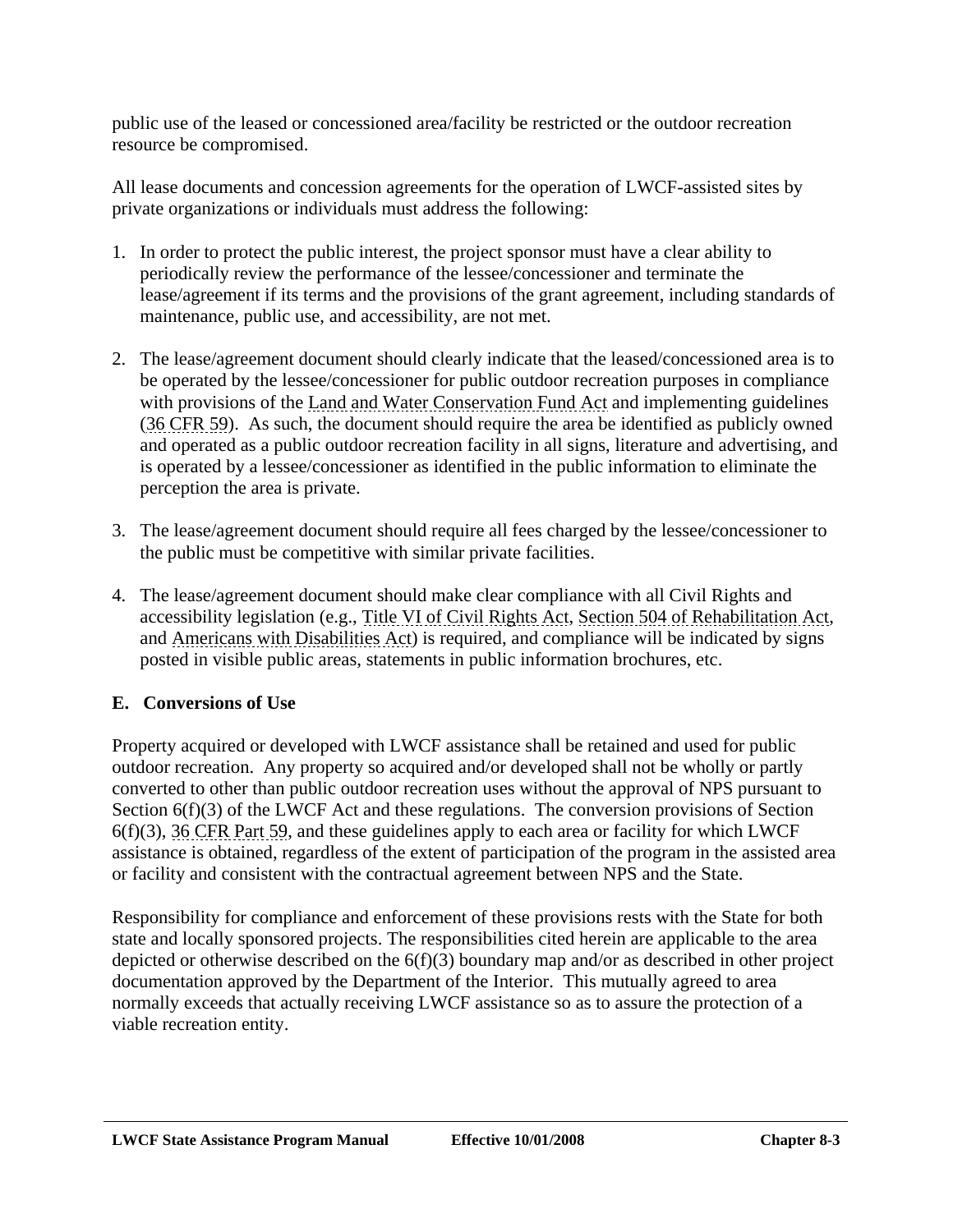public use of the leased or concessioned area/facility be restricted or the outdoor recreation resource be compromised.

All lease documents and concession agreements for the operation of LWCF-assisted sites by private organizations or individuals must address the following:

1. In order to protect the public interest, the project sponsor must have a clear ability to periodically review the performance of the lessee/concessioner and terminate the lease/agreement if its terms and the provisions of the grant agreement, including standards of maintenance, public use, and accessibility, are not met.

2. The lease/agreement document should clearly indicate that the leased/concessioned area is to be operated by the lessee/concessioner for public outdoor recreation purposes in compliance with provisions of the Land and Water Conservation Fund Act and implementing guidelines (36 CFR 59). As such, the document should require the area be identified as publicly owned and operated as a public outdoor recreation facility in all signs, literature and advertising, and is operated by a lessee/concessioner as identified in the public information to eliminate the perception the area is private.

3. The lease/agreement document should require all fees charged by the lessee/concessioner to the public must be competitive with similar private facilities.

4. The lease/agreement document should make clear compliance with all Civil Rights and accessibility legislation (e.g., Title VI of Civil Rights Act, Section 504 of Rehabilitation Act, and Americans with Disabilities Act) is required, and compliance will be indicated by signs posted in visible public areas, statements in public information brochures, etc.

### E. Conversions of Use

Property acquired or developed with LWCF assistance shall be retained and used for public outdoor recreation. Any property so acquired and/or developed shall not be wholly or partly converted to other than public outdoor recreation uses without the approval of NPS pursuant to Section 6(f)(3) of the LWCF Act and these regulations. The conversion provisions of Section 6(f)(3), 36 CFR Part 59, and these guidelines apply to each area or facility for which LWCF assistance is obtained, regardless of the extent of participation of the program in the assisted area or facility and consistent with the contractual agreement between NPS and the State.

Responsibility for compliance and enforcement of these provisions rests with the State for both state and locally sponsored projects. The responsibilities cited herein are applicable to the area depicted or otherwise described on the 6(f)(3) boundary map and/or as described in other project documentation approved by the Department of the Interior. This mutually agreed to area normally exceeds that actually receiving LWCF assistance so as to assure the protection of a viable recreation entity.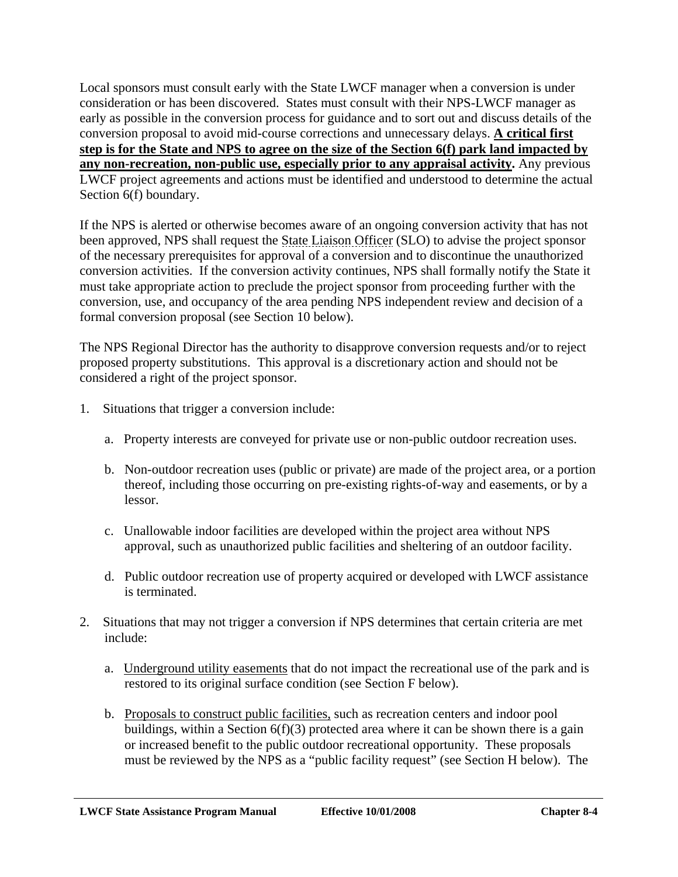Local sponsors must consult early with the State LWCF manager when a conversion is under consideration or has been discovered. States must consult with their NPS-LWCF manager as early as possible in the conversion process for guidance and to sort out and discuss details of the conversion proposal to avoid mid-course corrections and unnecessary delays. **<u>A critical first step is for the State and NPS to agree on the size of the Section 6(f) park land impacted by any non-recreation, non-public use, especially prior to any appraisal activity</u>.** Any previous LWCF project agreements and actions must be identified and understood to determine the actual Section 6(f) boundary.

If the NPS is alerted or otherwise becomes aware of an ongoing conversion activity that has not been approved, NPS shall request the State Liaison Officer (SLO) to advise the project sponsor of the necessary prerequisites for approval of a conversion and to discontinue the unauthorized conversion activities. If the conversion activity continues, NPS shall formally notify the State it must take appropriate action to preclude the project sponsor from proceeding further with the conversion, use, and occupancy of the area pending NPS independent review and decision of a formal conversion proposal (see Section 10 below).

The NPS Regional Director has the authority to disapprove conversion requests and/or to reject proposed property substitutions. This approval is a discretionary action and should not be considered a right of the project sponsor.

1. Situations that trigger a conversion include:

   a. Property interests are conveyed for private use or non-public outdoor recreation uses.

   b. Non-outdoor recreation uses (public or private) are made of the project area, or a portion thereof, including those occurring on pre-existing rights-of-way and easements, or by a lessor.

   c. Unallowable indoor facilities are developed within the project area without NPS approval, such as unauthorized public facilities and sheltering of an outdoor facility.

   d. Public outdoor recreation use of property acquired or developed with LWCF assistance is terminated.

2. Situations that may not trigger a conversion if NPS determines that certain criteria are met include:

   a. <u>Underground utility easements</u> that do not impact the recreational use of the park and is restored to its original surface condition (see Section F below).

   b. <u>Proposals to construct public facilities,</u> such as recreation centers and indoor pool buildings, within a Section 6(f)(3) protected area where it can be shown there is a gain or increased benefit to the public outdoor recreational opportunity. These proposals must be reviewed by the NPS as a "public facility request" (see Section H below). The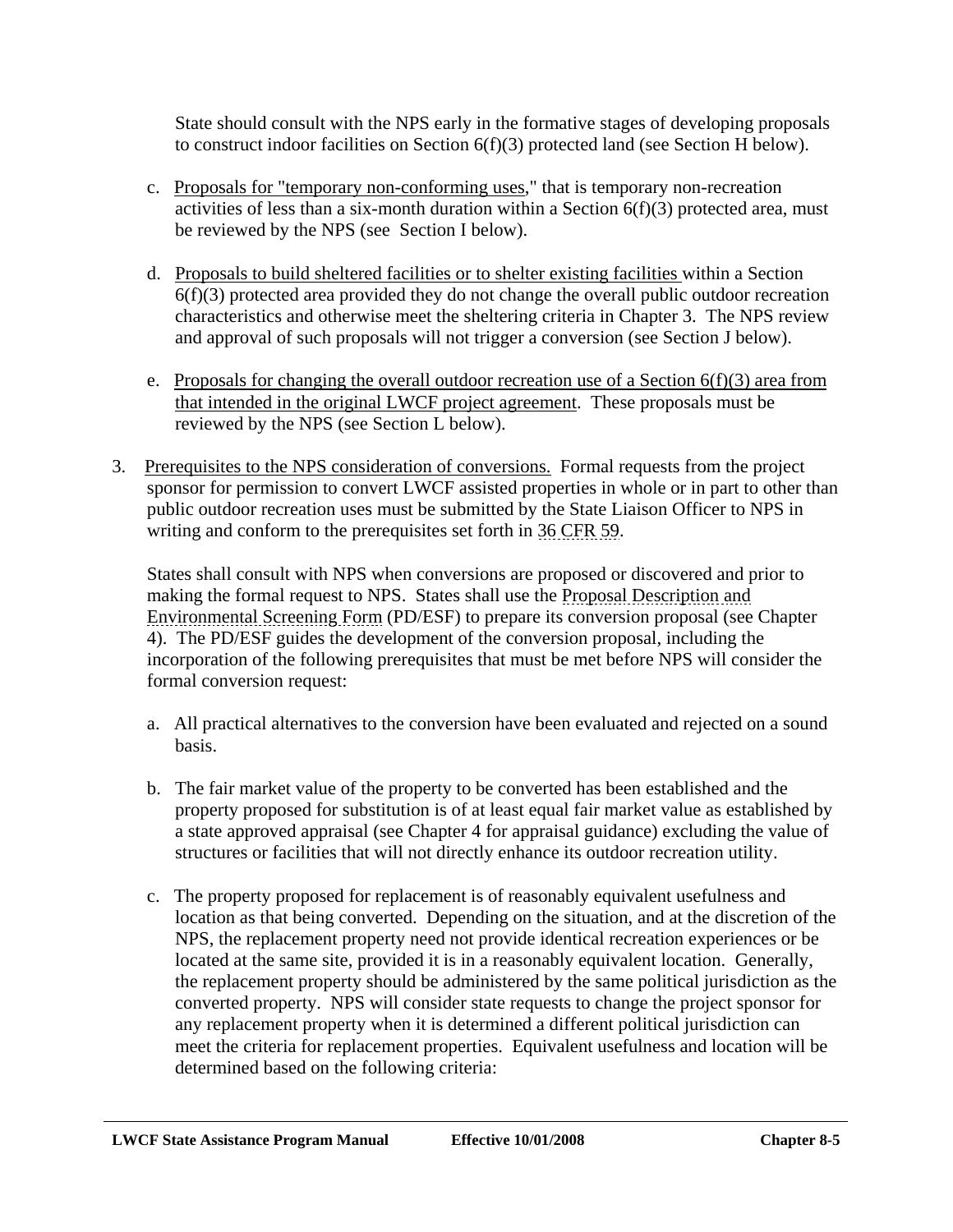State should consult with the NPS early in the formative stages of developing proposals to construct indoor facilities on Section 6(f)(3) protected land (see Section H below).

c. Proposals for "temporary non-conforming uses," that is temporary non-recreation activities of less than a six-month duration within a Section 6(f)(3) protected area, must be reviewed by the NPS (see Section I below).

d. Proposals to build sheltered facilities or to shelter existing facilities within a Section 6(f)(3) protected area provided they do not change the overall public outdoor recreation characteristics and otherwise meet the sheltering criteria in Chapter 3. The NPS review and approval of such proposals will not trigger a conversion (see Section J below).

e. Proposals for changing the overall outdoor recreation use of a Section 6(f)(3) area from that intended in the original LWCF project agreement. These proposals must be reviewed by the NPS (see Section L below).

3. Prerequisites to the NPS consideration of conversions. Formal requests from the project sponsor for permission to convert LWCF assisted properties in whole or in part to other than public outdoor recreation uses must be submitted by the State Liaison Officer to NPS in writing and conform to the prerequisites set forth in 36 CFR 59.

   States shall consult with NPS when conversions are proposed or discovered and prior to making the formal request to NPS. States shall use the Proposal Description and Environmental Screening Form (PD/ESF) to prepare its conversion proposal (see Chapter 4). The PD/ESF guides the development of the conversion proposal, including the incorporation of the following prerequisites that must be met before NPS will consider the formal conversion request:

   a. All practical alternatives to the conversion have been evaluated and rejected on a sound basis.

   b. The fair market value of the property to be converted has been established and the property proposed for substitution is of at least equal fair market value as established by a state approved appraisal (see Chapter 4 for appraisal guidance) excluding the value of structures or facilities that will not directly enhance its outdoor recreation utility.

   c. The property proposed for replacement is of reasonably equivalent usefulness and location as that being converted. Depending on the situation, and at the discretion of the NPS, the replacement property need not provide identical recreation experiences or be located at the same site, provided it is in a reasonably equivalent location. Generally, the replacement property should be administered by the same political jurisdiction as the converted property. NPS will consider state requests to change the project sponsor for any replacement property when it is determined a different political jurisdiction can meet the criteria for replacement properties. Equivalent usefulness and location will be determined based on the following criteria: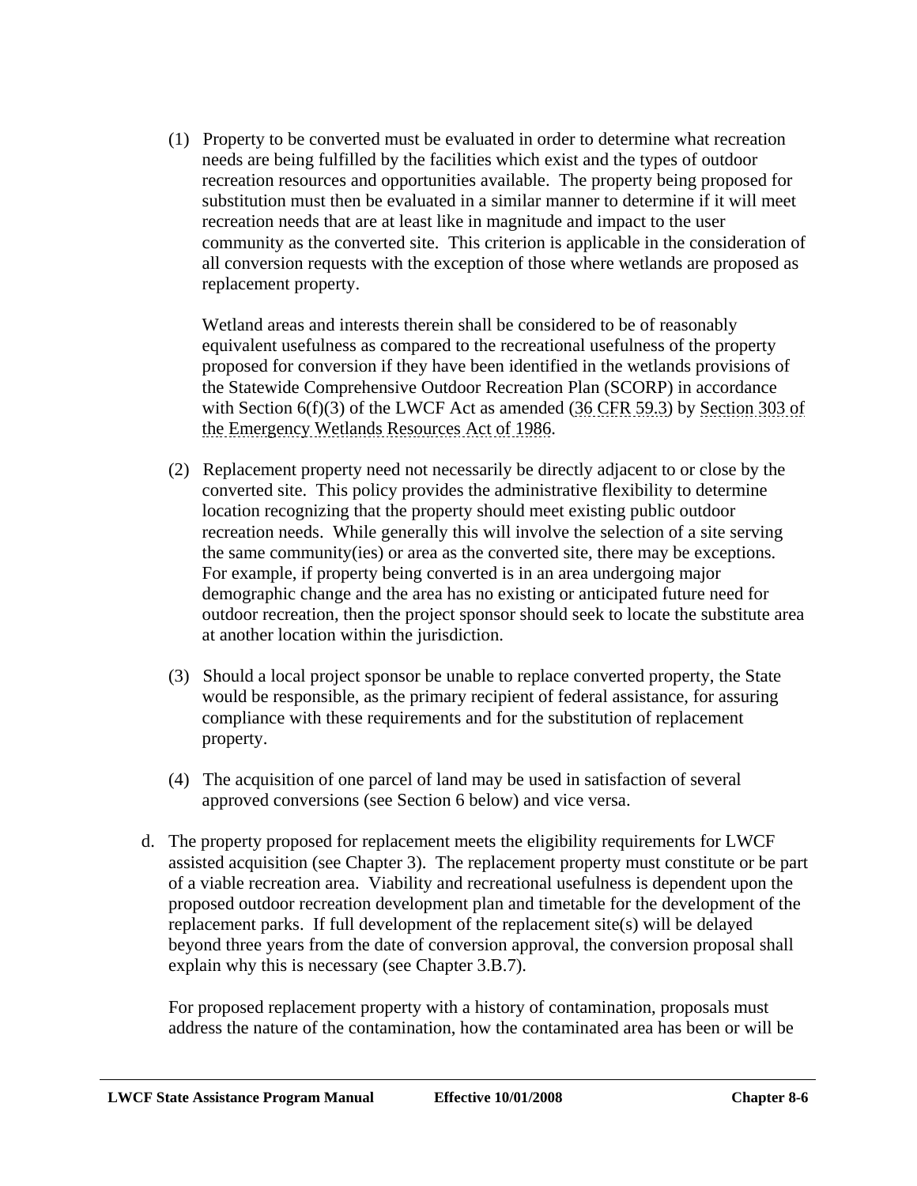(1) Property to be converted must be evaluated in order to determine what recreation needs are being fulfilled by the facilities which exist and the types of outdoor recreation resources and opportunities available. The property being proposed for substitution must then be evaluated in a similar manner to determine if it will meet recreation needs that are at least like in magnitude and impact to the user community as the converted site. This criterion is applicable in the consideration of all conversion requests with the exception of those where wetlands are proposed as replacement property.

   Wetland areas and interests therein shall be considered to be of reasonably equivalent usefulness as compared to the recreational usefulness of the property proposed for conversion if they have been identified in the wetlands provisions of the Statewide Comprehensive Outdoor Recreation Plan (SCORP) in accordance with Section 6(f)(3) of the LWCF Act as amended (36 CFR 59.3) by Section 303 of the Emergency Wetlands Resources Act of 1986.

(2) Replacement property need not necessarily be directly adjacent to or close by the converted site. This policy provides the administrative flexibility to determine location recognizing that the property should meet existing public outdoor recreation needs. While generally this will involve the selection of a site serving the same community(ies) or area as the converted site, there may be exceptions. For example, if property being converted is in an area undergoing major demographic change and the area has no existing or anticipated future need for outdoor recreation, then the project sponsor should seek to locate the substitute area at another location within the jurisdiction.

(3) Should a local project sponsor be unable to replace converted property, the State would be responsible, as the primary recipient of federal assistance, for assuring compliance with these requirements and for the substitution of replacement property.

(4) The acquisition of one parcel of land may be used in satisfaction of several approved conversions (see Section 6 below) and vice versa.

d. The property proposed for replacement meets the eligibility requirements for LWCF assisted acquisition (see Chapter 3). The replacement property must constitute or be part of a viable recreation area. Viability and recreational usefulness is dependent upon the proposed outdoor recreation development plan and timetable for the development of the replacement parks. If full development of the replacement site(s) will be delayed beyond three years from the date of conversion approval, the conversion proposal shall explain why this is necessary (see Chapter 3.B.7).

   For proposed replacement property with a history of contamination, proposals must address the nature of the contamination, how the contaminated area has been or will be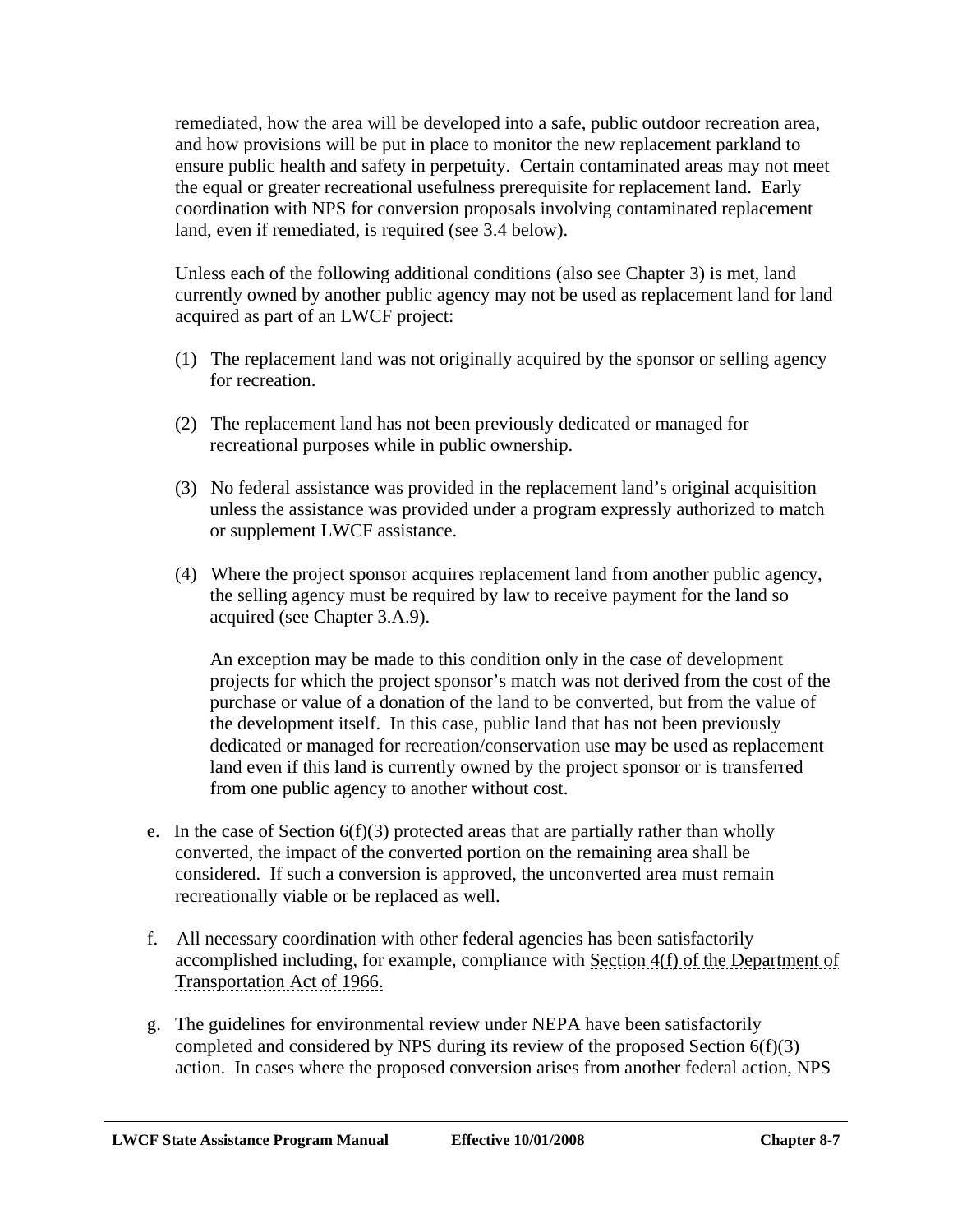remediated, how the area will be developed into a safe, public outdoor recreation area, and how provisions will be put in place to monitor the new replacement parkland to ensure public health and safety in perpetuity. Certain contaminated areas may not meet the equal or greater recreational usefulness prerequisite for replacement land. Early coordination with NPS for conversion proposals involving contaminated replacement land, even if remediated, is required (see 3.4 below).

Unless each of the following additional conditions (also see Chapter 3) is met, land currently owned by another public agency may not be used as replacement land for land acquired as part of an LWCF project:

(1) The replacement land was not originally acquired by the sponsor or selling agency for recreation.

(2) The replacement land has not been previously dedicated or managed for recreational purposes while in public ownership.

(3) No federal assistance was provided in the replacement land's original acquisition unless the assistance was provided under a program expressly authorized to match or supplement LWCF assistance.

(4) Where the project sponsor acquires replacement land from another public agency, the selling agency must be required by law to receive payment for the land so acquired (see Chapter 3.A.9).

An exception may be made to this condition only in the case of development projects for which the project sponsor's match was not derived from the cost of the purchase or value of a donation of the land to be converted, but from the value of the development itself. In this case, public land that has not been previously dedicated or managed for recreation/conservation use may be used as replacement land even if this land is currently owned by the project sponsor or is transferred from one public agency to another without cost.

e. In the case of Section 6(f)(3) protected areas that are partially rather than wholly converted, the impact of the converted portion on the remaining area shall be considered. If such a conversion is approved, the unconverted area must remain recreationally viable or be replaced as well.

f. All necessary coordination with other federal agencies has been satisfactorily accomplished including, for example, compliance with Section 4(f) of the Department of Transportation Act of 1966.

g. The guidelines for environmental review under NEPA have been satisfactorily completed and considered by NPS during its review of the proposed Section 6(f)(3) action. In cases where the proposed conversion arises from another federal action, NPS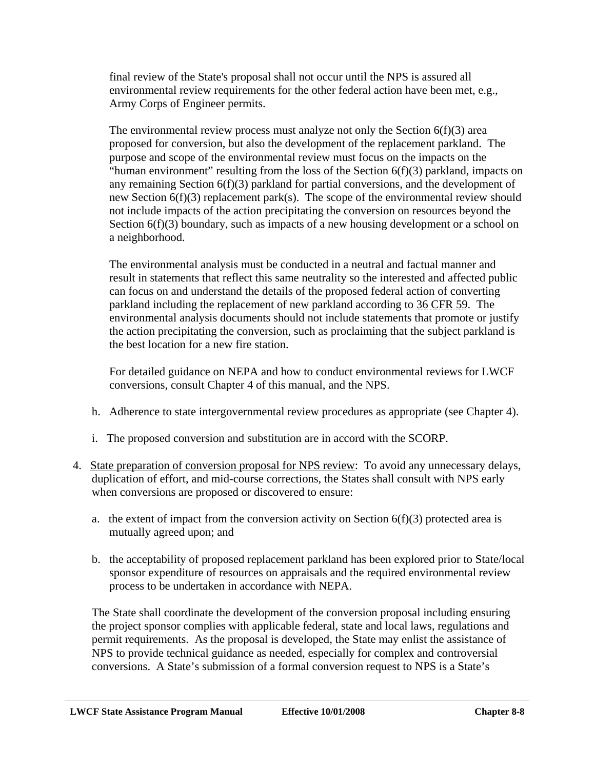final review of the State's proposal shall not occur until the NPS is assured all environmental review requirements for the other federal action have been met, e.g., Army Corps of Engineer permits.

The environmental review process must analyze not only the Section 6(f)(3) area proposed for conversion, but also the development of the replacement parkland. The purpose and scope of the environmental review must focus on the impacts on the "human environment" resulting from the loss of the Section 6(f)(3) parkland, impacts on any remaining Section 6(f)(3) parkland for partial conversions, and the development of new Section 6(f)(3) replacement park(s). The scope of the environmental review should not include impacts of the action precipitating the conversion on resources beyond the Section 6(f)(3) boundary, such as impacts of a new housing development or a school on a neighborhood.

The environmental analysis must be conducted in a neutral and factual manner and result in statements that reflect this same neutrality so the interested and affected public can focus on and understand the details of the proposed federal action of converting parkland including the replacement of new parkland according to 36 CFR 59. The environmental analysis documents should not include statements that promote or justify the action precipitating the conversion, such as proclaiming that the subject parkland is the best location for a new fire station.

For detailed guidance on NEPA and how to conduct environmental reviews for LWCF conversions, consult Chapter 4 of this manual, and the NPS.

h. Adherence to state intergovernmental review procedures as appropriate (see Chapter 4).

i. The proposed conversion and substitution are in accord with the SCORP.

4. State preparation of conversion proposal for NPS review: To avoid any unnecessary delays, duplication of effort, and mid-course corrections, the States shall consult with NPS early when conversions are proposed or discovered to ensure:

   a. the extent of impact from the conversion activity on Section 6(f)(3) protected area is mutually agreed upon; and

   b. the acceptability of proposed replacement parkland has been explored prior to State/local sponsor expenditure of resources on appraisals and the required environmental review process to be undertaken in accordance with NEPA.

   The State shall coordinate the development of the conversion proposal including ensuring the project sponsor complies with applicable federal, state and local laws, regulations and permit requirements. As the proposal is developed, the State may enlist the assistance of NPS to provide technical guidance as needed, especially for complex and controversial conversions. A State's submission of a formal conversion request to NPS is a State's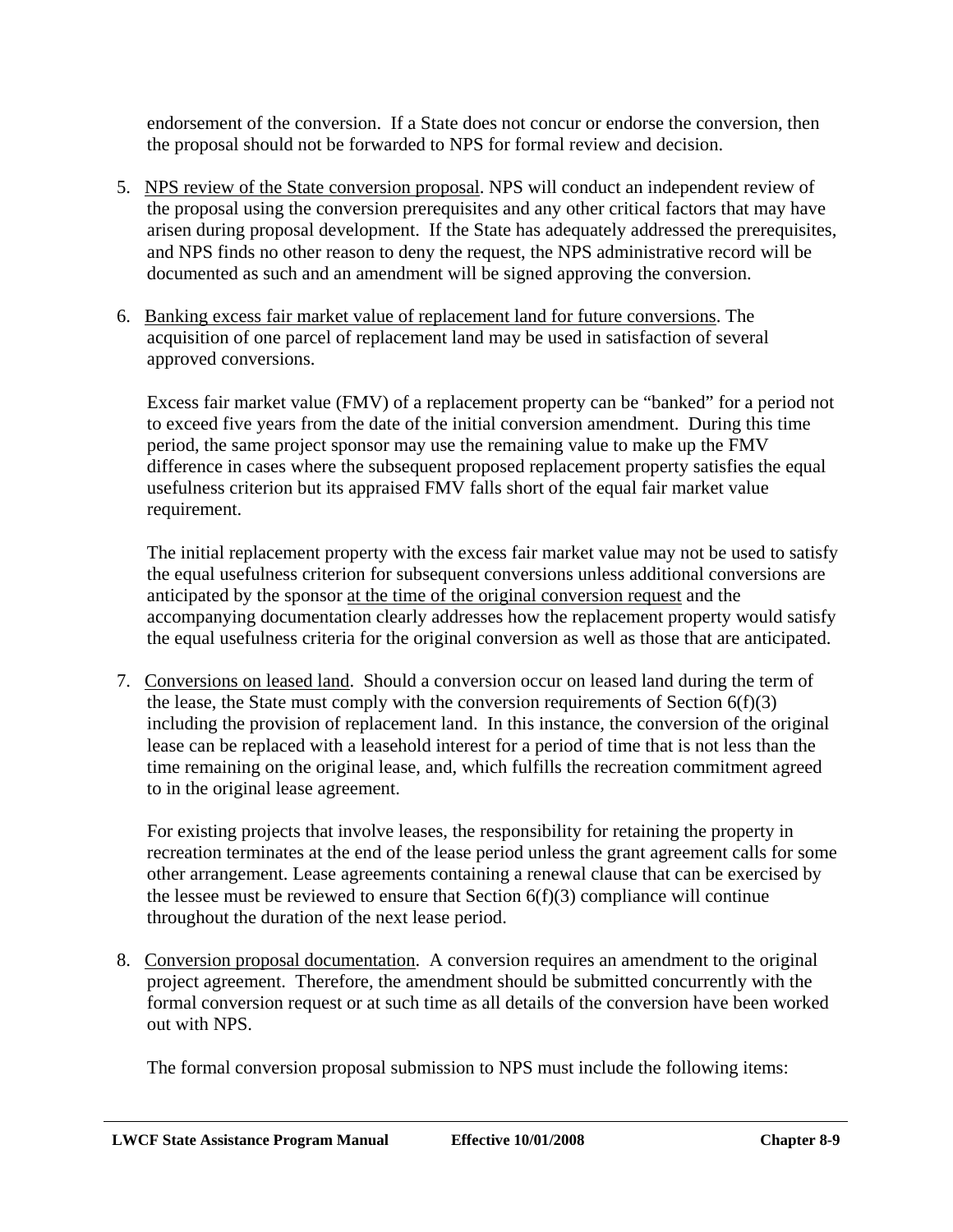endorsement of the conversion. If a State does not concur or endorse the conversion, then the proposal should not be forwarded to NPS for formal review and decision.

5. NPS review of the State conversion proposal. NPS will conduct an independent review of the proposal using the conversion prerequisites and any other critical factors that may have arisen during proposal development. If the State has adequately addressed the prerequisites, and NPS finds no other reason to deny the request, the NPS administrative record will be documented as such and an amendment will be signed approving the conversion.

6. Banking excess fair market value of replacement land for future conversions. The acquisition of one parcel of replacement land may be used in satisfaction of several approved conversions.

   Excess fair market value (FMV) of a replacement property can be "banked" for a period not to exceed five years from the date of the initial conversion amendment. During this time period, the same project sponsor may use the remaining value to make up the FMV difference in cases where the subsequent proposed replacement property satisfies the equal usefulness criterion but its appraised FMV falls short of the equal fair market value requirement.

   The initial replacement property with the excess fair market value may not be used to satisfy the equal usefulness criterion for subsequent conversions unless additional conversions are anticipated by the sponsor at the time of the original conversion request and the accompanying documentation clearly addresses how the replacement property would satisfy the equal usefulness criteria for the original conversion as well as those that are anticipated.

7. Conversions on leased land. Should a conversion occur on leased land during the term of the lease, the State must comply with the conversion requirements of Section 6(f)(3) including the provision of replacement land. In this instance, the conversion of the original lease can be replaced with a leasehold interest for a period of time that is not less than the time remaining on the original lease, and, which fulfills the recreation commitment agreed to in the original lease agreement.

   For existing projects that involve leases, the responsibility for retaining the property in recreation terminates at the end of the lease period unless the grant agreement calls for some other arrangement. Lease agreements containing a renewal clause that can be exercised by the lessee must be reviewed to ensure that Section 6(f)(3) compliance will continue throughout the duration of the next lease period.

8. Conversion proposal documentation. A conversion requires an amendment to the original project agreement. Therefore, the amendment should be submitted concurrently with the formal conversion request or at such time as all details of the conversion have been worked out with NPS.

   The formal conversion proposal submission to NPS must include the following items: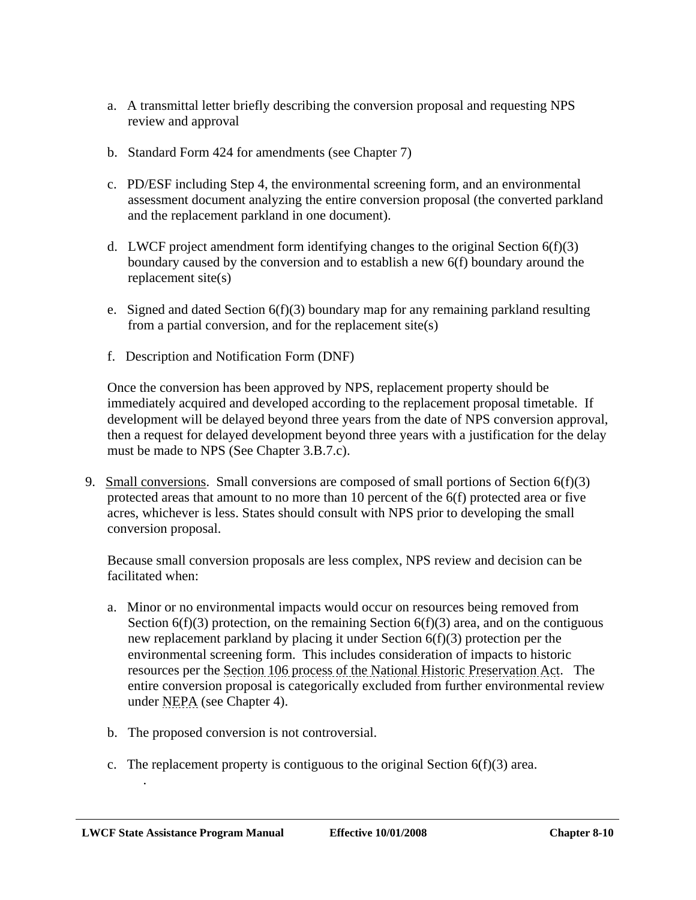a. A transmittal letter briefly describing the conversion proposal and requesting NPS review and approval

b. Standard Form 424 for amendments (see Chapter 7)

c. PD/ESF including Step 4, the environmental screening form, and an environmental assessment document analyzing the entire conversion proposal (the converted parkland and the replacement parkland in one document).

d. LWCF project amendment form identifying changes to the original Section 6(f)(3) boundary caused by the conversion and to establish a new 6(f) boundary around the replacement site(s)

e. Signed and dated Section 6(f)(3) boundary map for any remaining parkland resulting from a partial conversion, and for the replacement site(s)

f. Description and Notification Form (DNF)

Once the conversion has been approved by NPS, replacement property should be immediately acquired and developed according to the replacement proposal timetable. If development will be delayed beyond three years from the date of NPS conversion approval, then a request for delayed development beyond three years with a justification for the delay must be made to NPS (See Chapter 3.B.7.c).

9. <u>Small conversions</u>. Small conversions are composed of small portions of Section 6(f)(3) protected areas that amount to no more than 10 percent of the 6(f) protected area or five acres, whichever is less. States should consult with NPS prior to developing the small conversion proposal.

   Because small conversion proposals are less complex, NPS review and decision can be facilitated when:

   a. Minor or no environmental impacts would occur on resources being removed from Section 6(f)(3) protection, on the remaining Section 6(f)(3) area, and on the contiguous new replacement parkland by placing it under Section 6(f)(3) protection per the environmental screening form. This includes consideration of impacts to historic resources per the Section 106 process of the National Historic Preservation Act. The entire conversion proposal is categorically excluded from further environmental review under NEPA (see Chapter 4).

   b. The proposed conversion is not controversial.

   c. The replacement property is contiguous to the original Section 6(f)(3) area.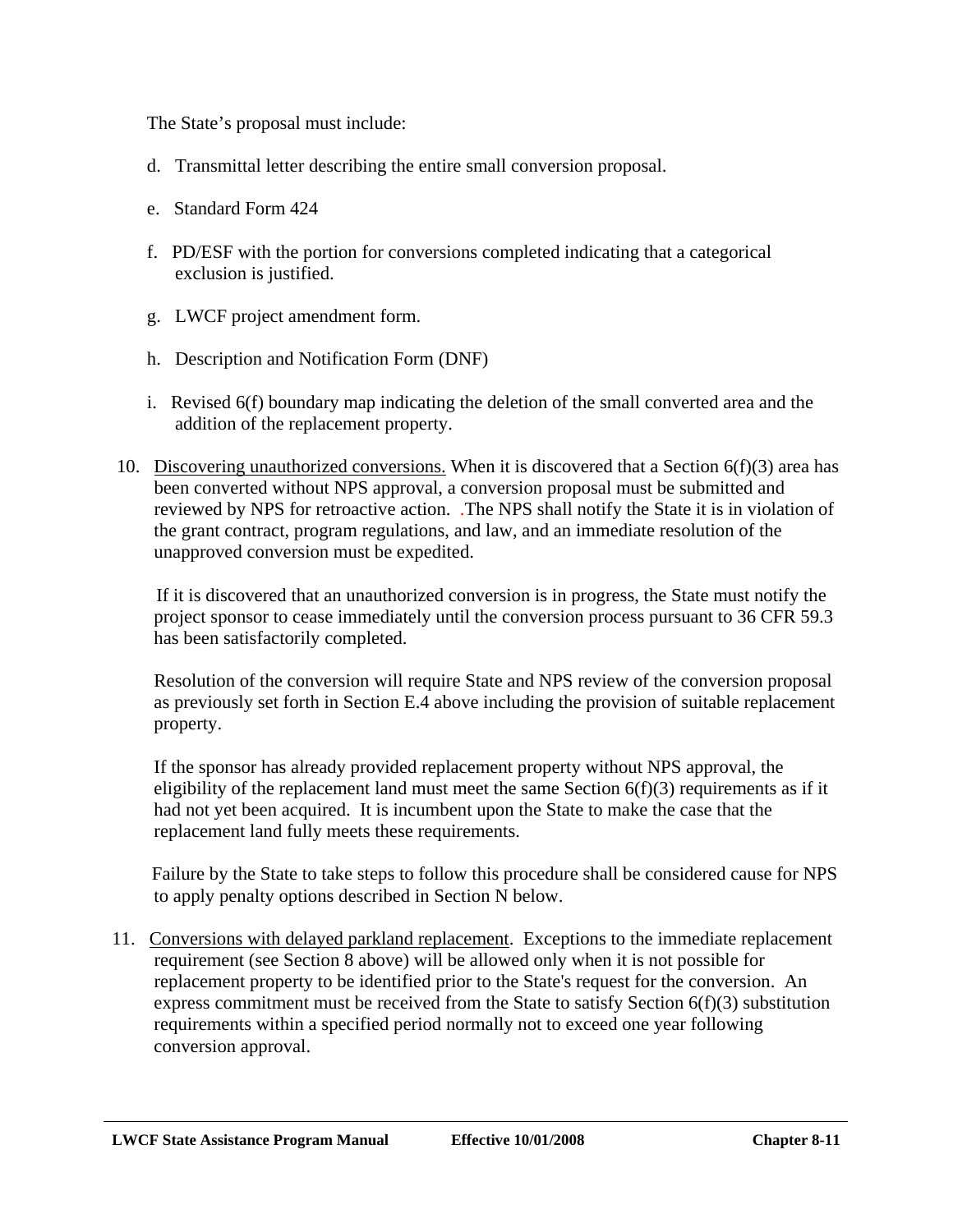The State's proposal must include:

d. Transmittal letter describing the entire small conversion proposal.

e. Standard Form 424

f. PD/ESF with the portion for conversions completed indicating that a categorical exclusion is justified.

g. LWCF project amendment form.

h. Description and Notification Form (DNF)

i. Revised 6(f) boundary map indicating the deletion of the small converted area and the addition of the replacement property.

10. Discovering unauthorized conversions. When it is discovered that a Section 6(f)(3) area has been converted without NPS approval, a conversion proposal must be submitted and reviewed by NPS for retroactive action. .The NPS shall notify the State it is in violation of the grant contract, program regulations, and law, and an immediate resolution of the unapproved conversion must be expedited.

    If it is discovered that an unauthorized conversion is in progress, the State must notify the project sponsor to cease immediately until the conversion process pursuant to 36 CFR 59.3 has been satisfactorily completed.

    Resolution of the conversion will require State and NPS review of the conversion proposal as previously set forth in Section E.4 above including the provision of suitable replacement property.

    If the sponsor has already provided replacement property without NPS approval, the eligibility of the replacement land must meet the same Section 6(f)(3) requirements as if it had not yet been acquired. It is incumbent upon the State to make the case that the replacement land fully meets these requirements.

    Failure by the State to take steps to follow this procedure shall be considered cause for NPS to apply penalty options described in Section N below.

11. Conversions with delayed parkland replacement. Exceptions to the immediate replacement requirement (see Section 8 above) will be allowed only when it is not possible for replacement property to be identified prior to the State's request for the conversion. An express commitment must be received from the State to satisfy Section 6(f)(3) substitution requirements within a specified period normally not to exceed one year following conversion approval.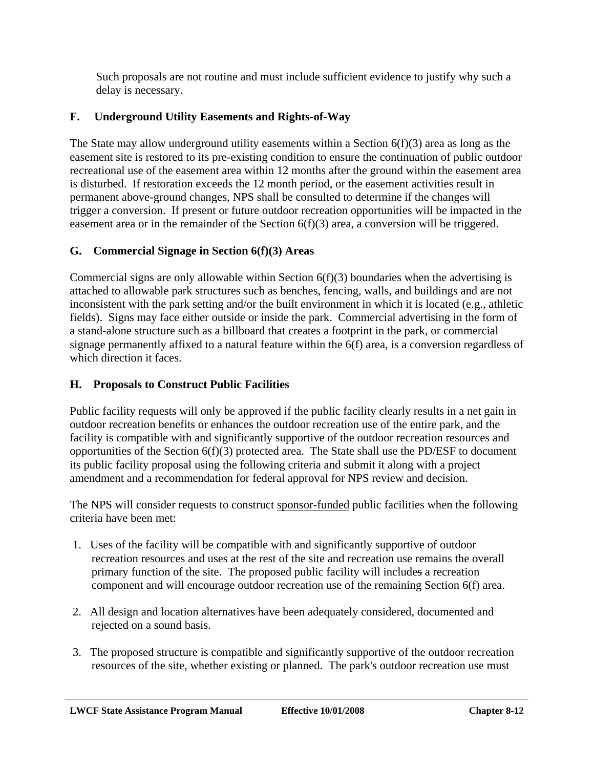Such proposals are not routine and must include sufficient evidence to justify why such a delay is necessary.

### F. Underground Utility Easements and Rights-of-Way

The State may allow underground utility easements within a Section 6(f)(3) area as long as the easement site is restored to its pre-existing condition to ensure the continuation of public outdoor recreational use of the easement area within 12 months after the ground within the easement area is disturbed. If restoration exceeds the 12 month period, or the easement activities result in permanent above-ground changes, NPS shall be consulted to determine if the changes will trigger a conversion. If present or future outdoor recreation opportunities will be impacted in the easement area or in the remainder of the Section 6(f)(3) area, a conversion will be triggered.

### G. Commercial Signage in Section 6(f)(3) Areas

Commercial signs are only allowable within Section 6(f)(3) boundaries when the advertising is attached to allowable park structures such as benches, fencing, walls, and buildings and are not inconsistent with the park setting and/or the built environment in which it is located (e.g., athletic fields). Signs may face either outside or inside the park. Commercial advertising in the form of a stand-alone structure such as a billboard that creates a footprint in the park, or commercial signage permanently affixed to a natural feature within the 6(f) area, is a conversion regardless of which direction it faces.

### H. Proposals to Construct Public Facilities

Public facility requests will only be approved if the public facility clearly results in a net gain in outdoor recreation benefits or enhances the outdoor recreation use of the entire park, and the facility is compatible with and significantly supportive of the outdoor recreation resources and opportunities of the Section 6(f)(3) protected area. The State shall use the PD/ESF to document its public facility proposal using the following criteria and submit it along with a project amendment and a recommendation for federal approval for NPS review and decision.

The NPS will consider requests to construct <u>sponsor-funded</u> public facilities when the following criteria have been met:

1. Uses of the facility will be compatible with and significantly supportive of outdoor recreation resources and uses at the rest of the site and recreation use remains the overall primary function of the site. The proposed public facility will include~~s~~ a recreation component and will encourage outdoor recreation use of the remaining Section 6(f) area.

2. All design and location alternatives have been adequately considered, documented and rejected on a sound basis.

3. The proposed structure is compatible and significantly supportive of the outdoor recreation resources of the site, whether existing or planned. The park's outdoor recreation use must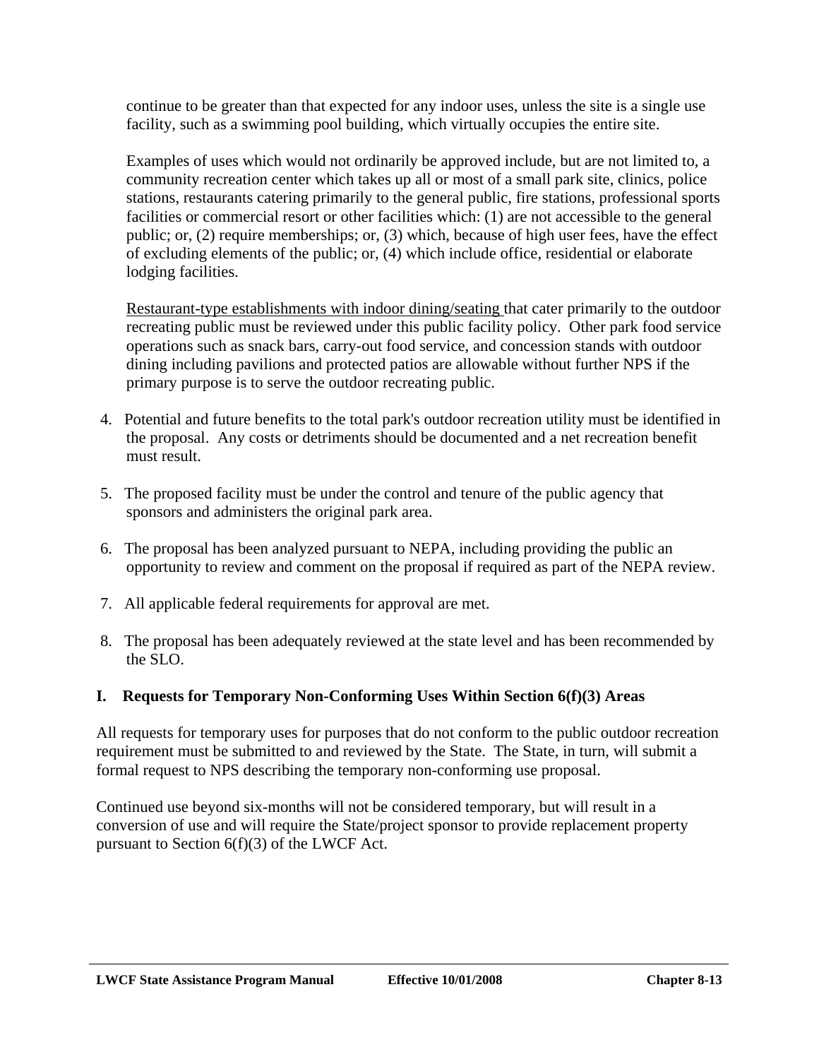continue to be greater than that expected for any indoor uses, unless the site is a single use facility, such as a swimming pool building, which virtually occupies the entire site.

Examples of uses which would not ordinarily be approved include, but are not limited to, a community recreation center which takes up all or most of a small park site, clinics, police stations, restaurants catering primarily to the general public, fire stations, professional sports facilities or commercial resort or other facilities which: (1) are not accessible to the general public; or, (2) require memberships; or, (3) which, because of high user fees, have the effect of excluding elements of the public; or, (4) which include office, residential or elaborate lodging facilities.

<u>Restaurant-type establishments with indoor dining/seating</u> that cater primarily to the outdoor recreating public must be reviewed under this public facility policy. Other park food service operations such as snack bars, carry-out food service, and concession stands with outdoor dining including pavilions and protected patios are allowable without further NPS if the primary purpose is to serve the outdoor recreating public.

4. Potential and future benefits to the total park's outdoor recreation utility must be identified in the proposal. Any costs or detriments should be documented and a net recreation benefit must result.

5. The proposed facility must be under the control and tenure of the public agency that sponsors and administers the original park area.

6. The proposal has been analyzed pursuant to NEPA, including providing the public an opportunity to review and comment on the proposal if required as part of the NEPA review.

7. All applicable federal requirements for approval are met.

8. The proposal has been adequately reviewed at the state level and has been recommended by the SLO.

### I. Requests for Temporary Non-Conforming Uses Within Section 6(f)(3) Areas

All requests for temporary uses for purposes that do not conform to the public outdoor recreation requirement must be submitted to and reviewed by the State. The State, in turn, will submit a formal request to NPS describing the temporary non-conforming use proposal.

Continued use beyond six-months will not be considered temporary, but will result in a conversion of use and will require the State/project sponsor to provide replacement property pursuant to Section 6(f)(3) of the LWCF Act.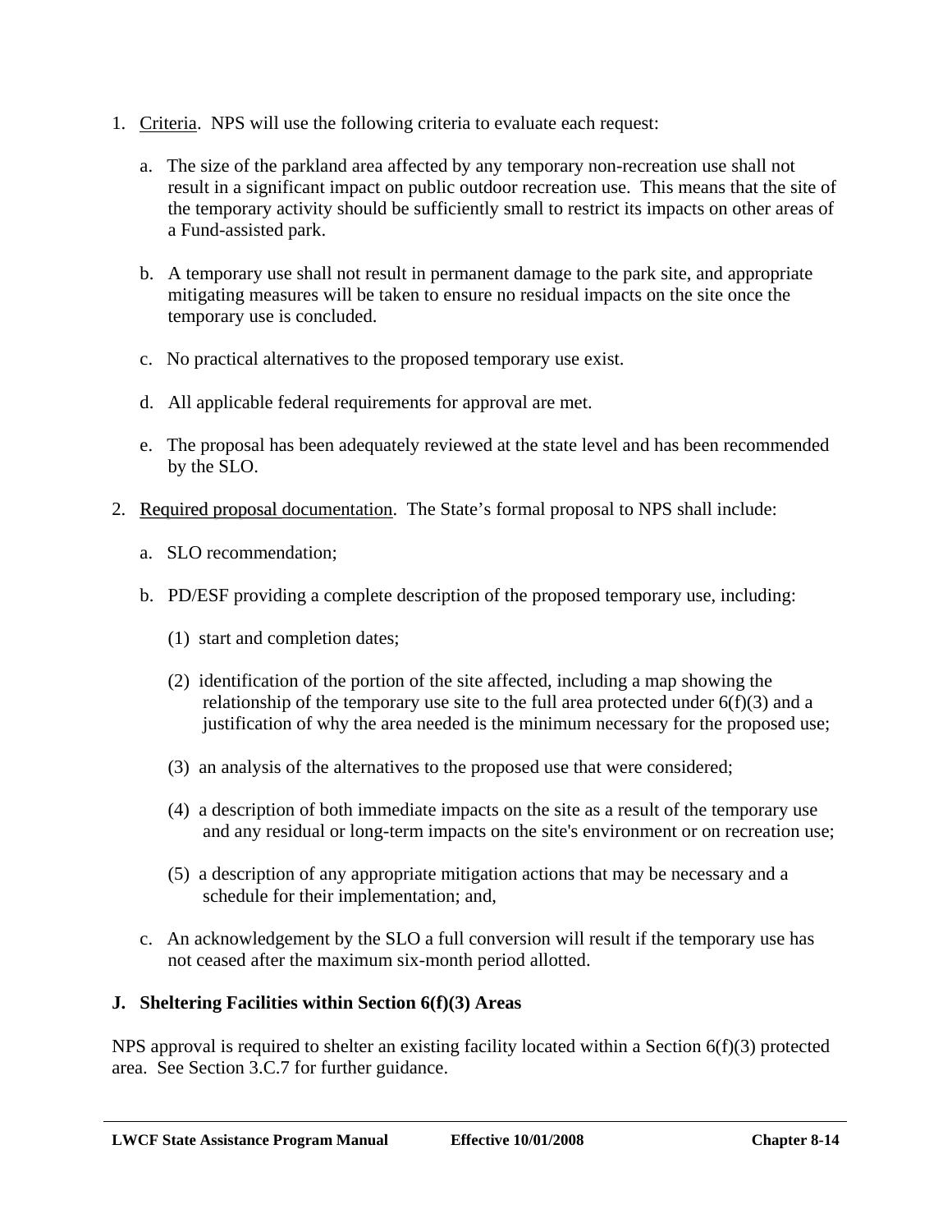1. Criteria. NPS will use the following criteria to evaluate each request:

   a. The size of the parkland area affected by any temporary non-recreation use shall not result in a significant impact on public outdoor recreation use. This means that the site of the temporary activity should be sufficiently small to restrict its impacts on other areas of a Fund-assisted park.

   b. A temporary use shall not result in permanent damage to the park site, and appropriate mitigating measures will be taken to ensure no residual impacts on the site once the temporary use is concluded.

   c. No practical alternatives to the proposed temporary use exist.

   d. All applicable federal requirements for approval are met.

   e. The proposal has been adequately reviewed at the state level and has been recommended by the SLO.

2. Required proposal documentation. The State's formal proposal to NPS shall include:

   a. SLO recommendation;

   b. PD/ESF providing a complete description of the proposed temporary use, including:

      (1) start and completion dates;

      (2) identification of the portion of the site affected, including a map showing the relationship of the temporary use site to the full area protected under 6(f)(3) and a justification of why the area needed is the minimum necessary for the proposed use;

      (3) an analysis of the alternatives to the proposed use that were considered;

      (4) a description of both immediate impacts on the site as a result of the temporary use and any residual or long-term impacts on the site's environment or on recreation use;

      (5) a description of any appropriate mitigation actions that may be necessary and a schedule for their implementation; and,

   c. An acknowledgement by the SLO a full conversion will result if the temporary use has not ceased after the maximum six-month period allotted.

### J. Sheltering Facilities within Section 6(f)(3) Areas

NPS approval is required to shelter an existing facility located within a Section 6(f)(3) protected area. See Section 3.C.7 for further guidance.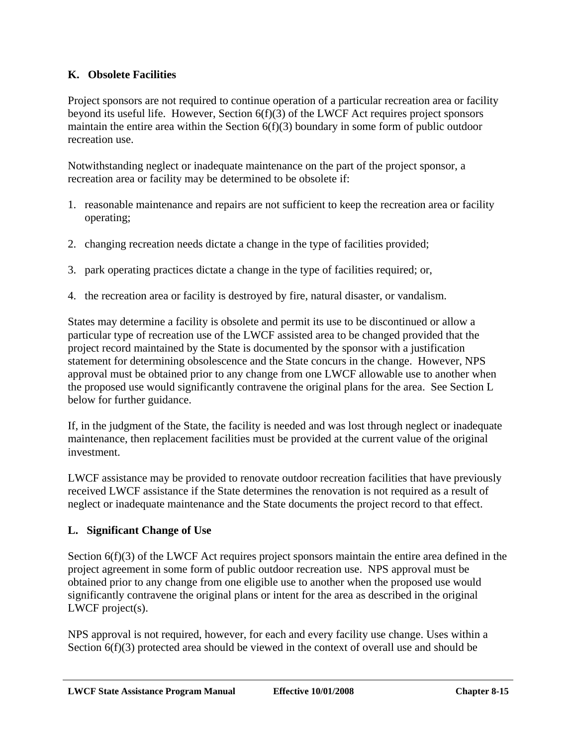### K. Obsolete Facilities

Project sponsors are not required to continue operation of a particular recreation area or facility beyond its useful life. However, Section 6(f)(3) of the LWCF Act requires project sponsors maintain the entire area within the Section 6(f)(3) boundary in some form of public outdoor recreation use.

Notwithstanding neglect or inadequate maintenance on the part of the project sponsor, a recreation area or facility may be determined to be obsolete if:

1. reasonable maintenance and repairs are not sufficient to keep the recreation area or facility operating;

2. changing recreation needs dictate a change in the type of facilities provided;

3. park operating practices dictate a change in the type of facilities required; or,

4. the recreation area or facility is destroyed by fire, natural disaster, or vandalism.

States may determine a facility is obsolete and permit its use to be discontinued or allow a particular type of recreation use of the LWCF assisted area to be changed provided that the project record maintained by the State is documented by the sponsor with a justification statement for determining obsolescence and the State concurs in the change. However, NPS approval must be obtained prior to any change from one LWCF allowable use to another when the proposed use would significantly contravene the original plans for the area. See Section L below for further guidance.

If, in the judgment of the State, the facility is needed and was lost through neglect or inadequate maintenance, then replacement facilities must be provided at the current value of the original investment.

LWCF assistance may be provided to renovate outdoor recreation facilities that have previously received LWCF assistance if the State determines the renovation is not required as a result of neglect or inadequate maintenance and the State documents the project record to that effect.

### L. Significant Change of Use

Section 6(f)(3) of the LWCF Act requires project sponsors maintain the entire area defined in the project agreement in some form of public outdoor recreation use. NPS approval must be obtained prior to any change from one eligible use to another when the proposed use would significantly contravene the original plans or intent for the area as described in the original LWCF project(s).

NPS approval is not required, however, for each and every facility use change. Uses within a Section 6(f)(3) protected area should be viewed in the context of overall use and should be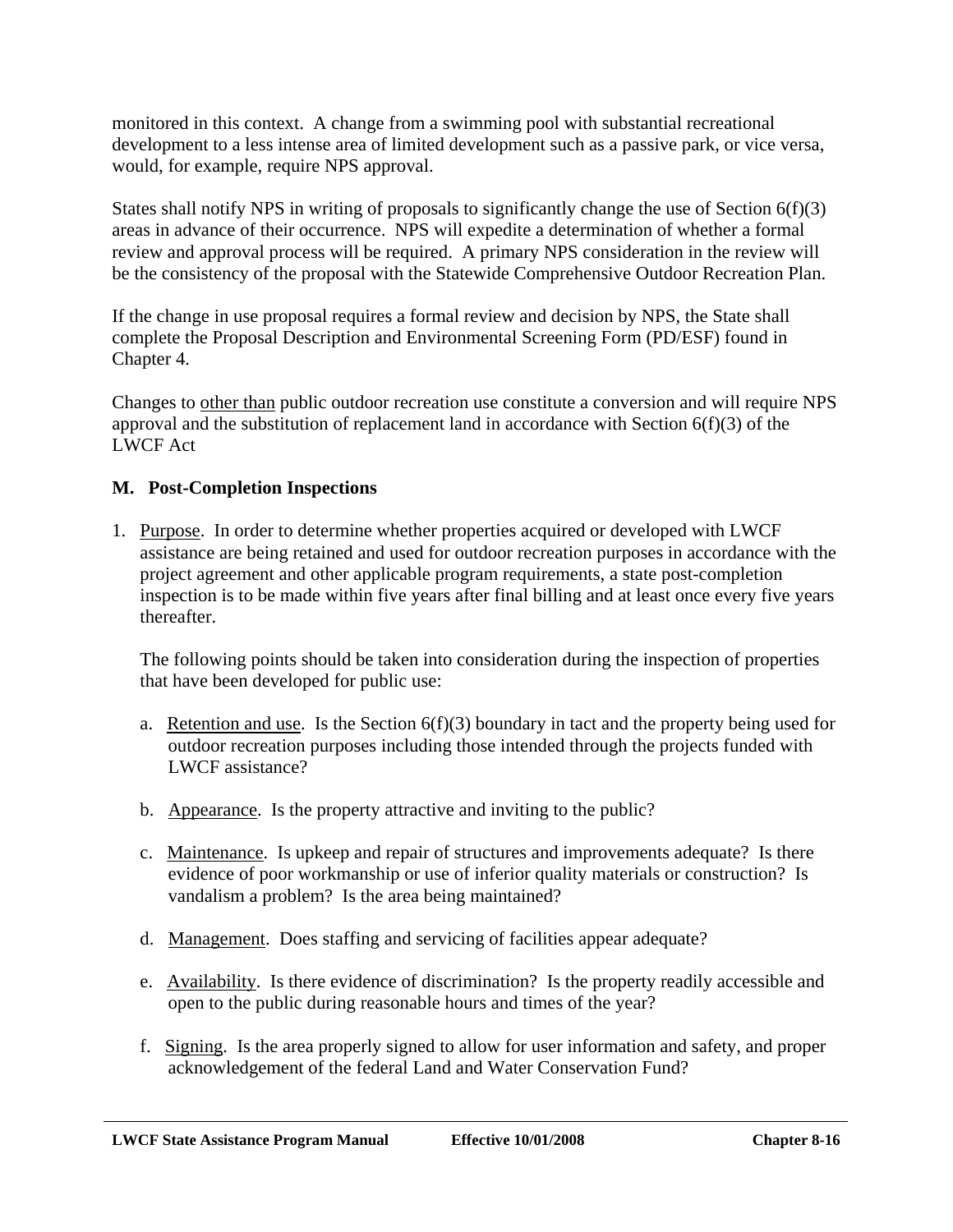monitored in this context. A change from a swimming pool with substantial recreational development to a less intense area of limited development such as a passive park, or vice versa, would, for example, require NPS approval.

States shall notify NPS in writing of proposals to significantly change the use of Section 6(f)(3) areas in advance of their occurrence. NPS will expedite a determination of whether a formal review and approval process will be required. A primary NPS consideration in the review will be the consistency of the proposal with the Statewide Comprehensive Outdoor Recreation Plan.

If the change in use proposal requires a formal review and decision by NPS, the State shall complete the Proposal Description and Environmental Screening Form (PD/ESF) found in Chapter 4.

Changes to <u>other than</u> public outdoor recreation use constitute a conversion and will require NPS approval and the substitution of replacement land in accordance with Section 6(f)(3) of the LWCF Act

**M. Post-Completion Inspections**

1. <u>Purpose</u>. In order to determine whether properties acquired or developed with LWCF assistance are being retained and used for outdoor recreation purposes in accordance with the project agreement and other applicable program requirements, a state post-completion inspection is to be made within five years after final billing and at least once every five years thereafter.

   The following points should be taken into consideration during the inspection of properties that have been developed for public use:

   a. <u>Retention and use</u>. Is the Section 6(f)(3) boundary in tact and the property being used for outdoor recreation purposes including those intended through the projects funded with LWCF assistance?

   b. <u>Appearance</u>. Is the property attractive and inviting to the public?

   c. <u>Maintenance</u>. Is upkeep and repair of structures and improvements adequate? Is there evidence of poor workmanship or use of inferior quality materials or construction? Is vandalism a problem? Is the area being maintained?

   d. <u>Management</u>. Does staffing and servicing of facilities appear adequate?

   e. <u>Availability</u>. Is there evidence of discrimination? Is the property readily accessible and open to the public during reasonable hours and times of the year?

   f. <u>Signing</u>. Is the area properly signed to allow for user information and safety, and proper acknowledgement of the federal Land and Water Conservation Fund?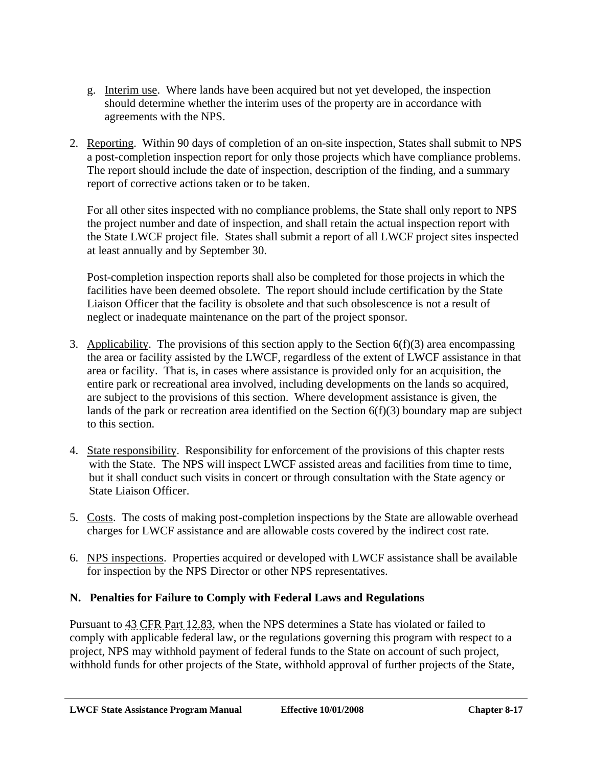g. Interim use. Where lands have been acquired but not yet developed, the inspection should determine whether the interim uses of the property are in accordance with agreements with the NPS.

2. Reporting. Within 90 days of completion of an on-site inspection, States shall submit to NPS a post-completion inspection report for only those projects which have compliance problems. The report should include the date of inspection, description of the finding, and a summary report of corrective actions taken or to be taken.

   For all other sites inspected with no compliance problems, the State shall only report to NPS the project number and date of inspection, and shall retain the actual inspection report with the State LWCF project file. States shall submit a report of all LWCF project sites inspected at least annually and by September 30.

   Post-completion inspection reports shall also be completed for those projects in which the facilities have been deemed obsolete. The report should include certification by the State Liaison Officer that the facility is obsolete and that such obsolescence is not a result of neglect or inadequate maintenance on the part of the project sponsor.

3. Applicability. The provisions of this section apply to the Section 6(f)(3) area encompassing the area or facility assisted by the LWCF, regardless of the extent of LWCF assistance in that area or facility. That is, in cases where assistance is provided only for an acquisition, the entire park or recreational area involved, including developments on the lands so acquired, are subject to the provisions of this section. Where development assistance is given, the lands of the park or recreation area identified on the Section 6(f)(3) boundary map are subject to this section.

4. State responsibility. Responsibility for enforcement of the provisions of this chapter rests with the State. The NPS will inspect LWCF assisted areas and facilities from time to time, but it shall conduct such visits in concert or through consultation with the State agency or State Liaison Officer.

5. Costs. The costs of making post-completion inspections by the State are allowable overhead charges for LWCF assistance and are allowable costs covered by the indirect cost rate.

6. NPS inspections. Properties acquired or developed with LWCF assistance shall be available for inspection by the NPS Director or other NPS representatives.

### N. Penalties for Failure to Comply with Federal Laws and Regulations

Pursuant to 43 CFR Part 12.83, when the NPS determines a State has violated or failed to comply with applicable federal law, or the regulations governing this program with respect to a project, NPS may withhold payment of federal funds to the State on account of such project, withhold funds for other projects of the State, withhold approval of further projects of the State,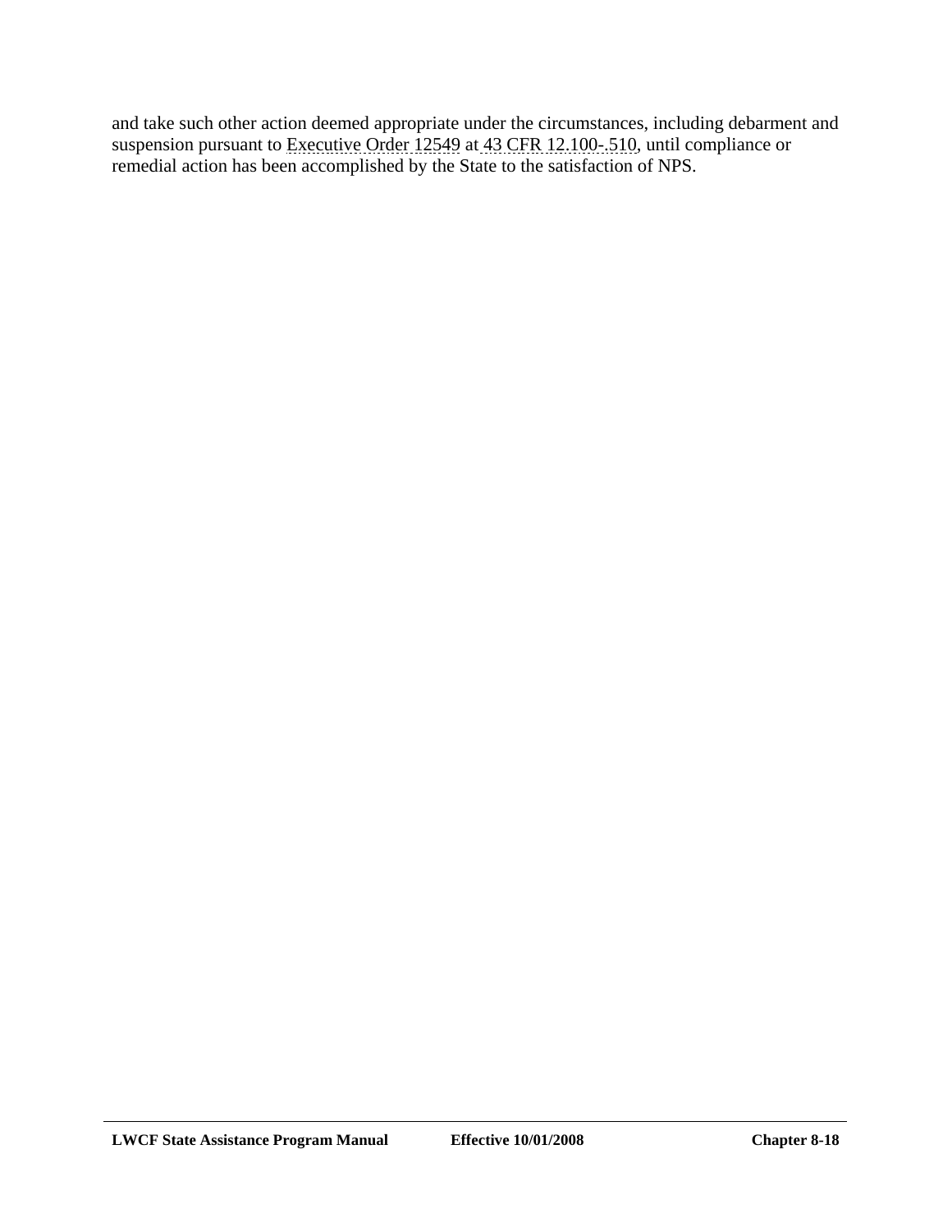and take such other action deemed appropriate under the circumstances, including debarment and suspension pursuant to Executive Order 12549 at 43 CFR 12.100-.510, until compliance or remedial action has been accomplished by the State to the satisfaction of NPS.